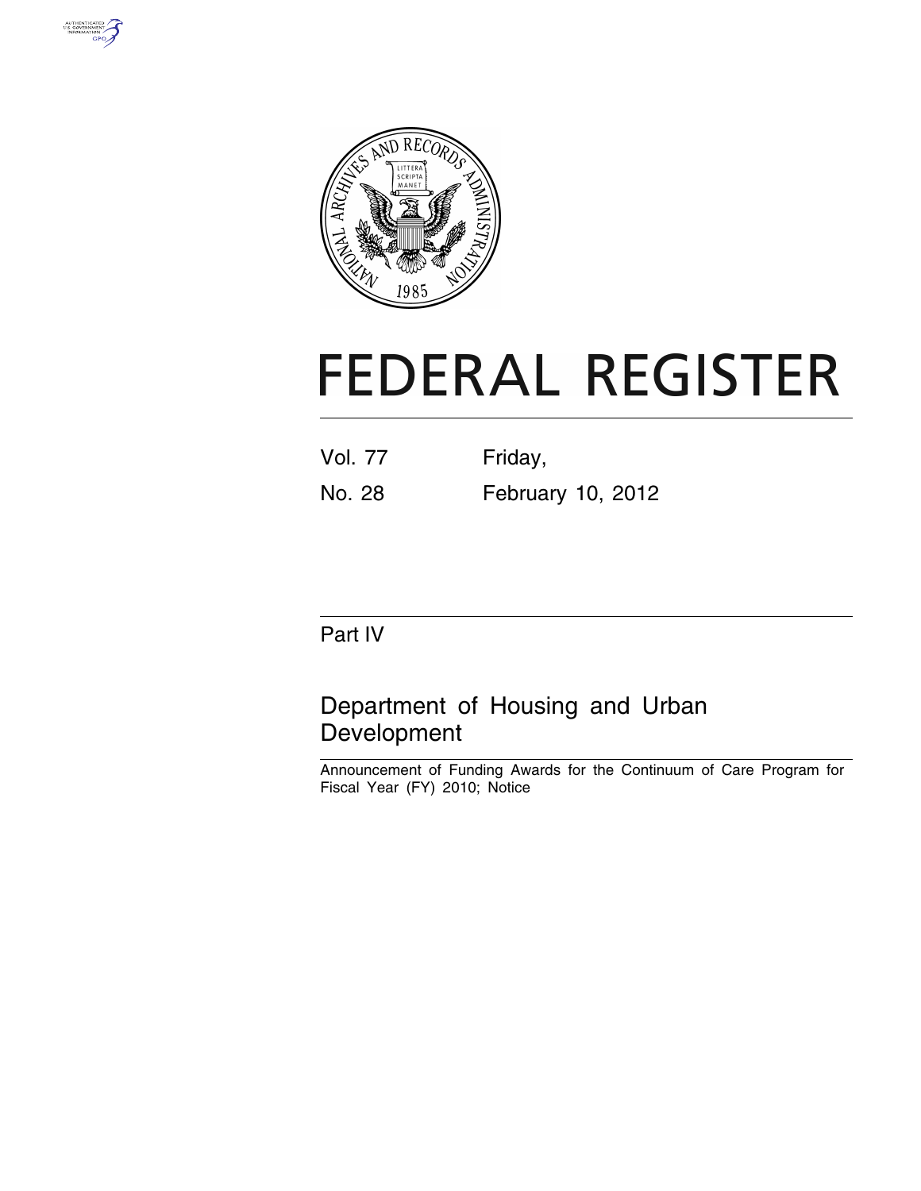# FEDERAL REGISTER

Vol. 77 Friday,

No. 28 February 10, 2012

## Part IV

## Department of Housing and Urban Development

Announcement of Funding Awards for the Continuum of Care Program for Fiscal Year (FY) 2010; Notice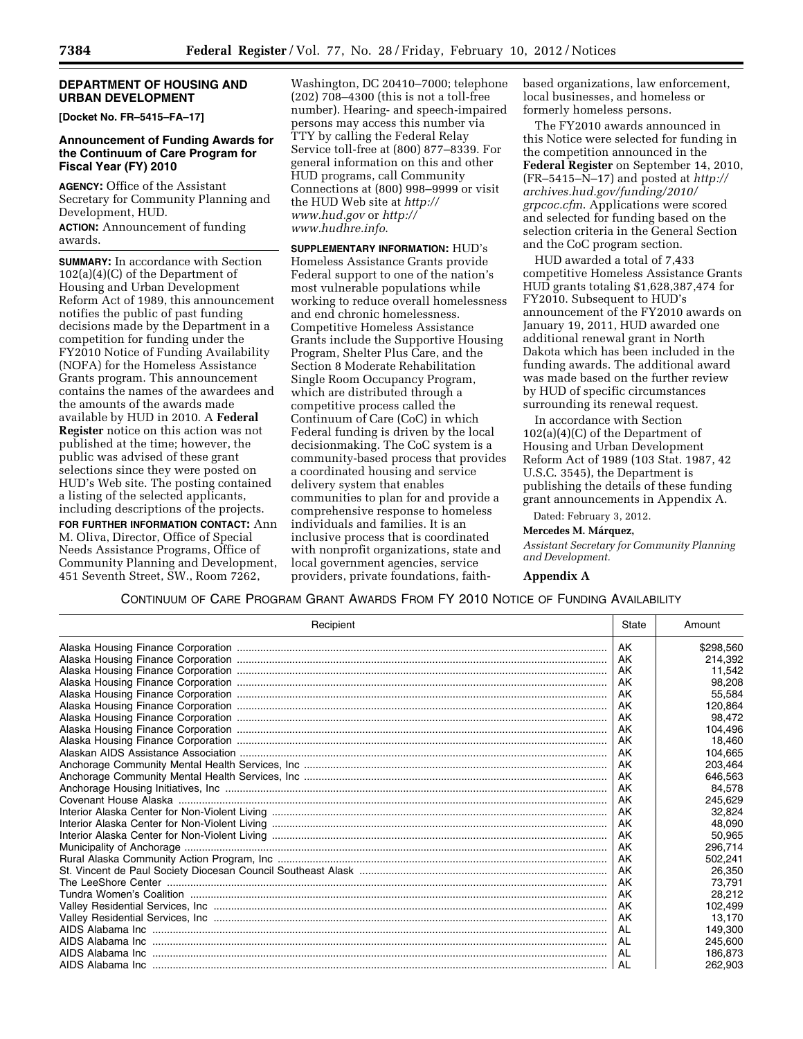## DEPARTMENT OF HOUSING AND URBAN DEVELOPMENT

**[Docket No. FR–5415–FA–17]**

### Announcement of Funding Awards for the Continuum of Care Program for Fiscal Year (FY) 2010

**AGENCY:** Office of the Assistant Secretary for Community Planning and Development, HUD.

**ACTION:** Announcement of funding awards.

**SUMMARY:** In accordance with Section 102(a)(4)(C) of the Department of Housing and Urban Development Reform Act of 1989, this announcement notifies the public of past funding decisions made by the Department in a competition for funding under the FY2010 Notice of Funding Availability (NOFA) for the Homeless Assistance Grants program. This announcement contains the names of the awardees and the amounts of the awards made available by HUD in 2010. A **Federal Register** notice on this action was not published at the time; however, the public was advised of these grant selections since they were posted on HUD's Web site. The posting contained a listing of the selected applicants, including descriptions of the projects.

**FOR FURTHER INFORMATION CONTACT:** Ann M. Oliva, Director, Office of Special Needs Assistance Programs, Office of Community Planning and Development, 451 Seventh Street, SW., Room 7262, Washington, DC 20410–7000; telephone (202) 708–4300 (this is not a toll-free number). Hearing- and speech-impaired persons may access this number via TTY by calling the Federal Relay Service toll-free at (800) 877–8339. For general information on this and other HUD programs, call Community Connections at (800) 998–9999 or visit the HUD Web site at *http://www.hud.gov* or *http://www.hudhre.info*.

**SUPPLEMENTARY INFORMATION:** HUD's Homeless Assistance Grants provide Federal support to one of the nation's most vulnerable populations while working to reduce overall homelessness and end chronic homelessness. Competitive Homeless Assistance Grants include the Supportive Housing Program, Shelter Plus Care, and the Section 8 Moderate Rehabilitation Single Room Occupancy Program, which are distributed through a competitive process called the Continuum of Care (CoC) in which Federal funding is driven by the local decisionmaking. The CoC system is a community-based process that provides a coordinated housing and service delivery system that enables communities to plan for and provide a comprehensive response to homeless individuals and families. It is an inclusive process that is coordinated with nonprofit organizations, state and local government agencies, service providers, private foundations, faith-based organizations, law enforcement, local businesses, and homeless or formerly homeless persons.

The FY2010 awards announced in this Notice were selected for funding in the competition announced in the **Federal Register** on September 14, 2010, (FR–5415–N–17) and posted at *http://archives.hud.gov/funding/2010/grpcoc.cfm*. Applications were scored and selected for funding based on the selection criteria in the General Section and the CoC program section.

HUD awarded a total of 7,433 competitive Homeless Assistance Grants HUD grants totaling $1,628,387,474 for FY2010. Subsequent to HUD's announcement of the FY2010 awards on January 19, 2011, HUD awarded one additional renewal grant in North Dakota which has been included in the funding awards. The additional award was made based on the further review by HUD of specific circumstances surrounding its renewal request.

In accordance with Section 102(a)(4)(C) of the Department of Housing and Urban Development Reform Act of 1989 (103 Stat. 1987, 42 U.S.C. 3545), the Department is publishing the details of these funding grant announcements in Appendix A.

Dated: February 3, 2012.

**Mercedes M. Márquez,**

*Assistant Secretary for Community Planning and Development.*

**Appendix A**

CONTINUUM OF CARE PROGRAM GRANT AWARDS FROM FY 2010 NOTICE OF FUNDING AVAILABILITY

| Recipient | State | Amount |
|---|---|---|
| Alaska Housing Finance Corporation | AK | $298,560 |
| Alaska Housing Finance Corporation | AK | 214,392 |
| Alaska Housing Finance Corporation | AK | 11,542 |
| Alaska Housing Finance Corporation | AK | 98,208 |
| Alaska Housing Finance Corporation | AK | 55,584 |
| Alaska Housing Finance Corporation | AK | 120,864 |
| Alaska Housing Finance Corporation | AK | 98,472 |
| Alaska Housing Finance Corporation | AK | 104,496 |
| Alaska Housing Finance Corporation | AK | 18,460 |
| Alaskan AIDS Assistance Association | AK | 104,665 |
| Anchorage Community Mental Health Services, Inc | AK | 203,464 |
| Anchorage Community Mental Health Services, Inc | AK | 646,563 |
| Anchorage Housing Initiatives, Inc | AK | 84,578 |
| Covenant House Alaska | AK | 245,629 |
| Interior Alaska Center for Non-Violent Living | AK | 32,824 |
| Interior Alaska Center for Non-Violent Living | AK | 48,090 |
| Interior Alaska Center for Non-Violent Living | AK | 50,965 |
| Municipality of Anchorage | AK | 296,714 |
| Rural Alaska Community Action Program, Inc | AK | 502,241 |
| St. Vincent de Paul Society Diocesan Council Southeast Alask | AK | 26,350 |
| The LeeShore Center | AK | 73,791 |
| Tundra Women's Coalition | AK | 28,212 |
| Valley Residential Services, Inc | AK | 102,499 |
| Valley Residential Services, Inc | AK | 13,170 |
| AIDS Alabama Inc | AL | 149,300 |
| AIDS Alabama Inc | AL | 245,600 |
| AIDS Alabama Inc | AL | 186,873 |
| AIDS Alabama Inc | AL | 262,903 |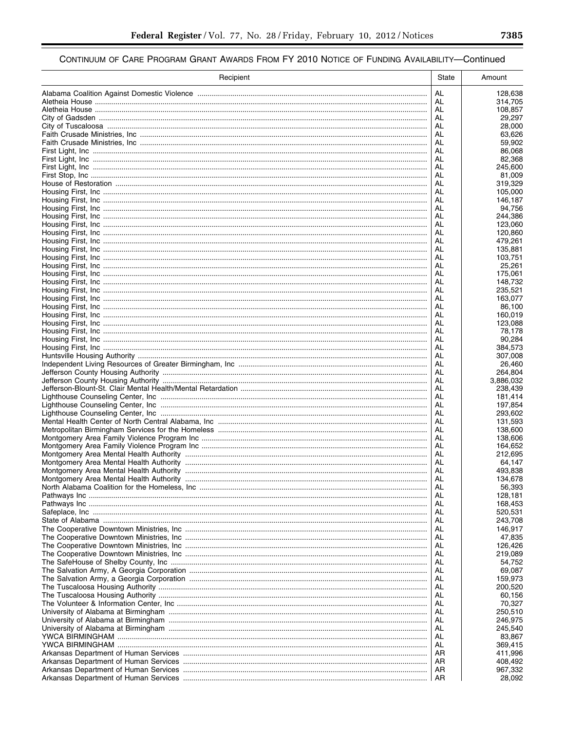## CONTINUUM OF CARE PROGRAM GRANT AWARDS FROM FY 2010 NOTICE OF FUNDING AVAILABILITY—Continued

| Recipient | State | Amount |
|---|---|---|
| Alabama Coalition Against Domestic Violence | AL | 128,638 |
| Aletheia House | AL | 314,705 |
| Aletheia House | AL | 108,857 |
| City of Gadsden | AL | 29,297 |
| City of Tuscaloosa | AL | 28,000 |
| Faith Crusade Ministries, Inc | AL | 63,626 |
| Faith Crusade Ministries, Inc | AL | 59,902 |
| First Light, Inc | AL | 86,068 |
| First Light, Inc | AL | 82,368 |
| First Light, Inc | AL | 245,600 |
| First Stop, Inc | AL | 81,009 |
| House of Restoration | AL | 319,329 |
| Housing First, Inc | AL | 105,000 |
| Housing First, Inc | AL | 146,187 |
| Housing First, Inc | AL | 94,756 |
| Housing First, Inc | AL | 244,386 |
| Housing First, Inc | AL | 123,060 |
| Housing First, Inc | AL | 120,860 |
| Housing First, Inc | AL | 479,261 |
| Housing First, Inc | AL | 135,881 |
| Housing First, Inc | AL | 103,751 |
| Housing First, Inc | AL | 25,261 |
| Housing First, Inc | AL | 175,061 |
| Housing First, Inc | AL | 148,732 |
| Housing First, Inc | AL | 235,521 |
| Housing First, Inc | AL | 163,077 |
| Housing First, Inc | AL | 86,100 |
| Housing First, Inc | AL | 160,019 |
| Housing First, Inc | AL | 123,088 |
| Housing First, Inc | AL | 78,178 |
| Housing First, Inc | AL | 90,284 |
| Housing First, Inc | AL | 384,573 |
| Huntsville Housing Authority | AL | 307,008 |
| Independent Living Resources of Greater Birmingham, Inc | AL | 26,460 |
| Jefferson County Housing Authority | AL | 264,804 |
| Jefferson County Housing Authority | AL | 3,886,032 |
| Jefferson-Blount-St. Clair Mental Health/Mental Retardation | AL | 238,439 |
| Lighthouse Counseling Center, Inc | AL | 181,414 |
| Lighthouse Counseling Center, Inc | AL | 197,854 |
| Lighthouse Counseling Center, Inc | AL | 293,602 |
| Mental Health Center of North Central Alabama, Inc | AL | 131,593 |
| Metropolitan Birmingham Services for the Homeless | AL | 138,600 |
| Montgomery Area Family Violence Program Inc | AL | 138,606 |
| Montgomery Area Family Violence Program Inc | AL | 164,652 |
| Montgomery Area Mental Health Authority | AL | 212,695 |
| Montgomery Area Mental Health Authority | AL | 64,147 |
| Montgomery Area Mental Health Authority | AL | 493,838 |
| Montgomery Area Mental Health Authority | AL | 134,678 |
| North Alabama Coalition for the Homeless, Inc | AL | 56,393 |
| Pathways Inc | AL | 128,181 |
| Pathways Inc | AL | 168,453 |
| Safeplace, Inc | AL | 520,531 |
| State of Alabama | AL | 243,708 |
| The Cooperative Downtown Ministries, Inc | AL | 146,917 |
| The Cooperative Downtown Ministries, Inc | AL | 47,835 |
| The Cooperative Downtown Ministries, Inc | AL | 126,426 |
| The Cooperative Downtown Ministries, Inc | AL | 219,089 |
| The SafeHouse of Shelby County, Inc | AL | 54,752 |
| The Salvation Army, A Georgia Corporation | AL | 69,087 |
| The Salvation Army, a Georgia Corporation | AL | 159,973 |
| The Tuscaloosa Housing Authority | AL | 200,520 |
| The Tuscaloosa Housing Authority | AL | 60,156 |
| The Volunteer & Information Center, Inc | AL | 70,327 |
| University of Alabama at Birmingham | AL | 250,510 |
| University of Alabama at Birmingham | AL | 246,975 |
| University of Alabama at Birmingham | AL | 245,540 |
| YWCA BIRMINGHAM | AL | 83,867 |
| YWCA BIRMINGHAM | AL | 369,415 |
| Arkansas Department of Human Services | AR | 411,996 |
| Arkansas Department of Human Services | AR | 408,492 |
| Arkansas Department of Human Services | AR | 967,332 |
| Arkansas Department of Human Services | AR | 28,092 |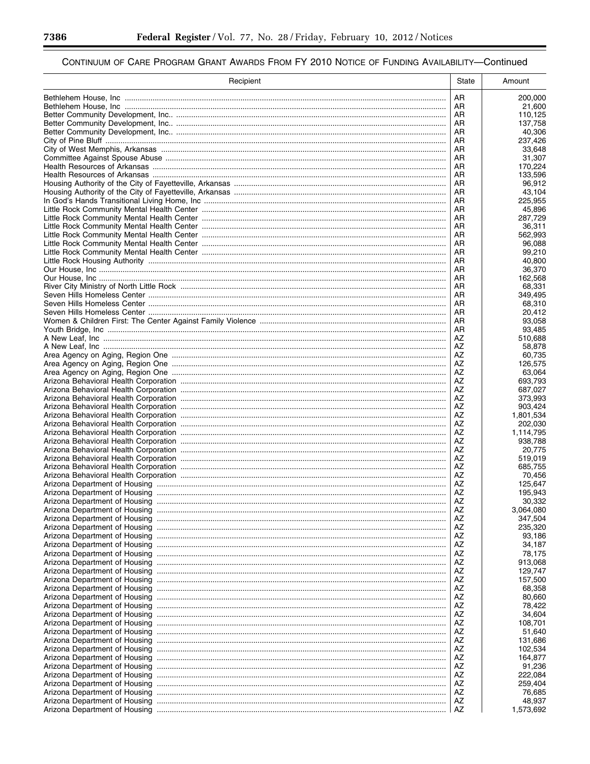## Continuum of Care Program Grant Awards From FY 2010 Notice of Funding Availability—Continued

| Recipient | State | Amount |
|---|---|---|
| Bethlehem House, Inc | AR | 200,000 |
| Bethlehem House, Inc | AR | 21,600 |
| Better Community Development, Inc.. | AR | 110,125 |
| Better Community Development, Inc.. | AR | 137,758 |
| Better Community Development, Inc.. | AR | 40,306 |
| City of Pine Bluff | AR | 237,426 |
| City of West Memphis, Arkansas | AR | 33,648 |
| Committee Against Spouse Abuse | AR | 31,307 |
| Health Resources of Arkansas | AR | 170,224 |
| Health Resources of Arkansas | AR | 133,596 |
| Housing Authority of the City of Fayetteville, Arkansas | AR | 96,912 |
| Housing Authority of the City of Fayetteville, Arkansas | AR | 43,104 |
| In God's Hands Transitional Living Home, Inc | AR | 225,955 |
| Little Rock Community Mental Health Center | AR | 45,896 |
| Little Rock Community Mental Health Center | AR | 287,729 |
| Little Rock Community Mental Health Center | AR | 36,311 |
| Little Rock Community Mental Health Center | AR | 562,993 |
| Little Rock Community Mental Health Center | AR | 96,088 |
| Little Rock Community Mental Health Center | AR | 99,210 |
| Little Rock Housing Authority | AR | 40,800 |
| Our House, Inc | AR | 36,370 |
| Our House, Inc | AR | 162,568 |
| River City Ministry of North Little Rock | AR | 68,331 |
| Seven Hills Homeless Center | AR | 349,495 |
| Seven Hills Homeless Center | AR | 68,310 |
| Seven Hills Homeless Center | AR | 20,412 |
| Women & Children First: The Center Against Family Violence | AR | 93,058 |
| Youth Bridge, Inc | AR | 93,485 |
| A New Leaf, Inc | AZ | 510,688 |
| A New Leaf, Inc | AZ | 58,878 |
| Area Agency on Aging, Region One | AZ | 60,735 |
| Area Agency on Aging, Region One | AZ | 126,575 |
| Area Agency on Aging, Region One | AZ | 63,064 |
| Arizona Behavioral Health Corporation | AZ | 693,793 |
| Arizona Behavioral Health Corporation | AZ | 687,027 |
| Arizona Behavioral Health Corporation | AZ | 373,993 |
| Arizona Behavioral Health Corporation | AZ | 903,424 |
| Arizona Behavioral Health Corporation | AZ | 1,801,534 |
| Arizona Behavioral Health Corporation | AZ | 202,030 |
| Arizona Behavioral Health Corporation | AZ | 1,114,795 |
| Arizona Behavioral Health Corporation | AZ | 938,788 |
| Arizona Behavioral Health Corporation | AZ | 20,775 |
| Arizona Behavioral Health Corporation | AZ | 519,019 |
| Arizona Behavioral Health Corporation | AZ | 685,755 |
| Arizona Behavioral Health Corporation | AZ | 70,456 |
| Arizona Department of Housing | AZ | 125,647 |
| Arizona Department of Housing | AZ | 195,943 |
| Arizona Department of Housing | AZ | 30,332 |
| Arizona Department of Housing | AZ | 3,064,080 |
| Arizona Department of Housing | AZ | 347,504 |
| Arizona Department of Housing | AZ | 235,320 |
| Arizona Department of Housing | AZ | 93,186 |
| Arizona Department of Housing | AZ | 34,187 |
| Arizona Department of Housing | AZ | 78,175 |
| Arizona Department of Housing | AZ | 913,068 |
| Arizona Department of Housing | AZ | 129,747 |
| Arizona Department of Housing | AZ | 157,500 |
| Arizona Department of Housing | AZ | 68,358 |
| Arizona Department of Housing | AZ | 80,660 |
| Arizona Department of Housing | AZ | 78,422 |
| Arizona Department of Housing | AZ | 34,604 |
| Arizona Department of Housing | AZ | 108,701 |
| Arizona Department of Housing | AZ | 51,640 |
| Arizona Department of Housing | AZ | 131,686 |
| Arizona Department of Housing | AZ | 102,534 |
| Arizona Department of Housing | AZ | 164,877 |
| Arizona Department of Housing | AZ | 91,236 |
| Arizona Department of Housing | AZ | 222,084 |
| Arizona Department of Housing | AZ | 259,404 |
| Arizona Department of Housing | AZ | 76,685 |
| Arizona Department of Housing | AZ | 48,937 |
| Arizona Department of Housing | AZ | 1,573,692 |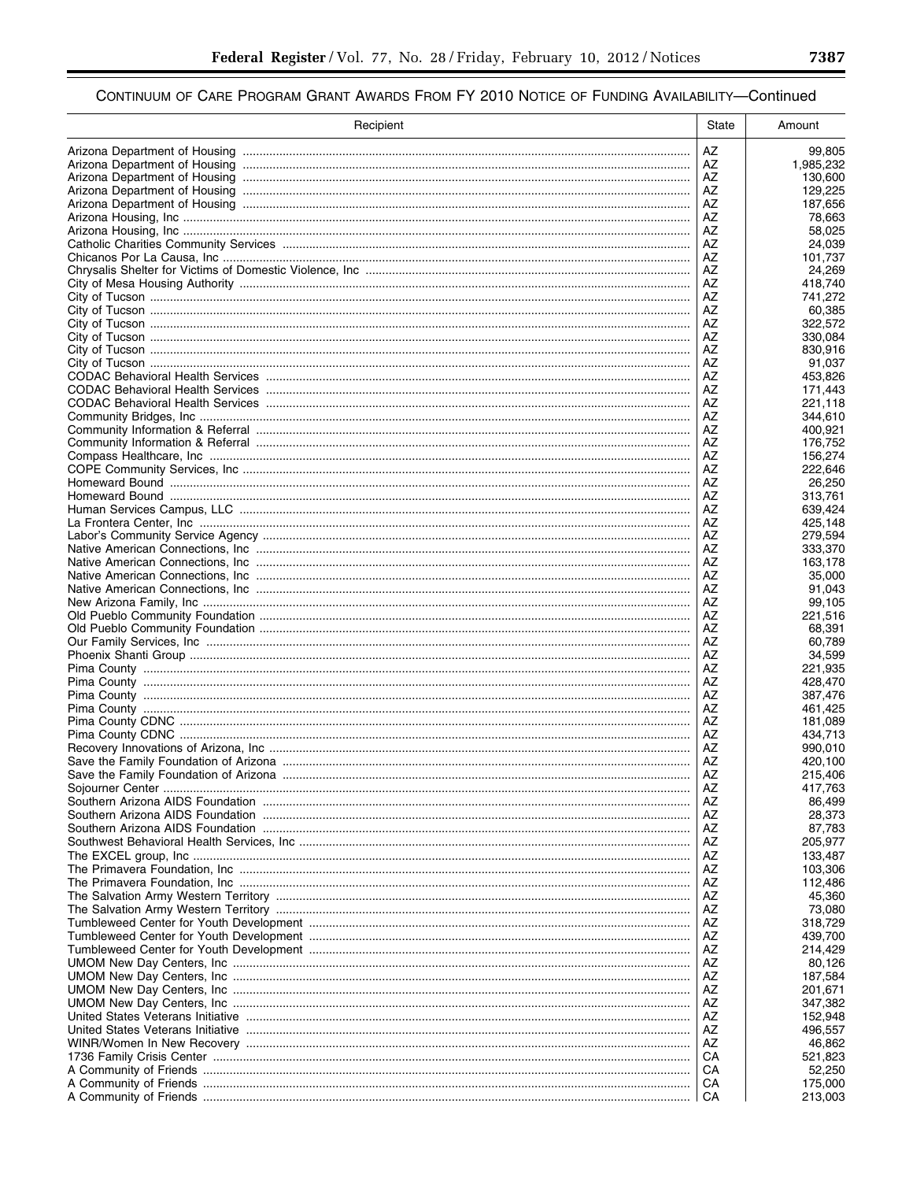CONTINUUM OF CARE PROGRAM GRANT AWARDS FROM FY 2010 NOTICE OF FUNDING AVAILABILITY—Continued

| Recipient | State | Amount |
|---|---|---|
| Arizona Department of Housing | AZ | 99,805 |
| Arizona Department of Housing | AZ | 1,985,232 |
| Arizona Department of Housing | AZ | 130,600 |
| Arizona Department of Housing | AZ | 129,225 |
| Arizona Department of Housing | AZ | 187,656 |
| Arizona Housing, Inc | AZ | 78,663 |
| Arizona Housing, Inc | AZ | 58,025 |
| Catholic Charities Community Services | AZ | 24,039 |
| Chicanos Por La Causa, Inc | AZ | 101,737 |
| Chrysalis Shelter for Victims of Domestic Violence, Inc | AZ | 24,269 |
| City of Mesa Housing Authority | AZ | 418,740 |
| City of Tucson | AZ | 741,272 |
| City of Tucson | AZ | 60,385 |
| City of Tucson | AZ | 322,572 |
| City of Tucson | AZ | 330,084 |
| City of Tucson | AZ | 830,916 |
| City of Tucson | AZ | 91,037 |
| CODAC Behavioral Health Services | AZ | 453,826 |
| CODAC Behavioral Health Services | AZ | 171,443 |
| CODAC Behavioral Health Services | AZ | 221,118 |
| Community Bridges, Inc | AZ | 344,610 |
| Community Information & Referral | AZ | 400,921 |
| Community Information & Referral | AZ | 176,752 |
| Compass Healthcare, Inc | AZ | 156,274 |
| COPE Community Services, Inc | AZ | 222,646 |
| Homeward Bound | AZ | 26,250 |
| Homeward Bound | AZ | 313,761 |
| Human Services Campus, LLC | AZ | 639,424 |
| La Frontera Center, Inc | AZ | 425,148 |
| Labor's Community Service Agency | AZ | 279,594 |
| Native American Connections, Inc | AZ | 333,370 |
| Native American Connections, Inc | AZ | 163,178 |
| Native American Connections, Inc | AZ | 35,000 |
| Native American Connections, Inc | AZ | 91,043 |
| New Arizona Family, Inc | AZ | 99,105 |
| Old Pueblo Community Foundation | AZ | 221,516 |
| Old Pueblo Community Foundation | AZ | 68,391 |
| Our Family Services, Inc | AZ | 60,789 |
| Phoenix Shanti Group | AZ | 34,599 |
| Pima County | AZ | 221,935 |
| Pima County | AZ | 428,470 |
| Pima County | AZ | 387,476 |
| Pima County | AZ | 461,425 |
| Pima County CDNC | AZ | 181,089 |
| Pima County CDNC | AZ | 434,713 |
| Recovery Innovations of Arizona, Inc | AZ | 990,010 |
| Save the Family Foundation of Arizona | AZ | 420,100 |
| Save the Family Foundation of Arizona | AZ | 215,406 |
| Sojourner Center | AZ | 417,763 |
| Southern Arizona AIDS Foundation | AZ | 86,499 |
| Southern Arizona AIDS Foundation | AZ | 28,373 |
| Southern Arizona AIDS Foundation | AZ | 87,783 |
| Southwest Behavioral Health Services, Inc | AZ | 205,977 |
| The EXCEL group, Inc | AZ | 133,487 |
| The Primavera Foundation, Inc | AZ | 103,306 |
| The Primavera Foundation, Inc | AZ | 112,486 |
| The Salvation Army Western Territory | AZ | 45,360 |
| The Salvation Army Western Territory | AZ | 73,080 |
| Tumbleweed Center for Youth Development | AZ | 318,729 |
| Tumbleweed Center for Youth Development | AZ | 439,700 |
| Tumbleweed Center for Youth Development | AZ | 214,429 |
| UMOM New Day Centers, Inc | AZ | 80,126 |
| UMOM New Day Centers, Inc | AZ | 187,584 |
| UMOM New Day Centers, Inc | AZ | 201,671 |
| UMOM New Day Centers, Inc | AZ | 347,382 |
| United States Veterans Initiative | AZ | 152,948 |
| United States Veterans Initiative | AZ | 496,557 |
| WINR/Women In New Recovery | AZ | 46,862 |
| 1736 Family Crisis Center | CA | 521,823 |
| A Community of Friends | CA | 52,250 |
| A Community of Friends | CA | 175,000 |
| A Community of Friends | CA | 213,003 |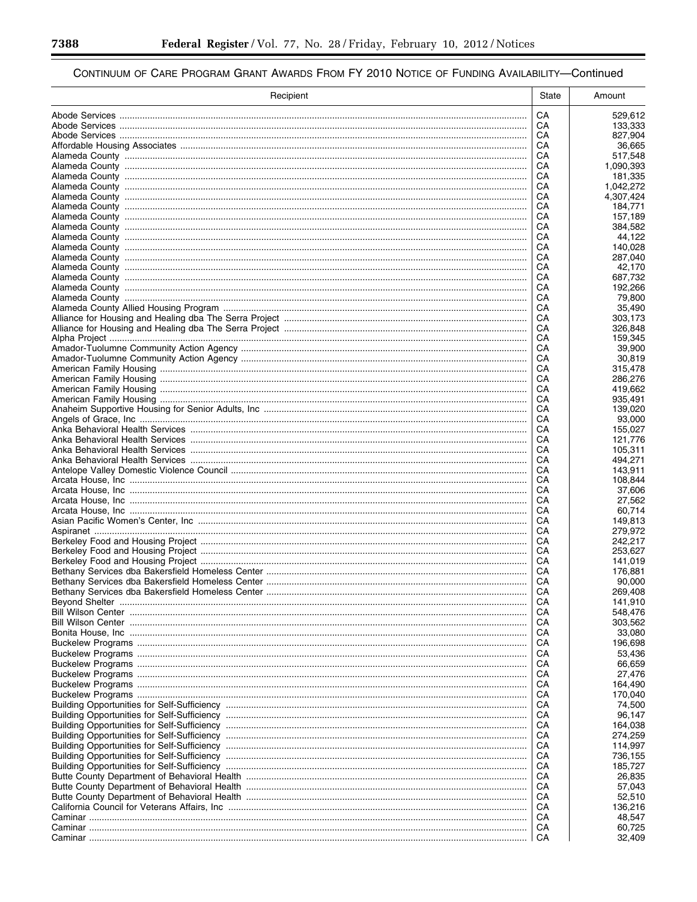## CONTINUUM OF CARE PROGRAM GRANT AWARDS FROM FY 2010 NOTICE OF FUNDING AVAILABILITY—Continued

| Recipient | State | Amount |
|---|---|---|
| Abode Services | CA | 529,612 |
| Abode Services | CA | 133,333 |
| Abode Services | CA | 827,904 |
| Affordable Housing Associates | CA | 36,665 |
| Alameda County | CA | 517,548 |
| Alameda County | CA | 1,090,393 |
| Alameda County | CA | 181,335 |
| Alameda County | CA | 1,042,272 |
| Alameda County | CA | 4,307,424 |
| Alameda County | CA | 184,771 |
| Alameda County | CA | 157,189 |
| Alameda County | CA | 384,582 |
| Alameda County | CA | 44,122 |
| Alameda County | CA | 140,028 |
| Alameda County | CA | 287,040 |
| Alameda County | CA | 42,170 |
| Alameda County | CA | 687,732 |
| Alameda County | CA | 192,266 |
| Alameda County | CA | 79,800 |
| Alameda County Allied Housing Program | CA | 35,490 |
| Alliance for Housing and Healing dba The Serra Project | CA | 303,173 |
| Alliance for Housing and Healing dba The Serra Project | CA | 326,848 |
| Alpha Project | CA | 159,345 |
| Amador-Tuolumne Community Action Agency | CA | 39,900 |
| Amador-Tuolumne Community Action Agency | CA | 30,819 |
| American Family Housing | CA | 315,478 |
| American Family Housing | CA | 286,276 |
| American Family Housing | CA | 419,662 |
| American Family Housing | CA | 935,491 |
| Anaheim Supportive Housing for Senior Adults, Inc | CA | 139,020 |
| Angels of Grace, Inc | CA | 93,000 |
| Anka Behavioral Health Services | CA | 155,027 |
| Anka Behavioral Health Services | CA | 121,776 |
| Anka Behavioral Health Services | CA | 105,311 |
| Anka Behavioral Health Services | CA | 494,271 |
| Antelope Valley Domestic Violence Council | CA | 143,911 |
| Arcata House, Inc | CA | 108,844 |
| Arcata House, Inc | CA | 37,606 |
| Arcata House, Inc | CA | 27,562 |
| Arcata House, Inc | CA | 60,714 |
| Asian Pacific Women's Center, Inc | CA | 149,813 |
| Aspiranet | CA | 279,972 |
| Berkeley Food and Housing Project | CA | 242,217 |
| Berkeley Food and Housing Project | CA | 253,627 |
| Berkeley Food and Housing Project | CA | 141,019 |
| Bethany Services dba Bakersfield Homeless Center | CA | 176,881 |
| Bethany Services dba Bakersfield Homeless Center | CA | 90,000 |
| Bethany Services dba Bakersfield Homeless Center | CA | 269,408 |
| Beyond Shelter | CA | 141,910 |
| Bill Wilson Center | CA | 548,476 |
| Bill Wilson Center | CA | 303,562 |
| Bonita House, Inc | CA | 33,080 |
| Buckelew Programs | CA | 196,698 |
| Buckelew Programs | CA | 53,436 |
| Buckelew Programs | CA | 66,659 |
| Buckelew Programs | CA | 27,476 |
| Buckelew Programs | CA | 164,490 |
| Buckelew Programs | CA | 170,040 |
| Building Opportunities for Self-Sufficiency | CA | 74,500 |
| Building Opportunities for Self-Sufficiency | CA | 96,147 |
| Building Opportunities for Self-Sufficiency | CA | 164,038 |
| Building Opportunities for Self-Sufficiency | CA | 274,259 |
| Building Opportunities for Self-Sufficiency | CA | 114,997 |
| Building Opportunities for Self-Sufficiency | CA | 736,155 |
| Building Opportunities for Self-Sufficiency | CA | 185,727 |
| Butte County Department of Behavioral Health | CA | 26,835 |
| Butte County Department of Behavioral Health | CA | 57,043 |
| Butte County Department of Behavioral Health | CA | 52,510 |
| California Council for Veterans Affairs, Inc | CA | 136,216 |
| Caminar | CA | 48,547 |
| Caminar | CA | 60,725 |
| Caminar | CA | 32,409 |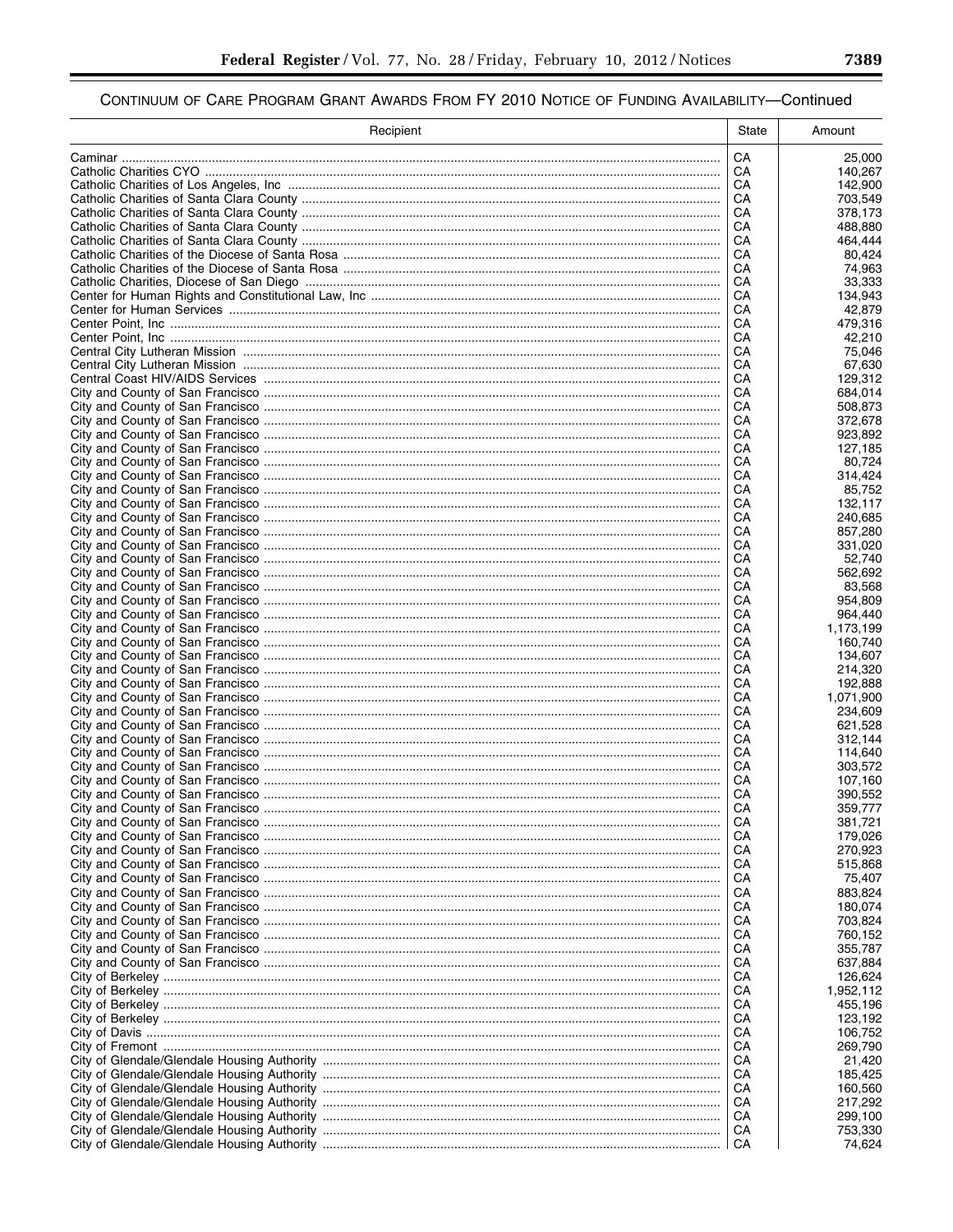## Continuum of Care Program Grant Awards From FY 2010 Notice of Funding Availability—Continued

| Recipient | State | Amount |
| --- | --- | --- |
| Caminar | CA | 25,000 |
| Catholic Charities CYO | CA | 140,267 |
| Catholic Charities of Los Angeles, Inc | CA | 142,900 |
| Catholic Charities of Santa Clara County | CA | 703,549 |
| Catholic Charities of Santa Clara County | CA | 378,173 |
| Catholic Charities of Santa Clara County | CA | 488,880 |
| Catholic Charities of Santa Clara County | CA | 464,444 |
| Catholic Charities of the Diocese of Santa Rosa | CA | 80,424 |
| Catholic Charities of the Diocese of Santa Rosa | CA | 74,963 |
| Catholic Charities, Diocese of San Diego | CA | 33,333 |
| Center for Human Rights and Constitutional Law, Inc | CA | 134,943 |
| Center for Human Services | CA | 42,879 |
| Center Point, Inc | CA | 479,316 |
| Center Point, Inc | CA | 42,210 |
| Central City Lutheran Mission | CA | 75,046 |
| Central City Lutheran Mission | CA | 67,630 |
| Central Coast HIV/AIDS Services | CA | 129,312 |
| City and County of San Francisco | CA | 684,014 |
| City and County of San Francisco | CA | 508,873 |
| City and County of San Francisco | CA | 372,678 |
| City and County of San Francisco | CA | 923,892 |
| City and County of San Francisco | CA | 127,185 |
| City and County of San Francisco | CA | 80,724 |
| City and County of San Francisco | CA | 314,424 |
| City and County of San Francisco | CA | 85,752 |
| City and County of San Francisco | CA | 132,117 |
| City and County of San Francisco | CA | 240,685 |
| City and County of San Francisco | CA | 857,280 |
| City and County of San Francisco | CA | 331,020 |
| City and County of San Francisco | CA | 52,740 |
| City and County of San Francisco | CA | 562,692 |
| City and County of San Francisco | CA | 83,568 |
| City and County of San Francisco | CA | 954,809 |
| City and County of San Francisco | CA | 964,440 |
| City and County of San Francisco | CA | 1,173,199 |
| City and County of San Francisco | CA | 160,740 |
| City and County of San Francisco | CA | 134,607 |
| City and County of San Francisco | CA | 214,320 |
| City and County of San Francisco | CA | 192,888 |
| City and County of San Francisco | CA | 1,071,900 |
| City and County of San Francisco | CA | 234,609 |
| City and County of San Francisco | CA | 621,528 |
| City and County of San Francisco | CA | 312,144 |
| City and County of San Francisco | CA | 114,640 |
| City and County of San Francisco | CA | 303,572 |
| City and County of San Francisco | CA | 107,160 |
| City and County of San Francisco | CA | 390,552 |
| City and County of San Francisco | CA | 359,777 |
| City and County of San Francisco | CA | 381,721 |
| City and County of San Francisco | CA | 179,026 |
| City and County of San Francisco | CA | 270,923 |
| City and County of San Francisco | CA | 515,868 |
| City and County of San Francisco | CA | 75,407 |
| City and County of San Francisco | CA | 883,824 |
| City and County of San Francisco | CA | 180,074 |
| City and County of San Francisco | CA | 703,824 |
| City and County of San Francisco | CA | 760,152 |
| City and County of San Francisco | CA | 355,787 |
| City and County of San Francisco | CA | 637,884 |
| City of Berkeley | CA | 126,624 |
| City of Berkeley | CA | 1,952,112 |
| City of Berkeley | CA | 455,196 |
| City of Berkeley | CA | 123,192 |
| City of Davis | CA | 106,752 |
| City of Fremont | CA | 269,790 |
| City of Glendale/Glendale Housing Authority | CA | 21,420 |
| City of Glendale/Glendale Housing Authority | CA | 185,425 |
| City of Glendale/Glendale Housing Authority | CA | 160,560 |
| City of Glendale/Glendale Housing Authority | CA | 217,292 |
| City of Glendale/Glendale Housing Authority | CA | 299,100 |
| City of Glendale/Glendale Housing Authority | CA | 753,330 |
| City of Glendale/Glendale Housing Authority | CA | 74,624 |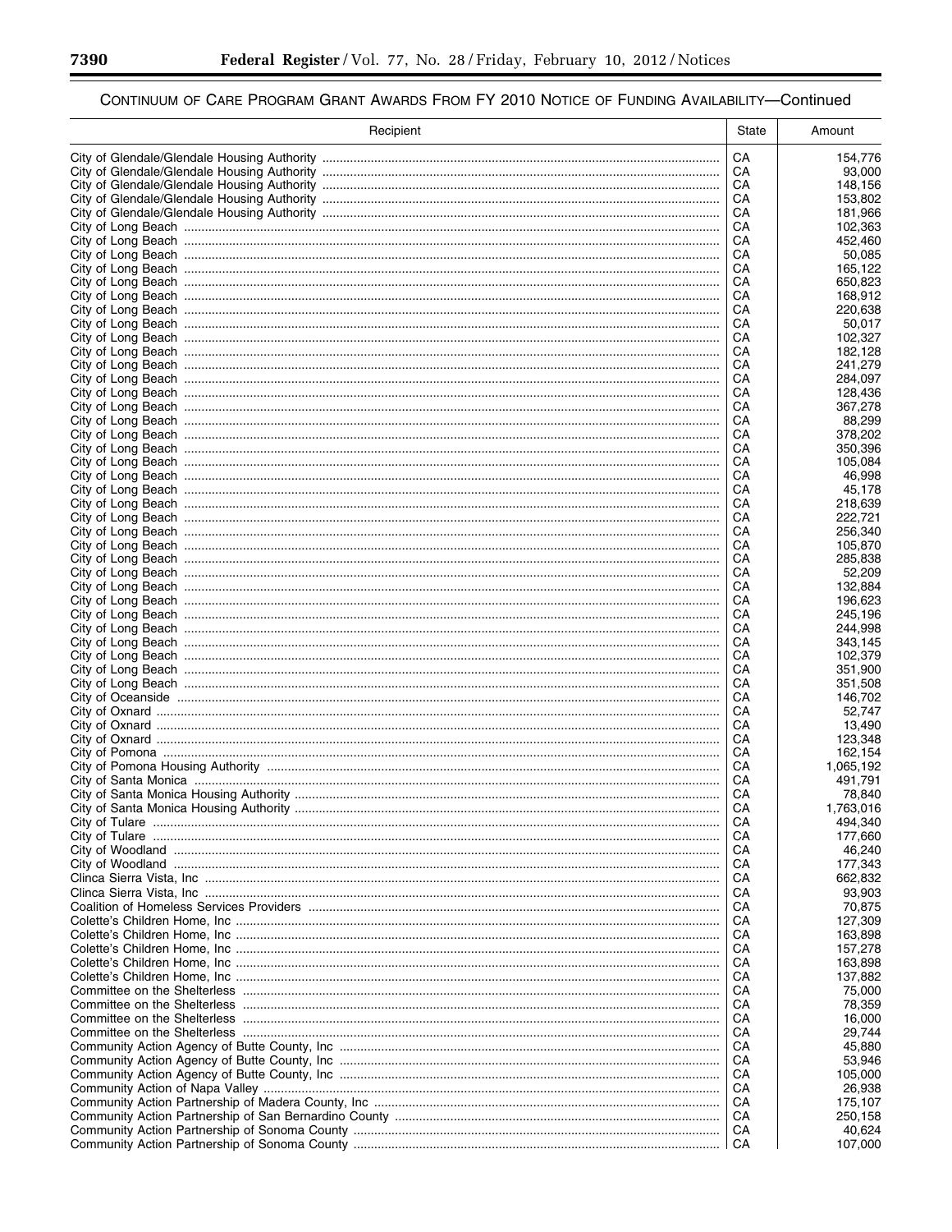## CONTINUUM OF CARE PROGRAM GRANT AWARDS FROM FY 2010 NOTICE OF FUNDING AVAILABILITY—Continued

| Recipient | State | Amount |
|---|---|---|
| City of Glendale/Glendale Housing Authority | CA | 154,776 |
| City of Glendale/Glendale Housing Authority | CA | 93,000 |
| City of Glendale/Glendale Housing Authority | CA | 148,156 |
| City of Glendale/Glendale Housing Authority | CA | 153,802 |
| City of Glendale/Glendale Housing Authority | CA | 181,966 |
| City of Long Beach | CA | 102,363 |
| City of Long Beach | CA | 452,460 |
| City of Long Beach | CA | 50,085 |
| City of Long Beach | CA | 165,122 |
| City of Long Beach | CA | 650,823 |
| City of Long Beach | CA | 168,912 |
| City of Long Beach | CA | 220,638 |
| City of Long Beach | CA | 50,017 |
| City of Long Beach | CA | 102,327 |
| City of Long Beach | CA | 182,128 |
| City of Long Beach | CA | 241,279 |
| City of Long Beach | CA | 284,097 |
| City of Long Beach | CA | 128,436 |
| City of Long Beach | CA | 367,278 |
| City of Long Beach | CA | 88,299 |
| City of Long Beach | CA | 378,202 |
| City of Long Beach | CA | 350,396 |
| City of Long Beach | CA | 105,084 |
| City of Long Beach | CA | 46,998 |
| City of Long Beach | CA | 45,178 |
| City of Long Beach | CA | 218,639 |
| City of Long Beach | CA | 222,721 |
| City of Long Beach | CA | 256,340 |
| City of Long Beach | CA | 105,870 |
| City of Long Beach | CA | 285,838 |
| City of Long Beach | CA | 52,209 |
| City of Long Beach | CA | 132,884 |
| City of Long Beach | CA | 196,623 |
| City of Long Beach | CA | 245,196 |
| City of Long Beach | CA | 244,998 |
| City of Long Beach | CA | 343,145 |
| City of Long Beach | CA | 102,379 |
| City of Long Beach | CA | 351,900 |
| City of Long Beach | CA | 351,508 |
| City of Oceanside | CA | 146,702 |
| City of Oxnard | CA | 52,747 |
| City of Oxnard | CA | 13,490 |
| City of Oxnard | CA | 123,348 |
| City of Pomona | CA | 162,154 |
| City of Pomona Housing Authority | CA | 1,065,192 |
| City of Santa Monica | CA | 491,791 |
| City of Santa Monica Housing Authority | CA | 78,840 |
| City of Santa Monica Housing Authority | CA | 1,763,016 |
| City of Tulare | CA | 494,340 |
| City of Tulare | CA | 177,660 |
| City of Woodland | CA | 46,240 |
| City of Woodland | CA | 177,343 |
| Clinca Sierra Vista, Inc | CA | 662,832 |
| Clinca Sierra Vista, Inc | CA | 93,903 |
| Coalition of Homeless Services Providers | CA | 70,875 |
| Colette's Children Home, Inc | CA | 127,309 |
| Colette's Children Home, Inc | CA | 163,898 |
| Colette's Children Home, Inc | CA | 157,278 |
| Colette's Children Home, Inc | CA | 163,898 |
| Colette's Children Home, Inc | CA | 137,882 |
| Committee on the Shelterless | CA | 75,000 |
| Committee on the Shelterless | CA | 78,359 |
| Committee on the Shelterless | CA | 16,000 |
| Committee on the Shelterless | CA | 29,744 |
| Community Action Agency of Butte County, Inc | CA | 45,880 |
| Community Action Agency of Butte County, Inc | CA | 53,946 |
| Community Action Agency of Butte County, Inc | CA | 105,000 |
| Community Action of Napa Valley | CA | 26,938 |
| Community Action Partnership of Madera County, Inc | CA | 175,107 |
| Community Action Partnership of San Bernardino County | CA | 250,158 |
| Community Action Partnership of Sonoma County | CA | 40,624 |
| Community Action Partnership of Sonoma County | CA | 107,000 |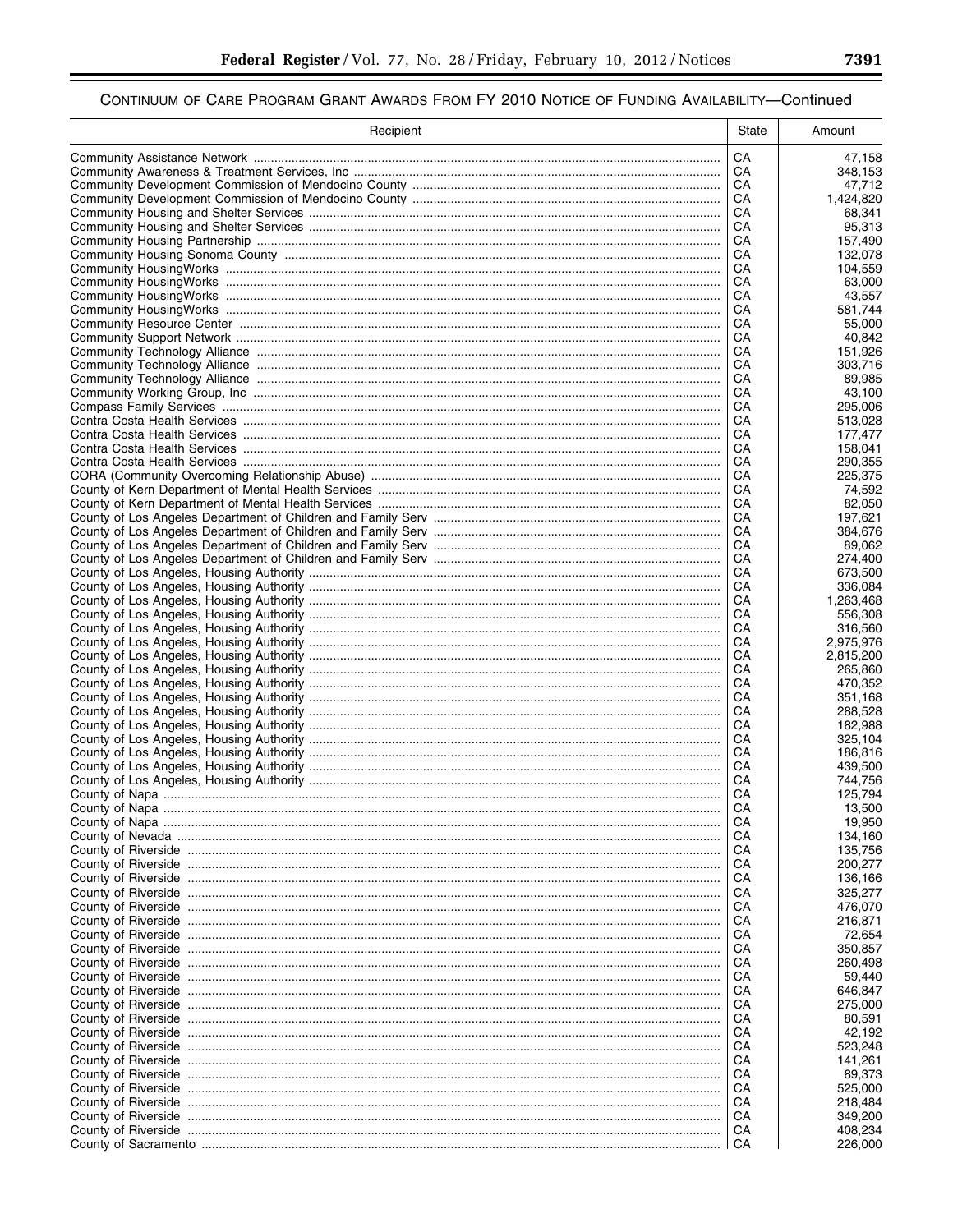## CONTINUUM OF CARE PROGRAM GRANT AWARDS FROM FY 2010 NOTICE OF FUNDING AVAILABILITY—Continued

| Recipient | State | Amount |
|---|---|---|
| Community Assistance Network | CA | 47,158 |
| Community Awareness & Treatment Services, Inc | CA | 348,153 |
| Community Development Commission of Mendocino County | CA | 47,712 |
| Community Development Commission of Mendocino County | CA | 1,424,820 |
| Community Housing and Shelter Services | CA | 68,341 |
| Community Housing and Shelter Services | CA | 95,313 |
| Community Housing Partnership | CA | 157,490 |
| Community Housing Sonoma County | CA | 132,078 |
| Community HousingWorks | CA | 104,559 |
| Community HousingWorks | CA | 63,000 |
| Community HousingWorks | CA | 43,557 |
| Community HousingWorks | CA | 581,744 |
| Community Resource Center | CA | 55,000 |
| Community Support Network | CA | 40,842 |
| Community Technology Alliance | CA | 151,926 |
| Community Technology Alliance | CA | 303,716 |
| Community Technology Alliance | CA | 89,985 |
| Community Working Group, Inc | CA | 43,100 |
| Compass Family Services | CA | 295,006 |
| Contra Costa Health Services | CA | 513,028 |
| Contra Costa Health Services | CA | 177,477 |
| Contra Costa Health Services | CA | 158,041 |
| Contra Costa Health Services | CA | 290,355 |
| CORA (Community Overcoming Relationship Abuse) | CA | 225,375 |
| County of Kern Department of Mental Health Services | CA | 74,592 |
| County of Kern Department of Mental Health Services | CA | 82,050 |
| County of Los Angeles Department of Children and Family Serv | CA | 197,621 |
| County of Los Angeles Department of Children and Family Serv | CA | 384,676 |
| County of Los Angeles Department of Children and Family Serv | CA | 89,062 |
| County of Los Angeles Department of Children and Family Serv | CA | 274,400 |
| County of Los Angeles, Housing Authority | CA | 673,500 |
| County of Los Angeles, Housing Authority | CA | 336,084 |
| County of Los Angeles, Housing Authority | CA | 1,263,468 |
| County of Los Angeles, Housing Authority | CA | 556,308 |
| County of Los Angeles, Housing Authority | CA | 316,560 |
| County of Los Angeles, Housing Authority | CA | 2,975,976 |
| County of Los Angeles, Housing Authority | CA | 2,815,200 |
| County of Los Angeles, Housing Authority | CA | 265,860 |
| County of Los Angeles, Housing Authority | CA | 470,352 |
| County of Los Angeles, Housing Authority | CA | 351,168 |
| County of Los Angeles, Housing Authority | CA | 288,528 |
| County of Los Angeles, Housing Authority | CA | 182,988 |
| County of Los Angeles, Housing Authority | CA | 325,104 |
| County of Los Angeles, Housing Authority | CA | 186,816 |
| County of Los Angeles, Housing Authority | CA | 439,500 |
| County of Los Angeles, Housing Authority | CA | 744,756 |
| County of Napa | CA | 125,794 |
| County of Napa | CA | 13,500 |
| County of Napa | CA | 19,950 |
| County of Nevada | CA | 134,160 |
| County of Riverside | CA | 135,756 |
| County of Riverside | CA | 200,277 |
| County of Riverside | CA | 136,166 |
| County of Riverside | CA | 325,277 |
| County of Riverside | CA | 476,070 |
| County of Riverside | CA | 216,871 |
| County of Riverside | CA | 72,654 |
| County of Riverside | CA | 350,857 |
| County of Riverside | CA | 260,498 |
| County of Riverside | CA | 59,440 |
| County of Riverside | CA | 646,847 |
| County of Riverside | CA | 275,000 |
| County of Riverside | CA | 80,591 |
| County of Riverside | CA | 42,192 |
| County of Riverside | CA | 523,248 |
| County of Riverside | CA | 141,261 |
| County of Riverside | CA | 89,373 |
| County of Riverside | CA | 525,000 |
| County of Riverside | CA | 218,484 |
| County of Riverside | CA | 349,200 |
| County of Riverside | CA | 408,234 |
| County of Sacramento | CA | 226,000 |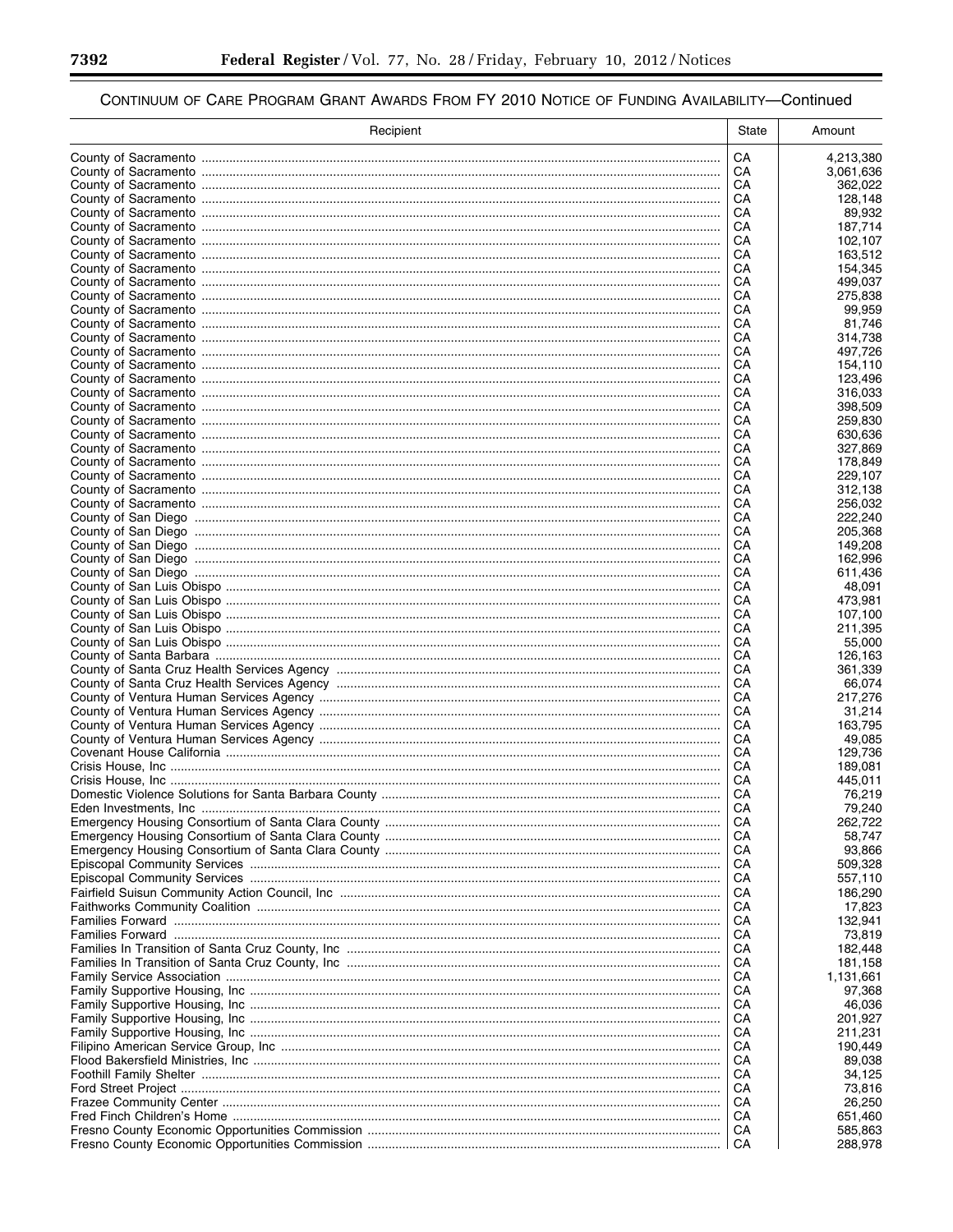## Continuum of Care Program Grant Awards From FY 2010 Notice of Funding Availability—Continued

| Recipient | State | Amount |
|---|---|---|
| County of Sacramento | CA | 4,213,380 |
| County of Sacramento | CA | 3,061,636 |
| County of Sacramento | CA | 362,022 |
| County of Sacramento | CA | 128,148 |
| County of Sacramento | CA | 89,932 |
| County of Sacramento | CA | 187,714 |
| County of Sacramento | CA | 102,107 |
| County of Sacramento | CA | 163,512 |
| County of Sacramento | CA | 154,345 |
| County of Sacramento | CA | 499,037 |
| County of Sacramento | CA | 275,838 |
| County of Sacramento | CA | 99,959 |
| County of Sacramento | CA | 81,746 |
| County of Sacramento | CA | 314,738 |
| County of Sacramento | CA | 497,726 |
| County of Sacramento | CA | 154,110 |
| County of Sacramento | CA | 123,496 |
| County of Sacramento | CA | 316,033 |
| County of Sacramento | CA | 398,509 |
| County of Sacramento | CA | 259,830 |
| County of Sacramento | CA | 630,636 |
| County of Sacramento | CA | 327,869 |
| County of Sacramento | CA | 178,849 |
| County of Sacramento | CA | 229,107 |
| County of Sacramento | CA | 312,138 |
| County of Sacramento | CA | 256,032 |
| County of San Diego | CA | 222,240 |
| County of San Diego | CA | 205,368 |
| County of San Diego | CA | 149,208 |
| County of San Diego | CA | 162,996 |
| County of San Diego | CA | 611,436 |
| County of San Luis Obispo | CA | 48,091 |
| County of San Luis Obispo | CA | 473,981 |
| County of San Luis Obispo | CA | 107,100 |
| County of San Luis Obispo | CA | 211,395 |
| County of San Luis Obispo | CA | 55,000 |
| County of Santa Barbara | CA | 126,163 |
| County of Santa Cruz Health Services Agency | CA | 361,339 |
| County of Santa Cruz Health Services Agency | CA | 66,074 |
| County of Ventura Human Services Agency | CA | 217,276 |
| County of Ventura Human Services Agency | CA | 31,214 |
| County of Ventura Human Services Agency | CA | 163,795 |
| County of Ventura Human Services Agency | CA | 49,085 |
| Covenant House California | CA | 129,736 |
| Crisis House, Inc | CA | 189,081 |
| Crisis House, Inc | CA | 445,011 |
| Domestic Violence Solutions for Santa Barbara County | CA | 76,219 |
| Eden Investments, Inc | CA | 79,240 |
| Emergency Housing Consortium of Santa Clara County | CA | 262,722 |
| Emergency Housing Consortium of Santa Clara County | CA | 58,747 |
| Emergency Housing Consortium of Santa Clara County | CA | 93,866 |
| Episcopal Community Services | CA | 509,328 |
| Episcopal Community Services | CA | 557,110 |
| Fairfield Suisun Community Action Council, Inc | CA | 186,290 |
| Faithworks Community Coalition | CA | 17,823 |
| Families Forward | CA | 132,941 |
| Families Forward | CA | 73,819 |
| Families In Transition of Santa Cruz County, Inc | CA | 182,448 |
| Families In Transition of Santa Cruz County, Inc | CA | 181,158 |
| Family Service Association | CA | 1,131,661 |
| Family Supportive Housing, Inc | CA | 97,368 |
| Family Supportive Housing, Inc | CA | 46,036 |
| Family Supportive Housing, Inc | CA | 201,927 |
| Family Supportive Housing, Inc | CA | 211,231 |
| Filipino American Service Group, Inc | CA | 190,449 |
| Flood Bakersfield Ministries, Inc | CA | 89,038 |
| Foothill Family Shelter | CA | 34,125 |
| Ford Street Project | CA | 73,816 |
| Frazee Community Center | CA | 26,250 |
| Fred Finch Children's Home | CA | 651,460 |
| Fresno County Economic Opportunities Commission | CA | 585,863 |
| Fresno County Economic Opportunities Commission | CA | 288,978 |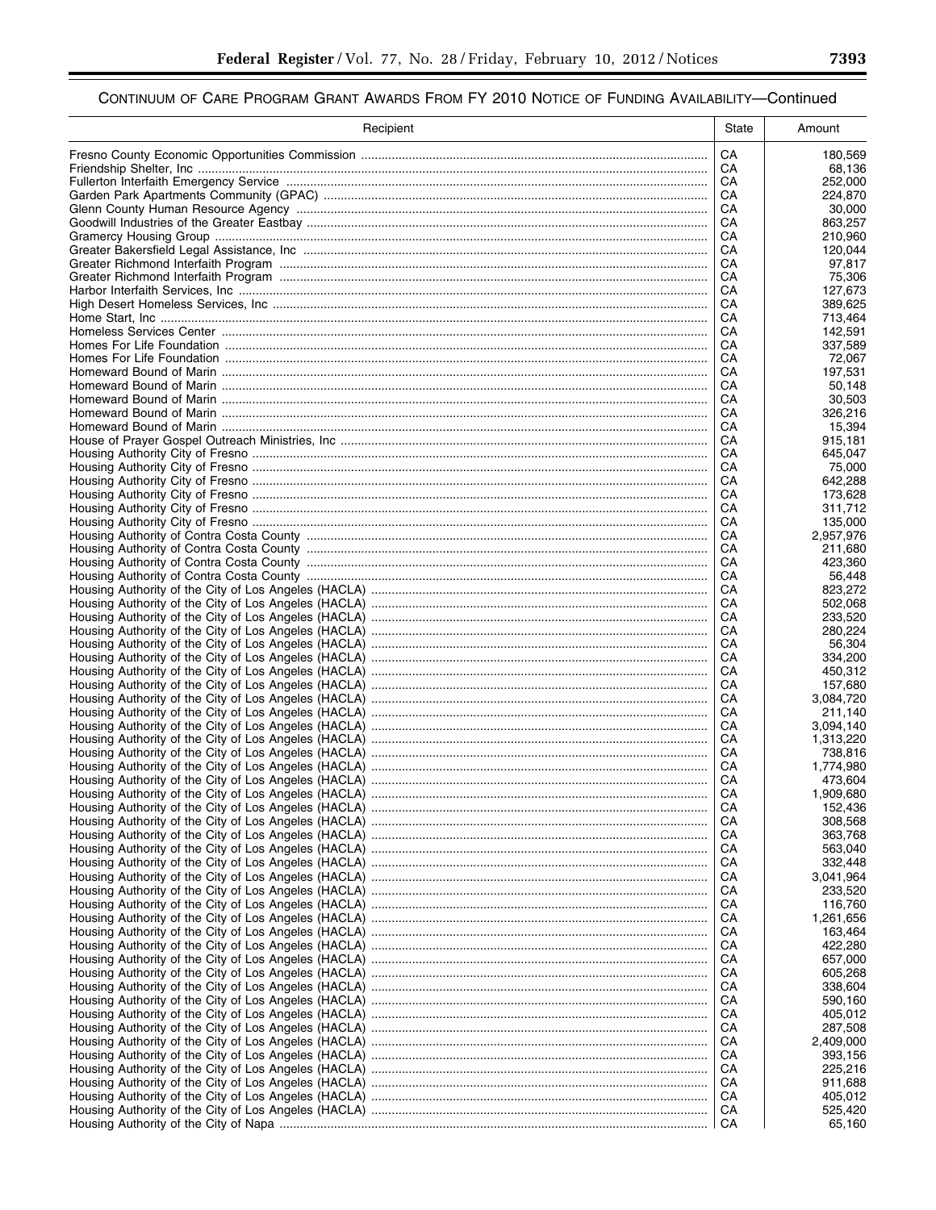## CONTINUUM OF CARE PROGRAM GRANT AWARDS FROM FY 2010 NOTICE OF FUNDING AVAILABILITY—Continued

| Recipient | State | Amount |
|---|---|---|
| Fresno County Economic Opportunities Commission | CA | 180,569 |
| Friendship Shelter, Inc | CA | 68,136 |
| Fullerton Interfaith Emergency Service | CA | 252,000 |
| Garden Park Apartments Community (GPAC) | CA | 224,870 |
| Glenn County Human Resource Agency | CA | 30,000 |
| Goodwill Industries of the Greater Eastbay | CA | 863,257 |
| Gramercy Housing Group | CA | 210,960 |
| Greater Bakersfield Legal Assistance, Inc | CA | 120,044 |
| Greater Richmond Interfaith Program | CA | 97,817 |
| Greater Richmond Interfaith Program | CA | 75,306 |
| Harbor Interfaith Services, Inc | CA | 127,673 |
| High Desert Homeless Services, Inc | CA | 389,625 |
| Home Start, Inc | CA | 713,464 |
| Homeless Services Center | CA | 142,591 |
| Homes For Life Foundation | CA | 337,589 |
| Homes For Life Foundation | CA | 72,067 |
| Homeward Bound of Marin | CA | 197,531 |
| Homeward Bound of Marin | CA | 50,148 |
| Homeward Bound of Marin | CA | 30,503 |
| Homeward Bound of Marin | CA | 326,216 |
| Homeward Bound of Marin | CA | 15,394 |
| House of Prayer Gospel Outreach Ministries, Inc | CA | 915,181 |
| Housing Authority City of Fresno | CA | 645,047 |
| Housing Authority City of Fresno | CA | 75,000 |
| Housing Authority City of Fresno | CA | 642,288 |
| Housing Authority City of Fresno | CA | 173,628 |
| Housing Authority City of Fresno | CA | 311,712 |
| Housing Authority City of Fresno | CA | 135,000 |
| Housing Authority of Contra Costa County | CA | 2,957,976 |
| Housing Authority of Contra Costa County | CA | 211,680 |
| Housing Authority of Contra Costa County | CA | 423,360 |
| Housing Authority of Contra Costa County | CA | 56,448 |
| Housing Authority of the City of Los Angeles (HACLA) | CA | 823,272 |
| Housing Authority of the City of Los Angeles (HACLA) | CA | 502,068 |
| Housing Authority of the City of Los Angeles (HACLA) | CA | 233,520 |
| Housing Authority of the City of Los Angeles (HACLA) | CA | 280,224 |
| Housing Authority of the City of Los Angeles (HACLA) | CA | 56,304 |
| Housing Authority of the City of Los Angeles (HACLA) | CA | 334,200 |
| Housing Authority of the City of Los Angeles (HACLA) | CA | 450,312 |
| Housing Authority of the City of Los Angeles (HACLA) | CA | 157,680 |
| Housing Authority of the City of Los Angeles (HACLA) | CA | 3,084,720 |
| Housing Authority of the City of Los Angeles (HACLA) | CA | 211,140 |
| Housing Authority of the City of Los Angeles (HACLA) | CA | 3,094,140 |
| Housing Authority of the City of Los Angeles (HACLA) | CA | 1,313,220 |
| Housing Authority of the City of Los Angeles (HACLA) | CA | 738,816 |
| Housing Authority of the City of Los Angeles (HACLA) | CA | 1,774,980 |
| Housing Authority of the City of Los Angeles (HACLA) | CA | 473,604 |
| Housing Authority of the City of Los Angeles (HACLA) | CA | 1,909,680 |
| Housing Authority of the City of Los Angeles (HACLA) | CA | 152,436 |
| Housing Authority of the City of Los Angeles (HACLA) | CA | 308,568 |
| Housing Authority of the City of Los Angeles (HACLA) | CA | 363,768 |
| Housing Authority of the City of Los Angeles (HACLA) | CA | 563,040 |
| Housing Authority of the City of Los Angeles (HACLA) | CA | 332,448 |
| Housing Authority of the City of Los Angeles (HACLA) | CA | 3,041,964 |
| Housing Authority of the City of Los Angeles (HACLA) | CA | 233,520 |
| Housing Authority of the City of Los Angeles (HACLA) | CA | 116,760 |
| Housing Authority of the City of Los Angeles (HACLA) | CA | 1,261,656 |
| Housing Authority of the City of Los Angeles (HACLA) | CA | 163,464 |
| Housing Authority of the City of Los Angeles (HACLA) | CA | 422,280 |
| Housing Authority of the City of Los Angeles (HACLA) | CA | 657,000 |
| Housing Authority of the City of Los Angeles (HACLA) | CA | 605,268 |
| Housing Authority of the City of Los Angeles (HACLA) | CA | 338,604 |
| Housing Authority of the City of Los Angeles (HACLA) | CA | 590,160 |
| Housing Authority of the City of Los Angeles (HACLA) | CA | 405,012 |
| Housing Authority of the City of Los Angeles (HACLA) | CA | 287,508 |
| Housing Authority of the City of Los Angeles (HACLA) | CA | 2,409,000 |
| Housing Authority of the City of Los Angeles (HACLA) | CA | 393,156 |
| Housing Authority of the City of Los Angeles (HACLA) | CA | 225,216 |
| Housing Authority of the City of Los Angeles (HACLA) | CA | 911,688 |
| Housing Authority of the City of Los Angeles (HACLA) | CA | 405,012 |
| Housing Authority of the City of Los Angeles (HACLA) | CA | 525,420 |
| Housing Authority of the City of Napa | CA | 65,160 |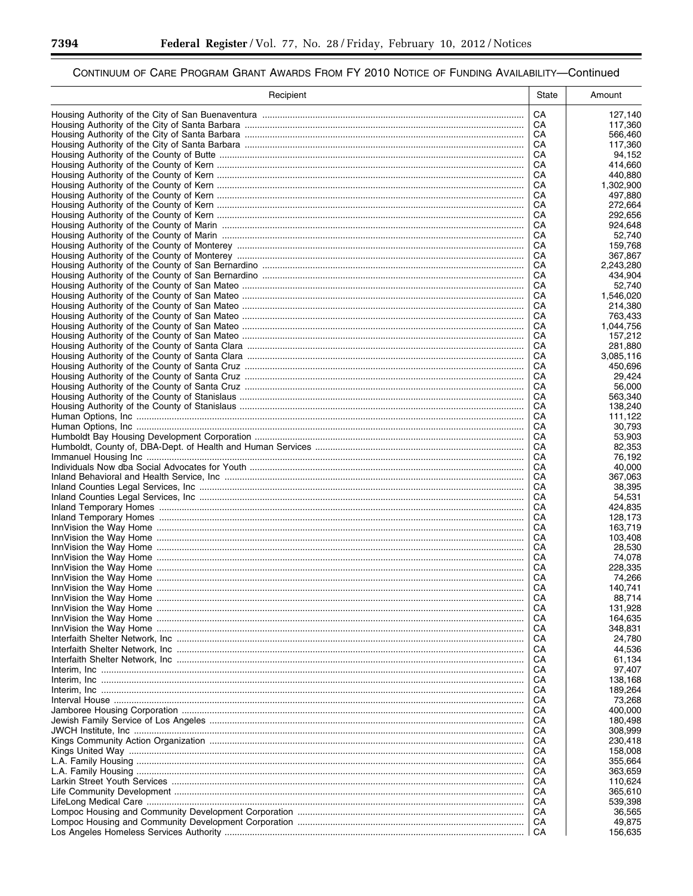## Continuum of Care Program Grant Awards From FY 2010 Notice of Funding Availability—Continued

| Recipient | State | Amount |
| --- | --- | --- |
| Housing Authority of the City of San Buenaventura | CA | 127,140 |
| Housing Authority of the City of Santa Barbara | CA | 117,360 |
| Housing Authority of the City of Santa Barbara | CA | 566,460 |
| Housing Authority of the City of Santa Barbara | CA | 117,360 |
| Housing Authority of the County of Butte | CA | 94,152 |
| Housing Authority of the County of Kern | CA | 414,660 |
| Housing Authority of the County of Kern | CA | 440,880 |
| Housing Authority of the County of Kern | CA | 1,302,900 |
| Housing Authority of the County of Kern | CA | 497,880 |
| Housing Authority of the County of Kern | CA | 272,664 |
| Housing Authority of the County of Kern | CA | 292,656 |
| Housing Authority of the County of Marin | CA | 924,648 |
| Housing Authority of the County of Marin | CA | 52,740 |
| Housing Authority of the County of Monterey | CA | 159,768 |
| Housing Authority of the County of Monterey | CA | 367,867 |
| Housing Authority of the County of San Bernardino | CA | 2,243,280 |
| Housing Authority of the County of San Bernardino | CA | 434,904 |
| Housing Authority of the County of San Mateo | CA | 52,740 |
| Housing Authority of the County of San Mateo | CA | 1,546,020 |
| Housing Authority of the County of San Mateo | CA | 214,380 |
| Housing Authority of the County of San Mateo | CA | 763,433 |
| Housing Authority of the County of San Mateo | CA | 1,044,756 |
| Housing Authority of the County of San Mateo | CA | 157,212 |
| Housing Authority of the County of Santa Clara | CA | 281,880 |
| Housing Authority of the County of Santa Clara | CA | 3,085,116 |
| Housing Authority of the County of Santa Cruz | CA | 450,696 |
| Housing Authority of the County of Santa Cruz | CA | 29,424 |
| Housing Authority of the County of Santa Cruz | CA | 56,000 |
| Housing Authority of the County of Stanislaus | CA | 563,340 |
| Housing Authority of the County of Stanislaus | CA | 138,240 |
| Human Options, Inc | CA | 111,122 |
| Human Options, Inc | CA | 30,793 |
| Humboldt Bay Housing Development Corporation | CA | 53,903 |
| Humboldt, County of, DBA-Dept. of Health and Human Services | CA | 82,353 |
| Immanuel Housing Inc | CA | 76,192 |
| Individuals Now dba Social Advocates for Youth | CA | 40,000 |
| Inland Behavioral and Health Service, Inc | CA | 367,063 |
| Inland Counties Legal Services, Inc | CA | 38,395 |
| Inland Counties Legal Services, Inc | CA | 54,531 |
| Inland Temporary Homes | CA | 424,835 |
| Inland Temporary Homes | CA | 128,173 |
| InnVision the Way Home | CA | 163,719 |
| InnVision the Way Home | CA | 103,408 |
| InnVision the Way Home | CA | 28,530 |
| InnVision the Way Home | CA | 74,078 |
| InnVision the Way Home | CA | 228,335 |
| InnVision the Way Home | CA | 74,266 |
| InnVision the Way Home | CA | 140,741 |
| InnVision the Way Home | CA | 88,714 |
| InnVision the Way Home | CA | 131,928 |
| InnVision the Way Home | CA | 164,635 |
| InnVision the Way Home | CA | 348,831 |
| Interfaith Shelter Network, Inc | CA | 24,780 |
| Interfaith Shelter Network, Inc | CA | 44,536 |
| Interfaith Shelter Network, Inc | CA | 61,134 |
| Interim, Inc | CA | 97,407 |
| Interim, Inc | CA | 138,168 |
| Interim, Inc | CA | 189,264 |
| Interval House | CA | 73,268 |
| Jamboree Housing Corporation | CA | 400,000 |
| Jewish Family Service of Los Angeles | CA | 180,498 |
| JWCH Institute, Inc | CA | 308,999 |
| Kings Community Action Organization | CA | 230,418 |
| Kings United Way | CA | 158,008 |
| L.A. Family Housing | CA | 355,664 |
| L.A. Family Housing | CA | 363,659 |
| Larkin Street Youth Services | CA | 110,624 |
| Life Community Development | CA | 365,610 |
| LifeLong Medical Care | CA | 539,398 |
| Lompoc Housing and Community Development Corporation | CA | 36,565 |
| Lompoc Housing and Community Development Corporation | CA | 49,875 |
| Los Angeles Homeless Services Authority | CA | 156,635 |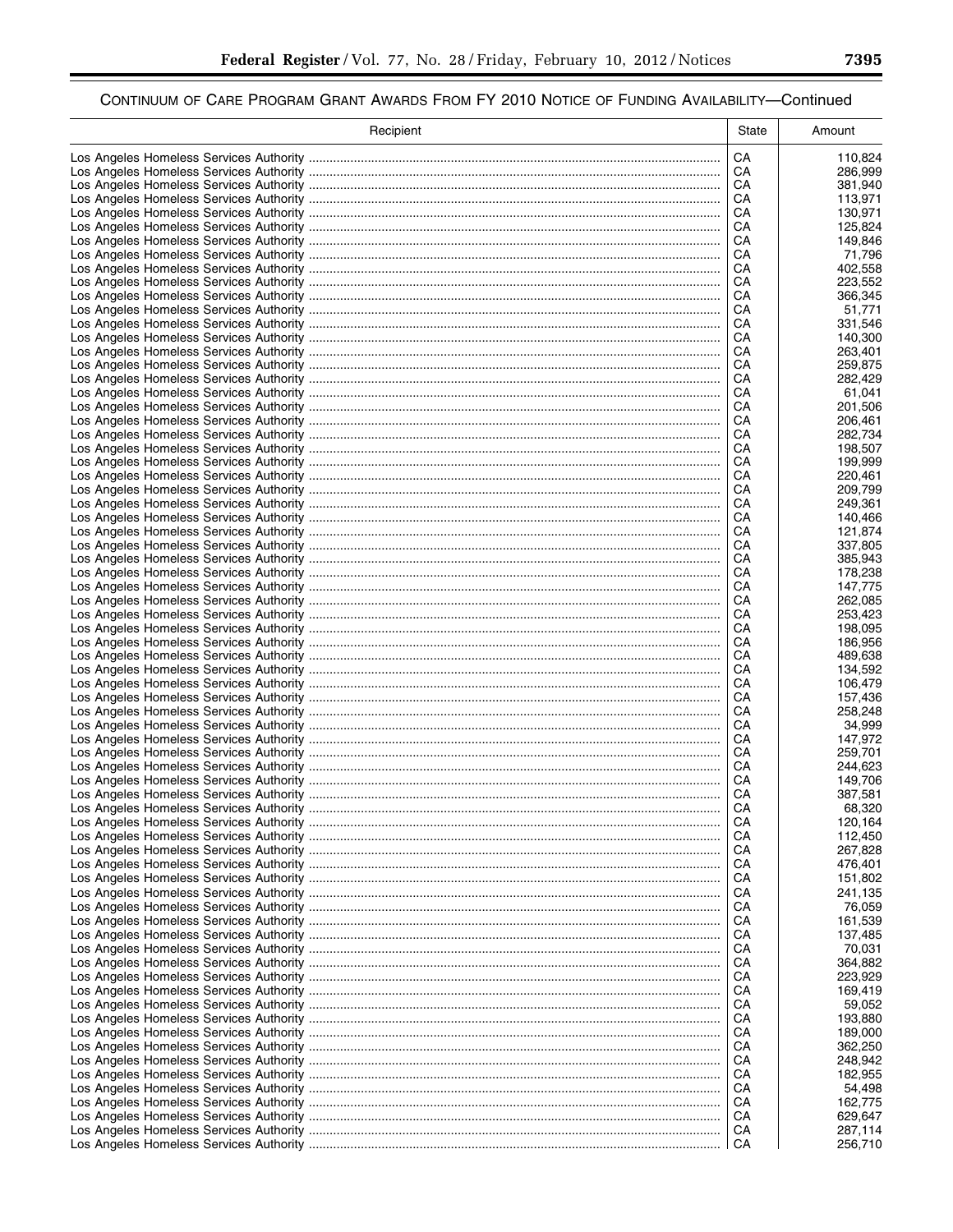CONTINUUM OF CARE PROGRAM GRANT AWARDS FROM FY 2010 NOTICE OF FUNDING AVAILABILITY—Continued

| Recipient | State | Amount |
| --- | --- | --- |
| Los Angeles Homeless Services Authority | CA | 110,824 |
| Los Angeles Homeless Services Authority | CA | 286,999 |
| Los Angeles Homeless Services Authority | CA | 381,940 |
| Los Angeles Homeless Services Authority | CA | 113,971 |
| Los Angeles Homeless Services Authority | CA | 130,971 |
| Los Angeles Homeless Services Authority | CA | 125,824 |
| Los Angeles Homeless Services Authority | CA | 149,846 |
| Los Angeles Homeless Services Authority | CA | 71,796 |
| Los Angeles Homeless Services Authority | CA | 402,558 |
| Los Angeles Homeless Services Authority | CA | 223,552 |
| Los Angeles Homeless Services Authority | CA | 366,345 |
| Los Angeles Homeless Services Authority | CA | 51,771 |
| Los Angeles Homeless Services Authority | CA | 331,546 |
| Los Angeles Homeless Services Authority | CA | 140,300 |
| Los Angeles Homeless Services Authority | CA | 263,401 |
| Los Angeles Homeless Services Authority | CA | 259,875 |
| Los Angeles Homeless Services Authority | CA | 282,429 |
| Los Angeles Homeless Services Authority | CA | 61,041 |
| Los Angeles Homeless Services Authority | CA | 201,506 |
| Los Angeles Homeless Services Authority | CA | 206,461 |
| Los Angeles Homeless Services Authority | CA | 282,734 |
| Los Angeles Homeless Services Authority | CA | 198,507 |
| Los Angeles Homeless Services Authority | CA | 199,999 |
| Los Angeles Homeless Services Authority | CA | 220,461 |
| Los Angeles Homeless Services Authority | CA | 209,799 |
| Los Angeles Homeless Services Authority | CA | 249,361 |
| Los Angeles Homeless Services Authority | CA | 140,466 |
| Los Angeles Homeless Services Authority | CA | 121,874 |
| Los Angeles Homeless Services Authority | CA | 337,805 |
| Los Angeles Homeless Services Authority | CA | 385,943 |
| Los Angeles Homeless Services Authority | CA | 178,238 |
| Los Angeles Homeless Services Authority | CA | 147,775 |
| Los Angeles Homeless Services Authority | CA | 262,085 |
| Los Angeles Homeless Services Authority | CA | 253,423 |
| Los Angeles Homeless Services Authority | CA | 198,095 |
| Los Angeles Homeless Services Authority | CA | 186,956 |
| Los Angeles Homeless Services Authority | CA | 489,638 |
| Los Angeles Homeless Services Authority | CA | 134,592 |
| Los Angeles Homeless Services Authority | CA | 106,479 |
| Los Angeles Homeless Services Authority | CA | 157,436 |
| Los Angeles Homeless Services Authority | CA | 258,248 |
| Los Angeles Homeless Services Authority | CA | 34,999 |
| Los Angeles Homeless Services Authority | CA | 147,972 |
| Los Angeles Homeless Services Authority | CA | 259,701 |
| Los Angeles Homeless Services Authority | CA | 244,623 |
| Los Angeles Homeless Services Authority | CA | 149,706 |
| Los Angeles Homeless Services Authority | CA | 387,581 |
| Los Angeles Homeless Services Authority | CA | 68,320 |
| Los Angeles Homeless Services Authority | CA | 120,164 |
| Los Angeles Homeless Services Authority | CA | 112,450 |
| Los Angeles Homeless Services Authority | CA | 267,828 |
| Los Angeles Homeless Services Authority | CA | 476,401 |
| Los Angeles Homeless Services Authority | CA | 151,802 |
| Los Angeles Homeless Services Authority | CA | 241,135 |
| Los Angeles Homeless Services Authority | CA | 76,059 |
| Los Angeles Homeless Services Authority | CA | 161,539 |
| Los Angeles Homeless Services Authority | CA | 137,485 |
| Los Angeles Homeless Services Authority | CA | 70,031 |
| Los Angeles Homeless Services Authority | CA | 364,882 |
| Los Angeles Homeless Services Authority | CA | 223,929 |
| Los Angeles Homeless Services Authority | CA | 169,419 |
| Los Angeles Homeless Services Authority | CA | 59,052 |
| Los Angeles Homeless Services Authority | CA | 193,880 |
| Los Angeles Homeless Services Authority | CA | 189,000 |
| Los Angeles Homeless Services Authority | CA | 362,250 |
| Los Angeles Homeless Services Authority | CA | 248,942 |
| Los Angeles Homeless Services Authority | CA | 182,955 |
| Los Angeles Homeless Services Authority | CA | 54,498 |
| Los Angeles Homeless Services Authority | CA | 162,775 |
| Los Angeles Homeless Services Authority | CA | 629,647 |
| Los Angeles Homeless Services Authority | CA | 287,114 |
| Los Angeles Homeless Services Authority | CA | 256,710 |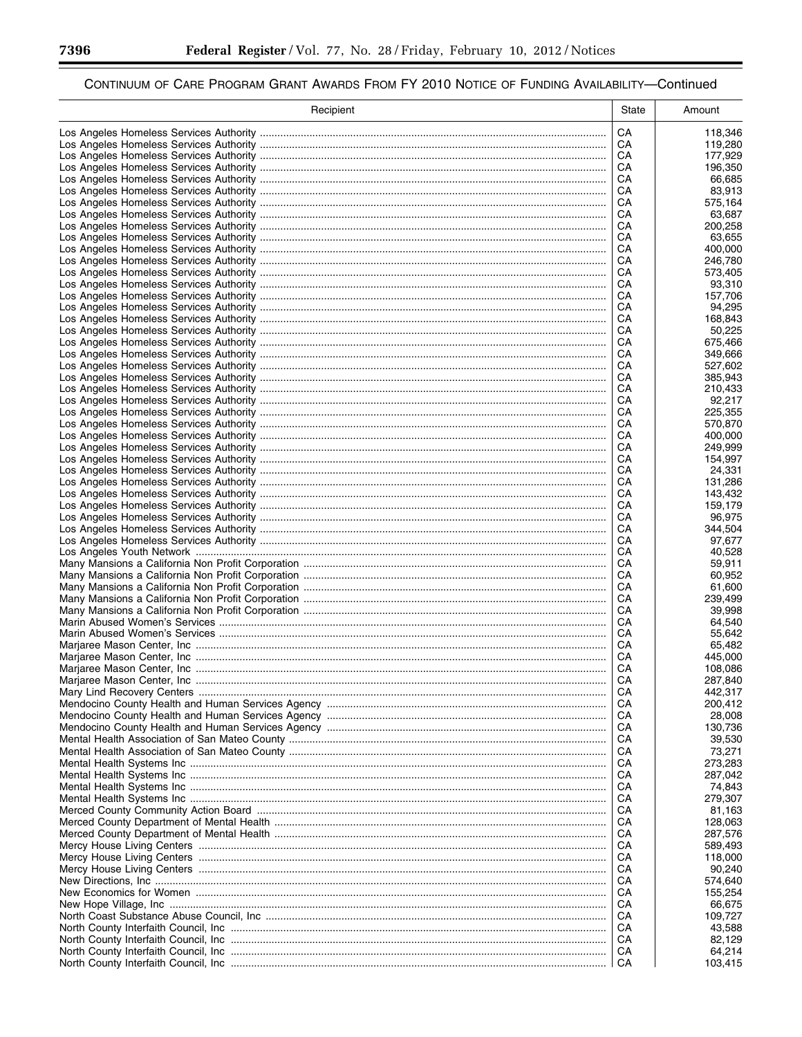## Continuum of Care Program Grant Awards From FY 2010 Notice of Funding Availability—Continued

| Recipient | State | Amount |
|---|---|---|
| Los Angeles Homeless Services Authority | CA | 118,346 |
| Los Angeles Homeless Services Authority | CA | 119,280 |
| Los Angeles Homeless Services Authority | CA | 177,929 |
| Los Angeles Homeless Services Authority | CA | 196,350 |
| Los Angeles Homeless Services Authority | CA | 66,685 |
| Los Angeles Homeless Services Authority | CA | 83,913 |
| Los Angeles Homeless Services Authority | CA | 575,164 |
| Los Angeles Homeless Services Authority | CA | 63,687 |
| Los Angeles Homeless Services Authority | CA | 200,258 |
| Los Angeles Homeless Services Authority | CA | 63,655 |
| Los Angeles Homeless Services Authority | CA | 400,000 |
| Los Angeles Homeless Services Authority | CA | 246,780 |
| Los Angeles Homeless Services Authority | CA | 573,405 |
| Los Angeles Homeless Services Authority | CA | 93,310 |
| Los Angeles Homeless Services Authority | CA | 157,706 |
| Los Angeles Homeless Services Authority | CA | 94,295 |
| Los Angeles Homeless Services Authority | CA | 168,843 |
| Los Angeles Homeless Services Authority | CA | 50,225 |
| Los Angeles Homeless Services Authority | CA | 675,466 |
| Los Angeles Homeless Services Authority | CA | 349,666 |
| Los Angeles Homeless Services Authority | CA | 527,602 |
| Los Angeles Homeless Services Authority | CA | 385,943 |
| Los Angeles Homeless Services Authority | CA | 210,433 |
| Los Angeles Homeless Services Authority | CA | 92,217 |
| Los Angeles Homeless Services Authority | CA | 225,355 |
| Los Angeles Homeless Services Authority | CA | 570,870 |
| Los Angeles Homeless Services Authority | CA | 400,000 |
| Los Angeles Homeless Services Authority | CA | 249,999 |
| Los Angeles Homeless Services Authority | CA | 154,997 |
| Los Angeles Homeless Services Authority | CA | 24,331 |
| Los Angeles Homeless Services Authority | CA | 131,286 |
| Los Angeles Homeless Services Authority | CA | 143,432 |
| Los Angeles Homeless Services Authority | CA | 159,179 |
| Los Angeles Homeless Services Authority | CA | 96,975 |
| Los Angeles Homeless Services Authority | CA | 344,504 |
| Los Angeles Homeless Services Authority | CA | 97,677 |
| Los Angeles Youth Network | CA | 40,528 |
| Many Mansions a California Non Profit Corporation | CA | 59,911 |
| Many Mansions a California Non Profit Corporation | CA | 60,952 |
| Many Mansions a California Non Profit Corporation | CA | 61,600 |
| Many Mansions a California Non Profit Corporation | CA | 239,499 |
| Many Mansions a California Non Profit Corporation | CA | 39,998 |
| Marin Abused Women's Services | CA | 64,540 |
| Marin Abused Women's Services | CA | 55,642 |
| Marjaree Mason Center, Inc | CA | 65,482 |
| Marjaree Mason Center, Inc | CA | 445,000 |
| Marjaree Mason Center, Inc | CA | 108,086 |
| Marjaree Mason Center, Inc | CA | 287,840 |
| Mary Lind Recovery Centers | CA | 442,317 |
| Mendocino County Health and Human Services Agency | CA | 200,412 |
| Mendocino County Health and Human Services Agency | CA | 28,008 |
| Mendocino County Health and Human Services Agency | CA | 130,736 |
| Mental Health Association of San Mateo County | CA | 39,530 |
| Mental Health Association of San Mateo County | CA | 73,271 |
| Mental Health Systems Inc | CA | 273,283 |
| Mental Health Systems Inc | CA | 287,042 |
| Mental Health Systems Inc | CA | 74,843 |
| Mental Health Systems Inc | CA | 279,307 |
| Merced County Community Action Board | CA | 81,163 |
| Merced County Department of Mental Health | CA | 128,063 |
| Merced County Department of Mental Health | CA | 287,576 |
| Mercy House Living Centers | CA | 589,493 |
| Mercy House Living Centers | CA | 118,000 |
| Mercy House Living Centers | CA | 90,240 |
| New Directions, Inc | CA | 574,640 |
| New Economics for Women | CA | 155,254 |
| New Hope Village, Inc | CA | 66,675 |
| North Coast Substance Abuse Council, Inc | CA | 109,727 |
| North County Interfaith Council, Inc | CA | 43,588 |
| North County Interfaith Council, Inc | CA | 82,129 |
| North County Interfaith Council, Inc | CA | 64,214 |
| North County Interfaith Council, Inc | CA | 103,415 |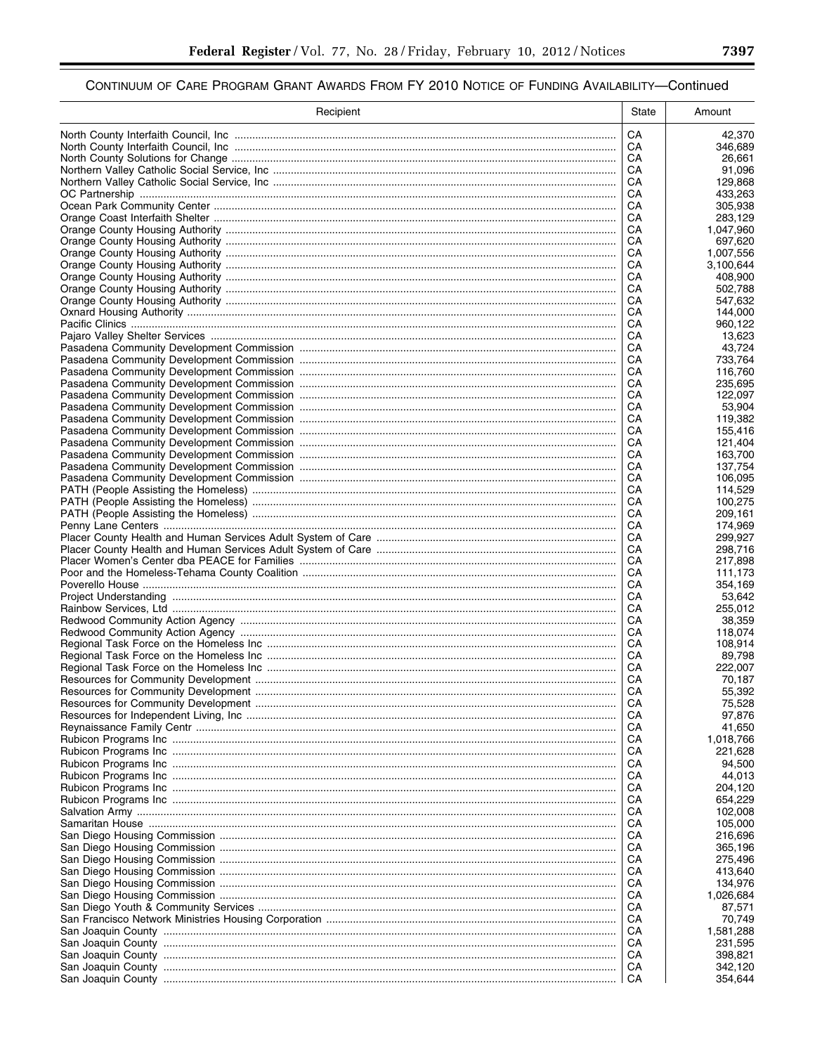## CONTINUUM OF CARE PROGRAM GRANT AWARDS FROM FY 2010 NOTICE OF FUNDING AVAILABILITY—Continued

| Recipient | State | Amount |
|---|---|---|
| North County Interfaith Council, Inc | CA | 42,370 |
| North County Interfaith Council, Inc | CA | 346,689 |
| North County Solutions for Change | CA | 26,661 |
| Northern Valley Catholic Social Service, Inc | CA | 91,096 |
| Northern Valley Catholic Social Service, Inc | CA | 129,868 |
| OC Partnership | CA | 433,263 |
| Ocean Park Community Center | CA | 305,938 |
| Orange Coast Interfaith Shelter | CA | 283,129 |
| Orange County Housing Authority | CA | 1,047,960 |
| Orange County Housing Authority | CA | 697,620 |
| Orange County Housing Authority | CA | 1,007,556 |
| Orange County Housing Authority | CA | 3,100,644 |
| Orange County Housing Authority | CA | 408,900 |
| Orange County Housing Authority | CA | 502,788 |
| Orange County Housing Authority | CA | 547,632 |
| Oxnard Housing Authority | CA | 144,000 |
| Pacific Clinics | CA | 960,122 |
| Pajaro Valley Shelter Services | CA | 13,623 |
| Pasadena Community Development Commission | CA | 43,724 |
| Pasadena Community Development Commission | CA | 733,764 |
| Pasadena Community Development Commission | CA | 116,760 |
| Pasadena Community Development Commission | CA | 235,695 |
| Pasadena Community Development Commission | CA | 122,097 |
| Pasadena Community Development Commission | CA | 53,904 |
| Pasadena Community Development Commission | CA | 119,382 |
| Pasadena Community Development Commission | CA | 155,416 |
| Pasadena Community Development Commission | CA | 121,404 |
| Pasadena Community Development Commission | CA | 163,700 |
| Pasadena Community Development Commission | CA | 137,754 |
| Pasadena Community Development Commission | CA | 106,095 |
| PATH (People Assisting the Homeless) | CA | 114,529 |
| PATH (People Assisting the Homeless) | CA | 100,275 |
| PATH (People Assisting the Homeless) | CA | 209,161 |
| Penny Lane Centers | CA | 174,969 |
| Placer County Health and Human Services Adult System of Care | CA | 299,927 |
| Placer County Health and Human Services Adult System of Care | CA | 298,716 |
| Placer Women's Center dba PEACE for Families | CA | 217,898 |
| Poor and the Homeless-Tehama County Coalition | CA | 111,173 |
| Poverello House | CA | 354,169 |
| Project Understanding | CA | 53,642 |
| Rainbow Services, Ltd | CA | 255,012 |
| Redwood Community Action Agency | CA | 38,359 |
| Redwood Community Action Agency | CA | 118,074 |
| Regional Task Force on the Homeless Inc | CA | 108,914 |
| Regional Task Force on the Homeless Inc | CA | 89,798 |
| Regional Task Force on the Homeless Inc | CA | 222,007 |
| Resources for Community Development | CA | 70,187 |
| Resources for Community Development | CA | 55,392 |
| Resources for Community Development | CA | 75,528 |
| Resources for Independent Living, Inc | CA | 97,876 |
| Reynaissance Family Centr | CA | 41,650 |
| Rubicon Programs Inc | CA | 1,018,766 |
| Rubicon Programs Inc | CA | 221,628 |
| Rubicon Programs Inc | CA | 94,500 |
| Rubicon Programs Inc | CA | 44,013 |
| Rubicon Programs Inc | CA | 204,120 |
| Rubicon Programs Inc | CA | 654,229 |
| Salvation Army | CA | 102,008 |
| Samaritan House | CA | 105,000 |
| San Diego Housing Commission | CA | 216,696 |
| San Diego Housing Commission | CA | 365,196 |
| San Diego Housing Commission | CA | 275,496 |
| San Diego Housing Commission | CA | 413,640 |
| San Diego Housing Commission | CA | 134,976 |
| San Diego Housing Commission | CA | 1,026,684 |
| San Diego Youth & Community Services | CA | 87,571 |
| San Francisco Network Ministries Housing Corporation | CA | 70,749 |
| San Joaquin County | CA | 1,581,288 |
| San Joaquin County | CA | 231,595 |
| San Joaquin County | CA | 398,821 |
| San Joaquin County | CA | 342,120 |
| San Joaquin County | CA | 354,644 |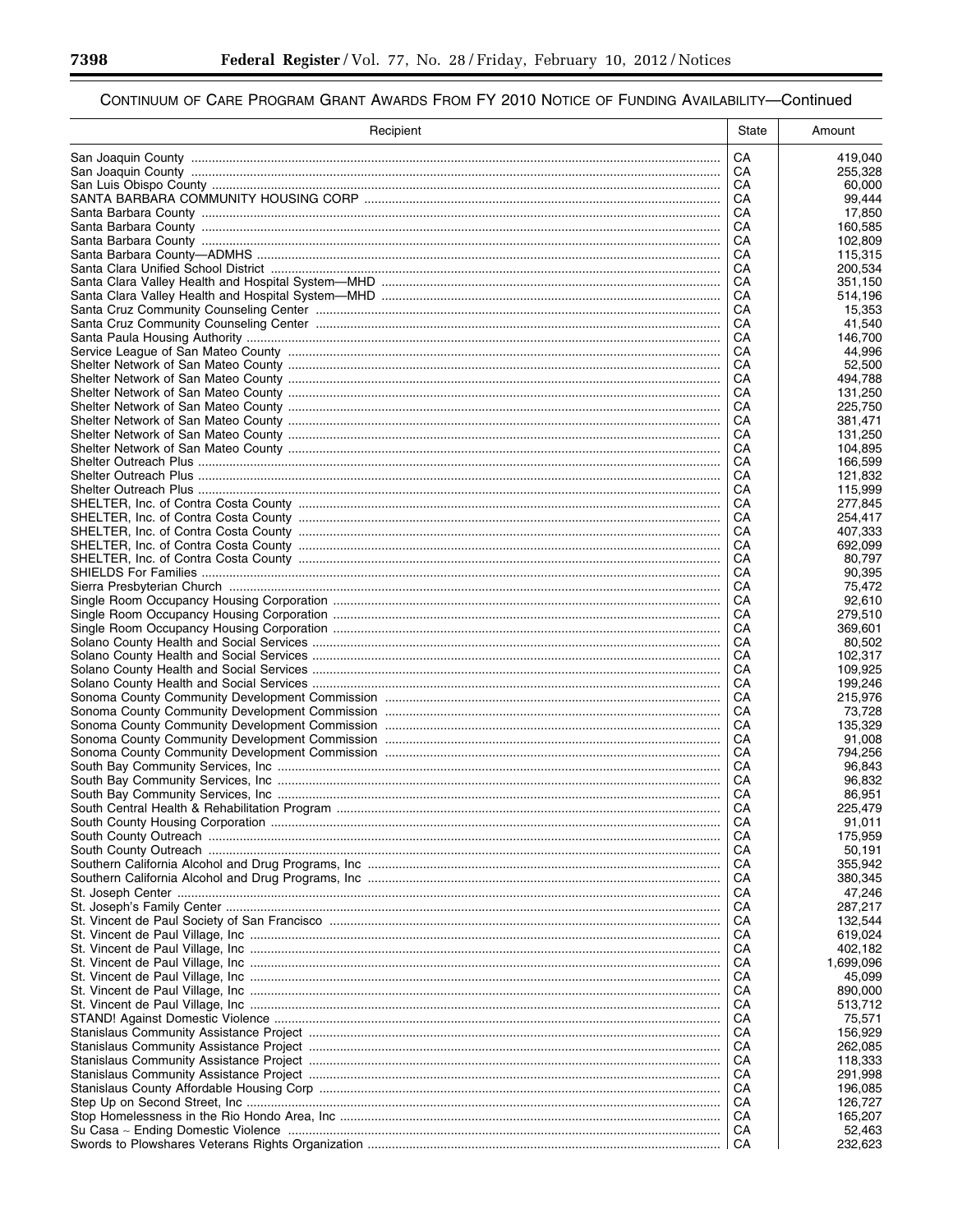## Continuum of Care Program Grant Awards From FY 2010 Notice of Funding Availability—Continued

| Recipient | State | Amount |
|---|---|---|
| San Joaquin County | CA | 419,040 |
| San Joaquin County | CA | 255,328 |
| San Luis Obispo County | CA | 60,000 |
| SANTA BARBARA COMMUNITY HOUSING CORP | CA | 99,444 |
| Santa Barbara County | CA | 17,850 |
| Santa Barbara County | CA | 160,585 |
| Santa Barbara County | CA | 102,809 |
| Santa Barbara County—ADMHS | CA | 115,315 |
| Santa Clara Unified School District | CA | 200,534 |
| Santa Clara Valley Health and Hospital System—MHD | CA | 351,150 |
| Santa Clara Valley Health and Hospital System—MHD | CA | 514,196 |
| Santa Cruz Community Counseling Center | CA | 15,353 |
| Santa Cruz Community Counseling Center | CA | 41,540 |
| Santa Paula Housing Authority | CA | 146,700 |
| Service League of San Mateo County | CA | 44,996 |
| Shelter Network of San Mateo County | CA | 52,500 |
| Shelter Network of San Mateo County | CA | 494,788 |
| Shelter Network of San Mateo County | CA | 131,250 |
| Shelter Network of San Mateo County | CA | 225,750 |
| Shelter Network of San Mateo County | CA | 381,471 |
| Shelter Network of San Mateo County | CA | 131,250 |
| Shelter Network of San Mateo County | CA | 104,895 |
| Shelter Outreach Plus | CA | 166,599 |
| Shelter Outreach Plus | CA | 121,832 |
| Shelter Outreach Plus | CA | 115,999 |
| SHELTER, Inc. of Contra Costa County | CA | 277,845 |
| SHELTER, Inc. of Contra Costa County | CA | 254,417 |
| SHELTER, Inc. of Contra Costa County | CA | 407,333 |
| SHELTER, Inc. of Contra Costa County | CA | 692,099 |
| SHELTER, Inc. of Contra Costa County | CA | 80,797 |
| SHIELDS For Families | CA | 90,395 |
| Sierra Presbyterian Church | CA | 75,472 |
| Single Room Occupancy Housing Corporation | CA | 92,610 |
| Single Room Occupancy Housing Corporation | CA | 279,510 |
| Single Room Occupancy Housing Corporation | CA | 369,601 |
| Solano County Health and Social Services | CA | 80,502 |
| Solano County Health and Social Services | CA | 102,317 |
| Solano County Health and Social Services | CA | 109,925 |
| Solano County Health and Social Services | CA | 199,246 |
| Sonoma County Community Development Commission | CA | 215,976 |
| Sonoma County Community Development Commission | CA | 73,728 |
| Sonoma County Community Development Commission | CA | 135,329 |
| Sonoma County Community Development Commission | CA | 91,008 |
| Sonoma County Community Development Commission | CA | 794,256 |
| South Bay Community Services, Inc | CA | 96,843 |
| South Bay Community Services, Inc | CA | 96,832 |
| South Bay Community Services, Inc | CA | 86,951 |
| South Central Health & Rehabilitation Program | CA | 225,479 |
| South County Housing Corporation | CA | 91,011 |
| South County Outreach | CA | 175,959 |
| South County Outreach | CA | 50,191 |
| Southern California Alcohol and Drug Programs, Inc | CA | 355,942 |
| Southern California Alcohol and Drug Programs, Inc | CA | 380,345 |
| St. Joseph Center | CA | 47,246 |
| St. Joseph's Family Center | CA | 287,217 |
| St. Vincent de Paul Society of San Francisco | CA | 132,544 |
| St. Vincent de Paul Village, Inc | CA | 619,024 |
| St. Vincent de Paul Village, Inc | CA | 402,182 |
| St. Vincent de Paul Village, Inc | CA | 1,699,096 |
| St. Vincent de Paul Village, Inc | CA | 45,099 |
| St. Vincent de Paul Village, Inc | CA | 890,000 |
| St. Vincent de Paul Village, Inc | CA | 513,712 |
| STAND! Against Domestic Violence | CA | 75,571 |
| Stanislaus Community Assistance Project | CA | 156,929 |
| Stanislaus Community Assistance Project | CA | 262,085 |
| Stanislaus Community Assistance Project | CA | 118,333 |
| Stanislaus Community Assistance Project | CA | 291,998 |
| Stanislaus County Affordable Housing Corp | CA | 196,085 |
| Step Up on Second Street, Inc | CA | 126,727 |
| Stop Homelessness in the Rio Hondo Area, Inc | CA | 165,207 |
| Su Casa ~ Ending Domestic Violence | CA | 52,463 |
| Swords to Plowshares Veterans Rights Organization | CA | 232,623 |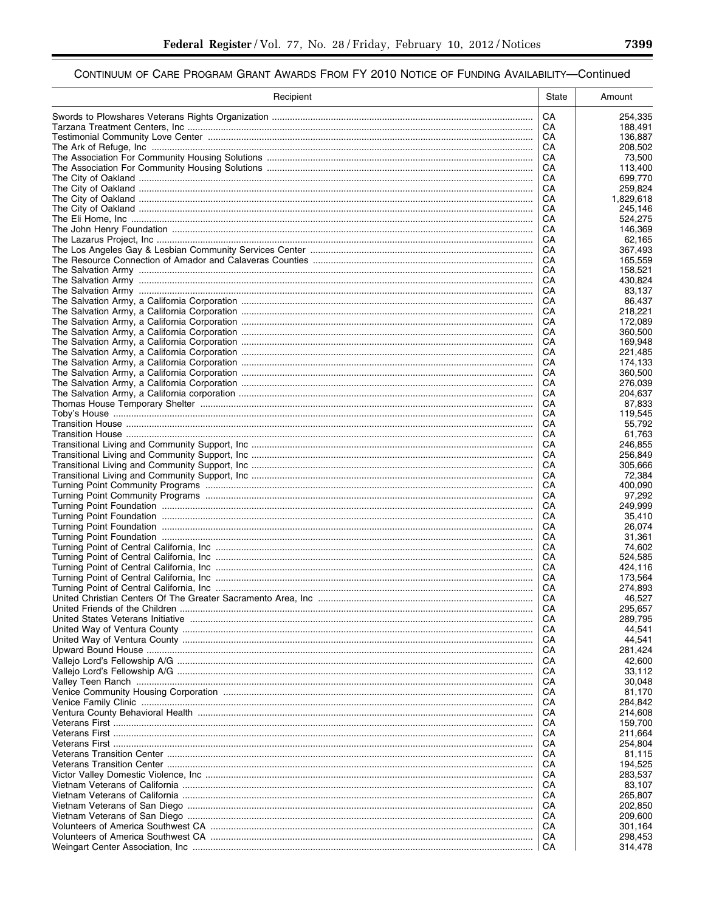## Continuum of Care Program Grant Awards From FY 2010 Notice of Funding Availability—Continued

| Recipient | State | Amount |
| --- | --- | --- |
| Swords to Plowshares Veterans Rights Organization | CA | 254,335 |
| Tarzana Treatment Centers, Inc | CA | 188,491 |
| Testimonial Community Love Center | CA | 136,887 |
| The Ark of Refuge, Inc | CA | 208,502 |
| The Association For Community Housing Solutions | CA | 73,500 |
| The Association For Community Housing Solutions | CA | 113,400 |
| The City of Oakland | CA | 699,770 |
| The City of Oakland | CA | 259,824 |
| The City of Oakland | CA | 1,829,618 |
| The City of Oakland | CA | 245,146 |
| The Eli Home, Inc | CA | 524,275 |
| The John Henry Foundation | CA | 146,369 |
| The Lazarus Project, Inc | CA | 62,165 |
| The Los Angeles Gay & Lesbian Community Services Center | CA | 367,493 |
| The Resource Connection of Amador and Calaveras Counties | CA | 165,559 |
| The Salvation Army | CA | 158,521 |
| The Salvation Army | CA | 430,824 |
| The Salvation Army | CA | 83,137 |
| The Salvation Army, a California Corporation | CA | 86,437 |
| The Salvation Army, a California Corporation | CA | 218,221 |
| The Salvation Army, a California Corporation | CA | 172,089 |
| The Salvation Army, a California Corporation | CA | 360,500 |
| The Salvation Army, a California Corporation | CA | 169,948 |
| The Salvation Army, a California Corporation | CA | 221,485 |
| The Salvation Army, a California Corporation | CA | 174,133 |
| The Salvation Army, a California Corporation | CA | 360,500 |
| The Salvation Army, a California Corporation | CA | 276,039 |
| The Salvation Army, a California corporation | CA | 204,637 |
| Thomas House Temporary Shelter | CA | 87,833 |
| Toby's House | CA | 119,545 |
| Transition House | CA | 55,792 |
| Transition House | CA | 61,763 |
| Transitional Living and Community Support, Inc | CA | 246,855 |
| Transitional Living and Community Support, Inc | CA | 256,849 |
| Transitional Living and Community Support, Inc | CA | 305,666 |
| Transitional Living and Community Support, Inc | CA | 72,384 |
| Turning Point Community Programs | CA | 400,090 |
| Turning Point Community Programs | CA | 97,292 |
| Turning Point Foundation | CA | 249,999 |
| Turning Point Foundation | CA | 35,410 |
| Turning Point Foundation | CA | 26,074 |
| Turning Point Foundation | CA | 31,361 |
| Turning Point of Central California, Inc | CA | 74,602 |
| Turning Point of Central California, Inc | CA | 524,585 |
| Turning Point of Central California, Inc | CA | 424,116 |
| Turning Point of Central California, Inc | CA | 173,564 |
| Turning Point of Central California, Inc | CA | 274,893 |
| United Christian Centers Of The Greater Sacramento Area, Inc | CA | 46,527 |
| United Friends of the Children | CA | 295,657 |
| United States Veterans Initiative | CA | 289,795 |
| United Way of Ventura County | CA | 44,541 |
| United Way of Ventura County | CA | 44,541 |
| Upward Bound House | CA | 281,424 |
| Vallejo Lord's Fellowship A/G | CA | 42,600 |
| Vallejo Lord's Fellowship A/G | CA | 33,112 |
| Valley Teen Ranch | CA | 30,048 |
| Venice Community Housing Corporation | CA | 81,170 |
| Venice Family Clinic | CA | 284,842 |
| Ventura County Behavioral Health | CA | 214,608 |
| Veterans First | CA | 159,700 |
| Veterans First | CA | 211,664 |
| Veterans First | CA | 254,804 |
| Veterans Transition Center | CA | 81,115 |
| Veterans Transition Center | CA | 194,525 |
| Victor Valley Domestic Violence, Inc | CA | 283,537 |
| Vietnam Veterans of California | CA | 83,107 |
| Vietnam Veterans of California | CA | 265,807 |
| Vietnam Veterans of San Diego | CA | 202,850 |
| Vietnam Veterans of San Diego | CA | 209,600 |
| Volunteers of America Southwest CA | CA | 301,164 |
| Volunteers of America Southwest CA | CA | 298,453 |
| Weingart Center Association, Inc | CA | 314,478 |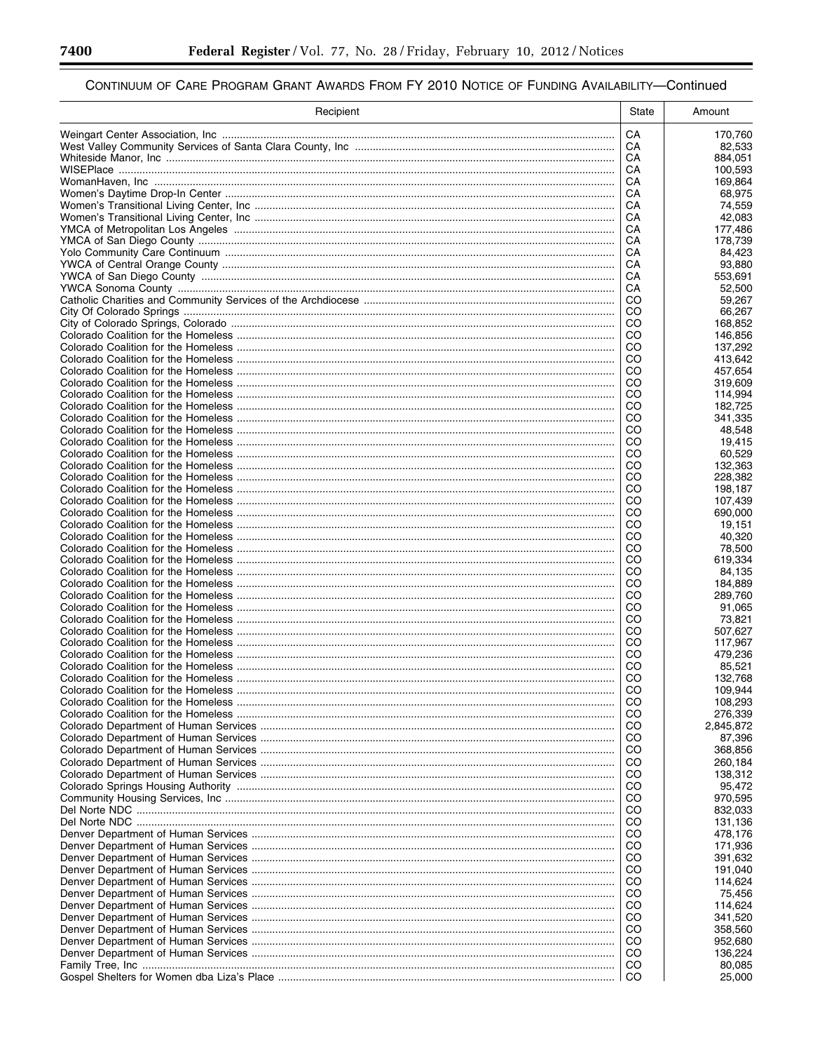CONTINUUM OF CARE PROGRAM GRANT AWARDS FROM FY 2010 NOTICE OF FUNDING AVAILABILITY—Continued

| Recipient | State | Amount |
|---|---|---|
| Weingart Center Association, Inc | CA | 170,760 |
| West Valley Community Services of Santa Clara County, Inc | CA | 82,533 |
| Whiteside Manor, Inc | CA | 884,051 |
| WISEPlace | CA | 100,593 |
| WomanHaven, Inc | CA | 169,864 |
| Women's Daytime Drop-In Center | CA | 68,975 |
| Women's Transitional Living Center, Inc | CA | 74,559 |
| Women's Transitional Living Center, Inc | CA | 42,083 |
| YMCA of Metropolitan Los Angeles | CA | 177,486 |
| YMCA of San Diego County | CA | 178,739 |
| Yolo Community Care Continuum | CA | 84,423 |
| YWCA of Central Orange County | CA | 93,880 |
| YWCA of San Diego County | CA | 553,691 |
| YWCA Sonoma County | CA | 52,500 |
| Catholic Charities and Community Services of the Archdiocese | CO | 59,267 |
| City Of Colorado Springs | CO | 66,267 |
| City of Colorado Springs, Colorado | CO | 168,852 |
| Colorado Coalition for the Homeless | CO | 146,856 |
| Colorado Coalition for the Homeless | CO | 137,292 |
| Colorado Coalition for the Homeless | CO | 413,642 |
| Colorado Coalition for the Homeless | CO | 457,654 |
| Colorado Coalition for the Homeless | CO | 319,609 |
| Colorado Coalition for the Homeless | CO | 114,994 |
| Colorado Coalition for the Homeless | CO | 182,725 |
| Colorado Coalition for the Homeless | CO | 341,335 |
| Colorado Coalition for the Homeless | CO | 48,548 |
| Colorado Coalition for the Homeless | CO | 19,415 |
| Colorado Coalition for the Homeless | CO | 60,529 |
| Colorado Coalition for the Homeless | CO | 132,363 |
| Colorado Coalition for the Homeless | CO | 228,382 |
| Colorado Coalition for the Homeless | CO | 198,187 |
| Colorado Coalition for the Homeless | CO | 107,439 |
| Colorado Coalition for the Homeless | CO | 690,000 |
| Colorado Coalition for the Homeless | CO | 19,151 |
| Colorado Coalition for the Homeless | CO | 40,320 |
| Colorado Coalition for the Homeless | CO | 78,500 |
| Colorado Coalition for the Homeless | CO | 619,334 |
| Colorado Coalition for the Homeless | CO | 84,135 |
| Colorado Coalition for the Homeless | CO | 184,889 |
| Colorado Coalition for the Homeless | CO | 289,760 |
| Colorado Coalition for the Homeless | CO | 91,065 |
| Colorado Coalition for the Homeless | CO | 73,821 |
| Colorado Coalition for the Homeless | CO | 507,627 |
| Colorado Coalition for the Homeless | CO | 117,967 |
| Colorado Coalition for the Homeless | CO | 479,236 |
| Colorado Coalition for the Homeless | CO | 85,521 |
| Colorado Coalition for the Homeless | CO | 132,768 |
| Colorado Coalition for the Homeless | CO | 109,944 |
| Colorado Coalition for the Homeless | CO | 108,293 |
| Colorado Coalition for the Homeless | CO | 276,339 |
| Colorado Department of Human Services | CO | 2,845,872 |
| Colorado Department of Human Services | CO | 87,396 |
| Colorado Department of Human Services | CO | 368,856 |
| Colorado Department of Human Services | CO | 260,184 |
| Colorado Department of Human Services | CO | 138,312 |
| Colorado Springs Housing Authority | CO | 95,472 |
| Community Housing Services, Inc | CO | 970,595 |
| Del Norte NDC | CO | 832,033 |
| Del Norte NDC | CO | 131,136 |
| Denver Department of Human Services | CO | 478,176 |
| Denver Department of Human Services | CO | 171,936 |
| Denver Department of Human Services | CO | 391,632 |
| Denver Department of Human Services | CO | 191,040 |
| Denver Department of Human Services | CO | 114,624 |
| Denver Department of Human Services | CO | 75,456 |
| Denver Department of Human Services | CO | 114,624 |
| Denver Department of Human Services | CO | 341,520 |
| Denver Department of Human Services | CO | 358,560 |
| Denver Department of Human Services | CO | 952,680 |
| Denver Department of Human Services | CO | 136,224 |
| Family Tree, Inc | CO | 80,085 |
| Gospel Shelters for Women dba Liza's Place | CO | 25,000 |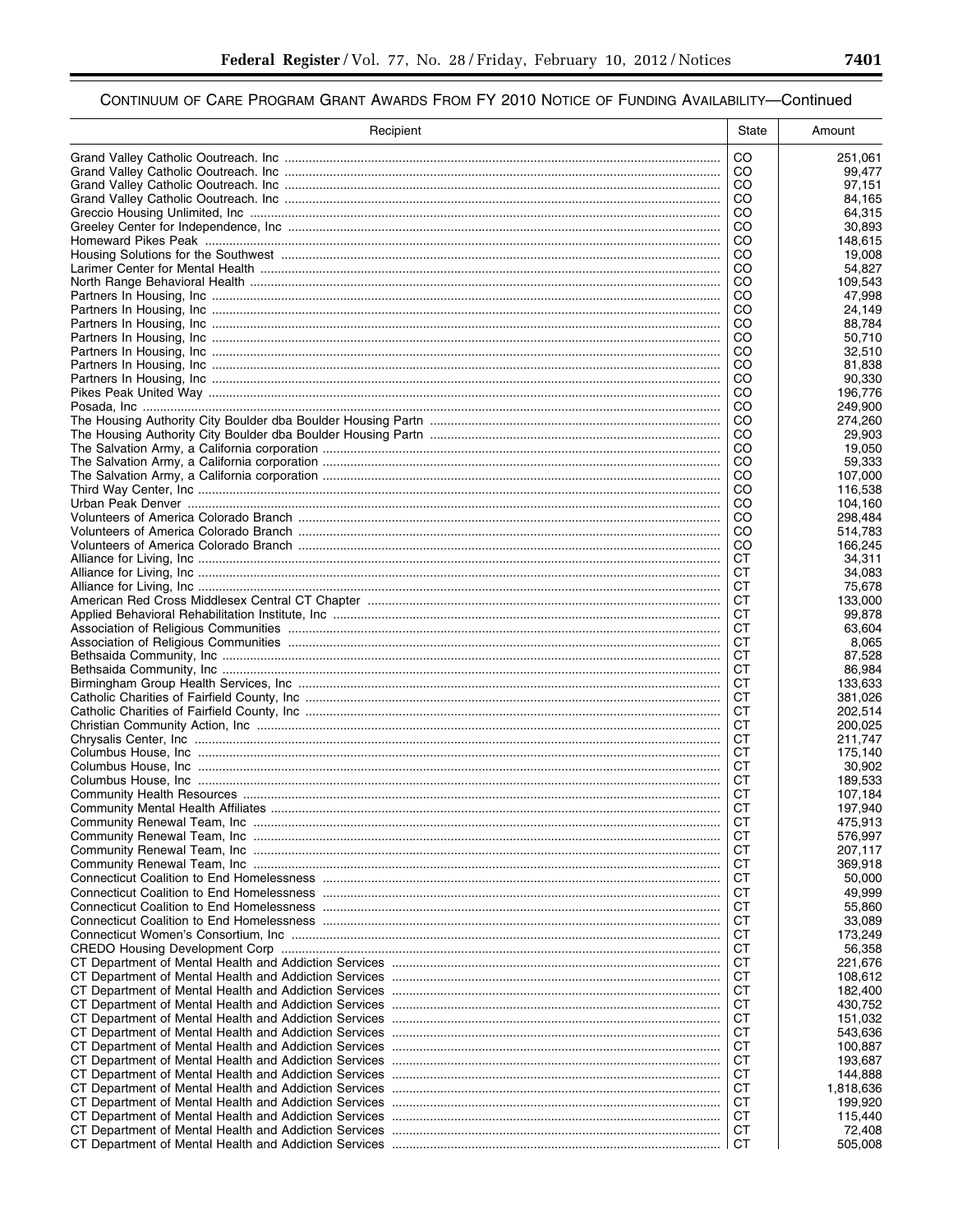CONTINUUM OF CARE PROGRAM GRANT AWARDS FROM FY 2010 NOTICE OF FUNDING AVAILABILITY—Continued

| Recipient | State | Amount |
|---|---|---|
| Grand Valley Catholic Ooutreach. Inc | CO | 251,061 |
| Grand Valley Catholic Ooutreach. Inc | CO | 99,477 |
| Grand Valley Catholic Ooutreach. Inc | CO | 97,151 |
| Grand Valley Catholic Ooutreach. Inc | CO | 84,165 |
| Greccio Housing Unlimited, Inc | CO | 64,315 |
| Greeley Center for Independence, Inc | CO | 30,893 |
| Homeward Pikes Peak | CO | 148,615 |
| Housing Solutions for the Southwest | CO | 19,008 |
| Larimer Center for Mental Health | CO | 54,827 |
| North Range Behavioral Health | CO | 109,543 |
| Partners In Housing, Inc | CO | 47,998 |
| Partners In Housing, Inc | CO | 24,149 |
| Partners In Housing, Inc | CO | 88,784 |
| Partners In Housing, Inc | CO | 50,710 |
| Partners In Housing, Inc | CO | 32,510 |
| Partners In Housing, Inc | CO | 81,838 |
| Partners In Housing, Inc | CO | 90,330 |
| Pikes Peak United Way | CO | 196,776 |
| Posada, Inc | CO | 249,900 |
| The Housing Authority City Boulder dba Boulder Housing Partn | CO | 274,260 |
| The Housing Authority City Boulder dba Boulder Housing Partn | CO | 29,903 |
| The Salvation Army, a California corporation | CO | 19,050 |
| The Salvation Army, a California corporation | CO | 59,333 |
| The Salvation Army, a California corporation | CO | 107,000 |
| Third Way Center, Inc | CO | 116,538 |
| Urban Peak Denver | CO | 104,160 |
| Volunteers of America Colorado Branch | CO | 298,484 |
| Volunteers of America Colorado Branch | CO | 514,783 |
| Volunteers of America Colorado Branch | CO | 166,245 |
| Alliance for Living, Inc | CT | 34,311 |
| Alliance for Living, Inc | CT | 34,083 |
| Alliance for Living, Inc | CT | 75,678 |
| American Red Cross Middlesex Central CT Chapter | CT | 133,000 |
| Applied Behavioral Rehabilitation Institute, Inc | CT | 99,878 |
| Association of Religious Communities | CT | 63,604 |
| Association of Religious Communities | CT | 8,065 |
| Bethsaida Community, Inc | CT | 87,528 |
| Bethsaida Community, Inc | CT | 86,984 |
| Birmingham Group Health Services, Inc | CT | 133,633 |
| Catholic Charities of Fairfield County, Inc | CT | 381,026 |
| Catholic Charities of Fairfield County, Inc | CT | 202,514 |
| Christian Community Action, Inc | CT | 200,025 |
| Chrysalis Center, Inc | CT | 211,747 |
| Columbus House, Inc | CT | 175,140 |
| Columbus House, Inc | CT | 30,902 |
| Columbus House, Inc | CT | 189,533 |
| Community Health Resources | CT | 107,184 |
| Community Mental Health Affiliates | CT | 197,940 |
| Community Renewal Team, Inc | CT | 475,913 |
| Community Renewal Team, Inc | CT | 576,997 |
| Community Renewal Team, Inc | CT | 207,117 |
| Community Renewal Team, Inc | CT | 369,918 |
| Connecticut Coalition to End Homelessness | CT | 50,000 |
| Connecticut Coalition to End Homelessness | CT | 49,999 |
| Connecticut Coalition to End Homelessness | CT | 55,860 |
| Connecticut Coalition to End Homelessness | CT | 33,089 |
| Connecticut Women's Consortium, Inc | CT | 173,249 |
| CREDO Housing Development Corp | CT | 56,358 |
| CT Department of Mental Health and Addiction Services | CT | 221,676 |
| CT Department of Mental Health and Addiction Services | CT | 108,612 |
| CT Department of Mental Health and Addiction Services | CT | 182,400 |
| CT Department of Mental Health and Addiction Services | CT | 430,752 |
| CT Department of Mental Health and Addiction Services | CT | 151,032 |
| CT Department of Mental Health and Addiction Services | CT | 543,636 |
| CT Department of Mental Health and Addiction Services | CT | 100,887 |
| CT Department of Mental Health and Addiction Services | CT | 193,687 |
| CT Department of Mental Health and Addiction Services | CT | 144,888 |
| CT Department of Mental Health and Addiction Services | CT | 1,818,636 |
| CT Department of Mental Health and Addiction Services | CT | 199,920 |
| CT Department of Mental Health and Addiction Services | CT | 115,440 |
| CT Department of Mental Health and Addiction Services | CT | 72,408 |
| CT Department of Mental Health and Addiction Services | CT | 505,008 |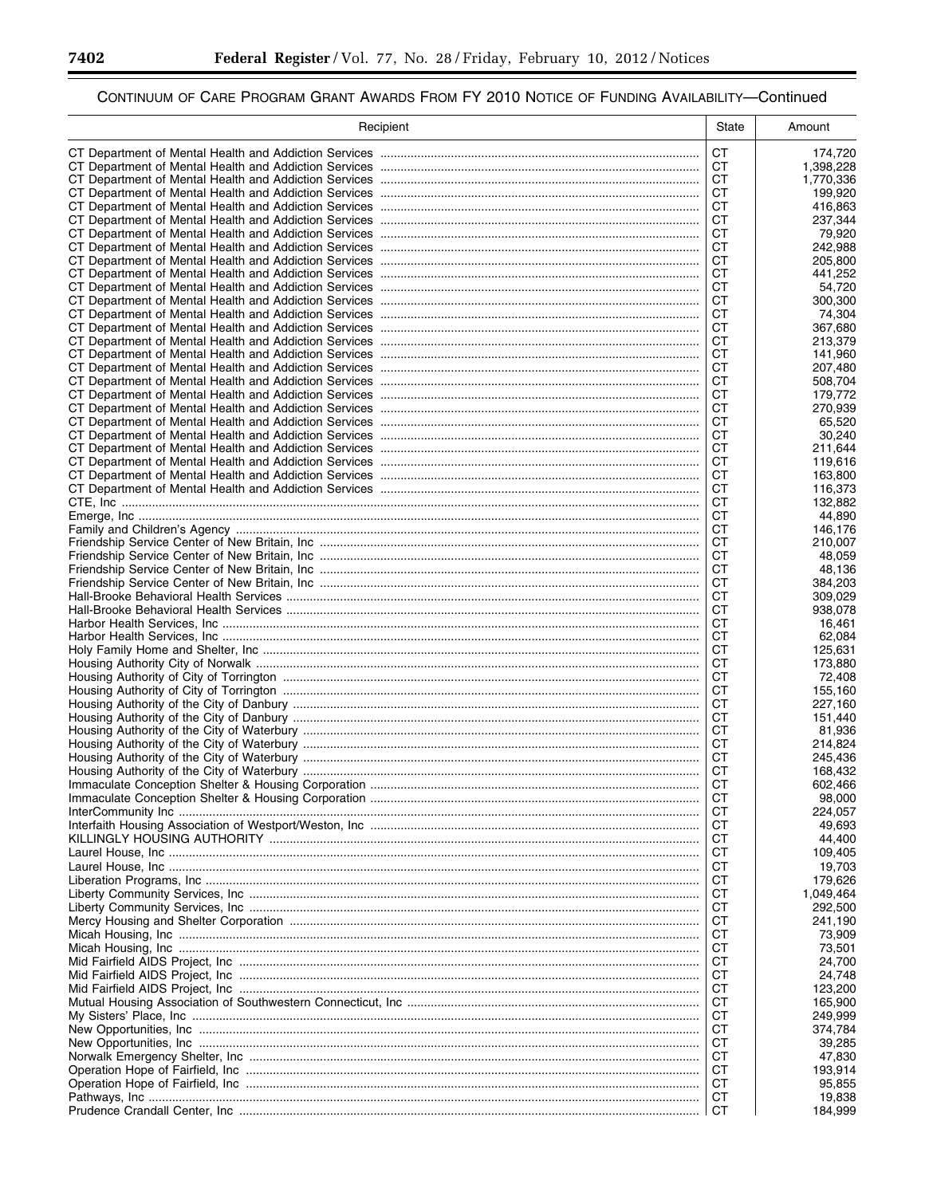CONTINUUM OF CARE PROGRAM GRANT AWARDS FROM FY 2010 NOTICE OF FUNDING AVAILABILITY—Continued

| Recipient | State | Amount |
| --- | --- | --- |
| CT Department of Mental Health and Addiction Services | CT | 174,720 |
| CT Department of Mental Health and Addiction Services | CT | 1,398,228 |
| CT Department of Mental Health and Addiction Services | CT | 1,770,336 |
| CT Department of Mental Health and Addiction Services | CT | 199,920 |
| CT Department of Mental Health and Addiction Services | CT | 416,863 |
| CT Department of Mental Health and Addiction Services | CT | 237,344 |
| CT Department of Mental Health and Addiction Services | CT | 79,920 |
| CT Department of Mental Health and Addiction Services | CT | 242,988 |
| CT Department of Mental Health and Addiction Services | CT | 205,800 |
| CT Department of Mental Health and Addiction Services | CT | 441,252 |
| CT Department of Mental Health and Addiction Services | CT | 54,720 |
| CT Department of Mental Health and Addiction Services | CT | 300,300 |
| CT Department of Mental Health and Addiction Services | CT | 74,304 |
| CT Department of Mental Health and Addiction Services | CT | 367,680 |
| CT Department of Mental Health and Addiction Services | CT | 213,379 |
| CT Department of Mental Health and Addiction Services | CT | 141,960 |
| CT Department of Mental Health and Addiction Services | CT | 207,480 |
| CT Department of Mental Health and Addiction Services | CT | 508,704 |
| CT Department of Mental Health and Addiction Services | CT | 179,772 |
| CT Department of Mental Health and Addiction Services | CT | 270,939 |
| CT Department of Mental Health and Addiction Services | CT | 65,520 |
| CT Department of Mental Health and Addiction Services | CT | 30,240 |
| CT Department of Mental Health and Addiction Services | CT | 211,644 |
| CT Department of Mental Health and Addiction Services | CT | 119,616 |
| CT Department of Mental Health and Addiction Services | CT | 163,800 |
| CT Department of Mental Health and Addiction Services | CT | 116,373 |
| CTE, Inc | CT | 132,882 |
| Emerge, Inc | CT | 44,890 |
| Family and Children's Agency | CT | 146,176 |
| Friendship Service Center of New Britain, Inc | CT | 210,007 |
| Friendship Service Center of New Britain, Inc | CT | 48,059 |
| Friendship Service Center of New Britain, Inc | CT | 48,136 |
| Friendship Service Center of New Britain, Inc | CT | 384,203 |
| Hall-Brooke Behavioral Health Services | CT | 309,029 |
| Hall-Brooke Behavioral Health Services | CT | 938,078 |
| Harbor Health Services, Inc | CT | 16,461 |
| Harbor Health Services, Inc | CT | 62,084 |
| Holy Family Home and Shelter, Inc | CT | 125,631 |
| Housing Authority City of Norwalk | CT | 173,880 |
| Housing Authority of City of Torrington | CT | 72,408 |
| Housing Authority of City of Torrington | CT | 155,160 |
| Housing Authority of the City of Danbury | CT | 227,160 |
| Housing Authority of the City of Danbury | CT | 151,440 |
| Housing Authority of the City of Waterbury | CT | 81,936 |
| Housing Authority of the City of Waterbury | CT | 214,824 |
| Housing Authority of the City of Waterbury | CT | 245,436 |
| Housing Authority of the City of Waterbury | CT | 168,432 |
| Immaculate Conception Shelter & Housing Corporation | CT | 602,466 |
| Immaculate Conception Shelter & Housing Corporation | CT | 98,000 |
| InterCommunity Inc | CT | 224,057 |
| Interfaith Housing Association of Westport/Weston, Inc | CT | 49,693 |
| KILLINGLY HOUSING AUTHORITY | CT | 44,400 |
| Laurel House, Inc | CT | 109,405 |
| Laurel House, Inc | CT | 19,703 |
| Liberation Programs, Inc | CT | 179,626 |
| Liberty Community Services, Inc | CT | 1,049,464 |
| Liberty Community Services, Inc | CT | 292,500 |
| Mercy Housing and Shelter Corporation | CT | 241,190 |
| Micah Housing, Inc | CT | 73,909 |
| Micah Housing, Inc | CT | 73,501 |
| Mid Fairfield AIDS Project, Inc | CT | 24,700 |
| Mid Fairfield AIDS Project, Inc | CT | 24,748 |
| Mid Fairfield AIDS Project, Inc | CT | 123,200 |
| Mutual Housing Association of Southwestern Connecticut, Inc | CT | 165,900 |
| My Sisters' Place, Inc | CT | 249,999 |
| New Opportunities, Inc | CT | 374,784 |
| New Opportunities, Inc | CT | 39,285 |
| Norwalk Emergency Shelter, Inc | CT | 47,830 |
| Operation Hope of Fairfield, Inc | CT | 193,914 |
| Operation Hope of Fairfield, Inc | CT | 95,855 |
| Pathways, Inc | CT | 19,838 |
| Prudence Crandall Center, Inc | CT | 184,999 |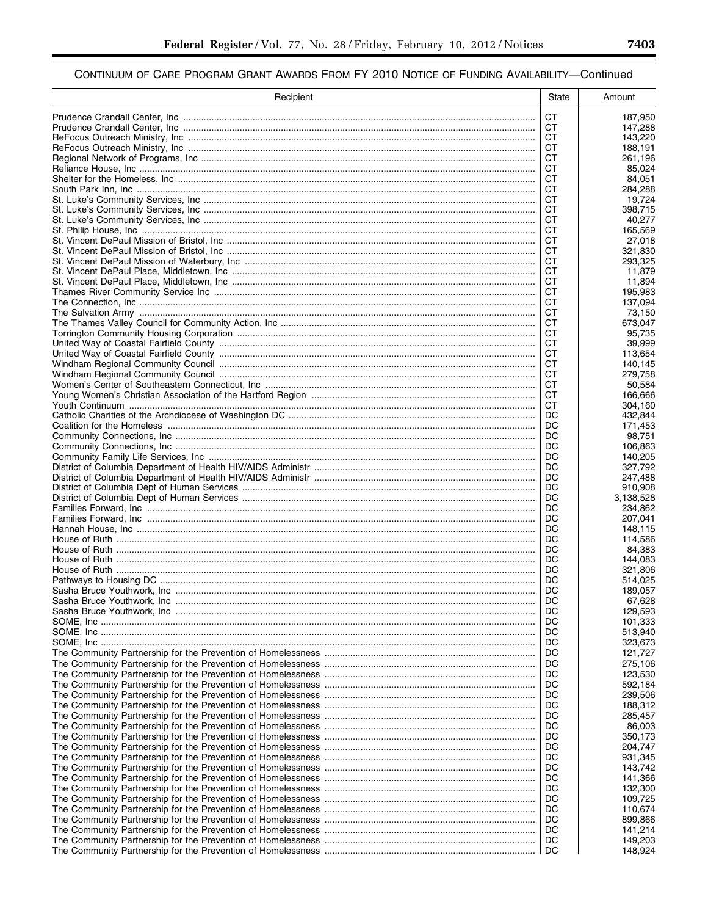CONTINUUM OF CARE PROGRAM GRANT AWARDS FROM FY 2010 NOTICE OF FUNDING AVAILABILITY—Continued

| Recipient | State | Amount |
|---|---|---|
| Prudence Crandall Center, Inc | CT | 187,950 |
| Prudence Crandall Center, Inc | CT | 147,288 |
| ReFocus Outreach Ministry, Inc | CT | 143,220 |
| ReFocus Outreach Ministry, Inc | CT | 188,191 |
| Regional Network of Programs, Inc | CT | 261,196 |
| Reliance House, Inc | CT | 85,024 |
| Shelter for the Homeless, Inc | CT | 84,051 |
| South Park Inn, Inc | CT | 284,288 |
| St. Luke's Community Services, Inc | CT | 19,724 |
| St. Luke's Community Services, Inc | CT | 398,715 |
| St. Luke's Community Services, Inc | CT | 40,277 |
| St. Philip House, Inc | CT | 165,569 |
| St. Vincent DePaul Mission of Bristol, Inc | CT | 27,018 |
| St. Vincent DePaul Mission of Bristol, Inc | CT | 321,830 |
| St. Vincent DePaul Mission of Waterbury, Inc | CT | 293,325 |
| St. Vincent DePaul Place, Middletown, Inc | CT | 11,879 |
| St. Vincent DePaul Place, Middletown, Inc | CT | 11,894 |
| Thames River Community Service Inc | CT | 195,983 |
| The Connection, Inc | CT | 137,094 |
| The Salvation Army | CT | 73,150 |
| The Thames Valley Council for Community Action, Inc | CT | 673,047 |
| Torrington Community Housing Corporation | CT | 95,735 |
| United Way of Coastal Fairfield County | CT | 39,999 |
| United Way of Coastal Fairfield County | CT | 113,654 |
| Windham Regional Community Council | CT | 140,145 |
| Windham Regional Community Council | CT | 279,758 |
| Women's Center of Southeastern Connecticut, Inc | CT | 50,584 |
| Young Women's Christian Association of the Hartford Region | CT | 166,666 |
| Youth Continuum | CT | 304,160 |
| Catholic Charities of the Archdiocese of Washington DC | DC | 432,844 |
| Coalition for the Homeless | DC | 171,453 |
| Community Connections, Inc | DC | 98,751 |
| Community Connections, Inc | DC | 106,863 |
| Community Family Life Services, Inc | DC | 140,205 |
| District of Columbia Department of Health HIV/AIDS Administr | DC | 327,792 |
| District of Columbia Department of Health HIV/AIDS Administr | DC | 247,488 |
| District of Columbia Dept of Human Services | DC | 910,908 |
| District of Columbia Dept of Human Services | DC | 3,138,528 |
| Families Forward, Inc | DC | 234,862 |
| Families Forward, Inc | DC | 207,041 |
| Hannah House, Inc | DC | 148,115 |
| House of Ruth | DC | 114,586 |
| House of Ruth | DC | 84,383 |
| House of Ruth | DC | 144,083 |
| House of Ruth | DC | 321,806 |
| Pathways to Housing DC | DC | 514,025 |
| Sasha Bruce Youthwork, Inc | DC | 189,057 |
| Sasha Bruce Youthwork, Inc | DC | 67,628 |
| Sasha Bruce Youthwork, Inc | DC | 129,593 |
| SOME, Inc | DC | 101,333 |
| SOME, Inc | DC | 513,940 |
| SOME, Inc | DC | 323,673 |
| The Community Partnership for the Prevention of Homelessness | DC | 121,727 |
| The Community Partnership for the Prevention of Homelessness | DC | 275,106 |
| The Community Partnership for the Prevention of Homelessness | DC | 123,530 |
| The Community Partnership for the Prevention of Homelessness | DC | 592,184 |
| The Community Partnership for the Prevention of Homelessness | DC | 239,506 |
| The Community Partnership for the Prevention of Homelessness | DC | 188,312 |
| The Community Partnership for the Prevention of Homelessness | DC | 285,457 |
| The Community Partnership for the Prevention of Homelessness | DC | 86,003 |
| The Community Partnership for the Prevention of Homelessness | DC | 350,173 |
| The Community Partnership for the Prevention of Homelessness | DC | 204,747 |
| The Community Partnership for the Prevention of Homelessness | DC | 931,345 |
| The Community Partnership for the Prevention of Homelessness | DC | 143,742 |
| The Community Partnership for the Prevention of Homelessness | DC | 141,366 |
| The Community Partnership for the Prevention of Homelessness | DC | 132,300 |
| The Community Partnership for the Prevention of Homelessness | DC | 109,725 |
| The Community Partnership for the Prevention of Homelessness | DC | 110,674 |
| The Community Partnership for the Prevention of Homelessness | DC | 899,866 |
| The Community Partnership for the Prevention of Homelessness | DC | 141,214 |
| The Community Partnership for the Prevention of Homelessness | DC | 149,203 |
| The Community Partnership for the Prevention of Homelessness | DC | 148,924 |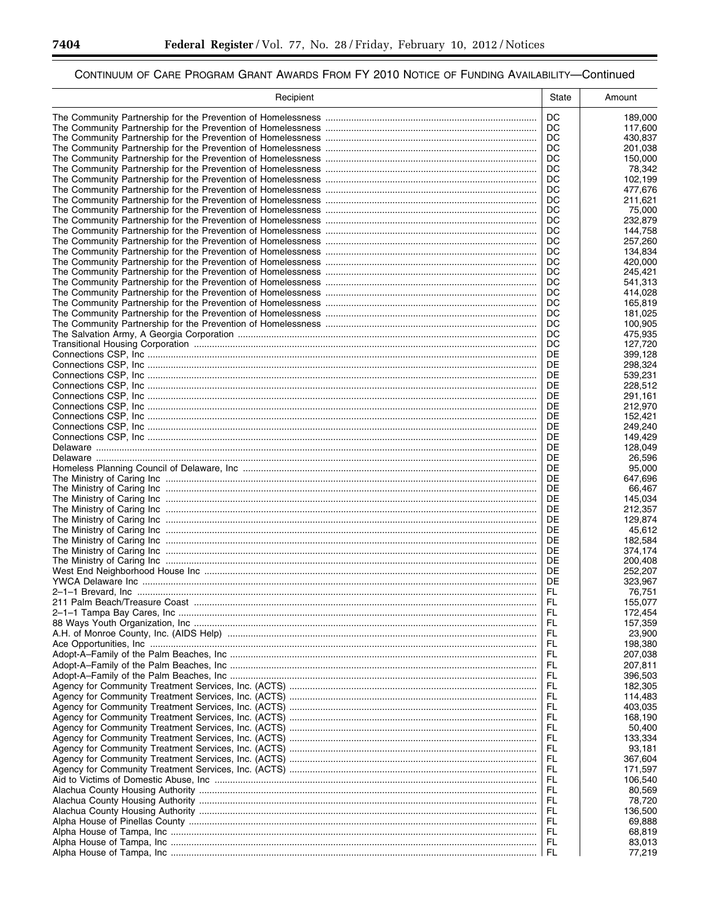CONTINUUM OF CARE PROGRAM GRANT AWARDS FROM FY 2010 NOTICE OF FUNDING AVAILABILITY—Continued

| Recipient | State | Amount |
|---|---|---|
| The Community Partnership for the Prevention of Homelessness | DC | 189,000 |
| The Community Partnership for the Prevention of Homelessness | DC | 117,600 |
| The Community Partnership for the Prevention of Homelessness | DC | 430,837 |
| The Community Partnership for the Prevention of Homelessness | DC | 201,038 |
| The Community Partnership for the Prevention of Homelessness | DC | 150,000 |
| The Community Partnership for the Prevention of Homelessness | DC | 78,342 |
| The Community Partnership for the Prevention of Homelessness | DC | 102,199 |
| The Community Partnership for the Prevention of Homelessness | DC | 477,676 |
| The Community Partnership for the Prevention of Homelessness | DC | 211,621 |
| The Community Partnership for the Prevention of Homelessness | DC | 75,000 |
| The Community Partnership for the Prevention of Homelessness | DC | 232,879 |
| The Community Partnership for the Prevention of Homelessness | DC | 144,758 |
| The Community Partnership for the Prevention of Homelessness | DC | 257,260 |
| The Community Partnership for the Prevention of Homelessness | DC | 134,834 |
| The Community Partnership for the Prevention of Homelessness | DC | 420,000 |
| The Community Partnership for the Prevention of Homelessness | DC | 245,421 |
| The Community Partnership for the Prevention of Homelessness | DC | 541,313 |
| The Community Partnership for the Prevention of Homelessness | DC | 414,028 |
| The Community Partnership for the Prevention of Homelessness | DC | 165,819 |
| The Community Partnership for the Prevention of Homelessness | DC | 181,025 |
| The Community Partnership for the Prevention of Homelessness | DC | 100,905 |
| The Salvation Army, A Georgia Corporation | DC | 475,935 |
| Transitional Housing Corporation | DC | 127,720 |
| Connections CSP, Inc | DE | 399,128 |
| Connections CSP, Inc | DE | 298,324 |
| Connections CSP, Inc | DE | 539,231 |
| Connections CSP, Inc | DE | 228,512 |
| Connections CSP, Inc | DE | 291,161 |
| Connections CSP, Inc | DE | 212,970 |
| Connections CSP, Inc | DE | 152,421 |
| Connections CSP, Inc | DE | 249,240 |
| Connections CSP, Inc | DE | 149,429 |
| Delaware | DE | 128,049 |
| Delaware | DE | 26,596 |
| Homeless Planning Council of Delaware, Inc | DE | 95,000 |
| The Ministry of Caring Inc | DE | 647,696 |
| The Ministry of Caring Inc | DE | 66,467 |
| The Ministry of Caring Inc | DE | 145,034 |
| The Ministry of Caring Inc | DE | 212,357 |
| The Ministry of Caring Inc | DE | 129,874 |
| The Ministry of Caring Inc | DE | 45,612 |
| The Ministry of Caring Inc | DE | 182,584 |
| The Ministry of Caring Inc | DE | 374,174 |
| The Ministry of Caring Inc | DE | 200,408 |
| West End Neighborhood House Inc | DE | 252,207 |
| YWCA Delaware Inc | DE | 323,967 |
| 2–1–1 Brevard, Inc | FL | 76,751 |
| 211 Palm Beach/Treasure Coast | FL | 155,077 |
| 2–1–1 Tampa Bay Cares, Inc | FL | 172,454 |
| 88 Ways Youth Organization, Inc | FL | 157,359 |
| A.H. of Monroe County, Inc. (AIDS Help) | FL | 23,900 |
| Ace Opportunities, Inc | FL | 198,380 |
| Adopt-A–Family of the Palm Beaches, Inc | FL | 207,038 |
| Adopt-A–Family of the Palm Beaches, Inc | FL | 207,811 |
| Adopt-A–Family of the Palm Beaches, Inc | FL | 396,503 |
| Agency for Community Treatment Services, Inc. (ACTS) | FL | 182,305 |
| Agency for Community Treatment Services, Inc. (ACTS) | FL | 114,483 |
| Agency for Community Treatment Services, Inc. (ACTS) | FL | 403,035 |
| Agency for Community Treatment Services, Inc. (ACTS) | FL | 168,190 |
| Agency for Community Treatment Services, Inc. (ACTS) | FL | 50,400 |
| Agency for Community Treatment Services, Inc. (ACTS) | FL | 133,334 |
| Agency for Community Treatment Services, Inc. (ACTS) | FL | 93,181 |
| Agency for Community Treatment Services, Inc. (ACTS) | FL | 367,604 |
| Agency for Community Treatment Services, Inc. (ACTS) | FL | 171,597 |
| Aid to Victims of Domestic Abuse, Inc | FL | 106,540 |
| Alachua County Housing Authority | FL | 80,569 |
| Alachua County Housing Authority | FL | 78,720 |
| Alachua County Housing Authority | FL | 136,500 |
| Alpha House of Pinellas County | FL | 69,888 |
| Alpha House of Tampa, Inc | FL | 68,819 |
| Alpha House of Tampa, Inc | FL | 83,013 |
| Alpha House of Tampa, Inc | FL | 77,219 |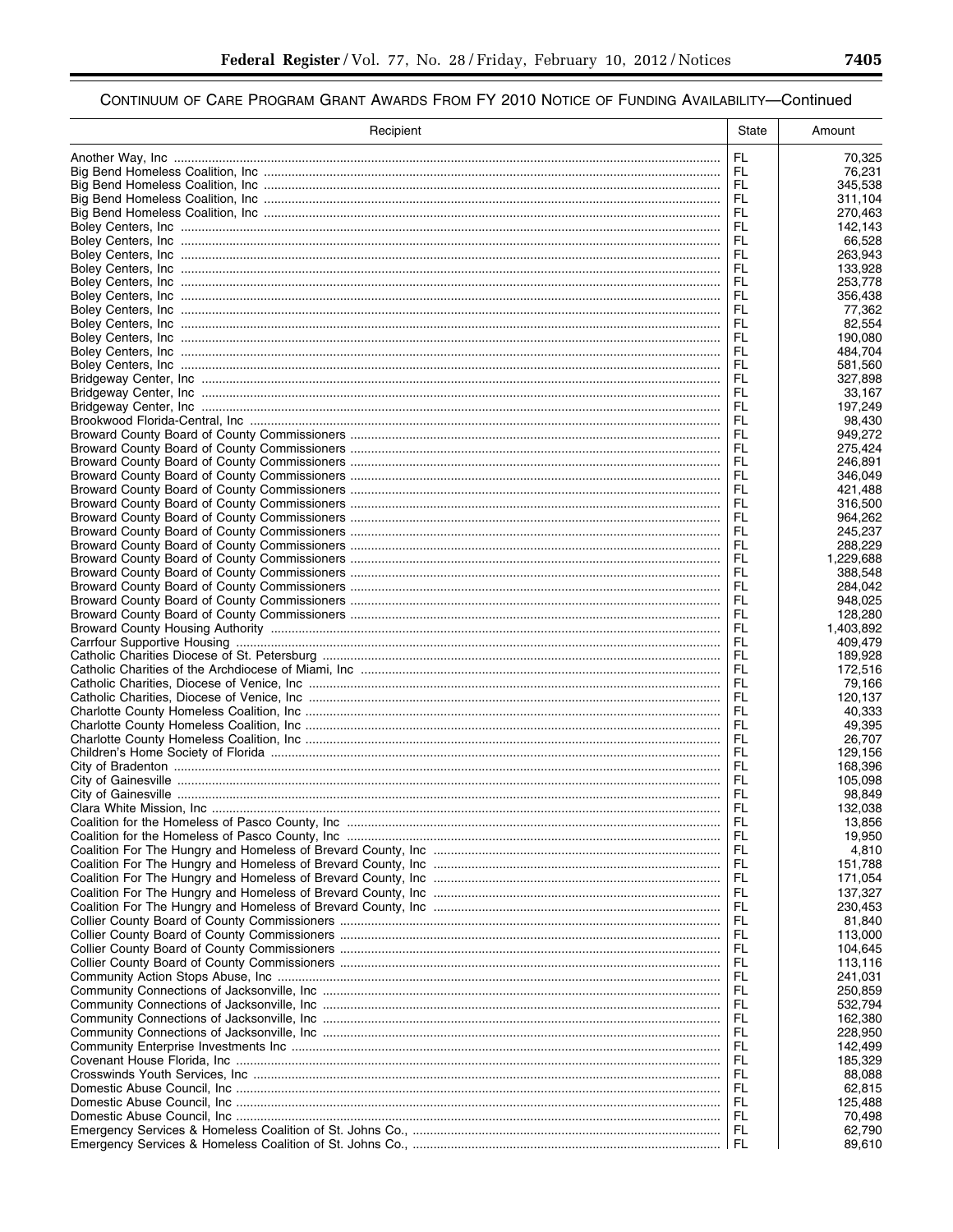## CONTINUUM OF CARE PROGRAM GRANT AWARDS FROM FY 2010 NOTICE OF FUNDING AVAILABILITY—Continued

| Recipient | State | Amount |
|---|---|---|
| Another Way, Inc | FL | 70,325 |
| Big Bend Homeless Coalition, Inc | FL | 76,231 |
| Big Bend Homeless Coalition, Inc | FL | 345,538 |
| Big Bend Homeless Coalition, Inc | FL | 311,104 |
| Big Bend Homeless Coalition, Inc | FL | 270,463 |
| Boley Centers, Inc | FL | 142,143 |
| Boley Centers, Inc | FL | 66,528 |
| Boley Centers, Inc | FL | 263,943 |
| Boley Centers, Inc | FL | 133,928 |
| Boley Centers, Inc | FL | 253,778 |
| Boley Centers, Inc | FL | 356,438 |
| Boley Centers, Inc | FL | 77,362 |
| Boley Centers, Inc | FL | 82,554 |
| Boley Centers, Inc | FL | 190,080 |
| Boley Centers, Inc | FL | 484,704 |
| Boley Centers, Inc | FL | 581,560 |
| Bridgeway Center, Inc | FL | 327,898 |
| Bridgeway Center, Inc | FL | 33,167 |
| Bridgeway Center, Inc | FL | 197,249 |
| Brookwood Florida-Central, Inc | FL | 98,430 |
| Broward County Board of County Commissioners | FL | 949,272 |
| Broward County Board of County Commissioners | FL | 275,424 |
| Broward County Board of County Commissioners | FL | 246,891 |
| Broward County Board of County Commissioners | FL | 346,049 |
| Broward County Board of County Commissioners | FL | 421,488 |
| Broward County Board of County Commissioners | FL | 316,500 |
| Broward County Board of County Commissioners | FL | 964,262 |
| Broward County Board of County Commissioners | FL | 245,237 |
| Broward County Board of County Commissioners | FL | 288,229 |
| Broward County Board of County Commissioners | FL | 1,229,688 |
| Broward County Board of County Commissioners | FL | 388,548 |
| Broward County Board of County Commissioners | FL | 284,042 |
| Broward County Board of County Commissioners | FL | 948,025 |
| Broward County Board of County Commissioners | FL | 128,280 |
| Broward County Housing Authority | FL | 1,403,892 |
| Carrfour Supportive Housing | FL | 409,479 |
| Catholic Charities Diocese of St. Petersburg | FL | 189,928 |
| Catholic Charities of the Archdiocese of Miami, Inc | FL | 172,516 |
| Catholic Charities, Diocese of Venice, Inc | FL | 79,166 |
| Catholic Charities, Diocese of Venice, Inc | FL | 120,137 |
| Charlotte County Homeless Coalition, Inc | FL | 40,333 |
| Charlotte County Homeless Coalition, Inc | FL | 49,395 |
| Charlotte County Homeless Coalition, Inc | FL | 26,707 |
| Children's Home Society of Florida | FL | 129,156 |
| City of Bradenton | FL | 168,396 |
| City of Gainesville | FL | 105,098 |
| City of Gainesville | FL | 98,849 |
| Clara White Mission, Inc | FL | 132,038 |
| Coalition for the Homeless of Pasco County, Inc | FL | 13,856 |
| Coalition for the Homeless of Pasco County, Inc | FL | 19,950 |
| Coalition For The Hungry and Homeless of Brevard County, Inc | FL | 4,810 |
| Coalition For The Hungry and Homeless of Brevard County, Inc | FL | 151,788 |
| Coalition For The Hungry and Homeless of Brevard County, Inc | FL | 171,054 |
| Coalition For The Hungry and Homeless of Brevard County, Inc | FL | 137,327 |
| Coalition For The Hungry and Homeless of Brevard County, Inc | FL | 230,453 |
| Collier County Board of County Commissioners | FL | 81,840 |
| Collier County Board of County Commissioners | FL | 113,000 |
| Collier County Board of County Commissioners | FL | 104,645 |
| Collier County Board of County Commissioners | FL | 113,116 |
| Community Action Stops Abuse, Inc | FL | 241,031 |
| Community Connections of Jacksonville, Inc | FL | 250,859 |
| Community Connections of Jacksonville, Inc | FL | 532,794 |
| Community Connections of Jacksonville, Inc | FL | 162,380 |
| Community Connections of Jacksonville, Inc | FL | 228,950 |
| Community Enterprise Investments Inc | FL | 142,499 |
| Covenant House Florida, Inc | FL | 185,329 |
| Crosswinds Youth Services, Inc | FL | 88,088 |
| Domestic Abuse Council, Inc | FL | 62,815 |
| Domestic Abuse Council, Inc | FL | 125,488 |
| Domestic Abuse Council, Inc | FL | 70,498 |
| Emergency Services & Homeless Coalition of St. Johns Co., | FL | 62,790 |
| Emergency Services & Homeless Coalition of St. Johns Co., | FL | 89,610 |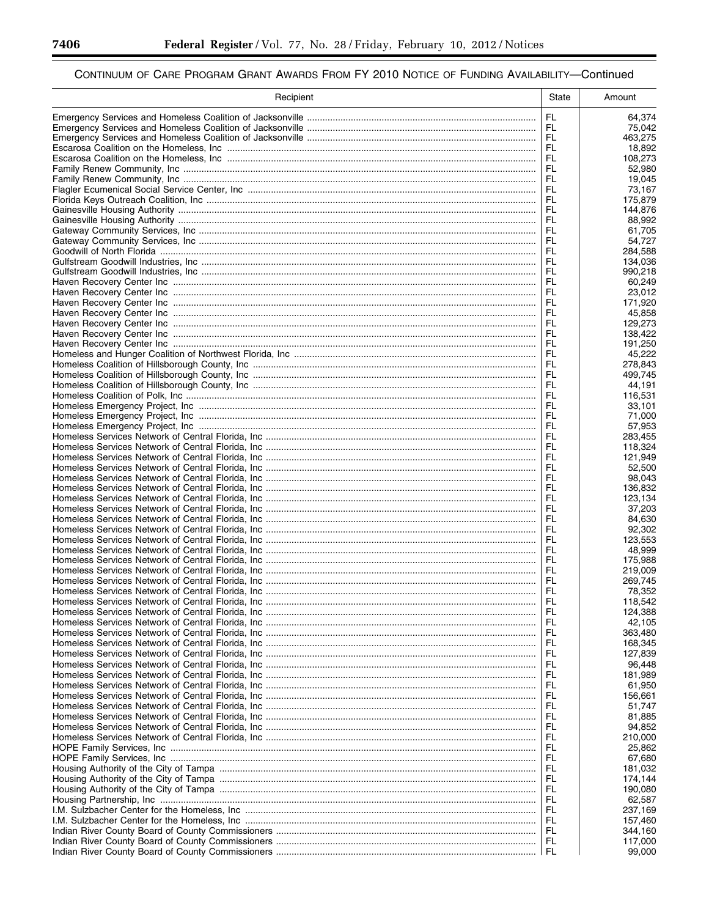## CONTINUUM OF CARE PROGRAM GRANT AWARDS FROM FY 2010 NOTICE OF FUNDING AVAILABILITY—Continued

| Recipient | State | Amount |
|---|---|---|
| Emergency Services and Homeless Coalition of Jacksonville | FL | 64,374 |
| Emergency Services and Homeless Coalition of Jacksonville | FL | 75,042 |
| Emergency Services and Homeless Coalition of Jacksonville | FL | 463,275 |
| Escarosa Coalition on the Homeless, Inc | FL | 18,892 |
| Escarosa Coalition on the Homeless, Inc | FL | 108,273 |
| Family Renew Community, Inc | FL | 52,980 |
| Family Renew Community, Inc | FL | 19,045 |
| Flagler Ecumenical Social Service Center, Inc | FL | 73,167 |
| Florida Keys Outreach Coalition, Inc | FL | 175,879 |
| Gainesville Housing Authority | FL | 144,876 |
| Gainesville Housing Authority | FL | 88,992 |
| Gateway Community Services, Inc | FL | 61,705 |
| Gateway Community Services, Inc | FL | 54,727 |
| Goodwill of North Florida | FL | 284,588 |
| Gulfstream Goodwill Industries, Inc | FL | 134,036 |
| Gulfstream Goodwill Industries, Inc | FL | 990,218 |
| Haven Recovery Center Inc | FL | 60,249 |
| Haven Recovery Center Inc | FL | 23,012 |
| Haven Recovery Center Inc | FL | 171,920 |
| Haven Recovery Center Inc | FL | 45,858 |
| Haven Recovery Center Inc | FL | 129,273 |
| Haven Recovery Center Inc | FL | 138,422 |
| Haven Recovery Center Inc | FL | 191,250 |
| Homeless and Hunger Coalition of Northwest Florida, Inc | FL | 45,222 |
| Homeless Coalition of Hillsborough County, Inc | FL | 278,843 |
| Homeless Coalition of Hillsborough County, Inc | FL | 499,745 |
| Homeless Coalition of Hillsborough County, Inc | FL | 44,191 |
| Homeless Coalition of Polk, Inc | FL | 116,531 |
| Homeless Emergency Project, Inc | FL | 33,101 |
| Homeless Emergency Project, Inc | FL | 71,000 |
| Homeless Emergency Project, Inc | FL | 57,953 |
| Homeless Services Network of Central Florida, Inc | FL | 283,455 |
| Homeless Services Network of Central Florida, Inc | FL | 118,324 |
| Homeless Services Network of Central Florida, Inc | FL | 121,949 |
| Homeless Services Network of Central Florida, Inc | FL | 52,500 |
| Homeless Services Network of Central Florida, Inc | FL | 98,043 |
| Homeless Services Network of Central Florida, Inc | FL | 136,832 |
| Homeless Services Network of Central Florida, Inc | FL | 123,134 |
| Homeless Services Network of Central Florida, Inc | FL | 37,203 |
| Homeless Services Network of Central Florida, Inc | FL | 84,630 |
| Homeless Services Network of Central Florida, Inc | FL | 92,302 |
| Homeless Services Network of Central Florida, Inc | FL | 123,553 |
| Homeless Services Network of Central Florida, Inc | FL | 48,999 |
| Homeless Services Network of Central Florida, Inc | FL | 175,988 |
| Homeless Services Network of Central Florida, Inc | FL | 219,009 |
| Homeless Services Network of Central Florida, Inc | FL | 269,745 |
| Homeless Services Network of Central Florida, Inc | FL | 78,352 |
| Homeless Services Network of Central Florida, Inc | FL | 118,542 |
| Homeless Services Network of Central Florida, Inc | FL | 124,388 |
| Homeless Services Network of Central Florida, Inc | FL | 42,105 |
| Homeless Services Network of Central Florida, Inc | FL | 363,480 |
| Homeless Services Network of Central Florida, Inc | FL | 168,345 |
| Homeless Services Network of Central Florida, Inc | FL | 127,839 |
| Homeless Services Network of Central Florida, Inc | FL | 96,448 |
| Homeless Services Network of Central Florida, Inc | FL | 181,989 |
| Homeless Services Network of Central Florida, Inc | FL | 61,950 |
| Homeless Services Network of Central Florida, Inc | FL | 156,661 |
| Homeless Services Network of Central Florida, Inc | FL | 51,747 |
| Homeless Services Network of Central Florida, Inc | FL | 81,885 |
| Homeless Services Network of Central Florida, Inc | FL | 94,852 |
| Homeless Services Network of Central Florida, Inc | FL | 210,000 |
| HOPE Family Services, Inc | FL | 25,862 |
| HOPE Family Services, Inc | FL | 67,680 |
| Housing Authority of the City of Tampa | FL | 181,032 |
| Housing Authority of the City of Tampa | FL | 174,144 |
| Housing Authority of the City of Tampa | FL | 190,080 |
| Housing Partnership, Inc | FL | 62,587 |
| I.M. Sulzbacher Center for the Homeless, Inc | FL | 237,169 |
| I.M. Sulzbacher Center for the Homeless, Inc | FL | 157,460 |
| Indian River County Board of County Commissioners | FL | 344,160 |
| Indian River County Board of County Commissioners | FL | 117,000 |
| Indian River County Board of County Commissioners | FL | 99,000 |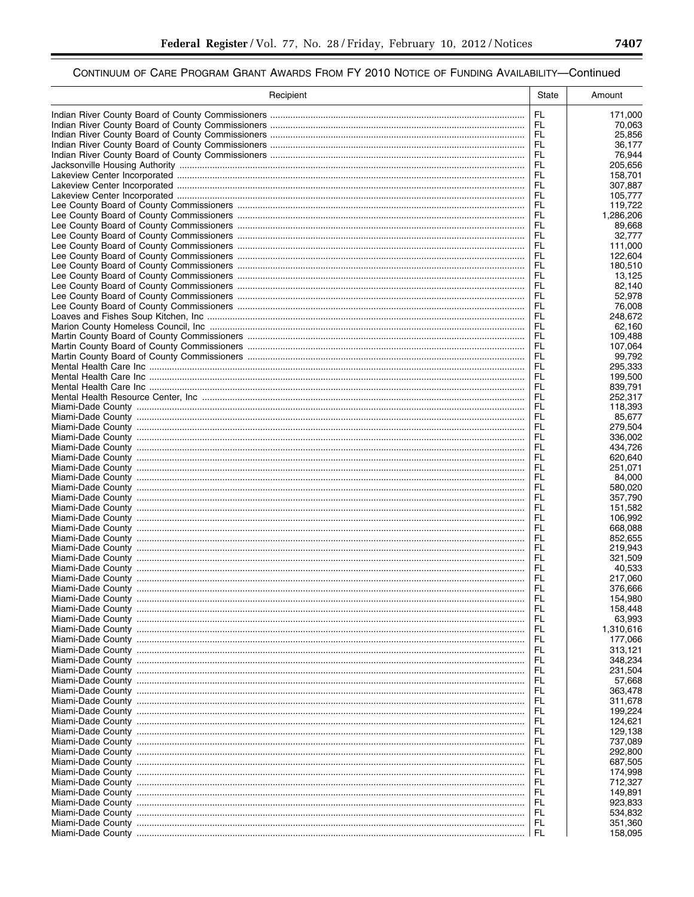## Continuum of Care Program Grant Awards From FY 2010 Notice of Funding Availability—Continued

| Recipient | State | Amount |
|---|---|---|
| Indian River County Board of County Commissioners | FL | 171,000 |
| Indian River County Board of County Commissioners | FL | 70,063 |
| Indian River County Board of County Commissioners | FL | 25,856 |
| Indian River County Board of County Commissioners | FL | 36,177 |
| Indian River County Board of County Commissioners | FL | 76,944 |
| Jacksonville Housing Authority | FL | 205,656 |
| Lakeview Center Incorporated | FL | 158,701 |
| Lakeview Center Incorporated | FL | 307,887 |
| Lakeview Center Incorporated | FL | 105,777 |
| Lee County Board of County Commissioners | FL | 119,722 |
| Lee County Board of County Commissioners | FL | 1,286,206 |
| Lee County Board of County Commissioners | FL | 89,668 |
| Lee County Board of County Commissioners | FL | 32,777 |
| Lee County Board of County Commissioners | FL | 111,000 |
| Lee County Board of County Commissioners | FL | 122,604 |
| Lee County Board of County Commissioners | FL | 180,510 |
| Lee County Board of County Commissioners | FL | 13,125 |
| Lee County Board of County Commissioners | FL | 82,140 |
| Lee County Board of County Commissioners | FL | 52,978 |
| Lee County Board of County Commissioners | FL | 76,008 |
| Loaves and Fishes Soup Kitchen, Inc | FL | 248,672 |
| Marion County Homeless Council, Inc | FL | 62,160 |
| Martin County Board of County Commissioners | FL | 109,488 |
| Martin County Board of County Commissioners | FL | 107,064 |
| Martin County Board of County Commissioners | FL | 99,792 |
| Mental Health Care Inc | FL | 295,333 |
| Mental Health Care Inc | FL | 199,500 |
| Mental Health Care Inc | FL | 839,791 |
| Mental Health Resource Center, Inc | FL | 252,317 |
| Miami-Dade County | FL | 118,393 |
| Miami-Dade County | FL | 85,677 |
| Miami-Dade County | FL | 279,504 |
| Miami-Dade County | FL | 336,002 |
| Miami-Dade County | FL | 434,726 |
| Miami-Dade County | FL | 620,640 |
| Miami-Dade County | FL | 251,071 |
| Miami-Dade County | FL | 84,000 |
| Miami-Dade County | FL | 580,020 |
| Miami-Dade County | FL | 357,790 |
| Miami-Dade County | FL | 151,582 |
| Miami-Dade County | FL | 106,992 |
| Miami-Dade County | FL | 668,088 |
| Miami-Dade County | FL | 852,655 |
| Miami-Dade County | FL | 219,943 |
| Miami-Dade County | FL | 321,509 |
| Miami-Dade County | FL | 40,533 |
| Miami-Dade County | FL | 217,060 |
| Miami-Dade County | FL | 376,666 |
| Miami-Dade County | FL | 154,980 |
| Miami-Dade County | FL | 158,448 |
| Miami-Dade County | FL | 63,993 |
| Miami-Dade County | FL | 1,310,616 |
| Miami-Dade County | FL | 177,066 |
| Miami-Dade County | FL | 313,121 |
| Miami-Dade County | FL | 348,234 |
| Miami-Dade County | FL | 231,504 |
| Miami-Dade County | FL | 57,668 |
| Miami-Dade County | FL | 363,478 |
| Miami-Dade County | FL | 311,678 |
| Miami-Dade County | FL | 199,224 |
| Miami-Dade County | FL | 124,621 |
| Miami-Dade County | FL | 129,138 |
| Miami-Dade County | FL | 737,089 |
| Miami-Dade County | FL | 292,800 |
| Miami-Dade County | FL | 687,505 |
| Miami-Dade County | FL | 174,998 |
| Miami-Dade County | FL | 712,327 |
| Miami-Dade County | FL | 149,891 |
| Miami-Dade County | FL | 923,833 |
| Miami-Dade County | FL | 534,832 |
| Miami-Dade County | FL | 351,360 |
| Miami-Dade County | FL | 158,095 |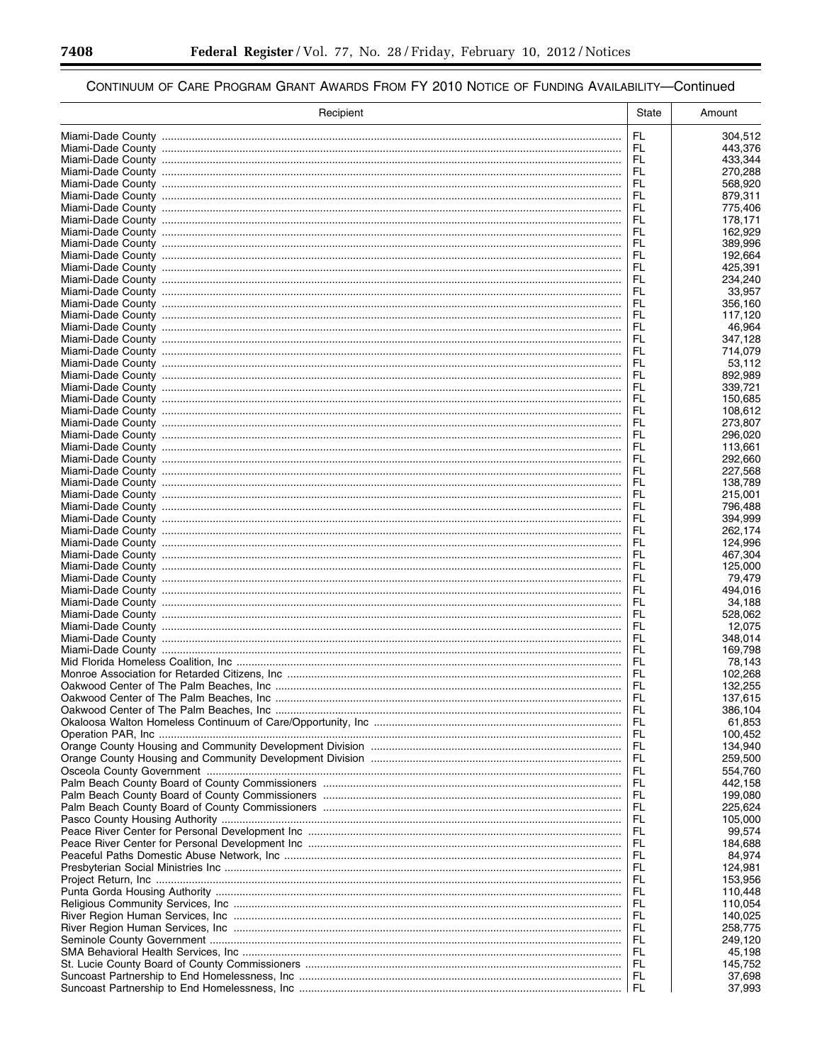CONTINUUM OF CARE PROGRAM GRANT AWARDS FROM FY 2010 NOTICE OF FUNDING AVAILABILITY—Continued

| Recipient | State | Amount |
| --- | --- | --- |
| Miami-Dade County | FL | 304,512 |
| Miami-Dade County | FL | 443,376 |
| Miami-Dade County | FL | 433,344 |
| Miami-Dade County | FL | 270,288 |
| Miami-Dade County | FL | 568,920 |
| Miami-Dade County | FL | 879,311 |
| Miami-Dade County | FL | 775,406 |
| Miami-Dade County | FL | 178,171 |
| Miami-Dade County | FL | 162,929 |
| Miami-Dade County | FL | 389,996 |
| Miami-Dade County | FL | 192,664 |
| Miami-Dade County | FL | 425,391 |
| Miami-Dade County | FL | 234,240 |
| Miami-Dade County | FL | 33,957 |
| Miami-Dade County | FL | 356,160 |
| Miami-Dade County | FL | 117,120 |
| Miami-Dade County | FL | 46,964 |
| Miami-Dade County | FL | 347,128 |
| Miami-Dade County | FL | 714,079 |
| Miami-Dade County | FL | 53,112 |
| Miami-Dade County | FL | 892,989 |
| Miami-Dade County | FL | 339,721 |
| Miami-Dade County | FL | 150,685 |
| Miami-Dade County | FL | 108,612 |
| Miami-Dade County | FL | 273,807 |
| Miami-Dade County | FL | 296,020 |
| Miami-Dade County | FL | 113,661 |
| Miami-Dade County | FL | 292,660 |
| Miami-Dade County | FL | 227,568 |
| Miami-Dade County | FL | 138,789 |
| Miami-Dade County | FL | 215,001 |
| Miami-Dade County | FL | 796,488 |
| Miami-Dade County | FL | 394,999 |
| Miami-Dade County | FL | 262,174 |
| Miami-Dade County | FL | 124,996 |
| Miami-Dade County | FL | 467,304 |
| Miami-Dade County | FL | 125,000 |
| Miami-Dade County | FL | 79,479 |
| Miami-Dade County | FL | 494,016 |
| Miami-Dade County | FL | 34,188 |
| Miami-Dade County | FL | 528,062 |
| Miami-Dade County | FL | 12,075 |
| Miami-Dade County | FL | 348,014 |
| Miami-Dade County | FL | 169,798 |
| Mid Florida Homeless Coalition, Inc | FL | 78,143 |
| Monroe Association for Retarded Citizens, Inc | FL | 102,268 |
| Oakwood Center of The Palm Beaches, Inc | FL | 132,255 |
| Oakwood Center of The Palm Beaches, Inc | FL | 137,615 |
| Oakwood Center of The Palm Beaches, Inc | FL | 386,104 |
| Okaloosa Walton Homeless Continuum of Care/Opportunity, Inc | FL | 61,853 |
| Operation PAR, Inc | FL | 100,452 |
| Orange County Housing and Community Development Division | FL | 134,940 |
| Orange County Housing and Community Development Division | FL | 259,500 |
| Osceola County Government | FL | 554,760 |
| Palm Beach County Board of County Commissioners | FL | 442,158 |
| Palm Beach County Board of County Commissioners | FL | 199,080 |
| Palm Beach County Board of County Commissioners | FL | 225,624 |
| Pasco County Housing Authority | FL | 105,000 |
| Peace River Center for Personal Development Inc | FL | 99,574 |
| Peace River Center for Personal Development Inc | FL | 184,688 |
| Peaceful Paths Domestic Abuse Network, Inc | FL | 84,974 |
| Presbyterian Social Ministries Inc | FL | 124,981 |
| Project Return, Inc | FL | 153,956 |
| Punta Gorda Housing Authority | FL | 110,448 |
| Religious Community Services, Inc | FL | 110,054 |
| River Region Human Services, Inc | FL | 140,025 |
| River Region Human Services, Inc | FL | 258,775 |
| Seminole County Government | FL | 249,120 |
| SMA Behavioral Health Services, Inc | FL | 45,198 |
| St. Lucie County Board of County Commissioners | FL | 145,752 |
| Suncoast Partnership to End Homelessness, Inc | FL | 37,698 |
| Suncoast Partnership to End Homelessness, Inc | FL | 37,993 |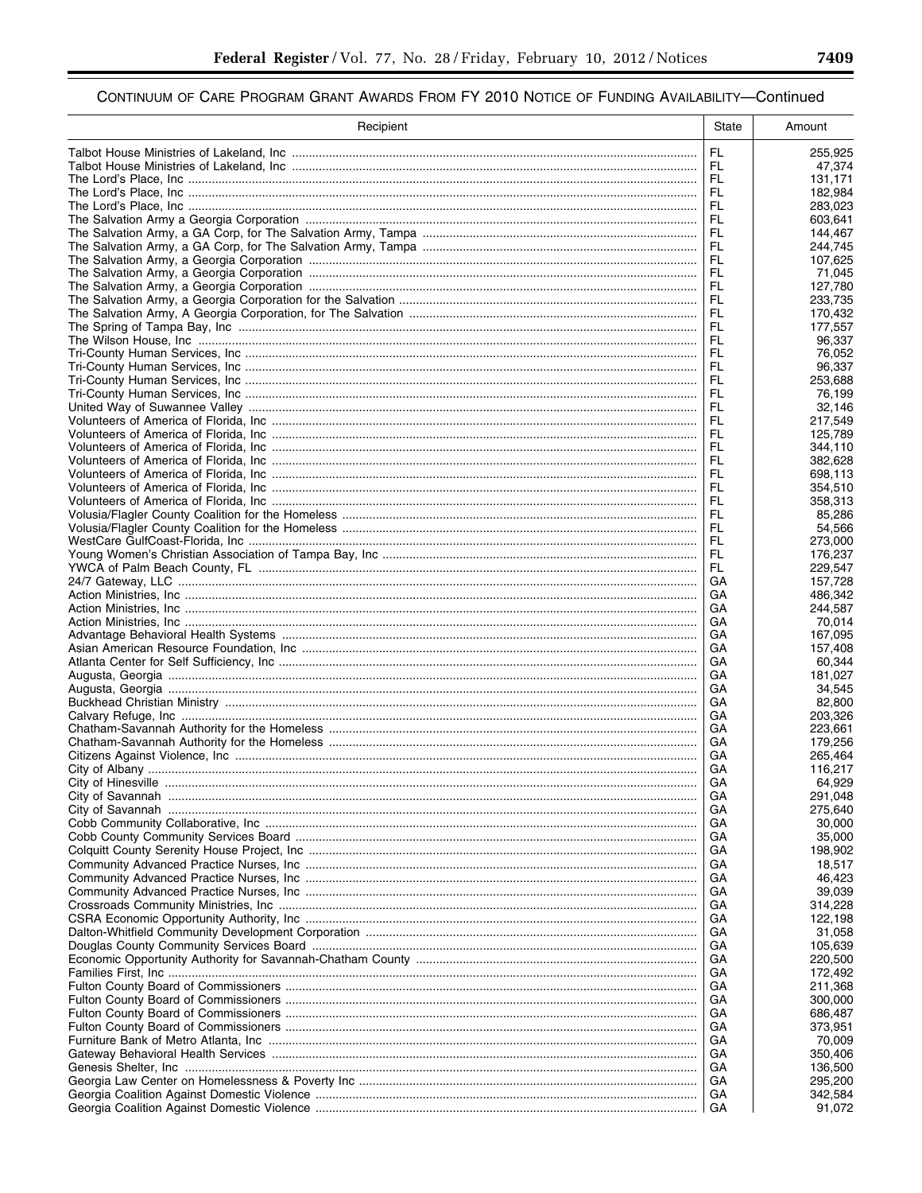## CONTINUUM OF CARE PROGRAM GRANT AWARDS FROM FY 2010 NOTICE OF FUNDING AVAILABILITY—Continued

| Recipient | State | Amount |
|---|---|---|
| Talbot House Ministries of Lakeland, Inc | FL | 255,925 |
| Talbot House Ministries of Lakeland, Inc | FL | 47,374 |
| The Lord's Place, Inc | FL | 131,171 |
| The Lord's Place, Inc | FL | 182,984 |
| The Lord's Place, Inc | FL | 283,023 |
| The Salvation Army a Georgia Corporation | FL | 603,641 |
| The Salvation Army, a GA Corp, for The Salvation Army, Tampa | FL | 144,467 |
| The Salvation Army, a GA Corp, for The Salvation Army, Tampa | FL | 244,745 |
| The Salvation Army, a Georgia Corporation | FL | 107,625 |
| The Salvation Army, a Georgia Corporation | FL | 71,045 |
| The Salvation Army, a Georgia Corporation | FL | 127,780 |
| The Salvation Army, a Georgia Corporation for the Salvation | FL | 233,735 |
| The Salvation Army, A Georgia Corporation, for The Salvation | FL | 170,432 |
| The Spring of Tampa Bay, Inc | FL | 177,557 |
| The Wilson House, Inc | FL | 96,337 |
| Tri-County Human Services, Inc | FL | 76,052 |
| Tri-County Human Services, Inc | FL | 96,337 |
| Tri-County Human Services, Inc | FL | 253,688 |
| Tri-County Human Services, Inc | FL | 76,199 |
| United Way of Suwannee Valley | FL | 32,146 |
| Volunteers of America of Florida, Inc | FL | 217,549 |
| Volunteers of America of Florida, Inc | FL | 125,789 |
| Volunteers of America of Florida, Inc | FL | 344,110 |
| Volunteers of America of Florida, Inc | FL | 382,628 |
| Volunteers of America of Florida, Inc | FL | 698,113 |
| Volunteers of America of Florida, Inc | FL | 354,510 |
| Volunteers of America of Florida, Inc | FL | 358,313 |
| Volusia/Flagler County Coalition for the Homeless | FL | 85,286 |
| Volusia/Flagler County Coalition for the Homeless | FL | 54,566 |
| WestCare GulfCoast-Florida, Inc | FL | 273,000 |
| Young Women's Christian Association of Tampa Bay, Inc | FL | 176,237 |
| YWCA of Palm Beach County, FL | FL | 229,547 |
| 24/7 Gateway, LLC | GA | 157,728 |
| Action Ministries, Inc | GA | 486,342 |
| Action Ministries, Inc | GA | 244,587 |
| Action Ministries, Inc | GA | 70,014 |
| Advantage Behavioral Health Systems | GA | 167,095 |
| Asian American Resource Foundation, Inc | GA | 157,408 |
| Atlanta Center for Self Sufficiency, Inc | GA | 60,344 |
| Augusta, Georgia | GA | 181,027 |
| Augusta, Georgia | GA | 34,545 |
| Buckhead Christian Ministry | GA | 82,800 |
| Calvary Refuge, Inc | GA | 203,326 |
| Chatham-Savannah Authority for the Homeless | GA | 223,661 |
| Chatham-Savannah Authority for the Homeless | GA | 179,256 |
| Citizens Against Violence, Inc | GA | 265,464 |
| City of Albany | GA | 116,217 |
| City of Hinesville | GA | 64,929 |
| City of Savannah | GA | 291,048 |
| City of Savannah | GA | 275,640 |
| Cobb Community Collaborative, Inc | GA | 30,000 |
| Cobb County Community Services Board | GA | 35,000 |
| Colquitt County Serenity House Project, Inc | GA | 198,902 |
| Community Advanced Practice Nurses, Inc | GA | 18,517 |
| Community Advanced Practice Nurses, Inc | GA | 46,423 |
| Community Advanced Practice Nurses, Inc | GA | 39,039 |
| Crossroads Community Ministries, Inc | GA | 314,228 |
| CSRA Economic Opportunity Authority, Inc | GA | 122,198 |
| Dalton-Whitfield Community Development Corporation | GA | 31,058 |
| Douglas County Community Services Board | GA | 105,639 |
| Economic Opportunity Authority for Savannah-Chatham County | GA | 220,500 |
| Families First, Inc | GA | 172,492 |
| Fulton County Board of Commissioners | GA | 211,368 |
| Fulton County Board of Commissioners | GA | 300,000 |
| Fulton County Board of Commissioners | GA | 686,487 |
| Fulton County Board of Commissioners | GA | 373,951 |
| Furniture Bank of Metro Atlanta, Inc | GA | 70,009 |
| Gateway Behavioral Health Services | GA | 350,406 |
| Genesis Shelter, Inc | GA | 136,500 |
| Georgia Law Center on Homelessness & Poverty Inc | GA | 295,200 |
| Georgia Coalition Against Domestic Violence | GA | 342,584 |
| Georgia Coalition Against Domestic Violence | GA | 91,072 |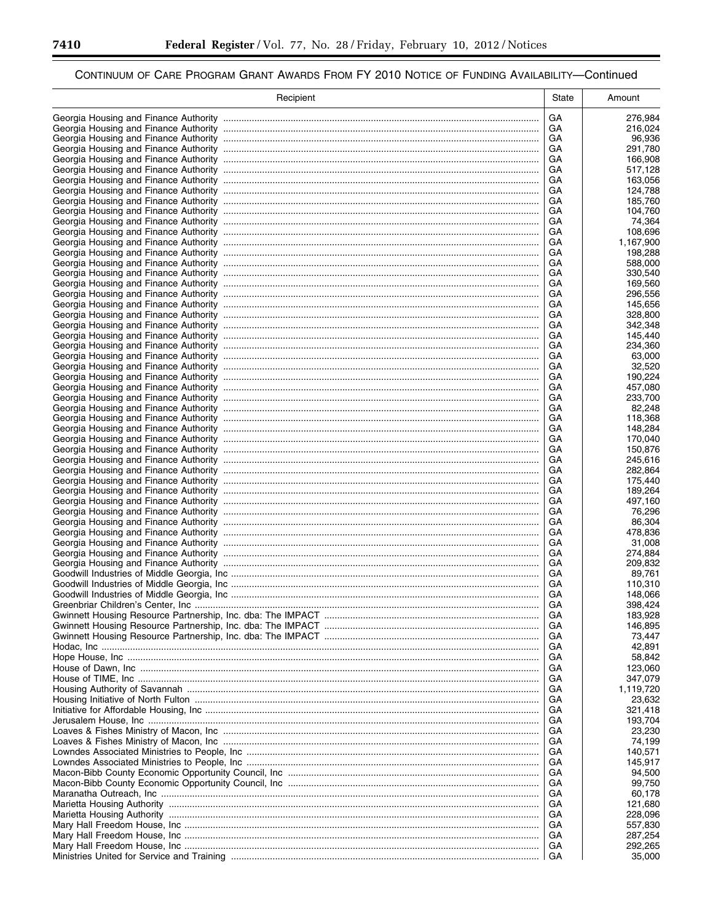## CONTINUUM OF CARE PROGRAM GRANT AWARDS FROM FY 2010 NOTICE OF FUNDING AVAILABILITY—Continued

| Recipient | State | Amount |
| --- | --- | --- |
| Georgia Housing and Finance Authority | GA | 276,984 |
| Georgia Housing and Finance Authority | GA | 216,024 |
| Georgia Housing and Finance Authority | GA | 96,936 |
| Georgia Housing and Finance Authority | GA | 291,780 |
| Georgia Housing and Finance Authority | GA | 166,908 |
| Georgia Housing and Finance Authority | GA | 517,128 |
| Georgia Housing and Finance Authority | GA | 163,056 |
| Georgia Housing and Finance Authority | GA | 124,788 |
| Georgia Housing and Finance Authority | GA | 185,760 |
| Georgia Housing and Finance Authority | GA | 104,760 |
| Georgia Housing and Finance Authority | GA | 74,364 |
| Georgia Housing and Finance Authority | GA | 108,696 |
| Georgia Housing and Finance Authority | GA | 1,167,900 |
| Georgia Housing and Finance Authority | GA | 198,288 |
| Georgia Housing and Finance Authority | GA | 588,000 |
| Georgia Housing and Finance Authority | GA | 330,540 |
| Georgia Housing and Finance Authority | GA | 169,560 |
| Georgia Housing and Finance Authority | GA | 296,556 |
| Georgia Housing and Finance Authority | GA | 145,656 |
| Georgia Housing and Finance Authority | GA | 328,800 |
| Georgia Housing and Finance Authority | GA | 342,348 |
| Georgia Housing and Finance Authority | GA | 145,440 |
| Georgia Housing and Finance Authority | GA | 234,360 |
| Georgia Housing and Finance Authority | GA | 63,000 |
| Georgia Housing and Finance Authority | GA | 32,520 |
| Georgia Housing and Finance Authority | GA | 190,224 |
| Georgia Housing and Finance Authority | GA | 457,080 |
| Georgia Housing and Finance Authority | GA | 233,700 |
| Georgia Housing and Finance Authority | GA | 82,248 |
| Georgia Housing and Finance Authority | GA | 118,368 |
| Georgia Housing and Finance Authority | GA | 148,284 |
| Georgia Housing and Finance Authority | GA | 170,040 |
| Georgia Housing and Finance Authority | GA | 150,876 |
| Georgia Housing and Finance Authority | GA | 245,616 |
| Georgia Housing and Finance Authority | GA | 282,864 |
| Georgia Housing and Finance Authority | GA | 175,440 |
| Georgia Housing and Finance Authority | GA | 189,264 |
| Georgia Housing and Finance Authority | GA | 497,160 |
| Georgia Housing and Finance Authority | GA | 76,296 |
| Georgia Housing and Finance Authority | GA | 86,304 |
| Georgia Housing and Finance Authority | GA | 478,836 |
| Georgia Housing and Finance Authority | GA | 31,008 |
| Georgia Housing and Finance Authority | GA | 274,884 |
| Georgia Housing and Finance Authority | GA | 209,832 |
| Goodwill Industries of Middle Georgia, Inc | GA | 89,761 |
| Goodwill Industries of Middle Georgia, Inc | GA | 110,310 |
| Goodwill Industries of Middle Georgia, Inc | GA | 148,066 |
| Greenbriar Children's Center, Inc | GA | 398,424 |
| Gwinnett Housing Resource Partnership, Inc. dba: The IMPACT | GA | 183,928 |
| Gwinnett Housing Resource Partnership, Inc. dba: The IMPACT | GA | 146,895 |
| Gwinnett Housing Resource Partnership, Inc. dba: The IMPACT | GA | 73,447 |
| Hodac, Inc | GA | 42,891 |
| Hope House, Inc | GA | 58,842 |
| House of Dawn, Inc | GA | 123,060 |
| House of TIME, Inc | GA | 347,079 |
| Housing Authority of Savannah | GA | 1,119,720 |
| Housing Initiative of North Fulton | GA | 23,632 |
| Initiative for Affordable Housing, Inc | GA | 321,418 |
| Jerusalem House, Inc | GA | 193,704 |
| Loaves & Fishes Ministry of Macon, Inc | GA | 23,230 |
| Loaves & Fishes Ministry of Macon, Inc | GA | 74,199 |
| Lowndes Associated Ministries to People, Inc | GA | 140,571 |
| Lowndes Associated Ministries to People, Inc | GA | 145,917 |
| Macon-Bibb County Economic Opportunity Council, Inc | GA | 94,500 |
| Macon-Bibb County Economic Opportunity Council, Inc | GA | 99,750 |
| Maranatha Outreach, Inc | GA | 60,178 |
| Marietta Housing Authority | GA | 121,680 |
| Marietta Housing Authority | GA | 228,096 |
| Mary Hall Freedom House, Inc | GA | 557,830 |
| Mary Hall Freedom House, Inc | GA | 287,254 |
| Mary Hall Freedom House, Inc | GA | 292,265 |
| Ministries United for Service and Training | GA | 35,000 |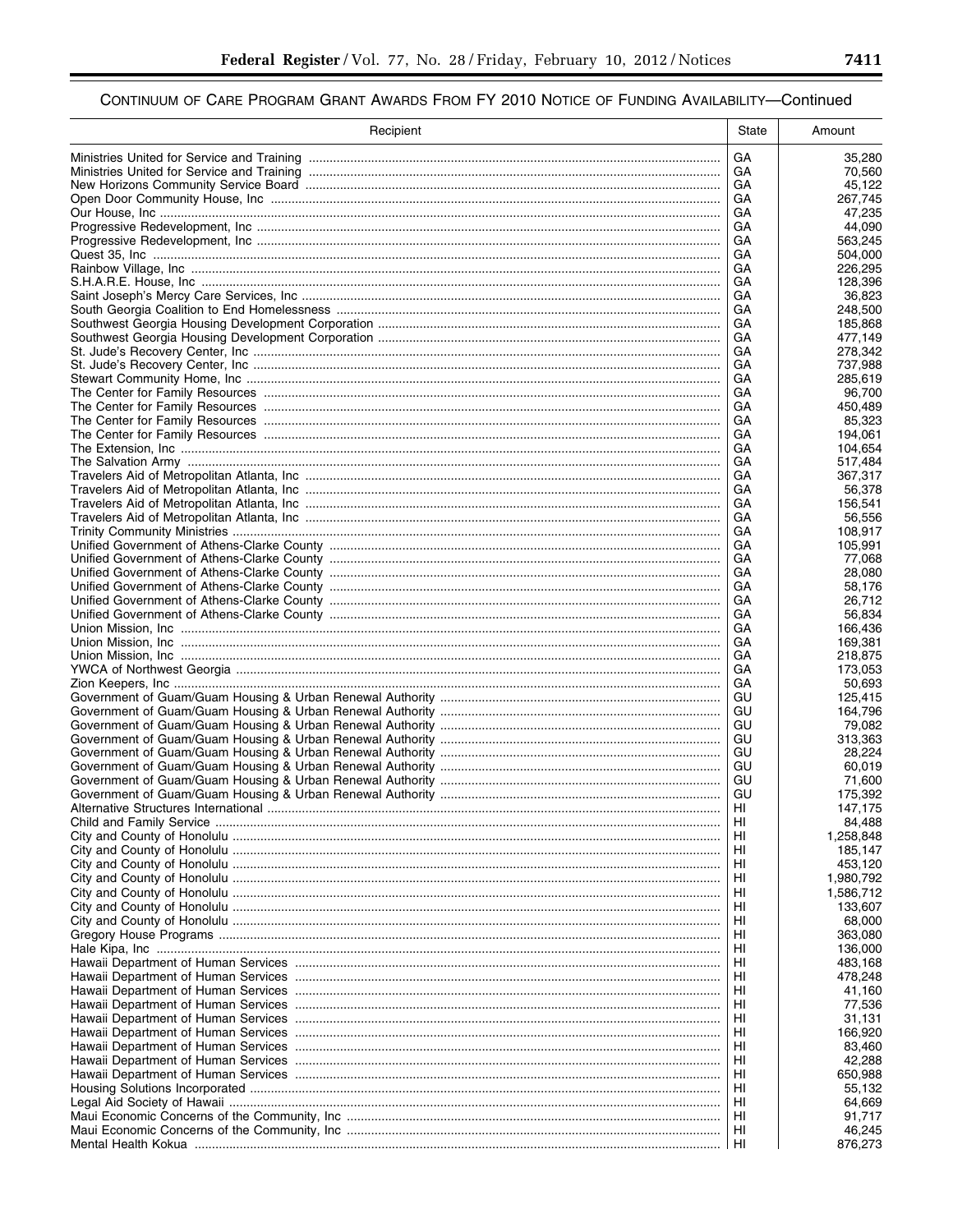## CONTINUUM OF CARE PROGRAM GRANT AWARDS FROM FY 2010 NOTICE OF FUNDING AVAILABILITY—Continued

| Recipient | State | Amount |
|---|---|---|
| Ministries United for Service and Training | GA | 35,280 |
| Ministries United for Service and Training | GA | 70,560 |
| New Horizons Community Service Board | GA | 45,122 |
| Open Door Community House, Inc | GA | 267,745 |
| Our House, Inc | GA | 47,235 |
| Progressive Redevelopment, Inc | GA | 44,090 |
| Progressive Redevelopment, Inc | GA | 563,245 |
| Quest 35, Inc | GA | 504,000 |
| Rainbow Village, Inc | GA | 226,295 |
| S.H.A.R.E. House, Inc | GA | 128,396 |
| Saint Joseph's Mercy Care Services, Inc | GA | 36,823 |
| South Georgia Coalition to End Homelessness | GA | 248,500 |
| Southwest Georgia Housing Development Corporation | GA | 185,868 |
| Southwest Georgia Housing Development Corporation | GA | 477,149 |
| St. Jude's Recovery Center, Inc | GA | 278,342 |
| St. Jude's Recovery Center, Inc | GA | 737,988 |
| Stewart Community Home, Inc | GA | 285,619 |
| The Center for Family Resources | GA | 96,700 |
| The Center for Family Resources | GA | 450,489 |
| The Center for Family Resources | GA | 85,323 |
| The Center for Family Resources | GA | 194,061 |
| The Extension, Inc | GA | 104,654 |
| The Salvation Army | GA | 517,484 |
| Travelers Aid of Metropolitan Atlanta, Inc | GA | 367,317 |
| Travelers Aid of Metropolitan Atlanta, Inc | GA | 56,378 |
| Travelers Aid of Metropolitan Atlanta, Inc | GA | 156,541 |
| Travelers Aid of Metropolitan Atlanta, Inc | GA | 56,556 |
| Trinity Community Ministries | GA | 108,917 |
| Unified Government of Athens-Clarke County | GA | 105,991 |
| Unified Government of Athens-Clarke County | GA | 77,068 |
| Unified Government of Athens-Clarke County | GA | 28,080 |
| Unified Government of Athens-Clarke County | GA | 58,176 |
| Unified Government of Athens-Clarke County | GA | 26,712 |
| Unified Government of Athens-Clarke County | GA | 56,834 |
| Union Mission, Inc | GA | 166,436 |
| Union Mission, Inc | GA | 169,381 |
| Union Mission, Inc | GA | 218,875 |
| YWCA of Northwest Georgia | GA | 173,053 |
| Zion Keepers, Inc | GA | 50,693 |
| Government of Guam/Guam Housing & Urban Renewal Authority | GU | 125,415 |
| Government of Guam/Guam Housing & Urban Renewal Authority | GU | 164,796 |
| Government of Guam/Guam Housing & Urban Renewal Authority | GU | 79,082 |
| Government of Guam/Guam Housing & Urban Renewal Authority | GU | 313,363 |
| Government of Guam/Guam Housing & Urban Renewal Authority | GU | 28,224 |
| Government of Guam/Guam Housing & Urban Renewal Authority | GU | 60,019 |
| Government of Guam/Guam Housing & Urban Renewal Authority | GU | 71,600 |
| Government of Guam/Guam Housing & Urban Renewal Authority | GU | 175,392 |
| Alternative Structures International | HI | 147,175 |
| Child and Family Service | HI | 84,488 |
| City and County of Honolulu | HI | 1,258,848 |
| City and County of Honolulu | HI | 185,147 |
| City and County of Honolulu | HI | 453,120 |
| City and County of Honolulu | HI | 1,980,792 |
| City and County of Honolulu | HI | 1,586,712 |
| City and County of Honolulu | HI | 133,607 |
| City and County of Honolulu | HI | 68,000 |
| Gregory House Programs | HI | 363,080 |
| Hale Kipa, Inc | HI | 136,000 |
| Hawaii Department of Human Services | HI | 483,168 |
| Hawaii Department of Human Services | HI | 478,248 |
| Hawaii Department of Human Services | HI | 41,160 |
| Hawaii Department of Human Services | HI | 77,536 |
| Hawaii Department of Human Services | HI | 31,131 |
| Hawaii Department of Human Services | HI | 166,920 |
| Hawaii Department of Human Services | HI | 83,460 |
| Hawaii Department of Human Services | HI | 42,288 |
| Hawaii Department of Human Services | HI | 650,988 |
| Housing Solutions Incorporated | HI | 55,132 |
| Legal Aid Society of Hawaii | HI | 64,669 |
| Maui Economic Concerns of the Community, Inc | HI | 91,717 |
| Maui Economic Concerns of the Community, Inc | HI | 46,245 |
| Mental Health Kokua | HI | 876,273 |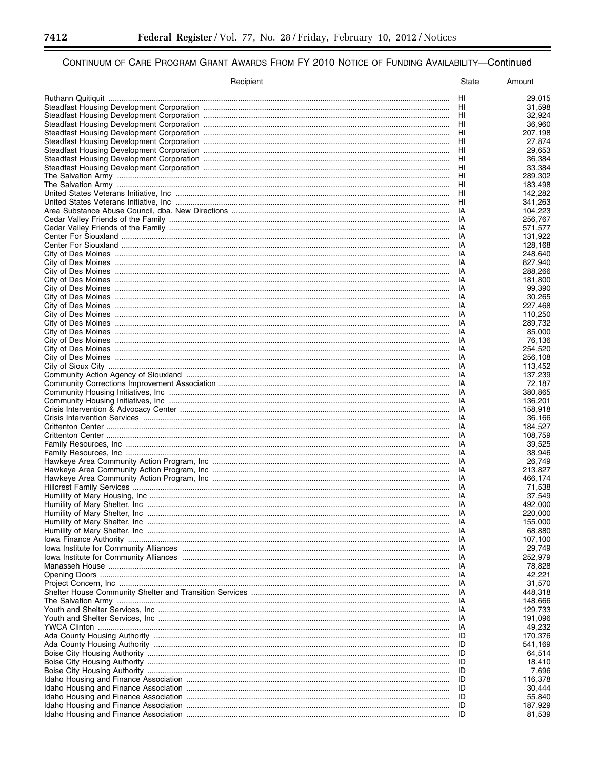CONTINUUM OF CARE PROGRAM GRANT AWARDS FROM FY 2010 NOTICE OF FUNDING AVAILABILITY—Continued

| Recipient | State | Amount |
|---|---|---|
| Ruthann Quitiquit | HI | 29,015 |
| Steadfast Housing Development Corporation | HI | 31,598 |
| Steadfast Housing Development Corporation | HI | 32,924 |
| Steadfast Housing Development Corporation | HI | 36,960 |
| Steadfast Housing Development Corporation | HI | 207,198 |
| Steadfast Housing Development Corporation | HI | 27,874 |
| Steadfast Housing Development Corporation | HI | 29,653 |
| Steadfast Housing Development Corporation | HI | 36,384 |
| Steadfast Housing Development Corporation | HI | 33,384 |
| The Salvation Army | HI | 289,302 |
| The Salvation Army | HI | 183,498 |
| United States Veterans Initiative, Inc | HI | 142,282 |
| United States Veterans Initiative, Inc | HI | 341,263 |
| Area Substance Abuse Council, dba. New Directions | IA | 104,223 |
| Cedar Valley Friends of the Family | IA | 256,767 |
| Cedar Valley Friends of the Family | IA | 571,577 |
| Center For Siouxland | IA | 131,922 |
| Center For Siouxland | IA | 128,168 |
| City of Des Moines | IA | 248,640 |
| City of Des Moines | IA | 827,940 |
| City of Des Moines | IA | 288,266 |
| City of Des Moines | IA | 181,800 |
| City of Des Moines | IA | 99,390 |
| City of Des Moines | IA | 30,265 |
| City of Des Moines | IA | 227,468 |
| City of Des Moines | IA | 110,250 |
| City of Des Moines | IA | 289,732 |
| City of Des Moines | IA | 85,000 |
| City of Des Moines | IA | 76,136 |
| City of Des Moines | IA | 254,520 |
| City of Des Moines | IA | 256,108 |
| City of Sioux City | IA | 113,452 |
| Community Action Agency of Siouxland | IA | 137,239 |
| Community Corrections Improvement Association | IA | 72,187 |
| Community Housing Initiatives, Inc | IA | 380,865 |
| Community Housing Initiatives, Inc | IA | 136,201 |
| Crisis Intervention & Advocacy Center | IA | 158,918 |
| Crisis Intervention Services | IA | 36,166 |
| Crittenton Center | IA | 184,527 |
| Crittenton Center | IA | 108,759 |
| Family Resources, Inc | IA | 39,525 |
| Family Resources, Inc | IA | 38,946 |
| Hawkeye Area Community Action Program, Inc | IA | 26,749 |
| Hawkeye Area Community Action Program, Inc | IA | 213,827 |
| Hawkeye Area Community Action Program, Inc | IA | 466,174 |
| Hillcrest Family Services | IA | 71,538 |
| Humility of Mary Housing, Inc | IA | 37,549 |
| Humility of Mary Shelter, Inc | IA | 492,000 |
| Humility of Mary Shelter, Inc | IA | 220,000 |
| Humility of Mary Shelter, Inc | IA | 155,000 |
| Humility of Mary Shelter, Inc | IA | 68,880 |
| Iowa Finance Authority | IA | 107,100 |
| Iowa Institute for Community Alliances | IA | 29,749 |
| Iowa Institute for Community Alliances | IA | 252,979 |
| Manasseh House | IA | 78,828 |
| Opening Doors | IA | 42,221 |
| Project Concern, Inc | IA | 31,570 |
| Shelter House Community Shelter and Transition Services | IA | 448,318 |
| The Salvation Army | IA | 148,666 |
| Youth and Shelter Services, Inc | IA | 129,733 |
| Youth and Shelter Services, Inc | IA | 191,096 |
| YWCA Clinton | IA | 49,232 |
| Ada County Housing Authority | ID | 170,376 |
| Ada County Housing Authority | ID | 541,169 |
| Boise City Housing Authority | ID | 64,514 |
| Boise City Housing Authority | ID | 18,410 |
| Boise City Housing Authority | ID | 7,696 |
| Idaho Housing and Finance Association | ID | 116,378 |
| Idaho Housing and Finance Association | ID | 30,444 |
| Idaho Housing and Finance Association | ID | 55,840 |
| Idaho Housing and Finance Association | ID | 187,929 |
| Idaho Housing and Finance Association | ID | 81,539 |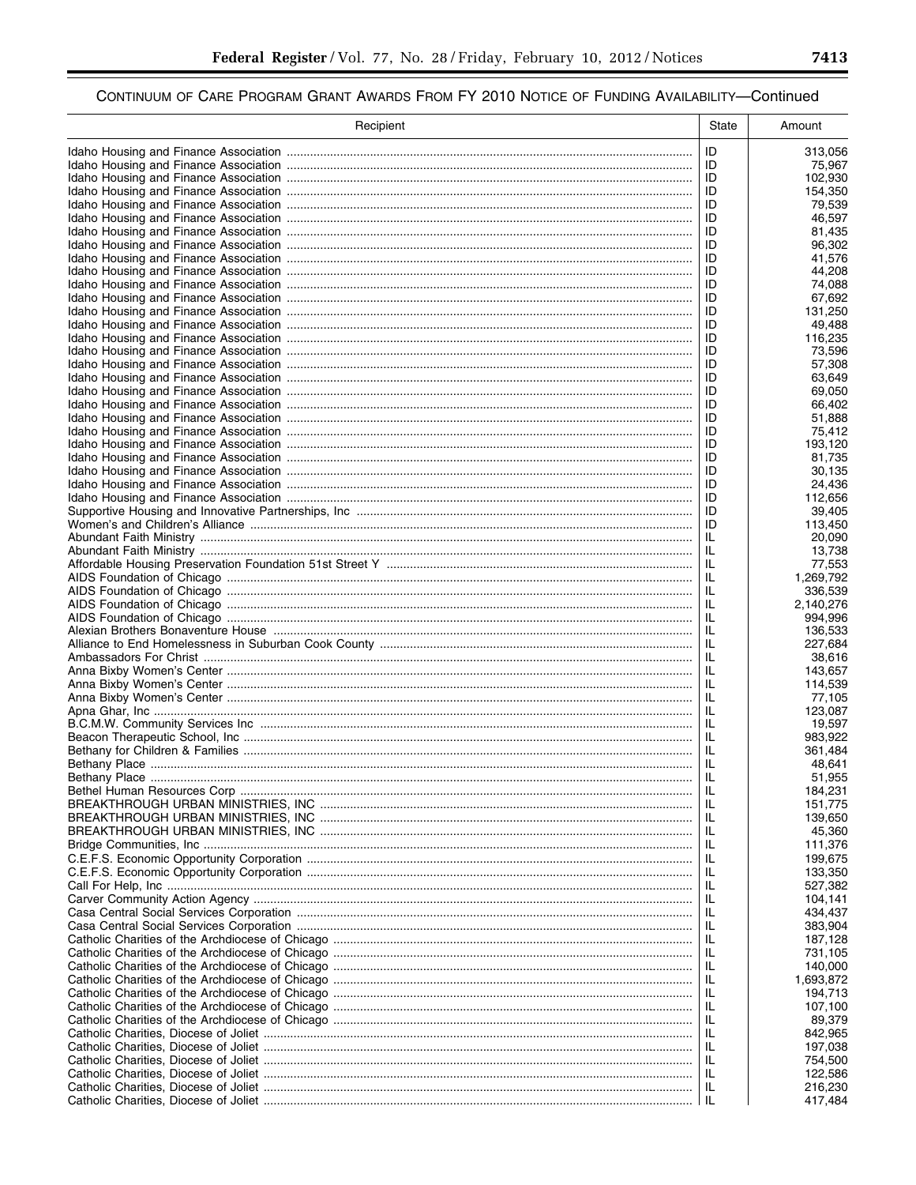CONTINUUM OF CARE PROGRAM GRANT AWARDS FROM FY 2010 NOTICE OF FUNDING AVAILABILITY—Continued

| Recipient | State | Amount |
| --- | --- | --- |
| Idaho Housing and Finance Association | ID | 313,056 |
| Idaho Housing and Finance Association | ID | 75,967 |
| Idaho Housing and Finance Association | ID | 102,930 |
| Idaho Housing and Finance Association | ID | 154,350 |
| Idaho Housing and Finance Association | ID | 79,539 |
| Idaho Housing and Finance Association | ID | 46,597 |
| Idaho Housing and Finance Association | ID | 81,435 |
| Idaho Housing and Finance Association | ID | 96,302 |
| Idaho Housing and Finance Association | ID | 41,576 |
| Idaho Housing and Finance Association | ID | 44,208 |
| Idaho Housing and Finance Association | ID | 74,088 |
| Idaho Housing and Finance Association | ID | 67,692 |
| Idaho Housing and Finance Association | ID | 131,250 |
| Idaho Housing and Finance Association | ID | 49,488 |
| Idaho Housing and Finance Association | ID | 116,235 |
| Idaho Housing and Finance Association | ID | 73,596 |
| Idaho Housing and Finance Association | ID | 57,308 |
| Idaho Housing and Finance Association | ID | 63,649 |
| Idaho Housing and Finance Association | ID | 69,050 |
| Idaho Housing and Finance Association | ID | 66,402 |
| Idaho Housing and Finance Association | ID | 51,888 |
| Idaho Housing and Finance Association | ID | 75,412 |
| Idaho Housing and Finance Association | ID | 193,120 |
| Idaho Housing and Finance Association | ID | 81,735 |
| Idaho Housing and Finance Association | ID | 30,135 |
| Idaho Housing and Finance Association | ID | 24,436 |
| Idaho Housing and Finance Association | ID | 112,656 |
| Supportive Housing and Innovative Partnerships, Inc | ID | 39,405 |
| Women's and Children's Alliance | ID | 113,450 |
| Abundant Faith Ministry | IL | 20,090 |
| Abundant Faith Ministry | IL | 13,738 |
| Affordable Housing Preservation Foundation 51st Street Y | IL | 77,553 |
| AIDS Foundation of Chicago | IL | 1,269,792 |
| AIDS Foundation of Chicago | IL | 336,539 |
| AIDS Foundation of Chicago | IL | 2,140,276 |
| AIDS Foundation of Chicago | IL | 994,996 |
| Alexian Brothers Bonaventure House | IL | 136,533 |
| Alliance to End Homelessness in Suburban Cook County | IL | 227,684 |
| Ambassadors For Christ | IL | 38,616 |
| Anna Bixby Women's Center | IL | 143,657 |
| Anna Bixby Women's Center | IL | 114,539 |
| Anna Bixby Women's Center | IL | 77,105 |
| Apna Ghar, Inc | IL | 123,087 |
| B.C.M.W. Community Services Inc | IL | 19,597 |
| Beacon Therapeutic School, Inc | IL | 983,922 |
| Bethany for Children & Families | IL | 361,484 |
| Bethany Place | IL | 48,641 |
| Bethany Place | IL | 51,955 |
| Bethel Human Resources Corp | IL | 184,231 |
| BREAKTHROUGH URBAN MINISTRIES, INC | IL | 151,775 |
| BREAKTHROUGH URBAN MINISTRIES, INC | IL | 139,650 |
| BREAKTHROUGH URBAN MINISTRIES, INC | IL | 45,360 |
| Bridge Communities, Inc | IL | 111,376 |
| C.E.F.S. Economic Opportunity Corporation | IL | 199,675 |
| C.E.F.S. Economic Opportunity Corporation | IL | 133,350 |
| Call For Help, Inc | IL | 527,382 |
| Carver Community Action Agency | IL | 104,141 |
| Casa Central Social Services Corporation | IL | 434,437 |
| Casa Central Social Services Corporation | IL | 383,904 |
| Catholic Charities of the Archdiocese of Chicago | IL | 187,128 |
| Catholic Charities of the Archdiocese of Chicago | IL | 731,105 |
| Catholic Charities of the Archdiocese of Chicago | IL | 140,000 |
| Catholic Charities of the Archdiocese of Chicago | IL | 1,693,872 |
| Catholic Charities of the Archdiocese of Chicago | IL | 194,713 |
| Catholic Charities of the Archdiocese of Chicago | IL | 107,100 |
| Catholic Charities of the Archdiocese of Chicago | IL | 89,379 |
| Catholic Charities, Diocese of Joliet | IL | 842,965 |
| Catholic Charities, Diocese of Joliet | IL | 197,038 |
| Catholic Charities, Diocese of Joliet | IL | 754,500 |
| Catholic Charities, Diocese of Joliet | IL | 122,586 |
| Catholic Charities, Diocese of Joliet | IL | 216,230 |
| Catholic Charities, Diocese of Joliet | IL | 417,484 |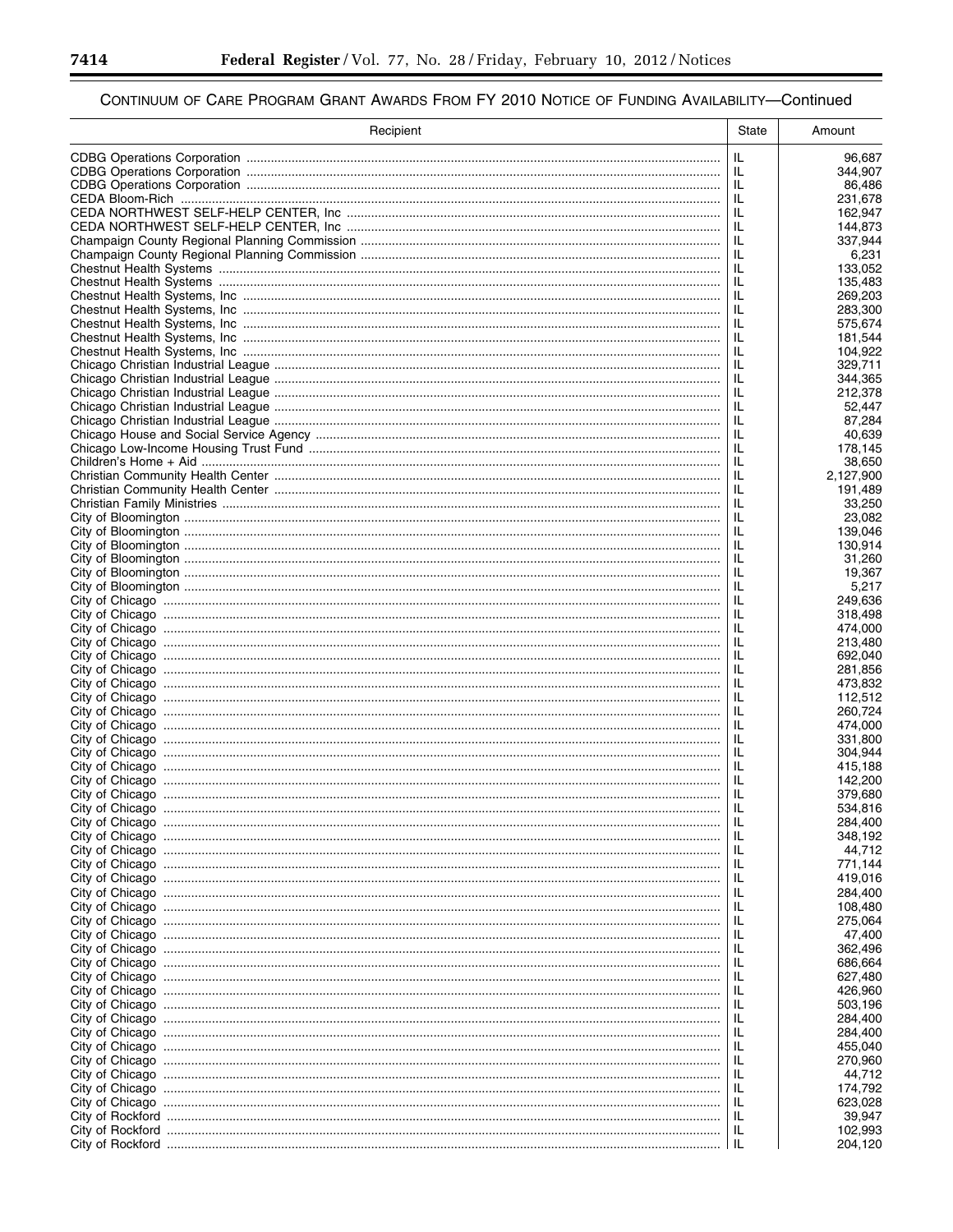## CONTINUUM OF CARE PROGRAM GRANT AWARDS FROM FY 2010 NOTICE OF FUNDING AVAILABILITY—Continued

| Recipient | State | Amount |
|---|---|---|
| CDBG Operations Corporation | IL | 96,687 |
| CDBG Operations Corporation | IL | 344,907 |
| CDBG Operations Corporation | IL | 86,486 |
| CEDA Bloom-Rich | IL | 231,678 |
| CEDA NORTHWEST SELF-HELP CENTER, Inc | IL | 162,947 |
| CEDA NORTHWEST SELF-HELP CENTER, Inc | IL | 144,873 |
| Champaign County Regional Planning Commission | IL | 337,944 |
| Champaign County Regional Planning Commission | IL | 6,231 |
| Chestnut Health Systems | IL | 133,052 |
| Chestnut Health Systems | IL | 135,483 |
| Chestnut Health Systems, Inc | IL | 269,203 |
| Chestnut Health Systems, Inc | IL | 283,300 |
| Chestnut Health Systems, Inc | IL | 575,674 |
| Chestnut Health Systems, Inc | IL | 181,544 |
| Chestnut Health Systems, Inc | IL | 104,922 |
| Chicago Christian Industrial League | IL | 329,711 |
| Chicago Christian Industrial League | IL | 344,365 |
| Chicago Christian Industrial League | IL | 212,378 |
| Chicago Christian Industrial League | IL | 52,447 |
| Chicago Christian Industrial League | IL | 87,284 |
| Chicago House and Social Service Agency | IL | 40,639 |
| Chicago Low-Income Housing Trust Fund | IL | 178,145 |
| Children's Home + Aid | IL | 38,650 |
| Christian Community Health Center | IL | 2,127,900 |
| Christian Community Health Center | IL | 191,489 |
| Christian Family Ministries | IL | 33,250 |
| City of Bloomington | IL | 23,082 |
| City of Bloomington | IL | 139,046 |
| City of Bloomington | IL | 130,914 |
| City of Bloomington | IL | 31,260 |
| City of Bloomington | IL | 19,367 |
| City of Bloomington | IL | 5,217 |
| City of Chicago | IL | 249,636 |
| City of Chicago | IL | 318,498 |
| City of Chicago | IL | 474,000 |
| City of Chicago | IL | 213,480 |
| City of Chicago | IL | 692,040 |
| City of Chicago | IL | 281,856 |
| City of Chicago | IL | 473,832 |
| City of Chicago | IL | 112,512 |
| City of Chicago | IL | 260,724 |
| City of Chicago | IL | 474,000 |
| City of Chicago | IL | 331,800 |
| City of Chicago | IL | 304,944 |
| City of Chicago | IL | 415,188 |
| City of Chicago | IL | 142,200 |
| City of Chicago | IL | 379,680 |
| City of Chicago | IL | 534,816 |
| City of Chicago | IL | 284,400 |
| City of Chicago | IL | 348,192 |
| City of Chicago | IL | 44,712 |
| City of Chicago | IL | 771,144 |
| City of Chicago | IL | 419,016 |
| City of Chicago | IL | 284,400 |
| City of Chicago | IL | 108,480 |
| City of Chicago | IL | 275,064 |
| City of Chicago | IL | 47,400 |
| City of Chicago | IL | 362,496 |
| City of Chicago | IL | 686,664 |
| City of Chicago | IL | 627,480 |
| City of Chicago | IL | 426,960 |
| City of Chicago | IL | 503,196 |
| City of Chicago | IL | 284,400 |
| City of Chicago | IL | 284,400 |
| City of Chicago | IL | 455,040 |
| City of Chicago | IL | 270,960 |
| City of Chicago | IL | 44,712 |
| City of Chicago | IL | 174,792 |
| City of Chicago | IL | 623,028 |
| City of Rockford | IL | 39,947 |
| City of Rockford | IL | 102,993 |
| City of Rockford | IL | 204,120 |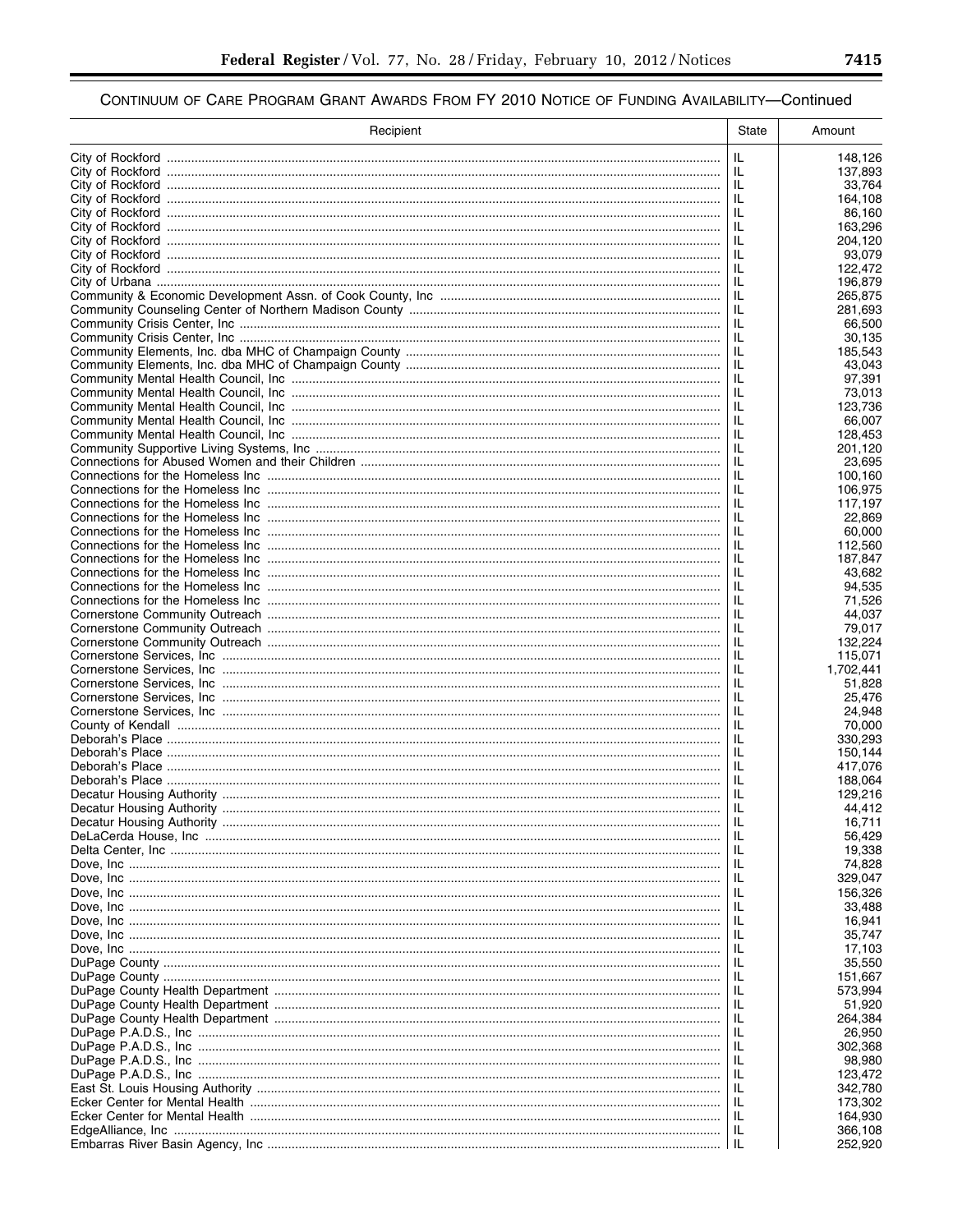CONTINUUM OF CARE PROGRAM GRANT AWARDS FROM FY 2010 NOTICE OF FUNDING AVAILABILITY—Continued

| Recipient | State | Amount |
| --- | --- | --- |
| City of Rockford | IL | 148,126 |
| City of Rockford | IL | 137,893 |
| City of Rockford | IL | 33,764 |
| City of Rockford | IL | 164,108 |
| City of Rockford | IL | 86,160 |
| City of Rockford | IL | 163,296 |
| City of Rockford | IL | 204,120 |
| City of Rockford | IL | 93,079 |
| City of Rockford | IL | 122,472 |
| City of Urbana | IL | 196,879 |
| Community & Economic Development Assn. of Cook County, Inc | IL | 265,875 |
| Community Counseling Center of Northern Madison County | IL | 281,693 |
| Community Crisis Center, Inc | IL | 66,500 |
| Community Crisis Center, Inc | IL | 30,135 |
| Community Elements, Inc. dba MHC of Champaign County | IL | 185,543 |
| Community Elements, Inc. dba MHC of Champaign County | IL | 43,043 |
| Community Mental Health Council, Inc | IL | 97,391 |
| Community Mental Health Council, Inc | IL | 73,013 |
| Community Mental Health Council, Inc | IL | 123,736 |
| Community Mental Health Council, Inc | IL | 66,007 |
| Community Mental Health Council, Inc | IL | 128,453 |
| Community Supportive Living Systems, Inc | IL | 201,120 |
| Connections for Abused Women and their Children | IL | 23,695 |
| Connections for the Homeless Inc | IL | 100,160 |
| Connections for the Homeless Inc | IL | 106,975 |
| Connections for the Homeless Inc | IL | 117,197 |
| Connections for the Homeless Inc | IL | 22,869 |
| Connections for the Homeless Inc | IL | 60,000 |
| Connections for the Homeless Inc | IL | 112,560 |
| Connections for the Homeless Inc | IL | 187,847 |
| Connections for the Homeless Inc | IL | 43,682 |
| Connections for the Homeless Inc | IL | 94,535 |
| Connections for the Homeless Inc | IL | 71,526 |
| Cornerstone Community Outreach | IL | 44,037 |
| Cornerstone Community Outreach | IL | 79,017 |
| Cornerstone Community Outreach | IL | 132,224 |
| Cornerstone Services, Inc | IL | 115,071 |
| Cornerstone Services, Inc | IL | 1,702,441 |
| Cornerstone Services, Inc | IL | 51,828 |
| Cornerstone Services, Inc | IL | 25,476 |
| Cornerstone Services, Inc | IL | 24,948 |
| County of Kendall | IL | 70,000 |
| Deborah's Place | IL | 330,293 |
| Deborah's Place | IL | 150,144 |
| Deborah's Place | IL | 417,076 |
| Deborah's Place | IL | 188,064 |
| Decatur Housing Authority | IL | 129,216 |
| Decatur Housing Authority | IL | 44,412 |
| Decatur Housing Authority | IL | 16,711 |
| DeLaCerda House, Inc | IL | 56,429 |
| Delta Center, Inc | IL | 19,338 |
| Dove, Inc | IL | 74,828 |
| Dove, Inc | IL | 329,047 |
| Dove, Inc | IL | 156,326 |
| Dove, Inc | IL | 33,488 |
| Dove, Inc | IL | 16,941 |
| Dove, Inc | IL | 35,747 |
| Dove, Inc | IL | 17,103 |
| DuPage County | IL | 35,550 |
| DuPage County | IL | 151,667 |
| DuPage County Health Department | IL | 573,994 |
| DuPage County Health Department | IL | 51,920 |
| DuPage County Health Department | IL | 264,384 |
| DuPage P.A.D.S., Inc | IL | 26,950 |
| DuPage P.A.D.S., Inc | IL | 302,368 |
| DuPage P.A.D.S., Inc | IL | 98,980 |
| DuPage P.A.D.S., Inc | IL | 123,472 |
| East St. Louis Housing Authority | IL | 342,780 |
| Ecker Center for Mental Health | IL | 173,302 |
| Ecker Center for Mental Health | IL | 164,930 |
| EdgeAlliance, Inc | IL | 366,108 |
| Embarras River Basin Agency, Inc | IL | 252,920 |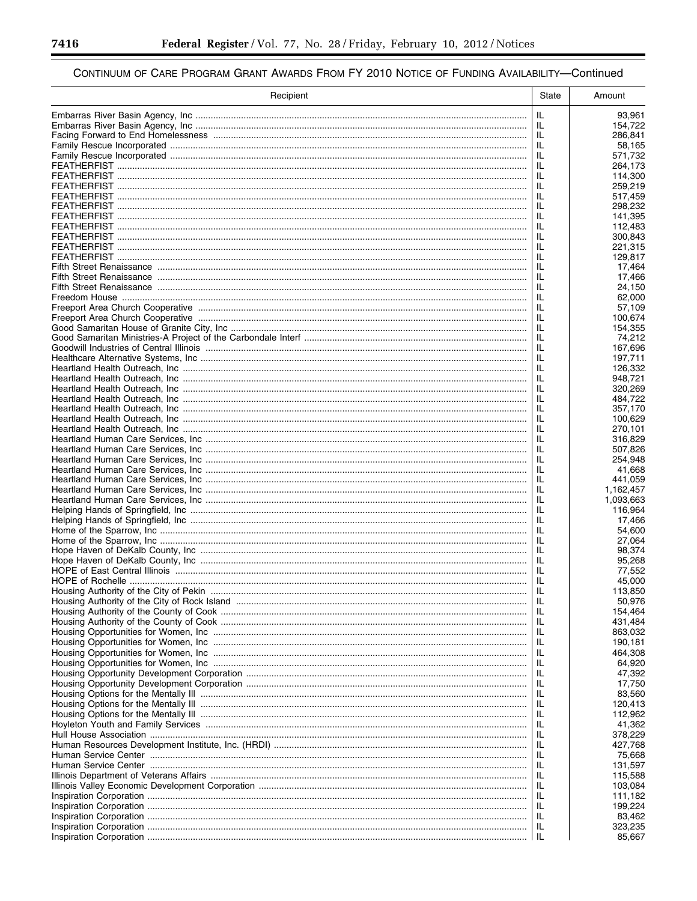CONTINUUM OF CARE PROGRAM GRANT AWARDS FROM FY 2010 NOTICE OF FUNDING AVAILABILITY—Continued

| Recipient | State | Amount |
|---|---|---|
| Embarras River Basin Agency, Inc | IL | 93,961 |
| Embarras River Basin Agency, Inc | IL | 154,722 |
| Facing Forward to End Homelessness | IL | 286,841 |
| Family Rescue Incorporated | IL | 58,165 |
| Family Rescue Incorporated | IL | 571,732 |
| FEATHERFIST | IL | 264,173 |
| FEATHERFIST | IL | 114,300 |
| FEATHERFIST | IL | 259,219 |
| FEATHERFIST | IL | 517,459 |
| FEATHERFIST | IL | 298,232 |
| FEATHERFIST | IL | 141,395 |
| FEATHERFIST | IL | 112,483 |
| FEATHERFIST | IL | 300,843 |
| FEATHERFIST | IL | 221,315 |
| FEATHERFIST | IL | 129,817 |
| Fifth Street Renaissance | IL | 17,464 |
| Fifth Street Renaissance | IL | 17,466 |
| Fifth Street Renaissance | IL | 24,150 |
| Freedom House | IL | 62,000 |
| Freeport Area Church Cooperative | IL | 57,109 |
| Freeport Area Church Cooperative | IL | 100,674 |
| Good Samaritan House of Granite City, Inc | IL | 154,355 |
| Good Samaritan Ministries-A Project of the Carbondale Interf | IL | 74,212 |
| Goodwill Industries of Central Illinois | IL | 167,696 |
| Healthcare Alternative Systems, Inc | IL | 197,711 |
| Heartland Health Outreach, Inc | IL | 126,332 |
| Heartland Health Outreach, Inc | IL | 948,721 |
| Heartland Health Outreach, Inc | IL | 320,269 |
| Heartland Health Outreach, Inc | IL | 484,722 |
| Heartland Health Outreach, Inc | IL | 357,170 |
| Heartland Health Outreach, Inc | IL | 100,629 |
| Heartland Health Outreach, Inc | IL | 270,101 |
| Heartland Human Care Services, Inc | IL | 316,829 |
| Heartland Human Care Services, Inc | IL | 507,826 |
| Heartland Human Care Services, Inc | IL | 254,948 |
| Heartland Human Care Services, Inc | IL | 41,668 |
| Heartland Human Care Services, Inc | IL | 441,059 |
| Heartland Human Care Services, Inc | IL | 1,162,457 |
| Heartland Human Care Services, Inc | IL | 1,093,663 |
| Helping Hands of Springfield, Inc | IL | 116,964 |
| Helping Hands of Springfield, Inc | IL | 17,466 |
| Home of the Sparrow, Inc | IL | 54,600 |
| Home of the Sparrow, Inc | IL | 27,064 |
| Hope Haven of DeKalb County, Inc | IL | 98,374 |
| Hope Haven of DeKalb County, Inc | IL | 95,268 |
| HOPE of East Central Illinois | IL | 77,552 |
| HOPE of Rochelle | IL | 45,000 |
| Housing Authority of the City of Pekin | IL | 113,850 |
| Housing Authority of the City of Rock Island | IL | 50,976 |
| Housing Authority of the County of Cook | IL | 154,464 |
| Housing Authority of the County of Cook | IL | 431,484 |
| Housing Opportunities for Women, Inc | IL | 863,032 |
| Housing Opportunities for Women, Inc | IL | 190,181 |
| Housing Opportunities for Women, Inc | IL | 464,308 |
| Housing Opportunities for Women, Inc | IL | 64,920 |
| Housing Opportunity Development Corporation | IL | 47,392 |
| Housing Opportunity Development Corporation | IL | 17,750 |
| Housing Options for the Mentally Ill | IL | 83,560 |
| Housing Options for the Mentally Ill | IL | 120,413 |
| Housing Options for the Mentally Ill | IL | 112,962 |
| Hoyleton Youth and Family Services | IL | 41,362 |
| Hull House Association | IL | 378,229 |
| Human Resources Development Institute, Inc. (HRDI) | IL | 427,768 |
| Human Service Center | IL | 75,668 |
| Human Service Center | IL | 131,597 |
| Illinois Department of Veterans Affairs | IL | 115,588 |
| Illinois Valley Economic Development Corporation | IL | 103,084 |
| Inspiration Corporation | IL | 111,182 |
| Inspiration Corporation | IL | 199,224 |
| Inspiration Corporation | IL | 83,462 |
| Inspiration Corporation | IL | 323,235 |
| Inspiration Corporation | IL | 85,667 |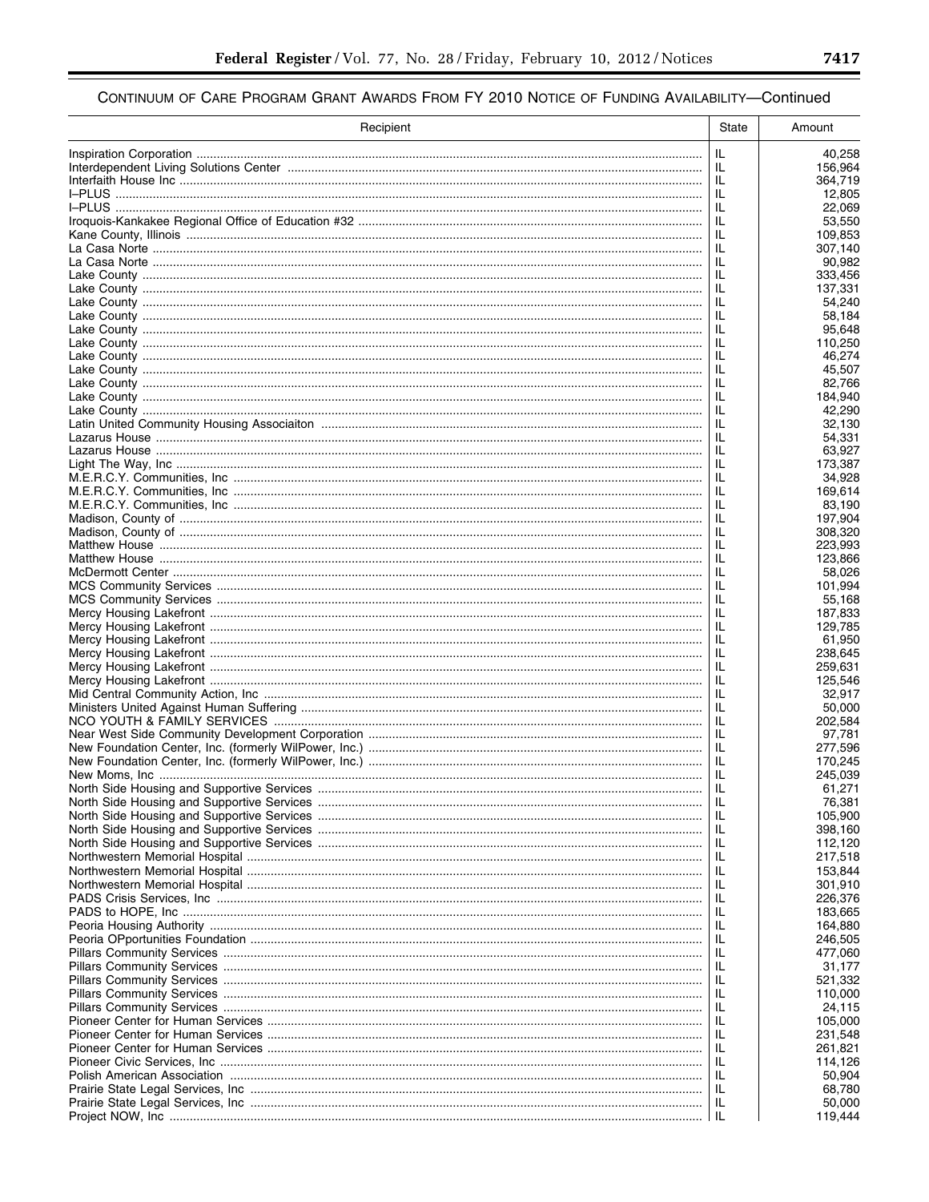## CONTINUUM OF CARE PROGRAM GRANT AWARDS FROM FY 2010 NOTICE OF FUNDING AVAILABILITY—Continued

| Recipient | State | Amount |
|---|---|---|
| Inspiration Corporation | IL | 40,258 |
| Interdependent Living Solutions Center | IL | 156,964 |
| Interfaith House Inc | IL | 364,719 |
| I–PLUS | IL | 12,805 |
| I–PLUS | IL | 22,069 |
| Iroquois-Kankakee Regional Office of Education #32 | IL | 53,550 |
| Kane County, Illinois | IL | 109,853 |
| La Casa Norte | IL | 307,140 |
| La Casa Norte | IL | 90,982 |
| Lake County | IL | 333,456 |
| Lake County | IL | 137,331 |
| Lake County | IL | 54,240 |
| Lake County | IL | 58,184 |
| Lake County | IL | 95,648 |
| Lake County | IL | 110,250 |
| Lake County | IL | 46,274 |
| Lake County | IL | 45,507 |
| Lake County | IL | 82,766 |
| Lake County | IL | 184,940 |
| Lake County | IL | 42,290 |
| Latin United Community Housing Associaiton | IL | 32,130 |
| Lazarus House | IL | 54,331 |
| Lazarus House | IL | 63,927 |
| Light The Way, Inc | IL | 173,387 |
| M.E.R.C.Y. Communities, Inc | IL | 34,928 |
| M.E.R.C.Y. Communities, Inc | IL | 169,614 |
| M.E.R.C.Y. Communities, Inc | IL | 83,190 |
| Madison, County of | IL | 197,904 |
| Madison, County of | IL | 308,320 |
| Matthew House | IL | 223,993 |
| Matthew House | IL | 123,866 |
| McDermott Center | IL | 58,026 |
| MCS Community Services | IL | 101,994 |
| MCS Community Services | IL | 55,168 |
| Mercy Housing Lakefront | IL | 187,833 |
| Mercy Housing Lakefront | IL | 129,785 |
| Mercy Housing Lakefront | IL | 61,950 |
| Mercy Housing Lakefront | IL | 238,645 |
| Mercy Housing Lakefront | IL | 259,631 |
| Mercy Housing Lakefront | IL | 125,546 |
| Mid Central Community Action, Inc | IL | 32,917 |
| Ministers United Against Human Suffering | IL | 50,000 |
| NCO YOUTH & FAMILY SERVICES | IL | 202,584 |
| Near West Side Community Development Corporation | IL | 97,781 |
| New Foundation Center, Inc. (formerly WilPower, Inc.) | IL | 277,596 |
| New Foundation Center, Inc. (formerly WilPower, Inc.) | IL | 170,245 |
| New Moms, Inc | IL | 245,039 |
| North Side Housing and Supportive Services | IL | 61,271 |
| North Side Housing and Supportive Services | IL | 76,381 |
| North Side Housing and Supportive Services | IL | 105,900 |
| North Side Housing and Supportive Services | IL | 398,160 |
| North Side Housing and Supportive Services | IL | 112,120 |
| Northwestern Memorial Hospital | IL | 217,518 |
| Northwestern Memorial Hospital | IL | 153,844 |
| Northwestern Memorial Hospital | IL | 301,910 |
| PADS Crisis Services, Inc | IL | 226,376 |
| PADS to HOPE, Inc | IL | 183,665 |
| Peoria Housing Authority | IL | 164,880 |
| Peoria OPportunities Foundation | IL | 246,505 |
| Pillars Community Services | IL | 477,060 |
| Pillars Community Services | IL | 31,177 |
| Pillars Community Services | IL | 521,332 |
| Pillars Community Services | IL | 110,000 |
| Pillars Community Services | IL | 24,115 |
| Pioneer Center for Human Services | IL | 105,000 |
| Pioneer Center for Human Services | IL | 231,548 |
| Pioneer Center for Human Services | IL | 261,821 |
| Pioneer Civic Services, Inc | IL | 114,126 |
| Polish American Association | IL | 50,904 |
| Prairie State Legal Services, Inc | IL | 68,780 |
| Prairie State Legal Services, Inc | IL | 50,000 |
| Project NOW, Inc | IL | 119,444 |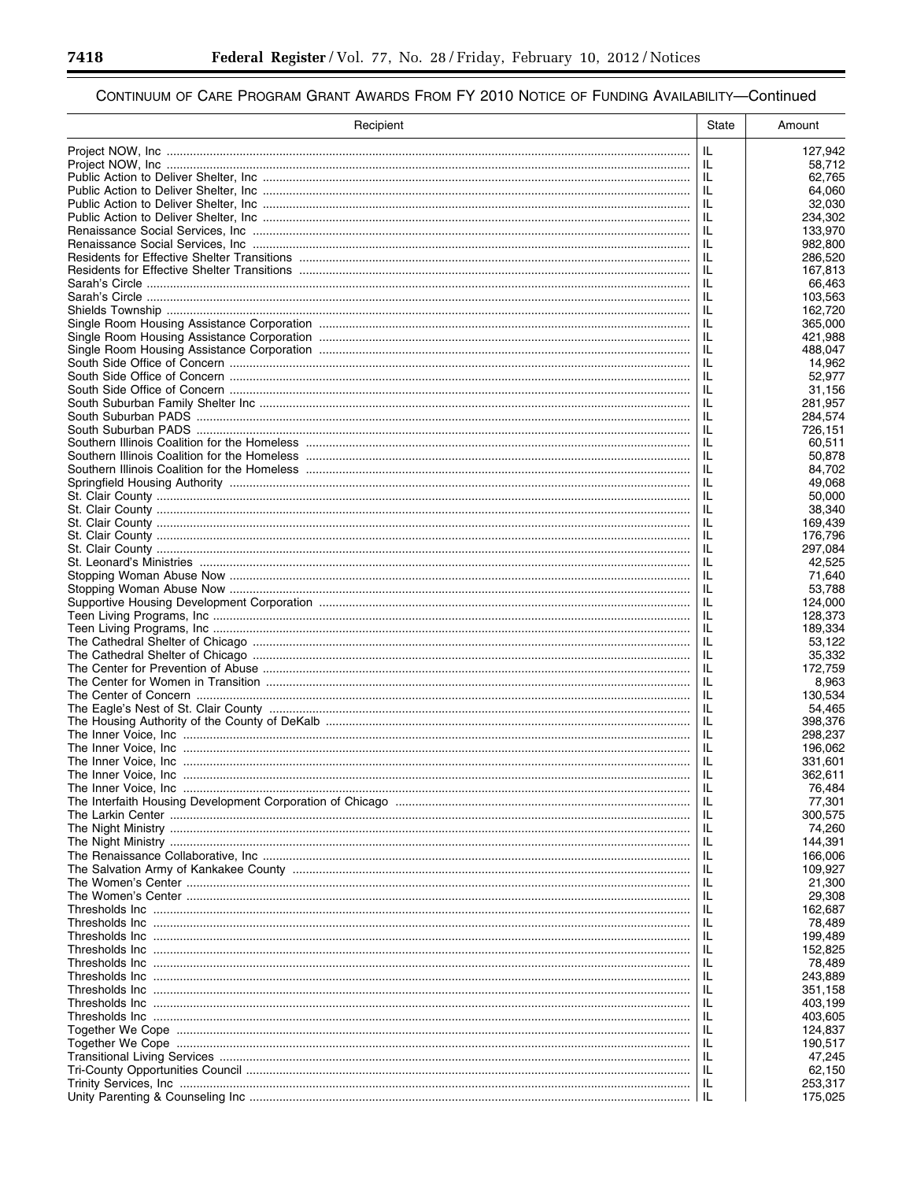## CONTINUUM OF CARE PROGRAM GRANT AWARDS FROM FY 2010 NOTICE OF FUNDING AVAILABILITY—Continued

| Recipient | State | Amount |
|---|---|---|
| Project NOW, Inc | IL | 127,942 |
| Project NOW, Inc | IL | 58,712 |
| Public Action to Deliver Shelter, Inc | IL | 62,765 |
| Public Action to Deliver Shelter, Inc | IL | 64,060 |
| Public Action to Deliver Shelter, Inc | IL | 32,030 |
| Public Action to Deliver Shelter, Inc | IL | 234,302 |
| Renaissance Social Services, Inc | IL | 133,970 |
| Renaissance Social Services, Inc | IL | 982,800 |
| Residents for Effective Shelter Transitions | IL | 286,520 |
| Residents for Effective Shelter Transitions | IL | 167,813 |
| Sarah's Circle | IL | 66,463 |
| Sarah's Circle | IL | 103,563 |
| Shields Township | IL | 162,720 |
| Single Room Housing Assistance Corporation | IL | 365,000 |
| Single Room Housing Assistance Corporation | IL | 421,988 |
| Single Room Housing Assistance Corporation | IL | 488,047 |
| South Side Office of Concern | IL | 14,962 |
| South Side Office of Concern | IL | 52,977 |
| South Side Office of Concern | IL | 31,156 |
| South Suburban Family Shelter Inc | IL | 281,957 |
| South Suburban PADS | IL | 284,574 |
| South Suburban PADS | IL | 726,151 |
| Southern Illinois Coalition for the Homeless | IL | 60,511 |
| Southern Illinois Coalition for the Homeless | IL | 50,878 |
| Southern Illinois Coalition for the Homeless | IL | 84,702 |
| Springfield Housing Authority | IL | 49,068 |
| St. Clair County | IL | 50,000 |
| St. Clair County | IL | 38,340 |
| St. Clair County | IL | 169,439 |
| St. Clair County | IL | 176,796 |
| St. Clair County | IL | 297,084 |
| St. Leonard's Ministries | IL | 42,525 |
| Stopping Woman Abuse Now | IL | 71,640 |
| Stopping Woman Abuse Now | IL | 53,788 |
| Supportive Housing Development Corporation | IL | 124,000 |
| Teen Living Programs, Inc | IL | 128,373 |
| Teen Living Programs, Inc | IL | 189,334 |
| The Cathedral Shelter of Chicago | IL | 53,122 |
| The Cathedral Shelter of Chicago | IL | 35,332 |
| The Center for Prevention of Abuse | IL | 172,759 |
| The Center for Women in Transition | IL | 8,963 |
| The Center of Concern | IL | 130,534 |
| The Eagle's Nest of St. Clair County | IL | 54,465 |
| The Housing Authority of the County of DeKalb | IL | 398,376 |
| The Inner Voice, Inc | IL | 298,237 |
| The Inner Voice, Inc | IL | 196,062 |
| The Inner Voice, Inc | IL | 331,601 |
| The Inner Voice, Inc | IL | 362,611 |
| The Inner Voice, Inc | IL | 76,484 |
| The Interfaith Housing Development Corporation of Chicago | IL | 77,301 |
| The Larkin Center | IL | 300,575 |
| The Night Ministry | IL | 74,260 |
| The Night Ministry | IL | 144,391 |
| The Renaissance Collaborative, Inc | IL | 166,006 |
| The Salvation Army of Kankakee County | IL | 109,927 |
| The Women's Center | IL | 21,300 |
| The Women's Center | IL | 29,308 |
| Thresholds Inc | IL | 162,687 |
| Thresholds Inc | IL | 78,489 |
| Thresholds Inc | IL | 199,489 |
| Thresholds Inc | IL | 152,825 |
| Thresholds Inc | IL | 78,489 |
| Thresholds Inc | IL | 243,889 |
| Thresholds Inc | IL | 351,158 |
| Thresholds Inc | IL | 403,199 |
| Thresholds Inc | IL | 403,605 |
| Together We Cope | IL | 124,837 |
| Together We Cope | IL | 190,517 |
| Transitional Living Services | IL | 47,245 |
| Tri-County Opportunities Council | IL | 62,150 |
| Trinity Services, Inc | IL | 253,317 |
| Unity Parenting & Counseling Inc | IL | 175,025 |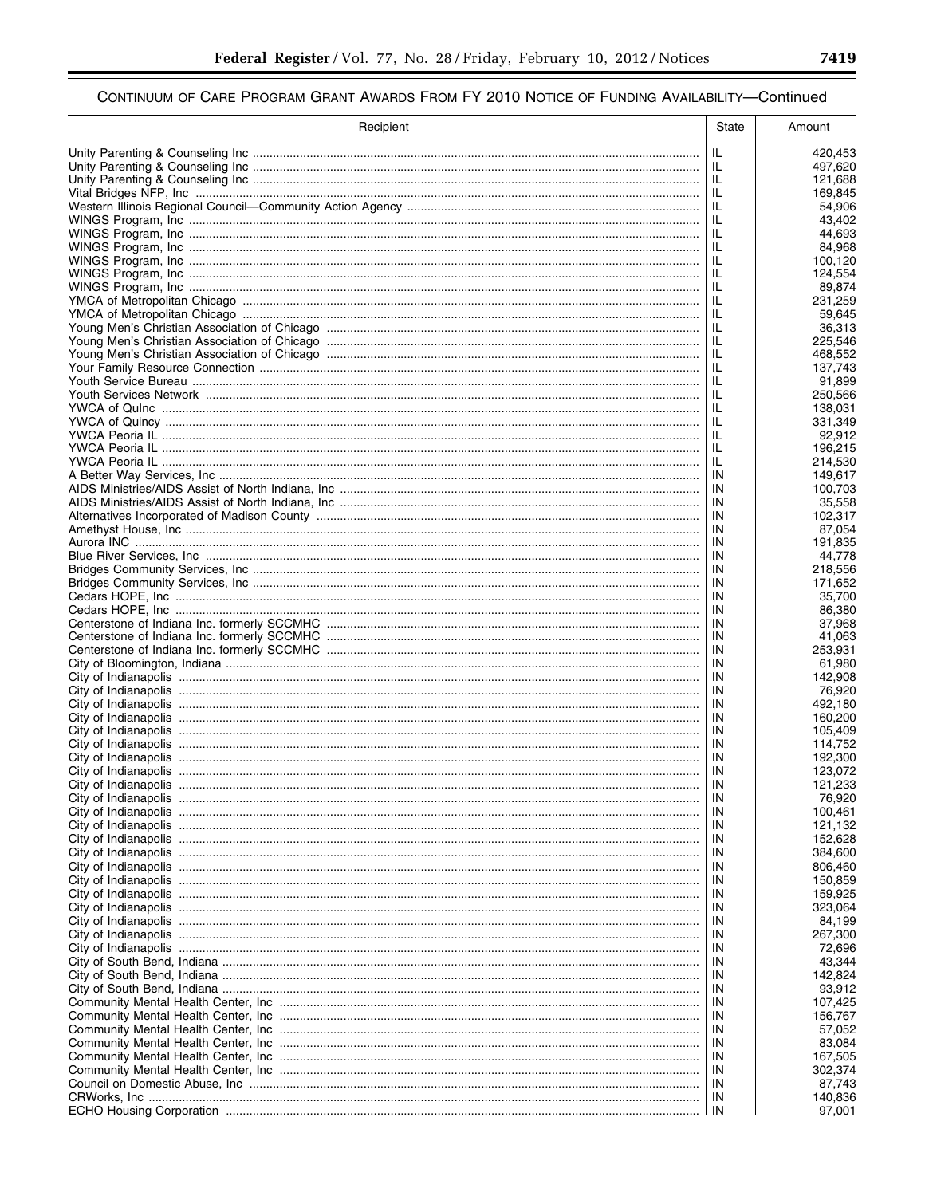## CONTINUUM OF CARE PROGRAM GRANT AWARDS FROM FY 2010 NOTICE OF FUNDING AVAILABILITY—Continued

| Recipient | State | Amount |
|---|---|---|
| Unity Parenting & Counseling Inc | IL | 420,453 |
| Unity Parenting & Counseling Inc | IL | 497,620 |
| Unity Parenting & Counseling Inc | IL | 121,688 |
| Vital Bridges NFP, Inc | IL | 169,845 |
| Western Illinois Regional Council—Community Action Agency | IL | 54,906 |
| WINGS Program, Inc | IL | 43,402 |
| WINGS Program, Inc | IL | 44,693 |
| WINGS Program, Inc | IL | 84,968 |
| WINGS Program, Inc | IL | 100,120 |
| WINGS Program, Inc | IL | 124,554 |
| WINGS Program, Inc | IL | 89,874 |
| YMCA of Metropolitan Chicago | IL | 231,259 |
| YMCA of Metropolitan Chicago | IL | 59,645 |
| Young Men's Christian Association of Chicago | IL | 36,313 |
| Young Men's Christian Association of Chicago | IL | 225,546 |
| Young Men's Christian Association of Chicago | IL | 468,552 |
| Your Family Resource Connection | IL | 137,743 |
| Youth Service Bureau | IL | 91,899 |
| Youth Services Network | IL | 250,566 |
| YWCA of QuInc | IL | 138,031 |
| YWCA of Quincy | IL | 331,349 |
| YWCA Peoria IL | IL | 92,912 |
| YWCA Peoria IL | IL | 196,215 |
| YWCA Peoria IL | IL | 214,530 |
| A Betterr Way Services, Inc | IN | 149,617 |
| AIDS Ministries/AIDS Assist of North Indiana, Inc | IN | 100,703 |
| AIDS Ministries/AIDS Assist of North Indiana, Inc | IN | 35,558 |
| Alternatives Incorporated of Madison County | IN | 102,317 |
| Amethyst House, Inc | IN | 87,054 |
| Aurora INC | IN | 191,835 |
| Blue River Services, Inc | IN | 44,778 |
| Bridges Community Services, Inc | IN | 218,556 |
| Bridges Community Services, Inc | IN | 171,652 |
| Cedars HOPE, Inc | IN | 35,700 |
| Cedars HOPE, Inc | IN | 86,380 |
| Centerstone of Indiana Inc. formerly SCCMHC | IN | 37,968 |
| Centerstone of Indiana Inc. formerly SCCMHC | IN | 41,063 |
| Centerstone of Indiana Inc. formerly SCCMHC | IN | 253,931 |
| City of Bloomington, Indiana | IN | 61,980 |
| City of Indianapolis | IN | 142,908 |
| City of Indianapolis | IN | 76,920 |
| City of Indianapolis | IN | 492,180 |
| City of Indianapolis | IN | 160,200 |
| City of Indianapolis | IN | 105,409 |
| City of Indianapolis | IN | 114,752 |
| City of Indianapolis | IN | 192,300 |
| City of Indianapolis | IN | 123,072 |
| City of Indianapolis | IN | 121,233 |
| City of Indianapolis | IN | 76,920 |
| City of Indianapolis | IN | 100,461 |
| City of Indianapolis | IN | 121,132 |
| City of Indianapolis | IN | 152,628 |
| City of Indianapolis | IN | 384,600 |
| City of Indianapolis | IN | 806,460 |
| City of Indianapolis | IN | 150,859 |
| City of Indianapolis | IN | 159,925 |
| City of Indianapolis | IN | 323,064 |
| City of Indianapolis | IN | 84,199 |
| City of Indianapolis | IN | 267,300 |
| City of Indianapolis | IN | 72,696 |
| City of South Bend, Indiana | IN | 43,344 |
| City of South Bend, Indiana | IN | 142,824 |
| City of South Bend, Indiana | IN | 93,912 |
| Community Mental Health Center, Inc | IN | 107,425 |
| Community Mental Health Center, Inc | IN | 156,767 |
| Community Mental Health Center, Inc | IN | 57,052 |
| Community Mental Health Center, Inc | IN | 83,084 |
| Community Mental Health Center, Inc | IN | 167,505 |
| Community Mental Health Center, Inc | IN | 302,374 |
| Council on Domestic Abuse, Inc | IN | 87,743 |
| CRWorks, Inc | IN | 140,836 |
| ECHO Housing Corporation | IN | 97,001 |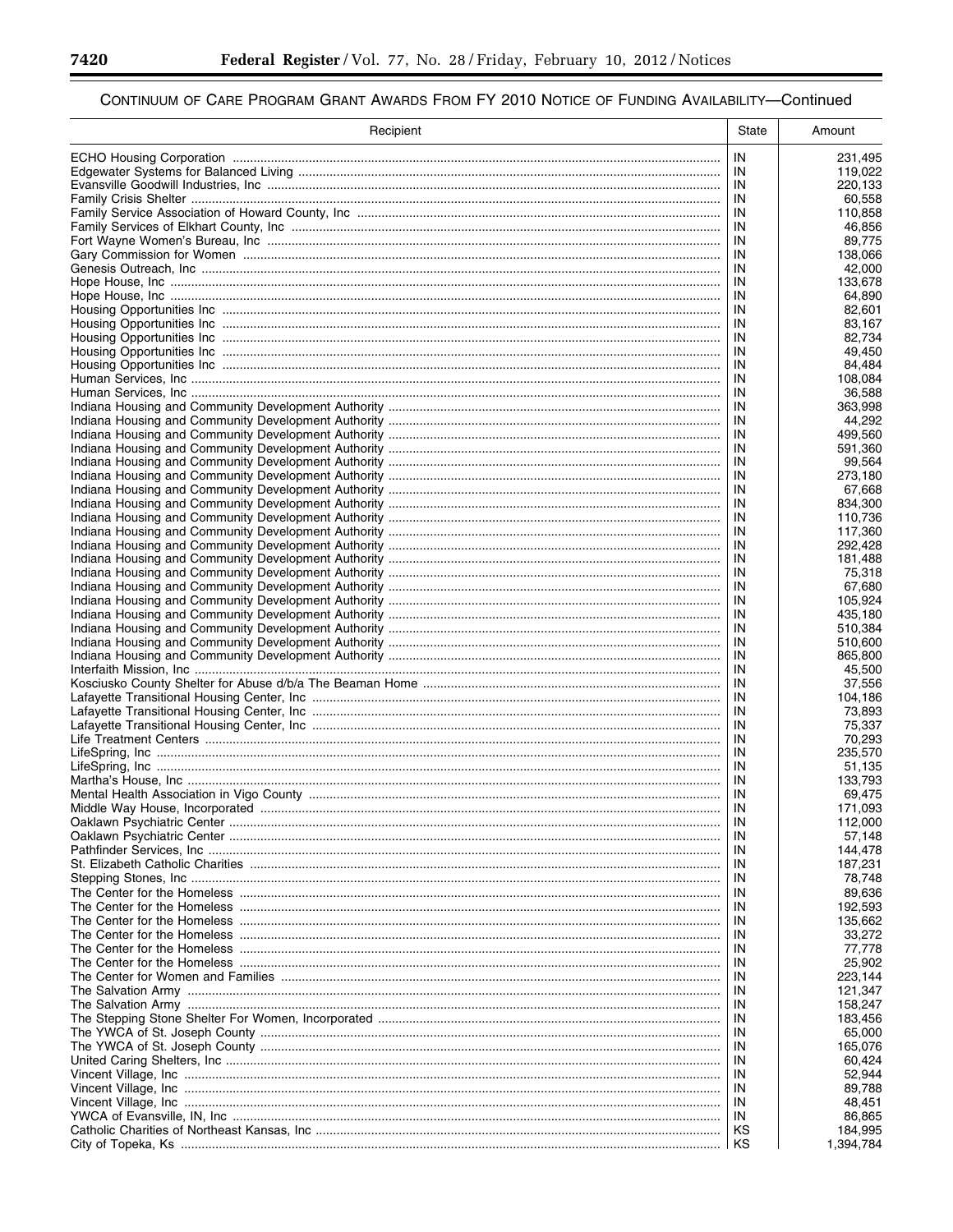CONTINUUM OF CARE PROGRAM GRANT AWARDS FROM FY 2010 NOTICE OF FUNDING AVAILABILITY—Continued

| Recipient | State | Amount |
|---|---|---|
| ECHO Housing Corporation | IN | 231,495 |
| Edgewater Systems for Balanced Living | IN | 119,022 |
| Evansville Goodwill Industries, Inc | IN | 220,133 |
| Family Crisis Shelter | IN | 60,558 |
| Family Service Association of Howard County, Inc | IN | 110,858 |
| Family Services of Elkhart County, Inc | IN | 46,856 |
| Fort Wayne Women's Bureau, Inc | IN | 89,775 |
| Gary Commission for Women | IN | 138,066 |
| Genesis Outreach, Inc | IN | 42,000 |
| Hope House, Inc | IN | 133,678 |
| Hope House, Inc | IN | 64,890 |
| Housing Opportunities Inc | IN | 82,601 |
| Housing Opportunities Inc | IN | 83,167 |
| Housing Opportunities Inc | IN | 82,734 |
| Housing Opportunities Inc | IN | 49,450 |
| Housing Opportunities Inc | IN | 84,484 |
| Human Services, Inc | IN | 108,084 |
| Human Services, Inc | IN | 36,588 |
| Indiana Housing and Community Development Authority | IN | 363,998 |
| Indiana Housing and Community Development Authority | IN | 44,292 |
| Indiana Housing and Community Development Authority | IN | 499,560 |
| Indiana Housing and Community Development Authority | IN | 591,360 |
| Indiana Housing and Community Development Authority | IN | 99,564 |
| Indiana Housing and Community Development Authority | IN | 273,180 |
| Indiana Housing and Community Development Authority | IN | 67,668 |
| Indiana Housing and Community Development Authority | IN | 834,300 |
| Indiana Housing and Community Development Authority | IN | 110,736 |
| Indiana Housing and Community Development Authority | IN | 117,360 |
| Indiana Housing and Community Development Authority | IN | 292,428 |
| Indiana Housing and Community Development Authority | IN | 181,488 |
| Indiana Housing and Community Development Authority | IN | 75,318 |
| Indiana Housing and Community Development Authority | IN | 67,680 |
| Indiana Housing and Community Development Authority | IN | 105,924 |
| Indiana Housing and Community Development Authority | IN | 435,180 |
| Indiana Housing and Community Development Authority | IN | 510,384 |
| Indiana Housing and Community Development Authority | IN | 510,600 |
| Indiana Housing and Community Development Authority | IN | 865,800 |
| Interfaith Mission, Inc | IN | 45,500 |
| Kosciusko County Shelter for Abuse d/b/a The Beaman Home | IN | 37,556 |
| Lafayette Transitional Housing Center, Inc | IN | 104,186 |
| Lafayette Transitional Housing Center, Inc | IN | 73,893 |
| Lafayette Transitional Housing Center, Inc | IN | 75,337 |
| Life Treatment Centers | IN | 70,293 |
| LifeSpring, Inc | IN | 235,570 |
| LifeSpring, Inc | IN | 51,135 |
| Martha's House, Inc | IN | 133,793 |
| Mental Health Association in Vigo County | IN | 69,475 |
| Middle Way House, Incorporated | IN | 171,093 |
| Oaklawn Psychiatric Center | IN | 112,000 |
| Oaklawn Psychiatric Center | IN | 57,148 |
| Pathfinder Services, Inc | IN | 144,478 |
| St. Elizabeth Catholic Charities | IN | 187,231 |
| Stepping Stones, Inc | IN | 78,748 |
| The Center for the Homeless | IN | 89,636 |
| The Center for the Homeless | IN | 192,593 |
| The Center for the Homeless | IN | 135,662 |
| The Center for the Homeless | IN | 33,272 |
| The Center for the Homeless | IN | 77,778 |
| The Center for the Homeless | IN | 25,902 |
| The Center for Women and Families | IN | 223,144 |
| The Salvation Army | IN | 121,347 |
| The Salvation Army | IN | 158,247 |
| The Stepping Stone Shelter For Women, Incorporated | IN | 183,456 |
| The YWCA of St. Joseph County | IN | 65,000 |
| The YWCA of St. Joseph County | IN | 165,076 |
| United Caring Shelters, Inc | IN | 60,424 |
| Vincent Village, Inc | IN | 52,944 |
| Vincent Village, Inc | IN | 89,788 |
| Vincent Village, Inc | IN | 48,451 |
| YWCA of Evansville, IN, Inc | IN | 86,865 |
| Catholic Charities of Northeast Kansas, Inc | KS | 184,995 |
| City of Topeka, Ks | KS | 1,394,784 |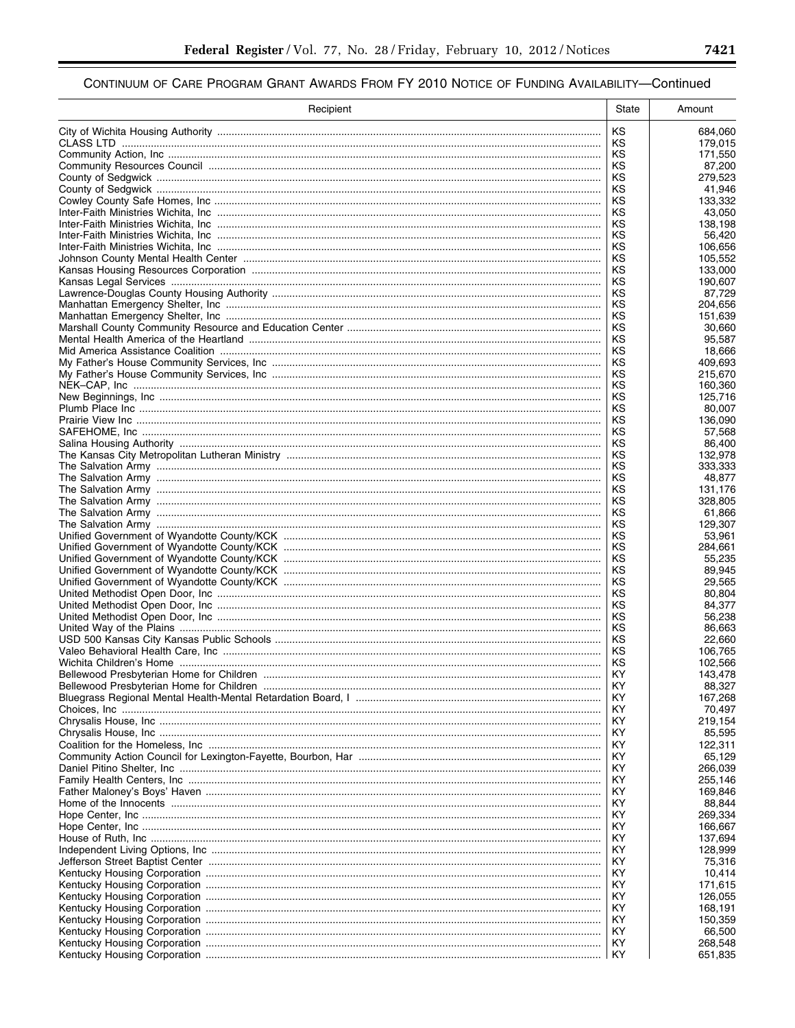# CONTINUUM OF CARE PROGRAM GRANT AWARDS FROM FY 2010 NOTICE OF FUNDING AVAILABILITY—Continued

| Recipient | State | Amount |
| --- | --- | --- |
| City of Wichita Housing Authority | KS | 684,060 |
| CLASS LTD | KS | 179,015 |
| Community Action, Inc | KS | 171,550 |
| Community Resources Council | KS | 87,200 |
| County of Sedgwick | KS | 279,523 |
| County of Sedgwick | KS | 41,946 |
| Cowley County Safe Homes, Inc | KS | 133,332 |
| Inter-Faith Ministries Wichita, Inc | KS | 43,050 |
| Inter-Faith Ministries Wichita, Inc | KS | 138,198 |
| Inter-Faith Ministries Wichita, Inc | KS | 56,420 |
| Inter-Faith Ministries Wichita, Inc | KS | 106,656 |
| Johnson County Mental Health Center | KS | 105,552 |
| Kansas Housing Resources Corporation | KS | 133,000 |
| Kansas Legal Services | KS | 190,607 |
| Lawrence-Douglas County Housing Authority | KS | 87,729 |
| Manhattan Emergency Shelter, Inc | KS | 204,656 |
| Manhattan Emergency Shelter, Inc | KS | 151,639 |
| Marshall County Community Resource and Education Center | KS | 30,660 |
| Mental Health America of the Heartland | KS | 95,587 |
| Mid America Assistance Coalition | KS | 18,666 |
| My Father's House Community Services, Inc | KS | 409,693 |
| My Father's House Community Services, Inc | KS | 215,670 |
| NEK–CAP, Inc | KS | 160,360 |
| New Beginnings, Inc | KS | 125,716 |
| Plumb Place Inc | KS | 80,007 |
| Prairie View Inc | KS | 136,090 |
| SAFEHOME, Inc | KS | 57,568 |
| Salina Housing Authority | KS | 86,400 |
| The Kansas City Metropolitan Lutheran Ministry | KS | 132,978 |
| The Salvation Army | KS | 333,333 |
| The Salvation Army | KS | 48,877 |
| The Salvation Army | KS | 131,176 |
| The Salvation Army | KS | 328,805 |
| The Salvation Army | KS | 61,866 |
| The Salvation Army | KS | 129,307 |
| Unified Government of Wyandotte County/KCK | KS | 53,961 |
| Unified Government of Wyandotte County/KCK | KS | 284,661 |
| Unified Government of Wyandotte County/KCK | KS | 55,235 |
| Unified Government of Wyandotte County/KCK | KS | 89,945 |
| Unified Government of Wyandotte County/KCK | KS | 29,565 |
| United Methodist Open Door, Inc | KS | 80,804 |
| United Methodist Open Door, Inc | KS | 84,377 |
| United Methodist Open Door, Inc | KS | 56,238 |
| United Way of the Plains | KS | 86,663 |
| USD 500 Kansas City Kansas Public Schools | KS | 22,660 |
| Valeo Behavioral Health Care, Inc | KS | 106,765 |
| Wichita Children's Home | KS | 102,566 |
| Bellewood Presbyterian Home for Children | KY | 143,478 |
| Bellewood Presbyterian Home for Children | KY | 88,327 |
| Bluegrass Regional Mental Health-Mental Retardation Board, I | KY | 167,268 |
| Choices, Inc | KY | 70,497 |
| Chrysalis House, Inc | KY | 219,154 |
| Chrysalis House, Inc | KY | 85,595 |
| Coalition for the Homeless, Inc | KY | 122,311 |
| Community Action Council for Lexington-Fayette, Bourbon, Har | KY | 65,129 |
| Daniel Pitino Shelter, Inc | KY | 266,039 |
| Family Health Centers, Inc | KY | 255,146 |
| Father Maloney's Boys' Haven | KY | 169,846 |
| Home of the Innocents | KY | 88,844 |
| Hope Center, Inc | KY | 269,334 |
| Hope Center, Inc | KY | 166,667 |
| House of Ruth, Inc | KY | 137,694 |
| Independent Living Options, Inc | KY | 128,999 |
| Jefferson Street Baptist Center | KY | 75,316 |
| Kentucky Housing Corporation | KY | 10,414 |
| Kentucky Housing Corporation | KY | 171,615 |
| Kentucky Housing Corporation | KY | 126,055 |
| Kentucky Housing Corporation | KY | 168,191 |
| Kentucky Housing Corporation | KY | 150,359 |
| Kentucky Housing Corporation | KY | 66,500 |
| Kentucky Housing Corporation | KY | 268,548 |
| Kentucky Housing Corporation | KY | 651,835 |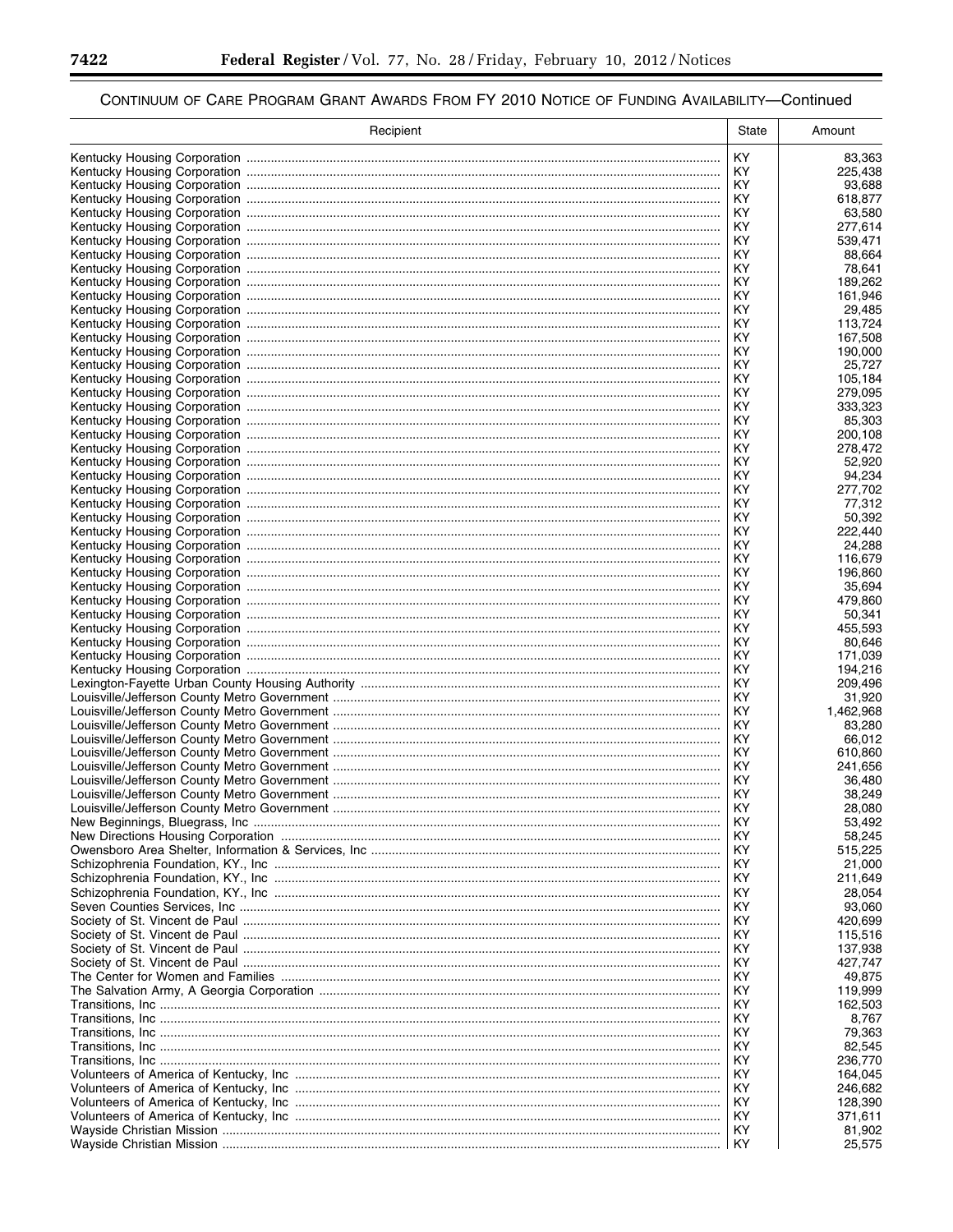## Continuum of Care Program Grant Awards From FY 2010 Notice of Funding Availability—Continued

| Recipient | State | Amount |
|---|---|---|
| Kentucky Housing Corporation | KY | 83,363 |
| Kentucky Housing Corporation | KY | 225,438 |
| Kentucky Housing Corporation | KY | 93,688 |
| Kentucky Housing Corporation | KY | 618,877 |
| Kentucky Housing Corporation | KY | 63,580 |
| Kentucky Housing Corporation | KY | 277,614 |
| Kentucky Housing Corporation | KY | 539,471 |
| Kentucky Housing Corporation | KY | 88,664 |
| Kentucky Housing Corporation | KY | 78,641 |
| Kentucky Housing Corporation | KY | 189,262 |
| Kentucky Housing Corporation | KY | 161,946 |
| Kentucky Housing Corporation | KY | 29,485 |
| Kentucky Housing Corporation | KY | 113,724 |
| Kentucky Housing Corporation | KY | 167,508 |
| Kentucky Housing Corporation | KY | 190,000 |
| Kentucky Housing Corporation | KY | 25,727 |
| Kentucky Housing Corporation | KY | 105,184 |
| Kentucky Housing Corporation | KY | 279,095 |
| Kentucky Housing Corporation | KY | 333,323 |
| Kentucky Housing Corporation | KY | 85,303 |
| Kentucky Housing Corporation | KY | 200,108 |
| Kentucky Housing Corporation | KY | 278,472 |
| Kentucky Housing Corporation | KY | 52,920 |
| Kentucky Housing Corporation | KY | 94,234 |
| Kentucky Housing Corporation | KY | 277,702 |
| Kentucky Housing Corporation | KY | 77,312 |
| Kentucky Housing Corporation | KY | 50,392 |
| Kentucky Housing Corporation | KY | 222,440 |
| Kentucky Housing Corporation | KY | 24,288 |
| Kentucky Housing Corporation | KY | 116,679 |
| Kentucky Housing Corporation | KY | 196,860 |
| Kentucky Housing Corporation | KY | 35,694 |
| Kentucky Housing Corporation | KY | 479,860 |
| Kentucky Housing Corporation | KY | 50,341 |
| Kentucky Housing Corporation | KY | 455,593 |
| Kentucky Housing Corporation | KY | 80,646 |
| Kentucky Housing Corporation | KY | 171,039 |
| Kentucky Housing Corporation | KY | 194,216 |
| Lexington-Fayette Urban County Housing Authority | KY | 209,496 |
| Louisville/Jefferson County Metro Government | KY | 31,920 |
| Louisville/Jefferson County Metro Government | KY | 1,462,968 |
| Louisville/Jefferson County Metro Government | KY | 83,280 |
| Louisville/Jefferson County Metro Government | KY | 66,012 |
| Louisville/Jefferson County Metro Government | KY | 610,860 |
| Louisville/Jefferson County Metro Government | KY | 241,656 |
| Louisville/Jefferson County Metro Government | KY | 36,480 |
| Louisville/Jefferson County Metro Government | KY | 38,249 |
| Louisville/Jefferson County Metro Government | KY | 28,080 |
| New Beginnings, Bluegrass, Inc | KY | 53,492 |
| New Directions Housing Corporation | KY | 58,245 |
| Owensboro Area Shelter, Information & Services, Inc | KY | 515,225 |
| Schizophrenia Foundation, KY., Inc | KY | 21,000 |
| Schizophrenia Foundation, KY., Inc | KY | 211,649 |
| Schizophrenia Foundation, KY., Inc | KY | 28,054 |
| Seven Counties Services, Inc | KY | 93,060 |
| Society of St. Vincent de Paul | KY | 420,699 |
| Society of St. Vincent de Paul | KY | 115,516 |
| Society of St. Vincent de Paul | KY | 137,938 |
| Society of St. Vincent de Paul | KY | 427,747 |
| The Center for Women and Families | KY | 49,875 |
| The Salvation Army, A Georgia Corporation | KY | 119,999 |
| Transitions, Inc | KY | 162,503 |
| Transitions, Inc | KY | 8,767 |
| Transitions, Inc | KY | 79,363 |
| Transitions, Inc | KY | 82,545 |
| Transitions, Inc | KY | 236,770 |
| Volunteers of America of Kentucky, Inc | KY | 164,045 |
| Volunteers of America of Kentucky, Inc | KY | 246,682 |
| Volunteers of America of Kentucky, Inc | KY | 128,390 |
| Volunteers of America of Kentucky, Inc | KY | 371,611 |
| Wayside Christian Mission | KY | 81,902 |
| Wayside Christian Mission | KY | 25,575 |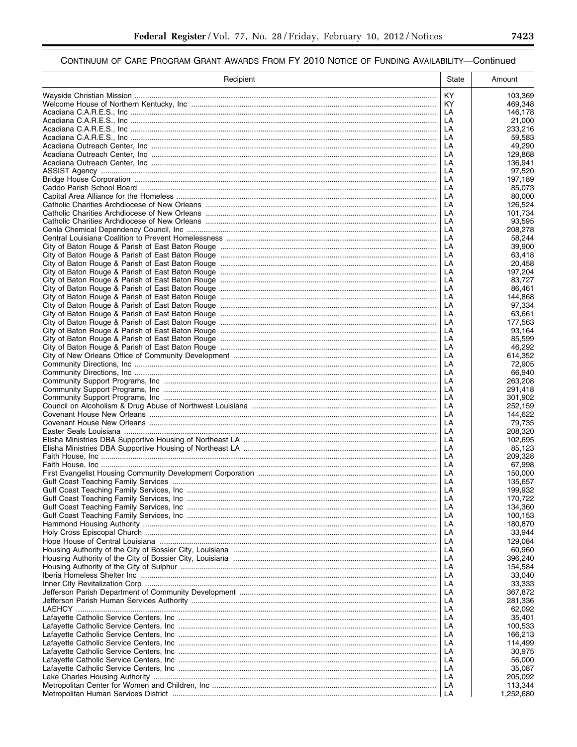## CONTINUUM OF CARE PROGRAM GRANT AWARDS FROM FY 2010 NOTICE OF FUNDING AVAILABILITY—Continued

| Recipient | State | Amount |
|---|---|---|
| Wayside Christian Mission | KY | 103,369 |
| Welcome House of Northern Kentucky, Inc | KY | 469,348 |
| Acadiana C.A.R.E.S., Inc | LA | 146,178 |
| Acadiana C.A.R.E.S., Inc | LA | 21,000 |
| Acadiana C.A.R.E.S., Inc | LA | 233,216 |
| Acadiana C.A.R.E.S., Inc | LA | 59,583 |
| Acadiana Outreach Center, Inc | LA | 49,290 |
| Acadiana Outreach Center, Inc | LA | 129,868 |
| Acadiana Outreach Center, Inc | LA | 136,941 |
| ASSIST Agency | LA | 97,520 |
| Bridge House Corporation | LA | 197,189 |
| Caddo Parish School Board | LA | 85,073 |
| Capital Area Alliance for the Homeless | LA | 80,000 |
| Catholic Charities Archdiocese of New Orleans | LA | 126,524 |
| Catholic Charities Archdiocese of New Orleans | LA | 101,734 |
| Catholic Charities Archdiocese of New Orleans | LA | 93,595 |
| Cenla Chemical Dependency Council, Inc | LA | 208,278 |
| Central Louisiana Coalition to Prevent Homelessness | LA | 58,244 |
| City of Baton Rouge & Parish of East Baton Rouge | LA | 39,900 |
| City of Baton Rouge & Parish of East Baton Rouge | LA | 63,418 |
| City of Baton Rouge & Parish of East Baton Rouge | LA | 20,458 |
| City of Baton Rouge & Parish of East Baton Rouge | LA | 197,204 |
| City of Baton Rouge & Parish of East Baton Rouge | LA | 83,727 |
| City of Baton Rouge & Parish of East Baton Rouge | LA | 86,461 |
| City of Baton Rouge & Parish of East Baton Rouge | LA | 144,868 |
| City of Baton Rouge & Parish of East Baton Rouge | LA | 97,334 |
| City of Baton Rouge & Parish of East Baton Rouge | LA | 63,661 |
| City of Baton Rouge & Parish of East Baton Rouge | LA | 177,563 |
| City of Baton Rouge & Parish of East Baton Rouge | LA | 93,164 |
| City of Baton Rouge & Parish of East Baton Rouge | LA | 85,599 |
| City of Baton Rouge & Parish of East Baton Rouge | LA | 46,292 |
| City of New Orleans Office of Community Development | LA | 614,352 |
| Community Directions, Inc | LA | 72,905 |
| Community Directions, Inc | LA | 66,940 |
| Community Support Programs, Inc | LA | 263,208 |
| Community Support Programs, Inc | LA | 291,418 |
| Community Support Programs, Inc | LA | 301,902 |
| Council on Alcoholism & Drug Abuse of Northwest Louisiana | LA | 252,159 |
| Covenant House New Orleans | LA | 144,622 |
| Covenant House New Orleans | LA | 79,735 |
| Easter Seals Louisiana | LA | 208,320 |
| Elisha Ministries DBA Supportive Housing of Northeast LA | LA | 102,695 |
| Elisha Ministries DBA Supportive Housing of Northeast LA | LA | 85,123 |
| Faith House, Inc | LA | 209,328 |
| Faith House, Inc | LA | 67,998 |
| First Evangelist Housing Community Development Corporation | LA | 150,000 |
| Gulf Coast Teaching Family Services | LA | 135,657 |
| Gulf Coast Teaching Family Services, Inc | LA | 199,932 |
| Gulf Coast Teaching Family Services, Inc | LA | 170,722 |
| Gulf Coast Teaching Family Services, Inc | LA | 134,360 |
| Gulf Coast Teaching Family Services, Inc | LA | 100,153 |
| Hammond Housing Authority | LA | 180,870 |
| Holy Cross Episcopal Church | LA | 33,944 |
| Hope House of Central Louisiana | LA | 129,084 |
| Housing Authority of the City of Bossier City, Louisiana | LA | 60,960 |
| Housing Authority of the City of Bossier City, Louisiana | LA | 396,240 |
| Housing Authority of the City of Sulphur | LA | 154,584 |
| Iberia Homeless Shelter Inc | LA | 33,040 |
| Inner City Revitalization Corp | LA | 33,333 |
| Jefferson Parish Department of Community Development | LA | 367,872 |
| Jefferson Parish Human Services Authority | LA | 281,336 |
| LAEHCY | LA | 62,092 |
| Lafayette Catholic Service Centers, Inc | LA | 35,401 |
| Lafayette Catholic Service Centers, Inc | LA | 100,533 |
| Lafayette Catholic Service Centers, Inc | LA | 166,213 |
| Lafayette Catholic Service Centers, Inc | LA | 114,499 |
| Lafayette Catholic Service Centers, Inc | LA | 30,975 |
| Lafayette Catholic Service Centers, Inc | LA | 56,000 |
| Lafayette Catholic Service Centers, Inc | LA | 35,087 |
| Lake Charles Housing Authority | LA | 205,092 |
| Metropolitan Center for Women and Children, Inc | LA | 113,344 |
| Metropolitan Human Services District | LA | 1,252,680 |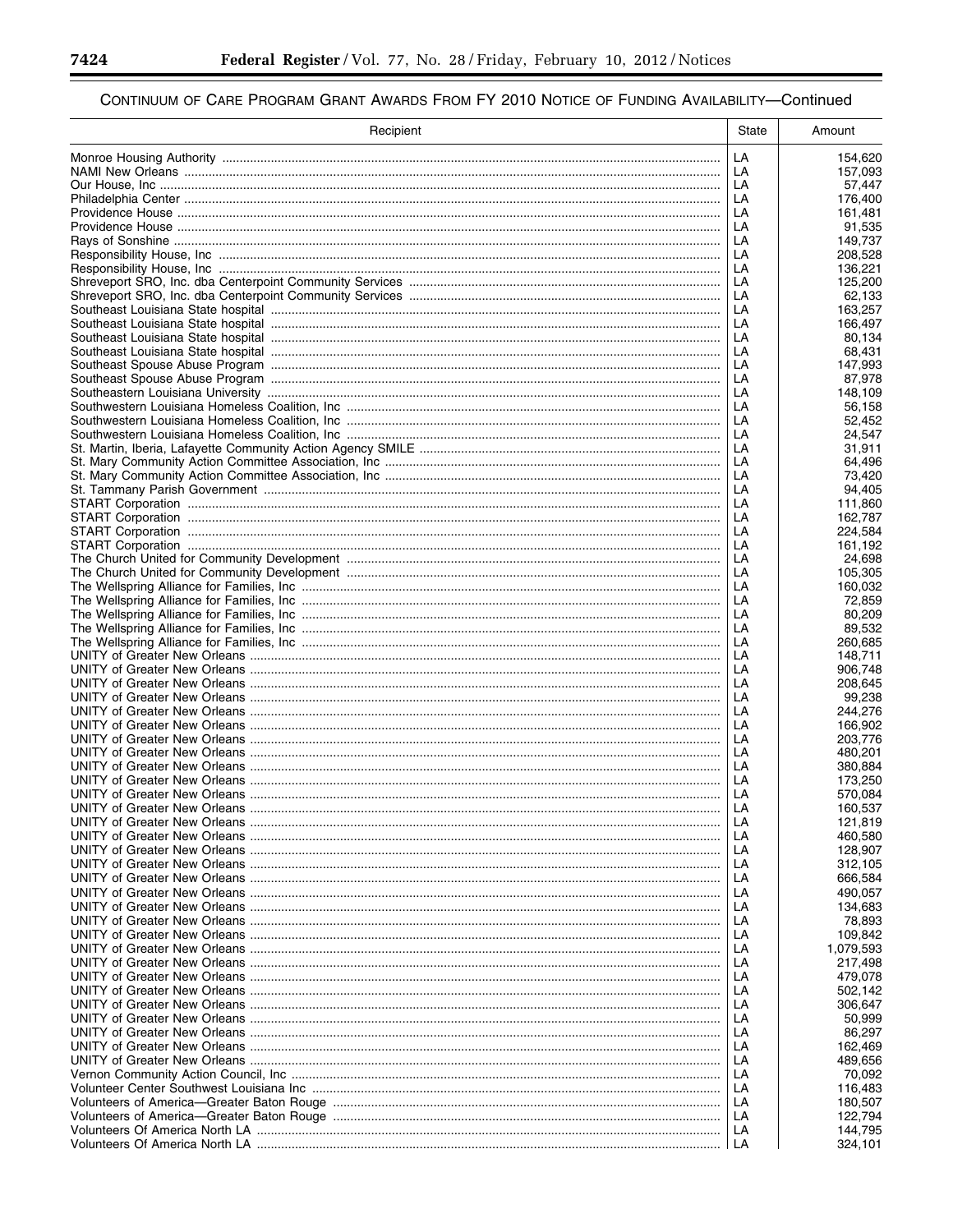## CONTINUUM OF CARE PROGRAM GRANT AWARDS FROM FY 2010 NOTICE OF FUNDING AVAILABILITY—Continued

| Recipient | State | Amount |
|---|---|---|
| Monroe Housing Authority | LA | 154,620 |
| NAMI New Orleans | LA | 157,093 |
| Our House, Inc | LA | 57,447 |
| Philadelphia Center | LA | 176,400 |
| Providence House | LA | 161,481 |
| Providence House | LA | 91,535 |
| Rays of Sonshine | LA | 149,737 |
| Responsibility House, Inc | LA | 208,528 |
| Responsibility House, Inc | LA | 136,221 |
| Shreveport SRO, Inc. dba Centerpoint Community Services | LA | 125,200 |
| Shreveport SRO, Inc. dba Centerpoint Community Services | LA | 62,133 |
| Southeast Louisiana State hospital | LA | 163,257 |
| Southeast Louisiana State hospital | LA | 166,497 |
| Southeast Louisiana State hospital | LA | 80,134 |
| Southeast Louisiana State hospital | LA | 68,431 |
| Southeast Spouse Abuse Program | LA | 147,993 |
| Southeast Spouse Abuse Program | LA | 87,978 |
| Southeastern Louisiana University | LA | 148,109 |
| Southwestern Louisiana Homeless Coalition, Inc | LA | 56,158 |
| Southwestern Louisiana Homeless Coalition, Inc | LA | 52,452 |
| Southwestern Louisiana Homeless Coalition, Inc | LA | 24,547 |
| St. Martin, Iberia, Lafayette Community Action Agency SMILE | LA | 31,911 |
| St. Mary Community Action Committee Association, Inc | LA | 64,496 |
| St. Mary Community Action Committee Association, Inc | LA | 73,420 |
| St. Tammany Parish Government | LA | 94,405 |
| START Corporation | LA | 111,860 |
| START Corporation | LA | 162,787 |
| START Corporation | LA | 224,584 |
| START Corporation | LA | 161,192 |
| The Church United for Community Development | LA | 24,698 |
| The Church United for Community Development | LA | 105,305 |
| The Wellspring Alliance for Families, Inc | LA | 160,032 |
| The Wellspring Alliance for Families, Inc | LA | 72,859 |
| The Wellspring Alliance for Families, Inc | LA | 80,209 |
| The Wellspring Alliance for Families, Inc | LA | 89,532 |
| The Wellspring Alliance for Families, Inc | LA | 260,685 |
| UNITY of Greater New Orleans | LA | 148,711 |
| UNITY of Greater New Orleans | LA | 906,748 |
| UNITY of Greater New Orleans | LA | 208,645 |
| UNITY of Greater New Orleans | LA | 99,238 |
| UNITY of Greater New Orleans | LA | 244,276 |
| UNITY of Greater New Orleans | LA | 166,902 |
| UNITY of Greater New Orleans | LA | 203,776 |
| UNITY of Greater New Orleans | LA | 480,201 |
| UNITY of Greater New Orleans | LA | 380,884 |
| UNITY of Greater New Orleans | LA | 173,250 |
| UNITY of Greater New Orleans | LA | 570,084 |
| UNITY of Greater New Orleans | LA | 160,537 |
| UNITY of Greater New Orleans | LA | 121,819 |
| UNITY of Greater New Orleans | LA | 460,580 |
| UNITY of Greater New Orleans | LA | 128,907 |
| UNITY of Greater New Orleans | LA | 312,105 |
| UNITY of Greater New Orleans | LA | 666,584 |
| UNITY of Greater New Orleans | LA | 490,057 |
| UNITY of Greater New Orleans | LA | 134,683 |
| UNITY of Greater New Orleans | LA | 78,893 |
| UNITY of Greater New Orleans | LA | 109,842 |
| UNITY of Greater New Orleans | LA | 1,079,593 |
| UNITY of Greater New Orleans | LA | 217,498 |
| UNITY of Greater New Orleans | LA | 479,078 |
| UNITY of Greater New Orleans | LA | 502,142 |
| UNITY of Greater New Orleans | LA | 306,647 |
| UNITY of Greater New Orleans | LA | 50,999 |
| UNITY of Greater New Orleans | LA | 86,297 |
| UNITY of Greater New Orleans | LA | 162,469 |
| UNITY of Greater New Orleans | LA | 489,656 |
| Vernon Community Action Council, Inc | LA | 70,092 |
| Volunteer Center Southwest Louisiana Inc | LA | 116,483 |
| Volunteers of America—Greater Baton Rouge | LA | 180,507 |
| Volunteers of America—Greater Baton Rouge | LA | 122,794 |
| Volunteers Of America North LA | LA | 144,795 |
| Volunteers Of America North LA | LA | 324,101 |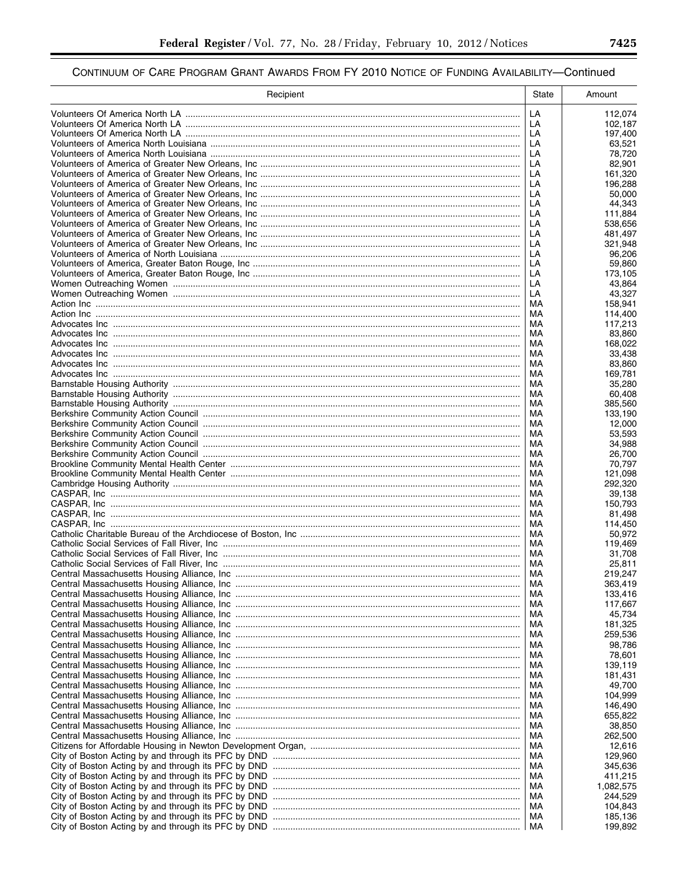## CONTINUUM OF CARE PROGRAM GRANT AWARDS FROM FY 2010 NOTICE OF FUNDING AVAILABILITY—Continued

| Recipient | State | Amount |
|---|---|---|
| Volunteers Of America North LA | LA | 112,074 |
| Volunteers Of America North LA | LA | 102,187 |
| Volunteers Of America North LA | LA | 197,400 |
| Volunteers of America North Louisiana | LA | 63,521 |
| Volunteers of America North Louisiana | LA | 78,720 |
| Volunteers of America of Greater New Orleans, Inc | LA | 82,901 |
| Volunteers of America of Greater New Orleans, Inc | LA | 161,320 |
| Volunteers of America of Greater New Orleans, Inc | LA | 196,288 |
| Volunteers of America of Greater New Orleans, Inc | LA | 50,000 |
| Volunteers of America of Greater New Orleans, Inc | LA | 44,343 |
| Volunteers of America of Greater New Orleans, Inc | LA | 111,884 |
| Volunteers of America of Greater New Orleans, Inc | LA | 538,656 |
| Volunteers of America of Greater New Orleans, Inc | LA | 481,497 |
| Volunteers of America of Greater New Orleans, Inc | LA | 321,948 |
| Volunteers of America of North Louisiana | LA | 96,206 |
| Volunteers of America, Greater Baton Rouge, Inc | LA | 59,860 |
| Volunteers of America, Greater Baton Rouge, Inc | LA | 173,105 |
| Women Outreaching Women | LA | 43,864 |
| Women Outreaching Women | LA | 43,327 |
| Action Inc | MA | 158,941 |
| Action Inc | MA | 114,400 |
| Advocates Inc | MA | 117,213 |
| Advocates Inc | MA | 83,860 |
| Advocates Inc | MA | 168,022 |
| Advocates Inc | MA | 33,438 |
| Advocates Inc | MA | 83,860 |
| Advocates Inc | MA | 169,781 |
| Barnstable Housing Authority | MA | 35,280 |
| Barnstable Housing Authority | MA | 60,408 |
| Barnstable Housing Authority | MA | 385,560 |
| Berkshire Community Action Council | MA | 133,190 |
| Berkshire Community Action Council | MA | 12,000 |
| Berkshire Community Action Council | MA | 53,593 |
| Berkshire Community Action Council | MA | 34,988 |
| Berkshire Community Action Council | MA | 26,700 |
| Brookline Community Mental Health Center | MA | 70,797 |
| Brookline Community Mental Health Center | MA | 121,098 |
| Cambridge Housing Authority | MA | 292,320 |
| CASPAR, Inc | MA | 39,138 |
| CASPAR, Inc | MA | 150,793 |
| CASPAR, Inc | MA | 81,498 |
| CASPAR, Inc | MA | 114,450 |
| Catholic Charitable Bureau of the Archdiocese of Boston, Inc | MA | 50,972 |
| Catholic Social Services of Fall River, Inc | MA | 119,469 |
| Catholic Social Services of Fall River, Inc | MA | 31,708 |
| Catholic Social Services of Fall River, Inc | MA | 25,811 |
| Central Massachusetts Housing Alliance, Inc | MA | 219,247 |
| Central Massachusetts Housing Alliance, Inc | MA | 363,419 |
| Central Massachusetts Housing Alliance, Inc | MA | 133,416 |
| Central Massachusetts Housing Alliance, Inc | MA | 117,667 |
| Central Massachusetts Housing Alliance, Inc | MA | 45,734 |
| Central Massachusetts Housing Alliance, Inc | MA | 181,325 |
| Central Massachusetts Housing Alliance, Inc | MA | 259,536 |
| Central Massachusetts Housing Alliance, Inc | MA | 98,786 |
| Central Massachusetts Housing Alliance, Inc | MA | 78,601 |
| Central Massachusetts Housing Alliance, Inc | MA | 139,119 |
| Central Massachusetts Housing Alliance, Inc | MA | 181,431 |
| Central Massachusetts Housing Alliance, Inc | MA | 49,700 |
| Central Massachusetts Housing Alliance, Inc | MA | 104,999 |
| Central Massachusetts Housing Alliance, Inc | MA | 146,490 |
| Central Massachusetts Housing Alliance, Inc | MA | 655,822 |
| Central Massachusetts Housing Alliance, Inc | MA | 38,850 |
| Central Massachusetts Housing Alliance, Inc | MA | 262,500 |
| Citizens for Affordable Housing in Newton Development Organ, | MA | 12,616 |
| City of Boston Acting by and through its PFC by DND | MA | 129,960 |
| City of Boston Acting by and through its PFC by DND | MA | 345,636 |
| City of Boston Acting by and through its PFC by DND | MA | 411,215 |
| City of Boston Acting by and through its PFC by DND | MA | 1,082,575 |
| City of Boston Acting by and through its PFC by DND | MA | 244,529 |
| City of Boston Acting by and through its PFC by DND | MA | 104,843 |
| City of Boston Acting by and through its PFC by DND | MA | 185,136 |
| City of Boston Acting by and through its PFC by DND | MA | 199,892 |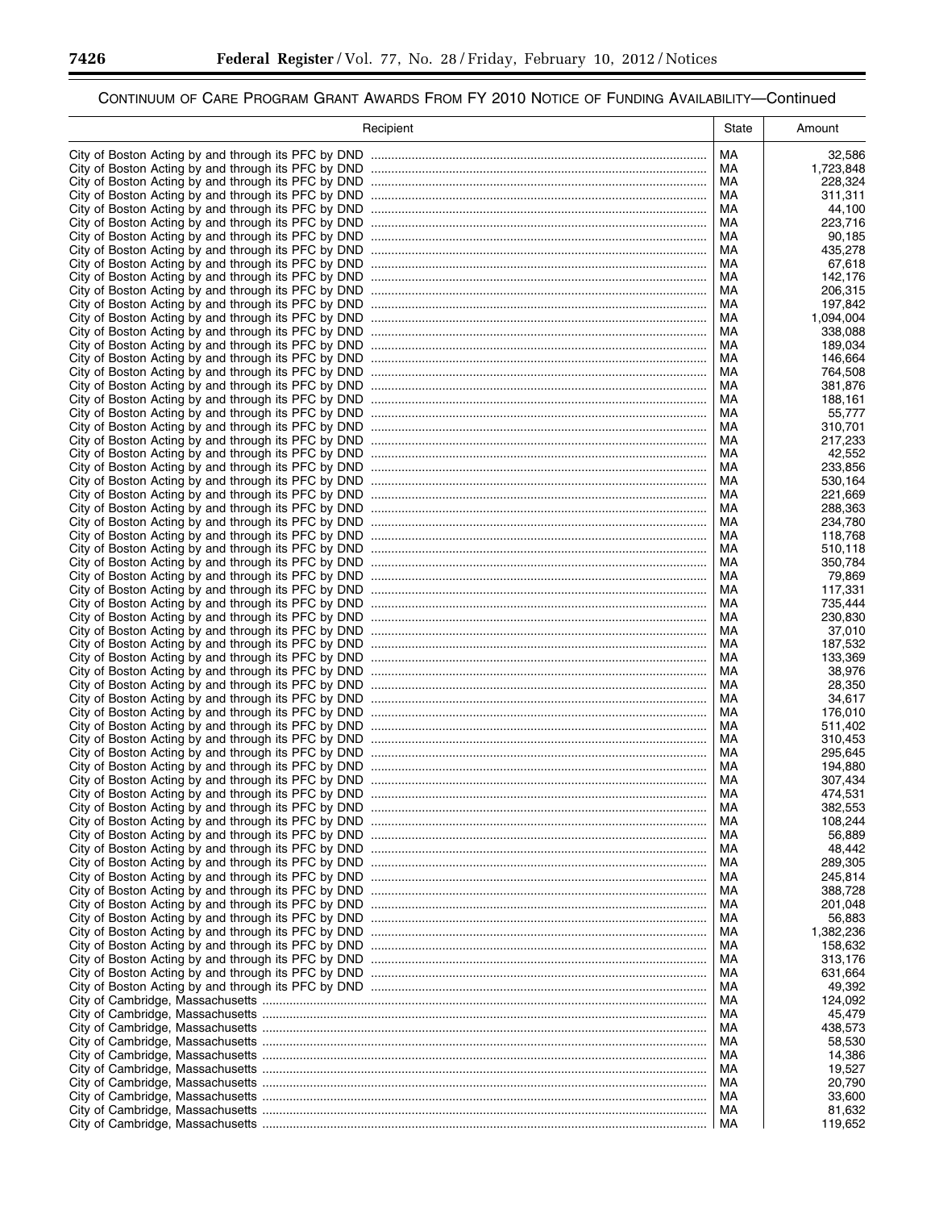## CONTINUUM OF CARE PROGRAM GRANT AWARDS FROM FY 2010 NOTICE OF FUNDING AVAILABILITY—Continued

| Recipient | State | Amount |
|---|---|---|
| City of Boston Acting by and through its PFC by DND | MA | 32,586 |
| City of Boston Acting by and through its PFC by DND | MA | 1,723,848 |
| City of Boston Acting by and through its PFC by DND | MA | 228,324 |
| City of Boston Acting by and through its PFC by DND | MA | 311,311 |
| City of Boston Acting by and through its PFC by DND | MA | 44,100 |
| City of Boston Acting by and through its PFC by DND | MA | 223,716 |
| City of Boston Acting by and through its PFC by DND | MA | 90,185 |
| City of Boston Acting by and through its PFC by DND | MA | 435,278 |
| City of Boston Acting by and through its PFC by DND | MA | 67,618 |
| City of Boston Acting by and through its PFC by DND | MA | 142,176 |
| City of Boston Acting by and through its PFC by DND | MA | 206,315 |
| City of Boston Acting by and through its PFC by DND | MA | 197,842 |
| City of Boston Acting by and through its PFC by DND | MA | 1,094,004 |
| City of Boston Acting by and through its PFC by DND | MA | 338,088 |
| City of Boston Acting by and through its PFC by DND | MA | 189,034 |
| City of Boston Acting by and through its PFC by DND | MA | 146,664 |
| City of Boston Acting by and through its PFC by DND | MA | 764,508 |
| City of Boston Acting by and through its PFC by DND | MA | 381,876 |
| City of Boston Acting by and through its PFC by DND | MA | 188,161 |
| City of Boston Acting by and through its PFC by DND | MA | 55,777 |
| City of Boston Acting by and through its PFC by DND | MA | 310,701 |
| City of Boston Acting by and through its PFC by DND | MA | 217,233 |
| City of Boston Acting by and through its PFC by DND | MA | 42,552 |
| City of Boston Acting by and through its PFC by DND | MA | 233,856 |
| City of Boston Acting by and through its PFC by DND | MA | 530,164 |
| City of Boston Acting by and through its PFC by DND | MA | 221,669 |
| City of Boston Acting by and through its PFC by DND | MA | 288,363 |
| City of Boston Acting by and through its PFC by DND | MA | 234,780 |
| City of Boston Acting by and through its PFC by DND | MA | 118,768 |
| City of Boston Acting by and through its PFC by DND | MA | 510,118 |
| City of Boston Acting by and through its PFC by DND | MA | 350,784 |
| City of Boston Acting by and through its PFC by DND | MA | 79,869 |
| City of Boston Acting by and through its PFC by DND | MA | 117,331 |
| City of Boston Acting by and through its PFC by DND | MA | 735,444 |
| City of Boston Acting by and through its PFC by DND | MA | 230,830 |
| City of Boston Acting by and through its PFC by DND | MA | 37,010 |
| City of Boston Acting by and through its PFC by DND | MA | 187,532 |
| City of Boston Acting by and through its PFC by DND | MA | 133,369 |
| City of Boston Acting by and through its PFC by DND | MA | 38,976 |
| City of Boston Acting by and through its PFC by DND | MA | 28,350 |
| City of Boston Acting by and through its PFC by DND | MA | 34,617 |
| City of Boston Acting by and through its PFC by DND | MA | 176,010 |
| City of Boston Acting by and through its PFC by DND | MA | 511,402 |
| City of Boston Acting by and through its PFC by DND | MA | 310,453 |
| City of Boston Acting by and through its PFC by DND | MA | 295,645 |
| City of Boston Acting by and through its PFC by DND | MA | 194,880 |
| City of Boston Acting by and through its PFC by DND | MA | 307,434 |
| City of Boston Acting by and through its PFC by DND | MA | 474,531 |
| City of Boston Acting by and through its PFC by DND | MA | 382,553 |
| City of Boston Acting by and through its PFC by DND | MA | 108,244 |
| City of Boston Acting by and through its PFC by DND | MA | 56,889 |
| City of Boston Acting by and through its PFC by DND | MA | 48,442 |
| City of Boston Acting by and through its PFC by DND | MA | 289,305 |
| City of Boston Acting by and through its PFC by DND | MA | 245,814 |
| City of Boston Acting by and through its PFC by DND | MA | 388,728 |
| City of Boston Acting by and through its PFC by DND | MA | 201,048 |
| City of Boston Acting by and through its PFC by DND | MA | 56,883 |
| City of Boston Acting by and through its PFC by DND | MA | 1,382,236 |
| City of Boston Acting by and through its PFC by DND | MA | 158,632 |
| City of Boston Acting by and through its PFC by DND | MA | 313,176 |
| City of Boston Acting by and through its PFC by DND | MA | 631,664 |
| City of Boston Acting by and through its PFC by DND | MA | 49,392 |
| City of Cambridge, Massachusetts | MA | 124,092 |
| City of Cambridge, Massachusetts | MA | 45,479 |
| City of Cambridge, Massachusetts | MA | 438,573 |
| City of Cambridge, Massachusetts | MA | 58,530 |
| City of Cambridge, Massachusetts | MA | 14,386 |
| City of Cambridge, Massachusetts | MA | 19,527 |
| City of Cambridge, Massachusetts | MA | 20,790 |
| City of Cambridge, Massachusetts | MA | 33,600 |
| City of Cambridge, Massachusetts | MA | 81,632 |
| City of Cambridge, Massachusetts | MA | 119,652 |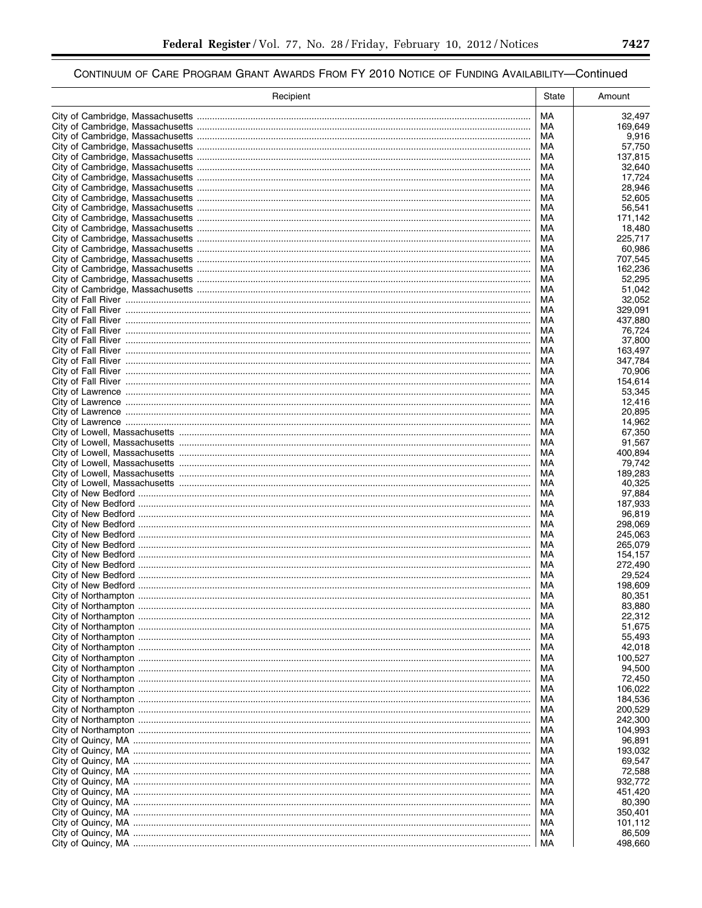## Continuum of Care Program Grant Awards From FY 2010 Notice of Funding Availability—Continued

| Recipient | State | Amount |
|---|---|---|
| City of Cambridge, Massachusetts | MA | 32,497 |
| City of Cambridge, Massachusetts | MA | 169,649 |
| City of Cambridge, Massachusetts | MA | 9,916 |
| City of Cambridge, Massachusetts | MA | 57,750 |
| City of Cambridge, Massachusetts | MA | 137,815 |
| City of Cambridge, Massachusetts | MA | 32,640 |
| City of Cambridge, Massachusetts | MA | 17,724 |
| City of Cambridge, Massachusetts | MA | 28,946 |
| City of Cambridge, Massachusetts | MA | 52,605 |
| City of Cambridge, Massachusetts | MA | 56,541 |
| City of Cambridge, Massachusetts | MA | 171,142 |
| City of Cambridge, Massachusetts | MA | 18,480 |
| City of Cambridge, Massachusetts | MA | 225,717 |
| City of Cambridge, Massachusetts | MA | 60,986 |
| City of Cambridge, Massachusetts | MA | 707,545 |
| City of Cambridge, Massachusetts | MA | 162,236 |
| City of Cambridge, Massachusetts | MA | 52,295 |
| City of Cambridge, Massachusetts | MA | 51,042 |
| City of Fall River | MA | 32,052 |
| City of Fall River | MA | 329,091 |
| City of Fall River | MA | 437,880 |
| City of Fall River | MA | 76,724 |
| City of Fall River | MA | 37,800 |
| City of Fall River | MA | 163,497 |
| City of Fall River | MA | 347,784 |
| City of Fall River | MA | 70,906 |
| City of Fall River | MA | 154,614 |
| City of Lawrence | MA | 53,345 |
| City of Lawrence | MA | 12,416 |
| City of Lawrence | MA | 20,895 |
| City of Lawrence | MA | 14,962 |
| City of Lowell, Massachusetts | MA | 67,350 |
| City of Lowell, Massachusetts | MA | 91,567 |
| City of Lowell, Massachusetts | MA | 400,894 |
| City of Lowell, Massachusetts | MA | 79,742 |
| City of Lowell, Massachusetts | MA | 189,283 |
| City of Lowell, Massachusetts | MA | 40,325 |
| City of New Bedford | MA | 97,884 |
| City of New Bedford | MA | 187,933 |
| City of New Bedford | MA | 96,819 |
| City of New Bedford | MA | 298,069 |
| City of New Bedford | MA | 245,063 |
| City of New Bedford | MA | 265,079 |
| City of New Bedford | MA | 154,157 |
| City of New Bedford | MA | 272,490 |
| City of New Bedford | MA | 29,524 |
| City of New Bedford | MA | 198,609 |
| City of Northampton | MA | 80,351 |
| City of Northampton | MA | 83,880 |
| City of Northampton | MA | 22,312 |
| City of Northampton | MA | 51,675 |
| City of Northampton | MA | 55,493 |
| City of Northampton | MA | 42,018 |
| City of Northampton | MA | 100,527 |
| City of Northampton | MA | 94,500 |
| City of Northampton | MA | 72,450 |
| City of Northampton | MA | 106,022 |
| City of Northampton | MA | 184,536 |
| City of Northampton | MA | 200,529 |
| City of Northampton | MA | 242,300 |
| City of Northampton | MA | 104,993 |
| City of Quincy, MA | MA | 96,891 |
| City of Quincy, MA | MA | 193,032 |
| City of Quincy, MA | MA | 69,547 |
| City of Quincy, MA | MA | 72,588 |
| City of Quincy, MA | MA | 932,772 |
| City of Quincy, MA | MA | 451,420 |
| City of Quincy, MA | MA | 80,390 |
| City of Quincy, MA | MA | 350,401 |
| City of Quincy, MA | MA | 101,112 |
| City of Quincy, MA | MA | 86,509 |
| City of Quincy, MA | MA | 498,660 |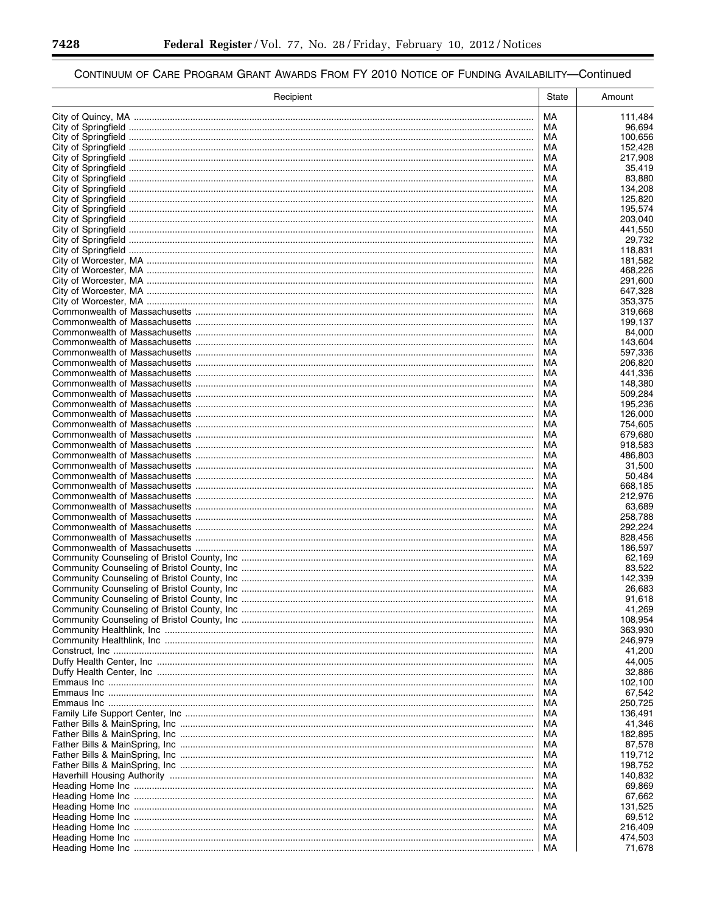CONTINUUM OF CARE PROGRAM GRANT AWARDS FROM FY 2010 NOTICE OF FUNDING AVAILABILITY—Continued

| Recipient | State | Amount |
|---|---|---|
| City of Quincy, MA | MA | 111,484 |
| City of Springfield | MA | 96,694 |
| City of Springfield | MA | 100,656 |
| City of Springfield | MA | 152,428 |
| City of Springfield | MA | 217,908 |
| City of Springfield | MA | 35,419 |
| City of Springfield | MA | 83,880 |
| City of Springfield | MA | 134,208 |
| City of Springfield | MA | 125,820 |
| City of Springfield | MA | 195,574 |
| City of Springfield | MA | 203,040 |
| City of Springfield | MA | 441,550 |
| City of Springfield | MA | 29,732 |
| City of Springfield | MA | 118,831 |
| City of Worcester, MA | MA | 181,582 |
| City of Worcester, MA | MA | 468,226 |
| City of Worcester, MA | MA | 291,600 |
| City of Worcester, MA | MA | 647,328 |
| City of Worcester, MA | MA | 353,375 |
| Commonwealth of Massachusetts | MA | 319,668 |
| Commonwealth of Massachusetts | MA | 199,137 |
| Commonwealth of Massachusetts | MA | 84,000 |
| Commonwealth of Massachusetts | MA | 143,604 |
| Commonwealth of Massachusetts | MA | 597,336 |
| Commonwealth of Massachusetts | MA | 206,820 |
| Commonwealth of Massachusetts | MA | 441,336 |
| Commonwealth of Massachusetts | MA | 148,380 |
| Commonwealth of Massachusetts | MA | 509,284 |
| Commonwealth of Massachusetts | MA | 195,236 |
| Commonwealth of Massachusetts | MA | 126,000 |
| Commonwealth of Massachusetts | MA | 754,605 |
| Commonwealth of Massachusetts | MA | 679,680 |
| Commonwealth of Massachusetts | MA | 918,583 |
| Commonwealth of Massachusetts | MA | 486,803 |
| Commonwealth of Massachusetts | MA | 31,500 |
| Commonwealth of Massachusetts | MA | 50,484 |
| Commonwealth of Massachusetts | MA | 668,185 |
| Commonwealth of Massachusetts | MA | 212,976 |
| Commonwealth of Massachusetts | MA | 63,689 |
| Commonwealth of Massachusetts | MA | 258,788 |
| Commonwealth of Massachusetts | MA | 292,224 |
| Commonwealth of Massachusetts | MA | 828,456 |
| Commonwealth of Massachusetts | MA | 186,597 |
| Community Counseling of Bristol County, Inc | MA | 62,169 |
| Community Counseling of Bristol County, Inc | MA | 83,522 |
| Community Counseling of Bristol County, Inc | MA | 142,339 |
| Community Counseling of Bristol County, Inc | MA | 26,683 |
| Community Counseling of Bristol County, Inc | MA | 91,618 |
| Community Counseling of Bristol County, Inc | MA | 41,269 |
| Community Counseling of Bristol County, Inc | MA | 108,954 |
| Community Healthlink, Inc | MA | 363,930 |
| Community Healthlink, Inc | MA | 246,979 |
| Construct, Inc | MA | 41,200 |
| Duffy Health Center, Inc | MA | 44,005 |
| Duffy Health Center, Inc | MA | 32,886 |
| Emmaus Inc | MA | 102,100 |
| Emmaus Inc | MA | 67,542 |
| Emmaus Inc | MA | 250,725 |
| Family Life Support Center, Inc | MA | 136,491 |
| Father Bills & MainSpring, Inc | MA | 41,346 |
| Father Bills & MainSpring, Inc | MA | 182,895 |
| Father Bills & MainSpring, Inc | MA | 87,578 |
| Father Bills & MainSpring, Inc | MA | 119,712 |
| Father Bills & MainSpring, Inc | MA | 198,752 |
| Haverhill Housing Authority | MA | 140,832 |
| Heading Home Inc | MA | 69,869 |
| Heading Home Inc | MA | 67,662 |
| Heading Home Inc | MA | 131,525 |
| Heading Home Inc | MA | 69,512 |
| Heading Home Inc | MA | 216,409 |
| Heading Home Inc | MA | 474,503 |
| Heading Home Inc | MA | 71,678 |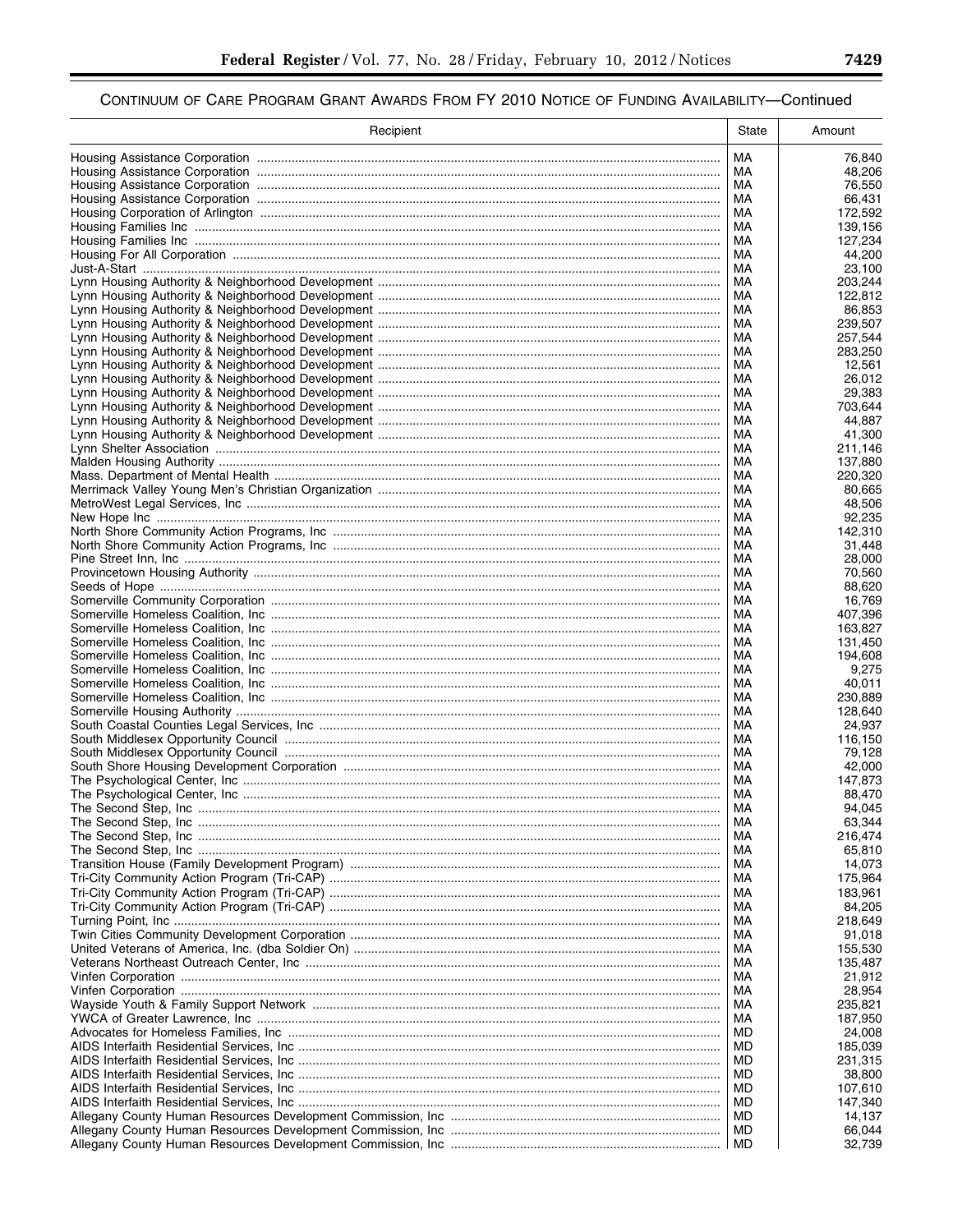## CONTINUUM OF CARE PROGRAM GRANT AWARDS FROM FY 2010 NOTICE OF FUNDING AVAILABILITY—Continued

| Recipient | State | Amount |
| --- | --- | --- |
| Housing Assistance Corporation | MA | 76,840 |
| Housing Assistance Corporation | MA | 48,206 |
| Housing Assistance Corporation | MA | 76,550 |
| Housing Assistance Corporation | MA | 66,431 |
| Housing Corporation of Arlington | MA | 172,592 |
| Housing Families Inc | MA | 139,156 |
| Housing Families Inc | MA | 127,234 |
| Housing For All Corporation | MA | 44,200 |
| Just-A-Start | MA | 23,100 |
| Lynn Housing Authority & Neighborhood Development | MA | 203,244 |
| Lynn Housing Authority & Neighborhood Development | MA | 122,812 |
| Lynn Housing Authority & Neighborhood Development | MA | 86,853 |
| Lynn Housing Authority & Neighborhood Development | MA | 239,507 |
| Lynn Housing Authority & Neighborhood Development | MA | 257,544 |
| Lynn Housing Authority & Neighborhood Development | MA | 283,250 |
| Lynn Housing Authority & Neighborhood Development | MA | 12,561 |
| Lynn Housing Authority & Neighborhood Development | MA | 26,012 |
| Lynn Housing Authority & Neighborhood Development | MA | 29,383 |
| Lynn Housing Authority & Neighborhood Development | MA | 703,644 |
| Lynn Housing Authority & Neighborhood Development | MA | 44,887 |
| Lynn Housing Authority & Neighborhood Development | MA | 41,300 |
| Lynn Shelter Association | MA | 211,146 |
| Malden Housing Authority | MA | 137,880 |
| Mass. Department of Mental Health | MA | 220,320 |
| Merrimack Valley Young Men's Christian Organization | MA | 80,665 |
| MetroWest Legal Services, Inc | MA | 48,506 |
| New Hope Inc | MA | 92,235 |
| North Shore Community Action Programs, Inc | MA | 142,310 |
| North Shore Community Action Programs, Inc | MA | 31,448 |
| Pine Street Inn, Inc | MA | 28,000 |
| Provincetown Housing Authority | MA | 70,560 |
| Seeds of Hope | MA | 88,620 |
| Somerville Community Corporation | MA | 16,769 |
| Somerville Homeless Coalition, Inc | MA | 407,396 |
| Somerville Homeless Coalition, Inc | MA | 163,827 |
| Somerville Homeless Coalition, Inc | MA | 131,450 |
| Somerville Homeless Coalition, Inc | MA | 194,608 |
| Somerville Homeless Coalition, Inc | MA | 9,275 |
| Somerville Homeless Coalition, Inc | MA | 40,011 |
| Somerville Homeless Coalition, Inc | MA | 230,889 |
| Somerville Housing Authority | MA | 128,640 |
| South Coastal Counties Legal Services, Inc | MA | 24,937 |
| South Middlesex Opportunity Council | MA | 116,150 |
| South Middlesex Opportunity Council | MA | 79,128 |
| South Shore Housing Development Corporation | MA | 42,000 |
| The Psychological Center, Inc | MA | 147,873 |
| The Psychological Center, Inc | MA | 88,470 |
| The Second Step, Inc | MA | 94,045 |
| The Second Step, Inc | MA | 63,344 |
| The Second Step, Inc | MA | 216,474 |
| The Second Step, Inc | MA | 65,810 |
| Transition House (Family Development Program) | MA | 14,073 |
| Tri-City Community Action Program (Tri-CAP) | MA | 175,964 |
| Tri-City Community Action Program (Tri-CAP) | MA | 183,961 |
| Tri-City Community Action Program (Tri-CAP) | MA | 84,205 |
| Turning Point, Inc | MA | 218,649 |
| Twin Cities Community Development Corporation | MA | 91,018 |
| United Veterans of America, Inc. (dba Soldier On) | MA | 155,530 |
| Veterans Northeast Outreach Center, Inc | MA | 135,487 |
| Vinfen Corporation | MA | 21,912 |
| Vinfen Corporation | MA | 28,954 |
| Wayside Youth & Family Support Network | MA | 235,821 |
| YWCA of Greater Lawrence, Inc | MA | 187,950 |
| Advocates for Homeless Families, Inc | MD | 24,008 |
| AIDS Interfaith Residential Services, Inc | MD | 185,039 |
| AIDS Interfaith Residential Services, Inc | MD | 231,315 |
| AIDS Interfaith Residential Services, Inc | MD | 38,800 |
| AIDS Interfaith Residential Services, Inc | MD | 107,610 |
| AIDS Interfaith Residential Services, Inc | MD | 147,340 |
| Allegany County Human Resources Development Commission, Inc | MD | 14,137 |
| Allegany County Human Resources Development Commission, Inc | MD | 66,044 |
| Allegany County Human Resources Development Commission, Inc | MD | 32,739 |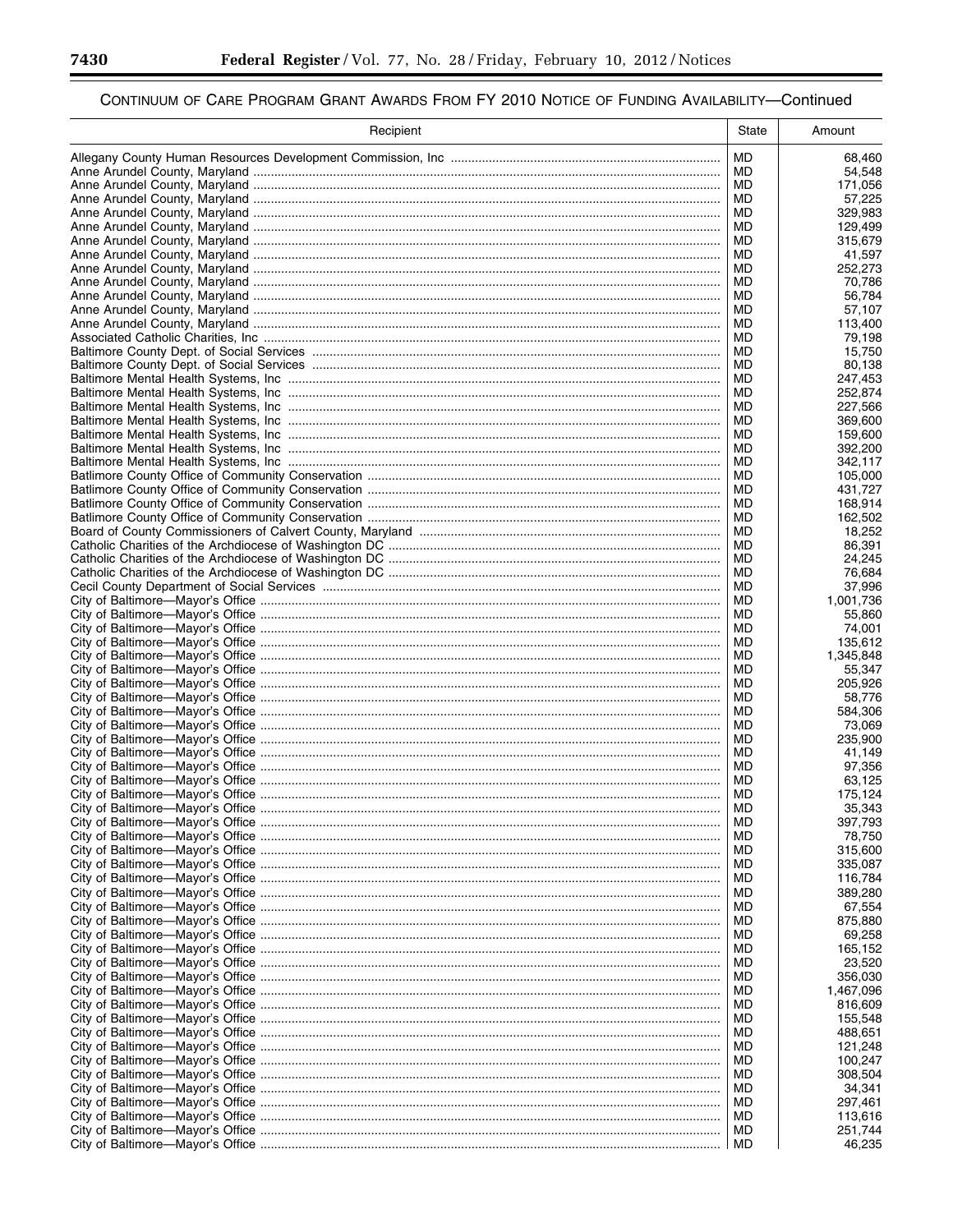## Continuum of Care Program Grant Awards From FY 2010 Notice of Funding Availability—Continued

| Recipient | State | Amount |
| --- | --- | --- |
| Allegany County Human Resources Development Commission, Inc | MD | 68,460 |
| Anne Arundel County, Maryland | MD | 54,548 |
| Anne Arundel County, Maryland | MD | 171,056 |
| Anne Arundel County, Maryland | MD | 57,225 |
| Anne Arundel County, Maryland | MD | 329,983 |
| Anne Arundel County, Maryland | MD | 129,499 |
| Anne Arundel County, Maryland | MD | 315,679 |
| Anne Arundel County, Maryland | MD | 41,597 |
| Anne Arundel County, Maryland | MD | 252,273 |
| Anne Arundel County, Maryland | MD | 70,786 |
| Anne Arundel County, Maryland | MD | 56,784 |
| Anne Arundel County, Maryland | MD | 57,107 |
| Anne Arundel County, Maryland | MD | 113,400 |
| Associated Catholic Charities, Inc | MD | 79,198 |
| Baltimore County Dept. of Social Services | MD | 15,750 |
| Baltimore County Dept. of Social Services | MD | 80,138 |
| Baltimore Mental Health Systems, Inc | MD | 247,453 |
| Baltimore Mental Health Systems, Inc | MD | 252,874 |
| Baltimore Mental Health Systems, Inc | MD | 227,566 |
| Baltimore Mental Health Systems, Inc | MD | 369,600 |
| Baltimore Mental Health Systems, Inc | MD | 159,600 |
| Baltimore Mental Health Systems, Inc | MD | 392,200 |
| Baltimore Mental Health Systems, Inc | MD | 342,117 |
| Batlimore County Office of Community Conservation | MD | 105,000 |
| Batlimore County Office of Community Conservation | MD | 431,727 |
| Batlimore County Office of Community Conservation | MD | 168,914 |
| Batlimore County Office of Community Conservation | MD | 162,502 |
| Board of County Commissioners of Calvert County, Maryland | MD | 18,252 |
| Catholic Charities of the Archdiocese of Washington DC | MD | 86,391 |
| Catholic Charities of the Archdiocese of Washington DC | MD | 24,245 |
| Catholic Charities of the Archdiocese of Washington DC | MD | 76,684 |
| Cecil County Department of Social Services | MD | 37,996 |
| City of Baltimore—Mayor's Office | MD | 1,001,736 |
| City of Baltimore—Mayor's Office | MD | 55,860 |
| City of Baltimore—Mayor's Office | MD | 74,001 |
| City of Baltimore—Mayor's Office | MD | 135,612 |
| City of Baltimore—Mayor's Office | MD | 1,345,848 |
| City of Baltimore—Mayor's Office | MD | 55,347 |
| City of Baltimore—Mayor's Office | MD | 205,926 |
| City of Baltimore—Mayor's Office | MD | 58,776 |
| City of Baltimore—Mayor's Office | MD | 584,306 |
| City of Baltimore—Mayor's Office | MD | 73,069 |
| City of Baltimore—Mayor's Office | MD | 235,900 |
| City of Baltimore—Mayor's Office | MD | 41,149 |
| City of Baltimore—Mayor's Office | MD | 97,356 |
| City of Baltimore—Mayor's Office | MD | 63,125 |
| City of Baltimore—Mayor's Office | MD | 175,124 |
| City of Baltimore—Mayor's Office | MD | 35,343 |
| City of Baltimore—Mayor's Office | MD | 397,793 |
| City of Baltimore—Mayor's Office | MD | 78,750 |
| City of Baltimore—Mayor's Office | MD | 315,600 |
| City of Baltimore—Mayor's Office | MD | 335,087 |
| City of Baltimore—Mayor's Office | MD | 116,784 |
| City of Baltimore—Mayor's Office | MD | 389,280 |
| City of Baltimore—Mayor's Office | MD | 67,554 |
| City of Baltimore—Mayor's Office | MD | 875,880 |
| City of Baltimore—Mayor's Office | MD | 69,258 |
| City of Baltimore—Mayor's Office | MD | 165,152 |
| City of Baltimore—Mayor's Office | MD | 23,520 |
| City of Baltimore—Mayor's Office | MD | 356,030 |
| City of Baltimore—Mayor's Office | MD | 1,467,096 |
| City of Baltimore—Mayor's Office | MD | 816,609 |
| City of Baltimore—Mayor's Office | MD | 155,548 |
| City of Baltimore—Mayor's Office | MD | 488,651 |
| City of Baltimore—Mayor's Office | MD | 121,248 |
| City of Baltimore—Mayor's Office | MD | 100,247 |
| City of Baltimore—Mayor's Office | MD | 308,504 |
| City of Baltimore—Mayor's Office | MD | 34,341 |
| City of Baltimore—Mayor's Office | MD | 297,461 |
| City of Baltimore—Mayor's Office | MD | 113,616 |
| City of Baltimore—Mayor's Office | MD | 251,744 |
| City of Baltimore—Mayor's Office | MD | 46,235 |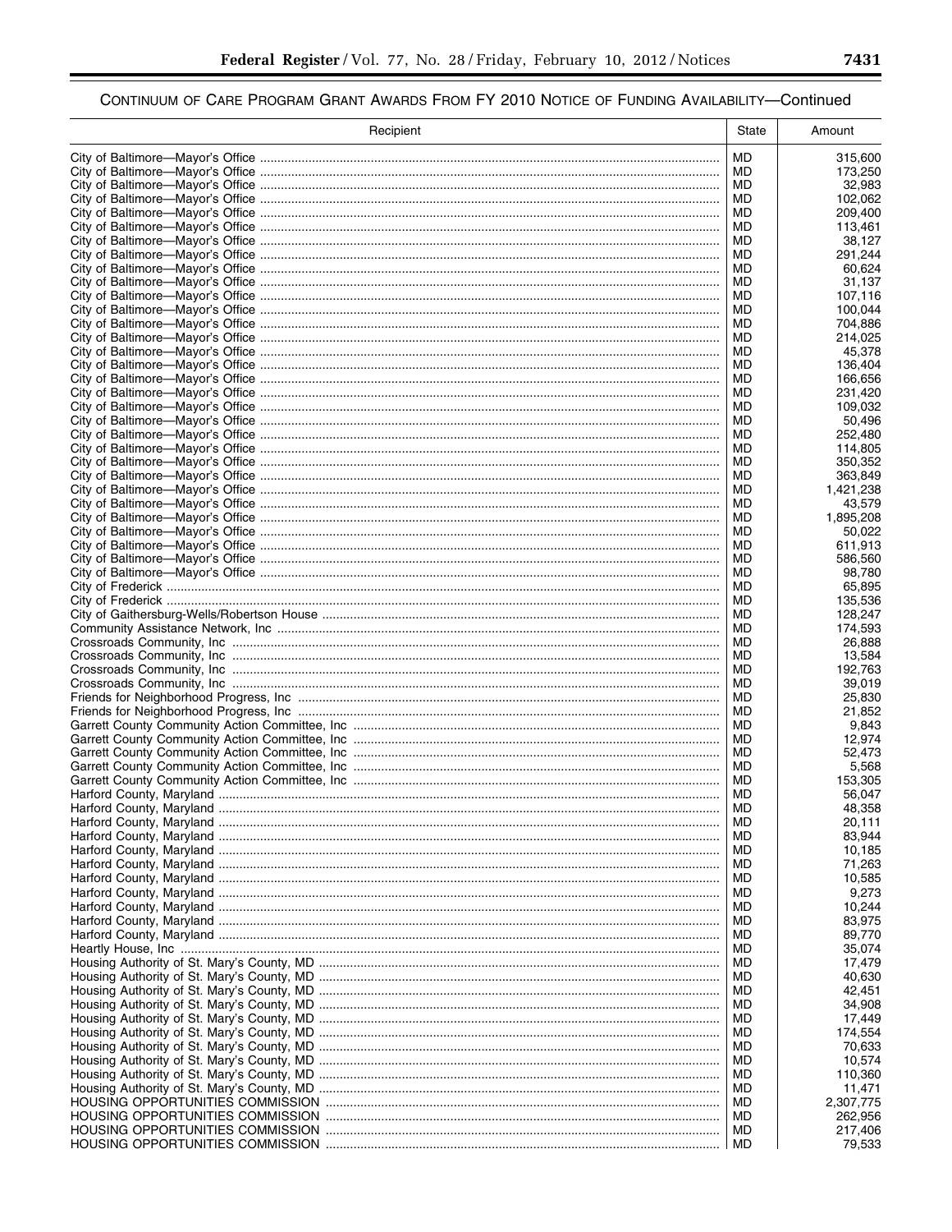## CONTINUUM OF CARE PROGRAM GRANT AWARDS FROM FY 2010 NOTICE OF FUNDING AVAILABILITY—Continued

| Recipient | State | Amount |
|---|---|---|
| City of Baltimore—Mayor's Office | MD | 315,600 |
| City of Baltimore—Mayor's Office | MD | 173,250 |
| City of Baltimore—Mayor's Office | MD | 32,983 |
| City of Baltimore—Mayor's Office | MD | 102,062 |
| City of Baltimore—Mayor's Office | MD | 209,400 |
| City of Baltimore—Mayor's Office | MD | 113,461 |
| City of Baltimore—Mayor's Office | MD | 38,127 |
| City of Baltimore—Mayor's Office | MD | 291,244 |
| City of Baltimore—Mayor's Office | MD | 60,624 |
| City of Baltimore—Mayor's Office | MD | 31,137 |
| City of Baltimore—Mayor's Office | MD | 107,116 |
| City of Baltimore—Mayor's Office | MD | 100,044 |
| City of Baltimore—Mayor's Office | MD | 704,886 |
| City of Baltimore—Mayor's Office | MD | 214,025 |
| City of Baltimore—Mayor's Office | MD | 45,378 |
| City of Baltimore—Mayor's Office | MD | 136,404 |
| City of Baltimore—Mayor's Office | MD | 166,656 |
| City of Baltimore—Mayor's Office | MD | 231,420 |
| City of Baltimore—Mayor's Office | MD | 109,032 |
| City of Baltimore—Mayor's Office | MD | 50,496 |
| City of Baltimore—Mayor's Office | MD | 252,480 |
| City of Baltimore—Mayor's Office | MD | 114,805 |
| City of Baltimore—Mayor's Office | MD | 350,352 |
| City of Baltimore—Mayor's Office | MD | 363,849 |
| City of Baltimore—Mayor's Office | MD | 1,421,238 |
| City of Baltimore—Mayor's Office | MD | 43,579 |
| City of Baltimore—Mayor's Office | MD | 1,895,208 |
| City of Baltimore—Mayor's Office | MD | 50,022 |
| City of Baltimore—Mayor's Office | MD | 611,913 |
| City of Baltimore—Mayor's Office | MD | 586,560 |
| City of Baltimore—Mayor's Office | MD | 98,780 |
| City of Frederick | MD | 65,895 |
| City of Frederick | MD | 135,536 |
| City of Gaithersburg-Wells/Robertson House | MD | 128,247 |
| Community Assistance Network, Inc | MD | 174,593 |
| Crossroads Community, Inc | MD | 26,888 |
| Crossroads Community, Inc | MD | 13,584 |
| Crossroads Community, Inc | MD | 192,763 |
| Crossroads Community, Inc | MD | 39,019 |
| Friends for Neighborhood Progress, Inc | MD | 25,830 |
| Friends for Neighborhood Progress, Inc | MD | 21,852 |
| Garrett County Community Action Committee, Inc | MD | 9,843 |
| Garrett County Community Action Committee, Inc | MD | 12,974 |
| Garrett County Community Action Committee, Inc | MD | 52,473 |
| Garrett County Community Action Committee, Inc | MD | 5,568 |
| Garrett County Community Action Committee, Inc | MD | 153,305 |
| Harford County, Maryland | MD | 56,047 |
| Harford County, Maryland | MD | 48,358 |
| Harford County, Maryland | MD | 20,111 |
| Harford County, Maryland | MD | 83,944 |
| Harford County, Maryland | MD | 10,185 |
| Harford County, Maryland | MD | 71,263 |
| Harford County, Maryland | MD | 10,585 |
| Harford County, Maryland | MD | 9,273 |
| Harford County, Maryland | MD | 10,244 |
| Harford County, Maryland | MD | 83,975 |
| Harford County, Maryland | MD | 89,770 |
| Heartly House, Inc | MD | 35,074 |
| Housing Authority of St. Mary's County, MD | MD | 17,479 |
| Housing Authority of St. Mary's County, MD | MD | 40,630 |
| Housing Authority of St. Mary's County, MD | MD | 42,451 |
| Housing Authority of St. Mary's County, MD | MD | 34,908 |
| Housing Authority of St. Mary's County, MD | MD | 17,449 |
| Housing Authority of St. Mary's County, MD | MD | 174,554 |
| Housing Authority of St. Mary's County, MD | MD | 70,633 |
| Housing Authority of St. Mary's County, MD | MD | 10,574 |
| Housing Authority of St. Mary's County, MD | MD | 110,360 |
| Housing Authority of St. Mary's County, MD | MD | 11,471 |
| HOUSING OPPORTUNITIES COMMISSION | MD | 2,307,775 |
| HOUSING OPPORTUNITIES COMMISSION | MD | 262,956 |
| HOUSING OPPORTUNITIES COMMISSION | MD | 217,406 |
| HOUSING OPPORTUNITIES COMMISSION | MD | 79,533 |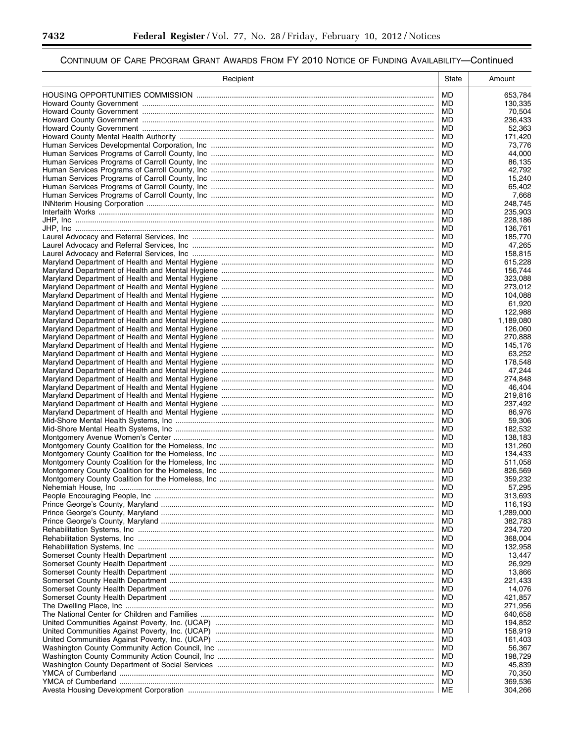## CONTINUUM OF CARE PROGRAM GRANT AWARDS FROM FY 2010 NOTICE OF FUNDING AVAILABILITY—Continued

| Recipient | State | Amount |
| --- | --- | --- |
| HOUSING OPPORTUNITIES COMMISSION | MD | 653,784 |
| Howard County Government | MD | 130,335 |
| Howard County Government | MD | 70,504 |
| Howard County Government | MD | 236,433 |
| Howard County Government | MD | 52,363 |
| Howard County Mental Health Authority | MD | 171,420 |
| Human Services Developmental Corporation, Inc | MD | 73,776 |
| Human Services Programs of Carroll County, Inc | MD | 44,000 |
| Human Services Programs of Carroll County, Inc | MD | 86,135 |
| Human Services Programs of Carroll County, Inc | MD | 42,792 |
| Human Services Programs of Carroll County, Inc | MD | 15,240 |
| Human Services Programs of Carroll County, Inc | MD | 65,402 |
| Human Services Programs of Carroll County, Inc | MD | 7,668 |
| INNterim Housing Corporation | MD | 248,745 |
| Interfaith Works | MD | 235,903 |
| JHP, Inc | MD | 228,186 |
| JHP, Inc | MD | 136,761 |
| Laurel Advocacy and Referral Services, Inc | MD | 185,770 |
| Laurel Advocacy and Referral Services, Inc | MD | 47,265 |
| Laurel Advocacy and Referral Services, Inc | MD | 158,815 |
| Maryland Department of Health and Mental Hygiene | MD | 615,228 |
| Maryland Department of Health and Mental Hygiene | MD | 156,744 |
| Maryland Department of Health and Mental Hygiene | MD | 323,088 |
| Maryland Department of Health and Mental Hygiene | MD | 273,012 |
| Maryland Department of Health and Mental Hygiene | MD | 104,088 |
| Maryland Department of Health and Mental Hygiene | MD | 61,920 |
| Maryland Department of Health and Mental Hygiene | MD | 122,988 |
| Maryland Department of Health and Mental Hygiene | MD | 1,189,080 |
| Maryland Department of Health and Mental Hygiene | MD | 126,060 |
| Maryland Department of Health and Mental Hygiene | MD | 270,888 |
| Maryland Department of Health and Mental Hygiene | MD | 145,176 |
| Maryland Department of Health and Mental Hygiene | MD | 63,252 |
| Maryland Department of Health and Mental Hygiene | MD | 178,548 |
| Maryland Department of Health and Mental Hygiene | MD | 47,244 |
| Maryland Department of Health and Mental Hygiene | MD | 274,848 |
| Maryland Department of Health and Mental Hygiene | MD | 46,404 |
| Maryland Department of Health and Mental Hygiene | MD | 219,816 |
| Maryland Department of Health and Mental Hygiene | MD | 237,492 |
| Maryland Department of Health and Mental Hygiene | MD | 86,976 |
| Mid-Shore Mental Health Systems, Inc | MD | 59,306 |
| Mid-Shore Mental Health Systems, Inc | MD | 182,532 |
| Montgomery Avenue Women's Center | MD | 138,183 |
| Montgomery County Coalition for the Homeless, Inc | MD | 131,260 |
| Montgomery County Coalition for the Homeless, Inc | MD | 134,433 |
| Montgomery County Coalition for the Homeless, Inc | MD | 511,058 |
| Montgomery County Coalition for the Homeless, Inc | MD | 826,569 |
| Montgomery County Coalition for the Homeless, Inc | MD | 359,232 |
| Nehemiah House, Inc | MD | 57,295 |
| People Encouraging People, Inc | MD | 313,693 |
| Prince George's County, Maryland | MD | 116,193 |
| Prince George's County, Maryland | MD | 1,289,000 |
| Prince George's County, Maryland | MD | 382,783 |
| Rehabilitation Systems, Inc | MD | 234,720 |
| Rehabilitation Systems, Inc | MD | 368,004 |
| Rehabilitation Systems, Inc | MD | 132,958 |
| Somerset County Health Department | MD | 13,447 |
| Somerset County Health Department | MD | 26,929 |
| Somerset County Health Department | MD | 13,866 |
| Somerset County Health Department | MD | 221,433 |
| Somerset County Health Department | MD | 14,076 |
| Somerset County Health Department | MD | 421,857 |
| The Dwelling Place, Inc | MD | 271,956 |
| The National Center for Children and Families | MD | 640,658 |
| United Communities Against Poverty, Inc. (UCAP) | MD | 194,852 |
| United Communities Against Poverty, Inc. (UCAP) | MD | 158,919 |
| United Communities Against Poverty, Inc. (UCAP) | MD | 161,403 |
| Washington County Community Action Council, Inc | MD | 56,367 |
| Washington County Community Action Council, Inc | MD | 198,729 |
| Washington County Department of Social Services | MD | 45,839 |
| YMCA of Cumberland | MD | 70,350 |
| YMCA of Cumberland | MD | 369,536 |
| Avesta Housing Development Corporation | ME | 304,266 |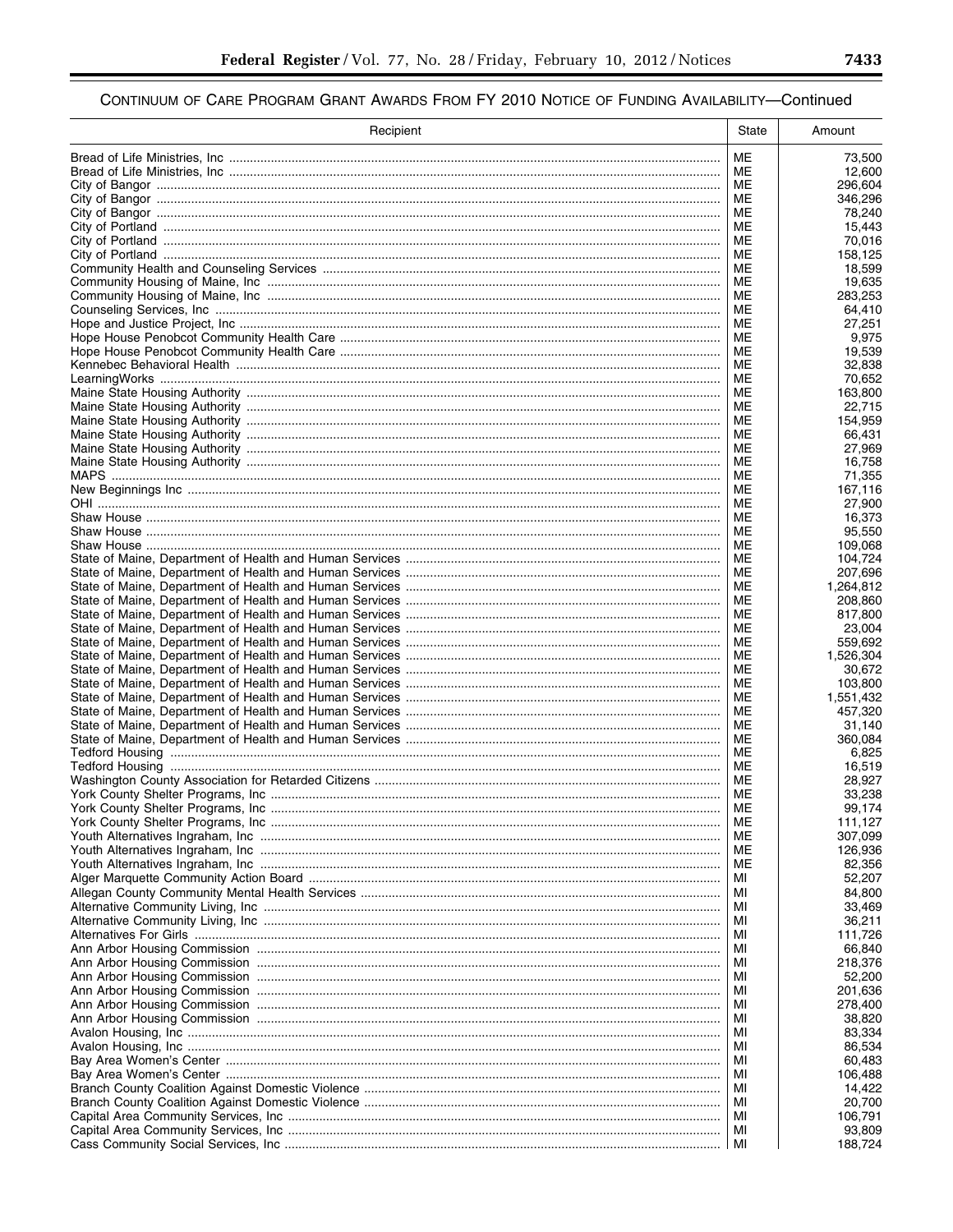## CONTINUUM OF CARE PROGRAM GRANT AWARDS FROM FY 2010 NOTICE OF FUNDING AVAILABILITY—Continued

| Recipient | State | Amount |
|---|---|---|
| Bread of Life Ministries, Inc | ME | 73,500 |
| Bread of Life Ministries, Inc | ME | 12,600 |
| City of Bangor | ME | 296,604 |
| City of Bangor | ME | 346,296 |
| City of Bangor | ME | 78,240 |
| City of Portland | ME | 15,443 |
| City of Portland | ME | 70,016 |
| City of Portland | ME | 158,125 |
| Community Health and Counseling Services | ME | 18,599 |
| Community Housing of Maine, Inc | ME | 19,635 |
| Community Housing of Maine, Inc | ME | 283,253 |
| Counseling Services, Inc | ME | 64,410 |
| Hope and Justice Project, Inc | ME | 27,251 |
| Hope House Penobcot Community Health Care | ME | 9,975 |
| Hope House Penobcot Community Health Care | ME | 19,539 |
| Kennebec Behavioral Health | ME | 32,838 |
| LearningWorks | ME | 70,652 |
| Maine State Housing Authority | ME | 163,800 |
| Maine State Housing Authority | ME | 22,715 |
| Maine State Housing Authority | ME | 154,959 |
| Maine State Housing Authority | ME | 66,431 |
| Maine State Housing Authority | ME | 27,969 |
| Maine State Housing Authority | ME | 16,758 |
| MAPS | ME | 71,355 |
| New Beginnings Inc | ME | 167,116 |
| OHI | ME | 27,900 |
| Shaw House | ME | 16,373 |
| Shaw House | ME | 95,550 |
| Shaw House | ME | 109,068 |
| State of Maine, Department of Health and Human Services | ME | 104,724 |
| State of Maine, Department of Health and Human Services | ME | 207,696 |
| State of Maine, Department of Health and Human Services | ME | 1,264,812 |
| State of Maine, Department of Health and Human Services | ME | 208,860 |
| State of Maine, Department of Health and Human Services | ME | 817,800 |
| State of Maine, Department of Health and Human Services | ME | 23,004 |
| State of Maine, Department of Health and Human Services | ME | 559,692 |
| State of Maine, Department of Health and Human Services | ME | 1,526,304 |
| State of Maine, Department of Health and Human Services | ME | 30,672 |
| State of Maine, Department of Health and Human Services | ME | 103,800 |
| State of Maine, Department of Health and Human Services | ME | 1,551,432 |
| State of Maine, Department of Health and Human Services | ME | 457,320 |
| State of Maine, Department of Health and Human Services | ME | 31,140 |
| State of Maine, Department of Health and Human Services | ME | 360,084 |
| Tedford Housing | ME | 6,825 |
| Tedford Housing | ME | 16,519 |
| Washington County Association for Retarded Citizens | ME | 28,927 |
| York County Shelter Programs, Inc | ME | 33,238 |
| York County Shelter Programs, Inc | ME | 99,174 |
| York County Shelter Programs, Inc | ME | 111,127 |
| Youth Alternatives Ingraham, Inc | ME | 307,099 |
| Youth Alternatives Ingraham, Inc | ME | 126,936 |
| Youth Alternatives Ingraham, Inc | ME | 82,356 |
| Alger Marquette Community Action Board | MI | 52,207 |
| Allegan County Community Mental Health Services | MI | 84,800 |
| Alternative Community Living, Inc | MI | 33,469 |
| Alternative Community Living, Inc | MI | 36,211 |
| Alternatives For Girls | MI | 111,726 |
| Ann Arbor Housing Commission | MI | 66,840 |
| Ann Arbor Housing Commission | MI | 218,376 |
| Ann Arbor Housing Commission | MI | 52,200 |
| Ann Arbor Housing Commission | MI | 201,636 |
| Ann Arbor Housing Commission | MI | 278,400 |
| Ann Arbor Housing Commission | MI | 38,820 |
| Avalon Housing, Inc | MI | 83,334 |
| Avalon Housing, Inc | MI | 86,534 |
| Bay Area Women's Center | MI | 60,483 |
| Bay Area Women's Center | MI | 106,488 |
| Branch County Coalition Against Domestic Violence | MI | 14,422 |
| Branch County Coalition Against Domestic Violence | MI | 20,700 |
| Capital Area Community Services, Inc | MI | 106,791 |
| Capital Area Community Services, Inc | MI | 93,809 |
| Cass Community Social Services, Inc | MI | 188,724 |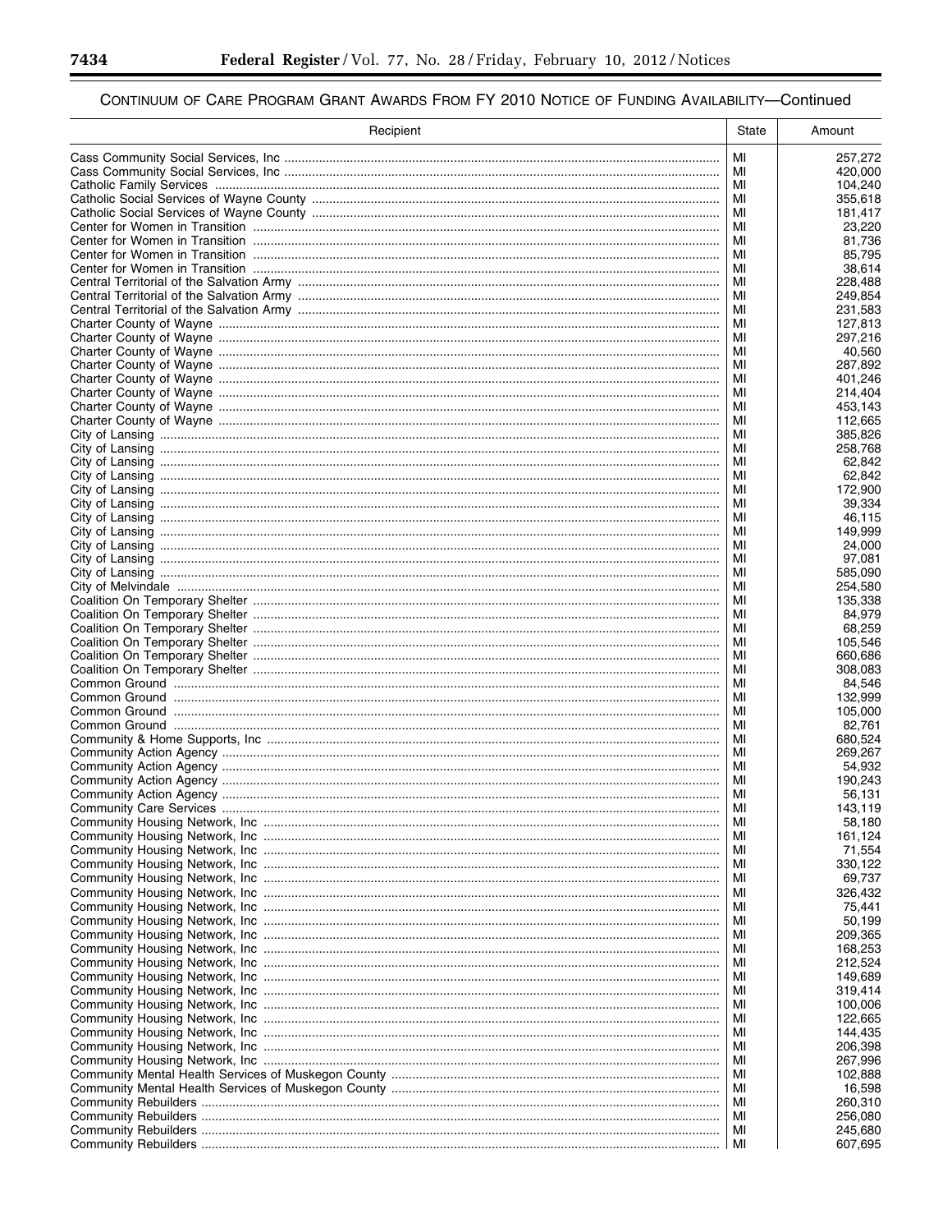## CONTINUUM OF CARE PROGRAM GRANT AWARDS FROM FY 2010 NOTICE OF FUNDING AVAILABILITY—Continued

| Recipient | State | Amount |
|---|---|---|
| Cass Community Social Services, Inc | MI | 257,272 |
| Cass Community Social Services, Inc | MI | 420,000 |
| Catholic Family Services | MI | 104,240 |
| Catholic Social Services of Wayne County | MI | 355,618 |
| Catholic Social Services of Wayne County | MI | 181,417 |
| Center for Women in Transition | MI | 23,220 |
| Center for Women in Transition | MI | 81,736 |
| Center for Women in Transition | MI | 85,795 |
| Center for Women in Transition | MI | 38,614 |
| Central Territorial of the Salvation Army | MI | 228,488 |
| Central Territorial of the Salvation Army | MI | 249,854 |
| Central Territorial of the Salvation Army | MI | 231,583 |
| Charter County of Wayne | MI | 127,813 |
| Charter County of Wayne | MI | 297,216 |
| Charter County of Wayne | MI | 40,560 |
| Charter County of Wayne | MI | 287,892 |
| Charter County of Wayne | MI | 401,246 |
| Charter County of Wayne | MI | 214,404 |
| Charter County of Wayne | MI | 453,143 |
| Charter County of Wayne | MI | 112,665 |
| City of Lansing | MI | 385,826 |
| City of Lansing | MI | 258,768 |
| City of Lansing | MI | 62,842 |
| City of Lansing | MI | 62,842 |
| City of Lansing | MI | 172,900 |
| City of Lansing | MI | 39,334 |
| City of Lansing | MI | 46,115 |
| City of Lansing | MI | 149,999 |
| City of Lansing | MI | 24,000 |
| City of Lansing | MI | 97,081 |
| City of Lansing | MI | 585,090 |
| City of Melvindale | MI | 254,580 |
| Coalition On Temporary Shelter | MI | 135,338 |
| Coalition On Temporary Shelter | MI | 84,979 |
| Coalition On Temporary Shelter | MI | 68,259 |
| Coalition On Temporary Shelter | MI | 105,546 |
| Coalition On Temporary Shelter | MI | 660,686 |
| Coalition On Temporary Shelter | MI | 308,083 |
| Common Ground | MI | 84,546 |
| Common Ground | MI | 132,999 |
| Common Ground | MI | 105,000 |
| Common Ground | MI | 82,761 |
| Community & Home Supports, Inc | MI | 680,524 |
| Community Action Agency | MI | 269,267 |
| Community Action Agency | MI | 54,932 |
| Community Action Agency | MI | 190,243 |
| Community Action Agency | MI | 56,131 |
| Community Care Services | MI | 143,119 |
| Community Housing Network, Inc | MI | 58,180 |
| Community Housing Network, Inc | MI | 161,124 |
| Community Housing Network, Inc | MI | 71,554 |
| Community Housing Network, Inc | MI | 330,122 |
| Community Housing Network, Inc | MI | 69,737 |
| Community Housing Network, Inc | MI | 326,432 |
| Community Housing Network, Inc | MI | 75,441 |
| Community Housing Network, Inc | MI | 50,199 |
| Community Housing Network, Inc | MI | 209,365 |
| Community Housing Network, Inc | MI | 168,253 |
| Community Housing Network, Inc | MI | 212,524 |
| Community Housing Network, Inc | MI | 149,689 |
| Community Housing Network, Inc | MI | 319,414 |
| Community Housing Network, Inc | MI | 100,006 |
| Community Housing Network, Inc | MI | 122,665 |
| Community Housing Network, Inc | MI | 144,435 |
| Community Housing Network, Inc | MI | 206,398 |
| Community Housing Network, Inc | MI | 267,996 |
| Community Mental Health Services of Muskegon County | MI | 102,888 |
| Community Mental Health Services of Muskegon County | MI | 16,598 |
| Community Rebuilders | MI | 260,310 |
| Community Rebuilders | MI | 256,080 |
| Community Rebuilders | MI | 245,680 |
| Community Rebuilders | MI | 607,695 |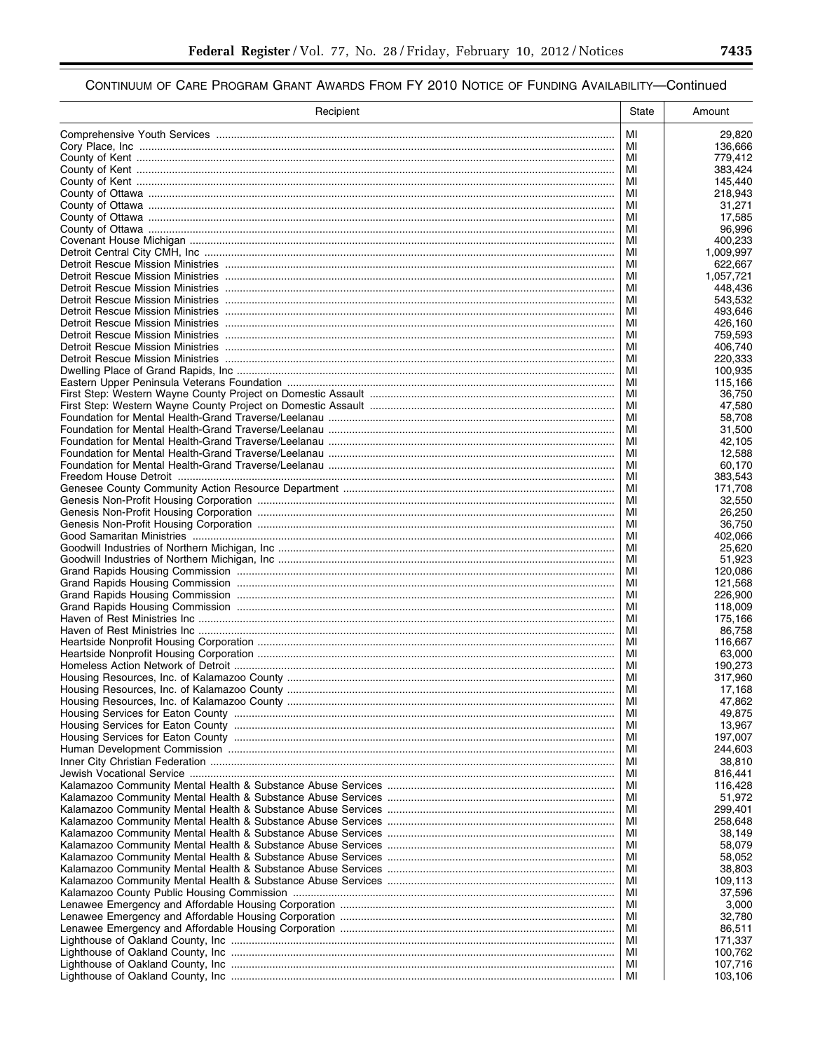## CONTINUUM OF CARE PROGRAM GRANT AWARDS FROM FY 2010 NOTICE OF FUNDING AVAILABILITY—Continued

| Recipient | State | Amount |
|---|---|---|
| Comprehensive Youth Services | MI | 29,820 |
| Cory Place, Inc | MI | 136,666 |
| County of Kent | MI | 779,412 |
| County of Kent | MI | 383,424 |
| County of Kent | MI | 145,440 |
| County of Ottawa | MI | 218,943 |
| County of Ottawa | MI | 31,271 |
| County of Ottawa | MI | 17,585 |
| County of Ottawa | MI | 96,996 |
| Covenant House Michigan | MI | 400,233 |
| Detroit Central City CMH, Inc | MI | 1,009,997 |
| Detroit Rescue Mission Ministries | MI | 622,667 |
| Detroit Rescue Mission Ministries | MI | 1,057,721 |
| Detroit Rescue Mission Ministries | MI | 448,436 |
| Detroit Rescue Mission Ministries | MI | 543,532 |
| Detroit Rescue Mission Ministries | MI | 493,646 |
| Detroit Rescue Mission Ministries | MI | 426,160 |
| Detroit Rescue Mission Ministries | MI | 759,593 |
| Detroit Rescue Mission Ministries | MI | 406,740 |
| Detroit Rescue Mission Ministries | MI | 220,333 |
| Dwelling Place of Grand Rapids, Inc | MI | 100,935 |
| Eastern Upper Peninsula Veterans Foundation | MI | 115,166 |
| First Step: Western Wayne County Project on Domestic Assault | MI | 36,750 |
| First Step: Western Wayne County Project on Domestic Assault | MI | 47,580 |
| Foundation for Mental Health-Grand Traverse/Leelanau | MI | 58,708 |
| Foundation for Mental Health-Grand Traverse/Leelanau | MI | 31,500 |
| Foundation for Mental Health-Grand Traverse/Leelanau | MI | 42,105 |
| Foundation for Mental Health-Grand Traverse/Leelanau | MI | 12,588 |
| Foundation for Mental Health-Grand Traverse/Leelanau | MI | 60,170 |
| Freedom House Detroit | MI | 383,543 |
| Genesee County Community Action Resource Department | MI | 171,708 |
| Genesis Non-Profit Housing Corporation | MI | 32,550 |
| Genesis Non-Profit Housing Corporation | MI | 26,250 |
| Genesis Non-Profit Housing Corporation | MI | 36,750 |
| Good Samaritan Ministries | MI | 402,066 |
| Goodwill Industries of Northern Michigan, Inc | MI | 25,620 |
| Goodwill Industries of Northern Michigan, Inc | MI | 51,923 |
| Grand Rapids Housing Commission | MI | 120,086 |
| Grand Rapids Housing Commission | MI | 121,568 |
| Grand Rapids Housing Commission | MI | 226,900 |
| Grand Rapids Housing Commission | MI | 118,009 |
| Haven of Rest Ministries Inc | MI | 175,166 |
| Haven of Rest Ministries Inc | MI | 86,758 |
| Heartside Nonprofit Housing Corporation | MI | 116,667 |
| Heartside Nonprofit Housing Corporation | MI | 63,000 |
| Homeless Action Network of Detroit | MI | 190,273 |
| Housing Resources, Inc. of Kalamazoo County | MI | 317,960 |
| Housing Resources, Inc. of Kalamazoo County | MI | 17,168 |
| Housing Resources, Inc. of Kalamazoo County | MI | 47,862 |
| Housing Services for Eaton County | MI | 49,875 |
| Housing Services for Eaton County | MI | 13,967 |
| Housing Services for Eaton County | MI | 197,007 |
| Human Development Commission | MI | 244,603 |
| Inner City Christian Federation | MI | 38,810 |
| Jewish Vocational Service | MI | 816,441 |
| Kalamazoo Community Mental Health & Substance Abuse Services | MI | 116,428 |
| Kalamazoo Community Mental Health & Substance Abuse Services | MI | 51,972 |
| Kalamazoo Community Mental Health & Substance Abuse Services | MI | 299,401 |
| Kalamazoo Community Mental Health & Substance Abuse Services | MI | 258,648 |
| Kalamazoo Community Mental Health & Substance Abuse Services | MI | 38,149 |
| Kalamazoo Community Mental Health & Substance Abuse Services | MI | 58,079 |
| Kalamazoo Community Mental Health & Substance Abuse Services | MI | 58,052 |
| Kalamazoo Community Mental Health & Substance Abuse Services | MI | 38,803 |
| Kalamazoo Community Mental Health & Substance Abuse Services | MI | 109,113 |
| Kalamazoo County Public Housing Commission | MI | 37,596 |
| Lenawee Emergency and Affordable Housing Corporation | MI | 3,000 |
| Lenawee Emergency and Affordable Housing Corporation | MI | 32,780 |
| Lenawee Emergency and Affordable Housing Corporation | MI | 86,511 |
| Lighthouse of Oakland County, Inc | MI | 171,337 |
| Lighthouse of Oakland County, Inc | MI | 100,762 |
| Lighthouse of Oakland County, Inc | MI | 107,716 |
| Lighthouse of Oakland County, Inc | MI | 103,106 |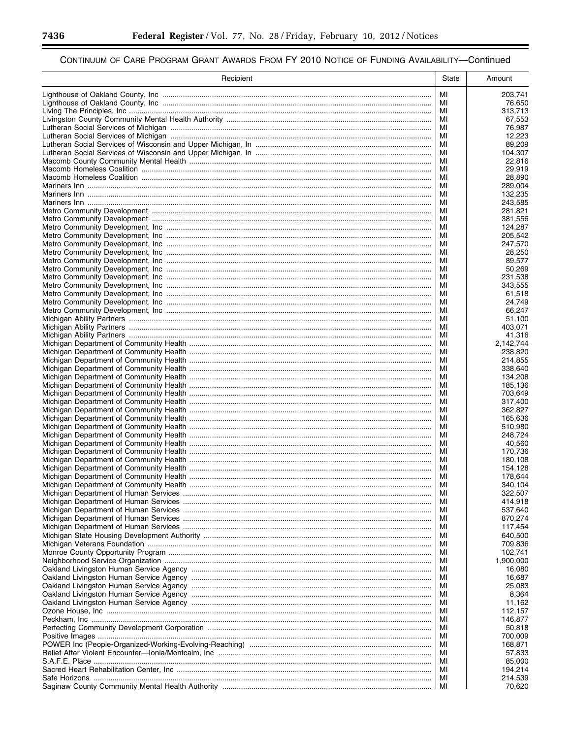## Continuum of Care Program Grant Awards From FY 2010 Notice of Funding Availability—Continued

| Recipient | State | Amount |
|---|---|---|
| Lighthouse of Oakland County, Inc | MI | 203,741 |
| Lighthouse of Oakland County, Inc | MI | 76,650 |
| Living The Principles, Inc | MI | 313,713 |
| Livingston County Community Mental Health Authority | MI | 67,553 |
| Lutheran Social Services of Michigan | MI | 76,987 |
| Lutheran Social Services of Michigan | MI | 12,223 |
| Lutheran Social Services of Wisconsin and Upper Michigan, In | MI | 89,209 |
| Lutheran Social Services of Wisconsin and Upper Michigan, In | MI | 104,307 |
| Macomb County Community Mental Health | MI | 22,816 |
| Macomb Homeless Coalition | MI | 29,919 |
| Macomb Homeless Coalition | MI | 28,890 |
| Mariners Inn | MI | 289,004 |
| Mariners Inn | MI | 132,235 |
| Mariners Inn | MI | 243,585 |
| Metro Community Development | MI | 281,821 |
| Metro Community Development | MI | 381,556 |
| Metro Community Development, Inc | MI | 124,287 |
| Metro Community Development, Inc | MI | 205,542 |
| Metro Community Development, Inc | MI | 247,570 |
| Metro Community Development, Inc | MI | 28,250 |
| Metro Community Development, Inc | MI | 89,577 |
| Metro Community Development, Inc | MI | 50,269 |
| Metro Community Development, Inc | MI | 231,538 |
| Metro Community Development, Inc | MI | 343,555 |
| Metro Community Development, Inc | MI | 61,518 |
| Metro Community Development, Inc | MI | 24,749 |
| Metro Community Development, Inc | MI | 66,247 |
| Michigan Ability Partners | MI | 51,100 |
| Michigan Ability Partners | MI | 403,071 |
| Michigan Ability Partners | MI | 41,316 |
| Michigan Department of Community Health | MI | 2,142,744 |
| Michigan Department of Community Health | MI | 238,820 |
| Michigan Department of Community Health | MI | 214,855 |
| Michigan Department of Community Health | MI | 338,640 |
| Michigan Department of Community Health | MI | 134,208 |
| Michigan Department of Community Health | MI | 185,136 |
| Michigan Department of Community Health | MI | 703,649 |
| Michigan Department of Community Health | MI | 317,400 |
| Michigan Department of Community Health | MI | 362,827 |
| Michigan Department of Community Health | MI | 165,636 |
| Michigan Department of Community Health | MI | 510,980 |
| Michigan Department of Community Health | MI | 248,724 |
| Michigan Department of Community Health | MI | 40,560 |
| Michigan Department of Community Health | MI | 170,736 |
| Michigan Department of Community Health | MI | 180,108 |
| Michigan Department of Community Health | MI | 154,128 |
| Michigan Department of Community Health | MI | 178,644 |
| Michigan Department of Community Health | MI | 340,104 |
| Michigan Department of Human Services | MI | 322,507 |
| Michigan Department of Human Services | MI | 414,918 |
| Michigan Department of Human Services | MI | 537,640 |
| Michigan Department of Human Services | MI | 870,274 |
| Michigan Department of Human Services | MI | 117,454 |
| Michigan State Housing Development Authority | MI | 640,500 |
| Michigan Veterans Foundation | MI | 709,836 |
| Monroe County Opportunity Program | MI | 102,741 |
| Neighborhood Service Organization | MI | 1,900,000 |
| Oakland Livingston Human Service Agency | MI | 16,080 |
| Oakland Livingston Human Service Agency | MI | 16,687 |
| Oakland Livingston Human Service Agency | MI | 25,083 |
| Oakland Livingston Human Service Agency | MI | 8,364 |
| Oakland Livingston Human Service Agency | MI | 11,162 |
| Ozone House, Inc | MI | 112,157 |
| Peckham, Inc | MI | 146,877 |
| Perfecting Community Development Corporation | MI | 50,818 |
| Positive Images | MI | 700,009 |
| POWER Inc (People-Organized-Working-Evolving-Reaching) | MI | 168,871 |
| Relief After Violent Encounter—Ionia/Montcalm, Inc | MI | 57,833 |
| S.A.F.E. Place | MI | 85,000 |
| Sacred Heart Rehabilitation Center, Inc | MI | 194,214 |
| Safe Horizons | MI | 214,539 |
| Saginaw County Community Mental Health Authority | MI | 70,620 |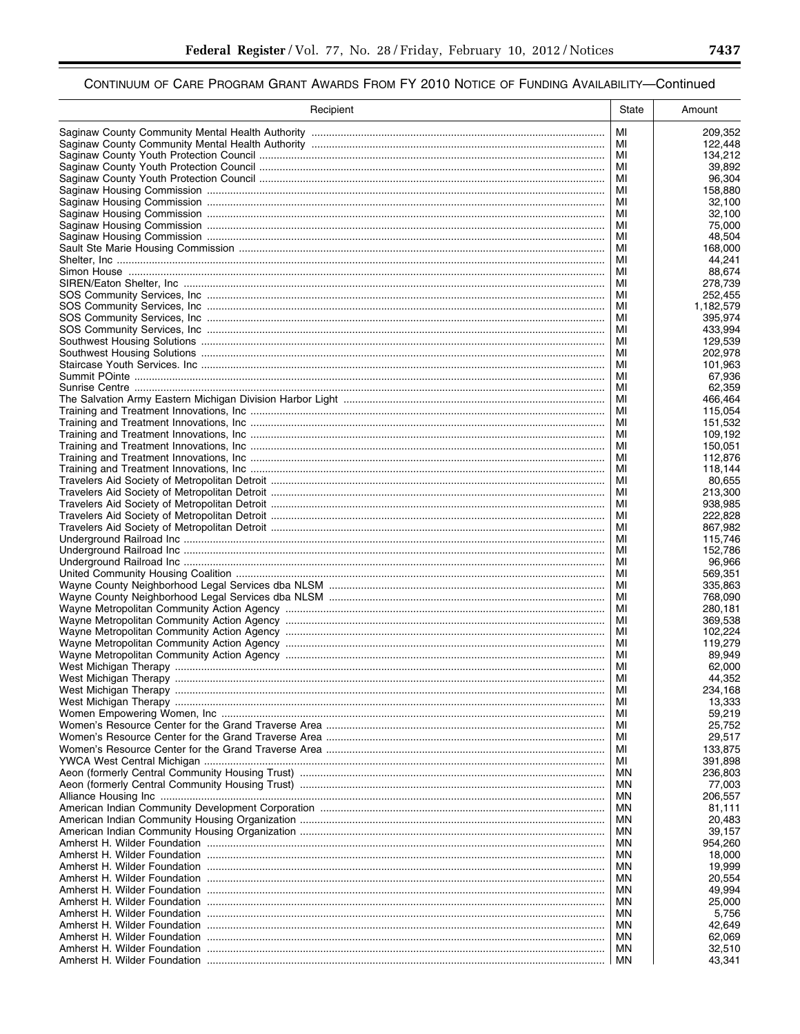## CONTINUUM OF CARE PROGRAM GRANT AWARDS FROM FY 2010 NOTICE OF FUNDING AVAILABILITY—Continued

| Recipient | State | Amount |
|---|---|---|
| Saginaw County Community Mental Health Authority | MI | 209,352 |
| Saginaw County Community Mental Health Authority | MI | 122,448 |
| Saginaw County Youth Protection Council | MI | 134,212 |
| Saginaw County Youth Protection Council | MI | 39,892 |
| Saginaw County Youth Protection Council | MI | 96,304 |
| Saginaw Housing Commission | MI | 158,880 |
| Saginaw Housing Commission | MI | 32,100 |
| Saginaw Housing Commission | MI | 32,100 |
| Saginaw Housing Commission | MI | 75,000 |
| Saginaw Housing Commission | MI | 48,504 |
| Sault Ste Marie Housing Commission | MI | 168,000 |
| Shelter, Inc | MI | 44,241 |
| Simon House | MI | 88,674 |
| SIREN/Eaton Shelter, Inc | MI | 278,739 |
| SOS Community Services, Inc | MI | 252,455 |
| SOS Community Services, Inc | MI | 1,182,579 |
| SOS Community Services, Inc | MI | 395,974 |
| SOS Community Services, Inc | MI | 433,994 |
| Southwest Housing Solutions | MI | 129,539 |
| Southwest Housing Solutions | MI | 202,978 |
| Staircase Youth Services. Inc | MI | 101,963 |
| Summit POinte | MI | 67,936 |
| Sunrise Centre | MI | 62,359 |
| The Salvation Army Eastern Michigan Division Harbor Light | MI | 466,464 |
| Training and Treatment Innovations, Inc | MI | 115,054 |
| Training and Treatment Innovations, Inc | MI | 151,532 |
| Training and Treatment Innovations, Inc | MI | 109,192 |
| Training and Treatment Innovations, Inc | MI | 150,051 |
| Training and Treatment Innovations, Inc | MI | 112,876 |
| Training and Treatment Innovations, Inc | MI | 118,144 |
| Travelers Aid Society of Metropolitan Detroit | MI | 80,655 |
| Travelers Aid Society of Metropolitan Detroit | MI | 213,300 |
| Travelers Aid Society of Metropolitan Detroit | MI | 938,985 |
| Travelers Aid Society of Metropolitan Detroit | MI | 222,828 |
| Travelers Aid Society of Metropolitan Detroit | MI | 867,982 |
| Underground Railroad Inc | MI | 115,746 |
| Underground Railroad Inc | MI | 152,786 |
| Underground Railroad Inc | MI | 96,966 |
| United Community Housing Coalition | MI | 569,351 |
| Wayne County Neighborhood Legal Services dba NLSM | MI | 335,863 |
| Wayne County Neighborhood Legal Services dba NLSM | MI | 768,090 |
| Wayne Metropolitan Community Action Agency | MI | 280,181 |
| Wayne Metropolitan Community Action Agency | MI | 369,538 |
| Wayne Metropolitan Community Action Agency | MI | 102,224 |
| Wayne Metropolitan Community Action Agency | MI | 119,279 |
| Wayne Metropolitan Community Action Agency | MI | 89,949 |
| West Michigan Therapy | MI | 62,000 |
| West Michigan Therapy | MI | 44,352 |
| West Michigan Therapy | MI | 234,168 |
| West Michigan Therapy | MI | 13,333 |
| Women Empowering Women, Inc | MI | 59,219 |
| Women's Resource Center for the Grand Traverse Area | MI | 25,752 |
| Women's Resource Center for the Grand Traverse Area | MI | 29,517 |
| Women's Resource Center for the Grand Traverse Area | MI | 133,875 |
| YWCA West Central Michigan | MI | 391,898 |
| Aeon (formerly Central Community Housing Trust) | MN | 236,803 |
| Aeon (formerly Central Community Housing Trust) | MN | 77,003 |
| Alliance Housing Inc | MN | 206,557 |
| American Indian Community Development Corporation | MN | 81,111 |
| American Indian Community Housing Organization | MN | 20,483 |
| American Indian Community Housing Organization | MN | 39,157 |
| Amherst H. Wilder Foundation | MN | 954,260 |
| Amherst H. Wilder Foundation | MN | 18,000 |
| Amherst H. Wilder Foundation | MN | 19,999 |
| Amherst H. Wilder Foundation | MN | 20,554 |
| Amherst H. Wilder Foundation | MN | 49,994 |
| Amherst H. Wilder Foundation | MN | 25,000 |
| Amherst H. Wilder Foundation | MN | 5,756 |
| Amherst H. Wilder Foundation | MN | 42,649 |
| Amherst H. Wilder Foundation | MN | 62,069 |
| Amherst H. Wilder Foundation | MN | 32,510 |
| Amherst H. Wilder Foundation | MN | 43,341 |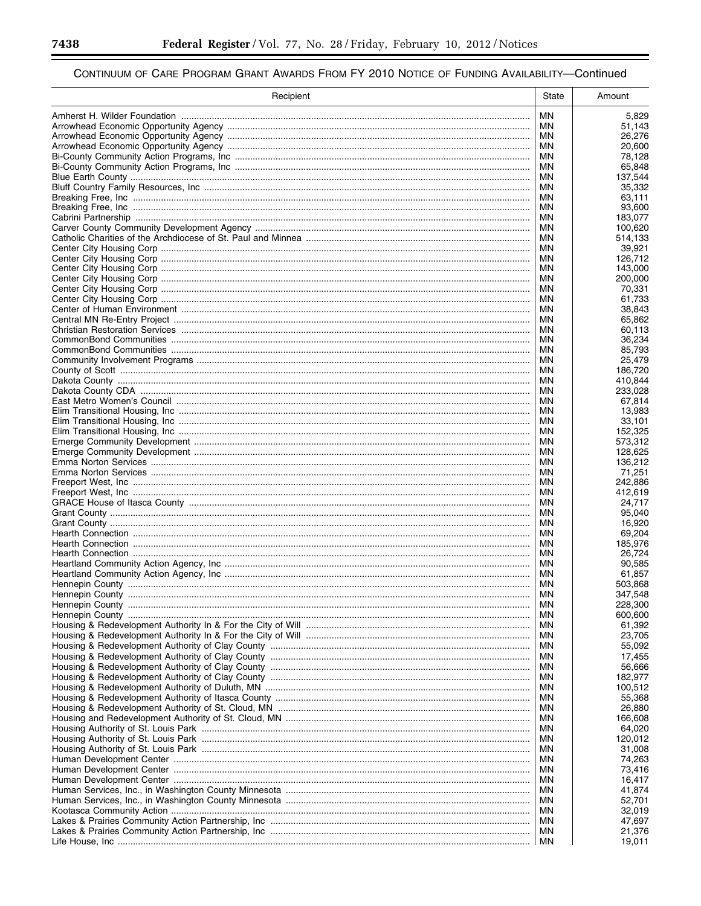CONTINUUM OF CARE PROGRAM GRANT AWARDS FROM FY 2010 NOTICE OF FUNDING AVAILABILITY—Continued

| Recipient | State | Amount |
|---|---|---|
| Amherst H. Wilder Foundation | MN | 5,829 |
| Arrowhead Economic Opportunity Agency | MN | 51,143 |
| Arrowhead Economic Opportunity Agency | MN | 26,276 |
| Arrowhead Economic Opportunity Agency | MN | 20,600 |
| Bi-County Community Action Programs, Inc | MN | 78,128 |
| Bi-County Community Action Programs, Inc | MN | 65,848 |
| Blue Earth County | MN | 137,544 |
| Bluff Country Family Resources, Inc | MN | 35,332 |
| Breaking Free, Inc | MN | 63,111 |
| Breaking Free, Inc | MN | 93,600 |
| Cabrini Partnership | MN | 183,077 |
| Carver County Community Development Agency | MN | 100,620 |
| Catholic Charities of the Archdiocese of St. Paul and Minnea | MN | 514,133 |
| Center City Housing Corp | MN | 39,921 |
| Center City Housing Corp | MN | 126,712 |
| Center City Housing Corp | MN | 143,000 |
| Center City Housing Corp | MN | 200,000 |
| Center City Housing Corp | MN | 70,331 |
| Center City Housing Corp | MN | 61,733 |
| Center of Human Environment | MN | 38,843 |
| Central MN Re-Entry Project | MN | 65,862 |
| Christian Restoration Services | MN | 60,113 |
| CommonBond Communities | MN | 36,234 |
| CommonBond Communities | MN | 85,793 |
| Community Involvement Programs | MN | 25,479 |
| County of Scott | MN | 186,720 |
| Dakota County | MN | 410,844 |
| Dakota County CDA | MN | 233,028 |
| East Metro Women's Council | MN | 67,814 |
| Elim Transitional Housing, Inc | MN | 13,983 |
| Elim Transitional Housing, Inc | MN | 33,101 |
| Elim Transitional Housing, Inc | MN | 152,325 |
| Emerge Community Development | MN | 573,312 |
| Emerge Community Development | MN | 128,625 |
| Emma Norton Services | MN | 136,212 |
| Emma Norton Services | MN | 71,251 |
| Freeport West, Inc | MN | 242,886 |
| Freeport West, Inc | MN | 412,619 |
| GRACE House of Itasca County | MN | 24,717 |
| Grant County | MN | 95,040 |
| Grant County | MN | 16,920 |
| Hearth Connection | MN | 69,204 |
| Hearth Connection | MN | 185,976 |
| Hearth Connection | MN | 26,724 |
| Heartland Community Action Agency, Inc | MN | 90,585 |
| Heartland Community Action Agency, Inc | MN | 61,857 |
| Hennepin County | MN | 503,868 |
| Hennepin County | MN | 347,548 |
| Hennepin County | MN | 228,300 |
| Hennepin County | MN | 600,600 |
| Housing & Redevelopment Authority In & For the City of Will | MN | 61,392 |
| Housing & Redevelopment Authority In & For the City of Will | MN | 23,705 |
| Housing & Redevelopment Authority of Clay County | MN | 55,092 |
| Housing & Redevelopment Authority of Clay County | MN | 17,455 |
| Housing & Redevelopment Authority of Clay County | MN | 56,666 |
| Housing & Redevelopment Authority of Clay County | MN | 182,977 |
| Housing & Redevelopment Authority of Duluth, MN | MN | 100,512 |
| Housing & Redevelopment Authority of Itasca County | MN | 55,368 |
| Housing & Redevelopment Authority of St. Cloud, MN | MN | 26,880 |
| Housing and Redevelopment Authority of St. Cloud, MN | MN | 166,608 |
| Housing Authority of St. Louis Park | MN | 64,020 |
| Housing Authority of St. Louis Park | MN | 120,012 |
| Housing Authority of St. Louis Park | MN | 31,008 |
| Human Development Center | MN | 74,263 |
| Human Development Center | MN | 73,416 |
| Human Development Center | MN | 16,417 |
| Human Services, Inc., in Washington County Minnesota | MN | 41,874 |
| Human Services, Inc., in Washington County Minnesota | MN | 52,701 |
| Kootasca Community Action | MN | 32,019 |
| Lakes & Prairies Community Action Partnership, Inc | MN | 47,697 |
| Lakes & Prairies Community Action Partnership, Inc | MN | 21,376 |
| Life House, Inc | MN | 19,011 |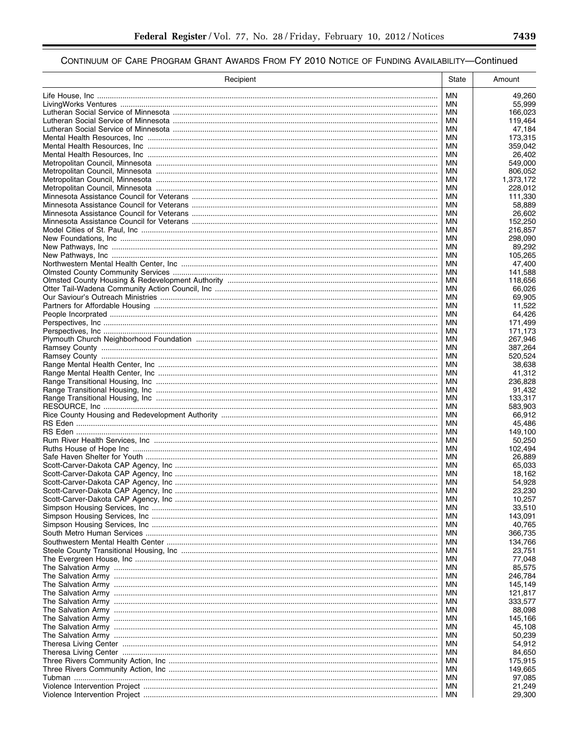CONTINUUM OF CARE PROGRAM GRANT AWARDS FROM FY 2010 NOTICE OF FUNDING AVAILABILITY—Continued

| Recipient | State | Amount |
| --- | --- | --- |
| Life House, Inc | MN | 49,260 |
| LivingWorks Ventures | MN | 55,999 |
| Lutheran Social Service of Minnesota | MN | 166,023 |
| Lutheran Social Service of Minnesota | MN | 119,464 |
| Lutheran Social Service of Minnesota | MN | 47,184 |
| Mental Health Resources, Inc | MN | 173,315 |
| Mental Health Resources, Inc | MN | 359,042 |
| Mental Health Resources, Inc | MN | 26,402 |
| Metropolitan Council, Minnesota | MN | 549,000 |
| Metropolitan Council, Minnesota | MN | 806,052 |
| Metropolitan Council, Minnesota | MN | 1,373,172 |
| Metropolitan Council, Minnesota | MN | 228,012 |
| Minnesota Assistance Council for Veterans | MN | 111,330 |
| Minnesota Assistance Council for Veterans | MN | 58,889 |
| Minnesota Assistance Council for Veterans | MN | 26,602 |
| Minnesota Assistance Council for Veterans | MN | 152,250 |
| Model Cities of St. Paul, Inc | MN | 216,857 |
| New Foundations, Inc | MN | 298,090 |
| New Pathways, Inc | MN | 89,292 |
| New Pathways, Inc | MN | 105,265 |
| Northwestern Mental Health Center, Inc | MN | 47,400 |
| Olmsted County Community Services | MN | 141,588 |
| Olmsted County Housing & Redevelopment Authority | MN | 118,656 |
| Otter Tail-Wadena Community Action Council, Inc | MN | 66,026 |
| Our Saviour's Outreach Ministries | MN | 69,905 |
| Partners for Affordable Housing | MN | 11,522 |
| People Incorprated | MN | 64,426 |
| Perspectives, Inc | MN | 171,499 |
| Perspectives, Inc | MN | 171,173 |
| Plymouth Church Neighborhood Foundation | MN | 267,946 |
| Ramsey County | MN | 387,264 |
| Ramsey County | MN | 520,524 |
| Range Mental Health Center, Inc | MN | 38,638 |
| Range Mental Health Center, Inc | MN | 41,312 |
| Range Transitional Housing, Inc | MN | 236,828 |
| Range Transitional Housing, Inc | MN | 91,432 |
| Range Transitional Housing, Inc | MN | 133,317 |
| RESOURCE, Inc | MN | 583,903 |
| Rice County Housing and Redevelopment Authority | MN | 66,912 |
| RS Eden | MN | 45,486 |
| RS Eden | MN | 149,100 |
| Rum River Health Services, Inc | MN | 50,250 |
| Ruths House of Hope Inc | MN | 102,494 |
| Safe Haven Shelter for Youth | MN | 26,889 |
| Scott-Carver-Dakota CAP Agency, Inc | MN | 65,033 |
| Scott-Carver-Dakota CAP Agency, Inc | MN | 18,162 |
| Scott-Carver-Dakota CAP Agency, Inc | MN | 54,928 |
| Scott-Carver-Dakota CAP Agency, Inc | MN | 23,230 |
| Scott-Carver-Dakota CAP Agency, Inc | MN | 10,257 |
| Simpson Housing Services, Inc | MN | 33,510 |
| Simpson Housing Services, Inc | MN | 143,091 |
| Simpson Housing Services, Inc | MN | 40,765 |
| South Metro Human Services | MN | 366,735 |
| Southwestern Mental Health Center | MN | 134,766 |
| Steele County Transitional Housing, Inc | MN | 23,751 |
| The Evergreen House, Inc | MN | 77,048 |
| The Salvation Army | MN | 85,575 |
| The Salvation Army | MN | 246,784 |
| The Salvation Army | MN | 145,149 |
| The Salvation Army | MN | 121,817 |
| The Salvation Army | MN | 333,577 |
| The Salvation Army | MN | 88,098 |
| The Salvation Army | MN | 145,166 |
| The Salvation Army | MN | 45,108 |
| The Salvation Army | MN | 50,239 |
| Theresa Living Center | MN | 54,912 |
| Theresa Living Center | MN | 84,650 |
| Three Rivers Community Action, Inc | MN | 175,915 |
| Three Rivers Community Action, Inc | MN | 149,665 |
| Tubman | MN | 97,085 |
| Violence Intervention Project | MN | 21,249 |
| Violence Intervention Project | MN | 29,300 |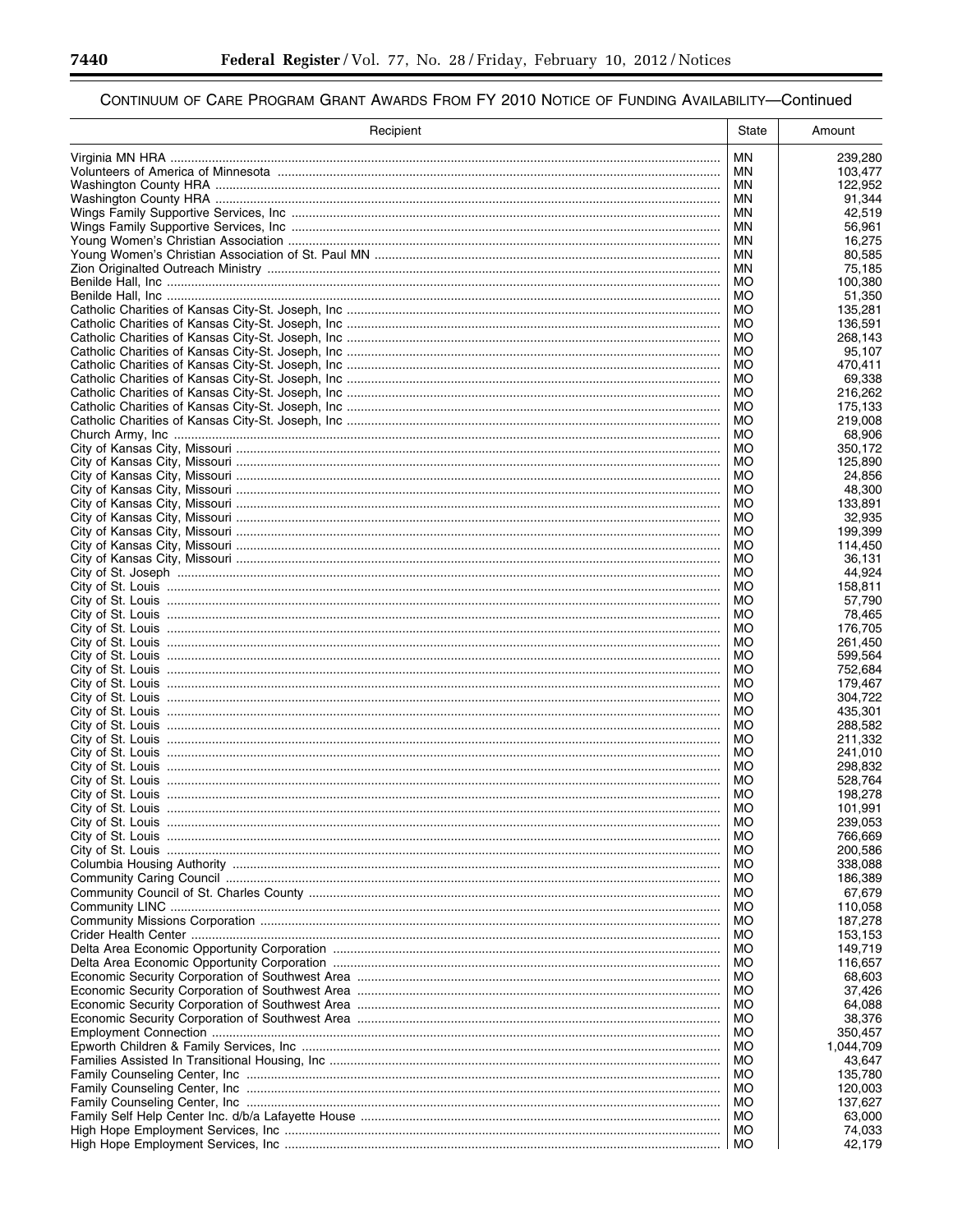## Continuum of Care Program Grant Awards From FY 2010 Notice of Funding Availability—Continued

| Recipient | State | Amount |
|---|---|---|
| Virginia MN HRA | MN | 239,280 |
| Volunteers of America of Minnesota | MN | 103,477 |
| Washington County HRA | MN | 122,952 |
| Washington County HRA | MN | 91,344 |
| Wings Family Supportive Services, Inc | MN | 42,519 |
| Wings Family Supportive Services, Inc | MN | 56,961 |
| Young Women's Christian Association | MN | 16,275 |
| Young Women's Christian Association of St. Paul MN | MN | 80,585 |
| Zion Originalted Outreach Ministry | MN | 75,185 |
| Benilde Hall, Inc | MO | 100,380 |
| Benilde Hall, Inc | MO | 51,350 |
| Catholic Charities of Kansas City-St. Joseph, Inc | MO | 135,281 |
| Catholic Charities of Kansas City-St. Joseph, Inc | MO | 136,591 |
| Catholic Charities of Kansas City-St. Joseph, Inc | MO | 268,143 |
| Catholic Charities of Kansas City-St. Joseph, Inc | MO | 95,107 |
| Catholic Charities of Kansas City-St. Joseph, Inc | MO | 470,411 |
| Catholic Charities of Kansas City-St. Joseph, Inc | MO | 69,338 |
| Catholic Charities of Kansas City-St. Joseph, Inc | MO | 216,262 |
| Catholic Charities of Kansas City-St. Joseph, Inc | MO | 175,133 |
| Catholic Charities of Kansas City-St. Joseph, Inc | MO | 219,008 |
| Church Army, Inc | MO | 68,906 |
| City of Kansas City, Missouri | MO | 350,172 |
| City of Kansas City, Missouri | MO | 125,890 |
| City of Kansas City, Missouri | MO | 24,856 |
| City of Kansas City, Missouri | MO | 48,300 |
| City of Kansas City, Missouri | MO | 133,891 |
| City of Kansas City, Missouri | MO | 32,935 |
| City of Kansas City, Missouri | MO | 199,399 |
| City of Kansas City, Missouri | MO | 114,450 |
| City of Kansas City, Missouri | MO | 36,131 |
| City of St. Joseph | MO | 44,924 |
| City of St. Louis | MO | 158,811 |
| City of St. Louis | MO | 57,790 |
| City of St. Louis | MO | 78,465 |
| City of St. Louis | MO | 176,705 |
| City of St. Louis | MO | 261,450 |
| City of St. Louis | MO | 599,564 |
| City of St. Louis | MO | 752,684 |
| City of St. Louis | MO | 179,467 |
| City of St. Louis | MO | 304,722 |
| City of St. Louis | MO | 435,301 |
| City of St. Louis | MO | 288,582 |
| City of St. Louis | MO | 211,332 |
| City of St. Louis | MO | 241,010 |
| City of St. Louis | MO | 298,832 |
| City of St. Louis | MO | 528,764 |
| City of St. Louis | MO | 198,278 |
| City of St. Louis | MO | 101,991 |
| City of St. Louis | MO | 239,053 |
| City of St. Louis | MO | 766,669 |
| City of St. Louis | MO | 200,586 |
| Columbia Housing Authority | MO | 338,088 |
| Community Caring Council | MO | 186,389 |
| Community Council of St. Charles County | MO | 67,679 |
| Community LINC | MO | 110,058 |
| Community Missions Corporation | MO | 187,278 |
| Crider Health Center | MO | 153,153 |
| Delta Area Economic Opportunity Corporation | MO | 149,719 |
| Delta Area Economic Opportunity Corporation | MO | 116,657 |
| Economic Security Corporation of Southwest Area | MO | 68,603 |
| Economic Security Corporation of Southwest Area | MO | 37,426 |
| Economic Security Corporation of Southwest Area | MO | 64,088 |
| Economic Security Corporation of Southwest Area | MO | 38,376 |
| Employment Connection | MO | 350,457 |
| Epworth Children & Family Services, Inc | MO | 1,044,709 |
| Families Assisted In Transitional Housing, Inc | MO | 43,647 |
| Family Counseling Center, Inc | MO | 135,780 |
| Family Counseling Center, Inc | MO | 120,003 |
| Family Counseling Center, Inc | MO | 137,627 |
| Family Self Help Center Inc. d/b/a Lafayette House | MO | 63,000 |
| High Hope Employment Services, Inc | MO | 74,033 |
| High Hope Employment Services, Inc | MO | 42,179 |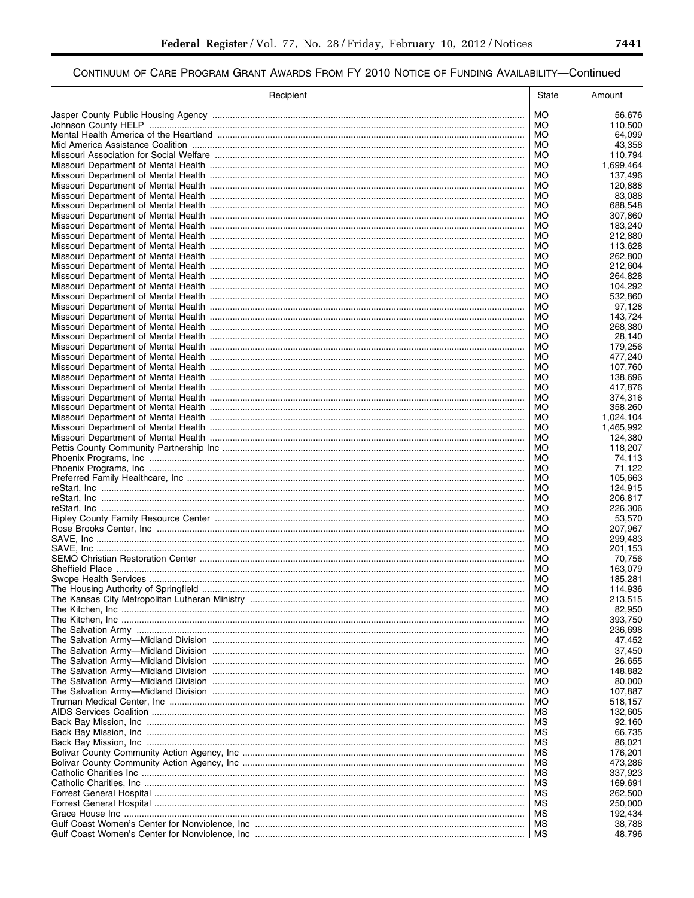# CONTINUUM OF CARE PROGRAM GRANT AWARDS FROM FY 2010 NOTICE OF FUNDING AVAILABILITY—Continued

| Recipient | State | Amount |
| --- | --- | --- |
| Jasper County Public Housing Agency | MO | 56,676 |
| Johnson County HELP | MO | 110,500 |
| Mental Health America of the Heartland | MO | 64,099 |
| Mid America Assistance Coalition | MO | 43,358 |
| Missouri Association for Social Welfare | MO | 110,794 |
| Missouri Department of Mental Health | MO | 1,699,464 |
| Missouri Department of Mental Health | MO | 137,496 |
| Missouri Department of Mental Health | MO | 120,888 |
| Missouri Department of Mental Health | MO | 83,088 |
| Missouri Department of Mental Health | MO | 688,548 |
| Missouri Department of Mental Health | MO | 307,860 |
| Missouri Department of Mental Health | MO | 183,240 |
| Missouri Department of Mental Health | MO | 212,880 |
| Missouri Department of Mental Health | MO | 113,628 |
| Missouri Department of Mental Health | MO | 262,800 |
| Missouri Department of Mental Health | MO | 212,604 |
| Missouri Department of Mental Health | MO | 264,828 |
| Missouri Department of Mental Health | MO | 104,292 |
| Missouri Department of Mental Health | MO | 532,860 |
| Missouri Department of Mental Health | MO | 97,128 |
| Missouri Department of Mental Health | MO | 143,724 |
| Missouri Department of Mental Health | MO | 268,380 |
| Missouri Department of Mental Health | MO | 28,140 |
| Missouri Department of Mental Health | MO | 179,256 |
| Missouri Department of Mental Health | MO | 477,240 |
| Missouri Department of Mental Health | MO | 107,760 |
| Missouri Department of Mental Health | MO | 138,696 |
| Missouri Department of Mental Health | MO | 417,876 |
| Missouri Department of Mental Health | MO | 374,316 |
| Missouri Department of Mental Health | MO | 358,260 |
| Missouri Department of Mental Health | MO | 1,024,104 |
| Missouri Department of Mental Health | MO | 1,465,992 |
| Missouri Department of Mental Health | MO | 124,380 |
| Pettis County Community Partnership Inc | MO | 118,207 |
| Phoenix Programs, Inc | MO | 74,113 |
| Phoenix Programs, Inc | MO | 71,122 |
| Preferred Family Healthcare, Inc | MO | 105,663 |
| reStart, Inc | MO | 124,915 |
| reStart, Inc | MO | 206,817 |
| reStart, Inc | MO | 226,306 |
| Ripley County Family Resource Center | MO | 53,570 |
| Rose Brooks Center, Inc | MO | 207,967 |
| SAVE, Inc | MO | 299,483 |
| SAVE, Inc | MO | 201,153 |
| SEMO Christian Restoration Center | MO | 70,756 |
| Sheffield Place | MO | 163,079 |
| Swope Health Services | MO | 185,281 |
| The Housing Authority of Springfield | MO | 114,936 |
| The Kansas City Metropolitan Lutheran Ministry | MO | 213,515 |
| The Kitchen, Inc | MO | 82,950 |
| The Kitchen, Inc | MO | 393,750 |
| The Salvation Army | MO | 236,698 |
| The Salvation Army—Midland Division | MO | 47,452 |
| The Salvation Army—Midland Division | MO | 37,450 |
| The Salvation Army—Midland Division | MO | 26,655 |
| The Salvation Army—Midland Division | MO | 148,882 |
| The Salvation Army—Midland Division | MO | 80,000 |
| The Salvation Army—Midland Division | MO | 107,887 |
| Truman Medical Center, Inc | MO | 518,157 |
| AIDS Services Coalition | MS | 132,605 |
| Back Bay Mission, Inc | MS | 92,160 |
| Back Bay Mission, Inc | MS | 66,735 |
| Back Bay Mission, Inc | MS | 86,021 |
| Bolivar County Community Action Agency, Inc | MS | 176,201 |
| Bolivar County Community Action Agency, Inc | MS | 473,286 |
| Catholic Charities Inc | MS | 337,923 |
| Catholic Charities, Inc | MS | 169,691 |
| Forrest General Hospital | MS | 262,500 |
| Forrest General Hospital | MS | 250,000 |
| Grace House Inc | MS | 192,434 |
| Gulf Coast Women's Center for Nonviolence, Inc | MS | 38,788 |
| Gulf Coast Women's Center for Nonviolence, Inc | MS | 48,796 |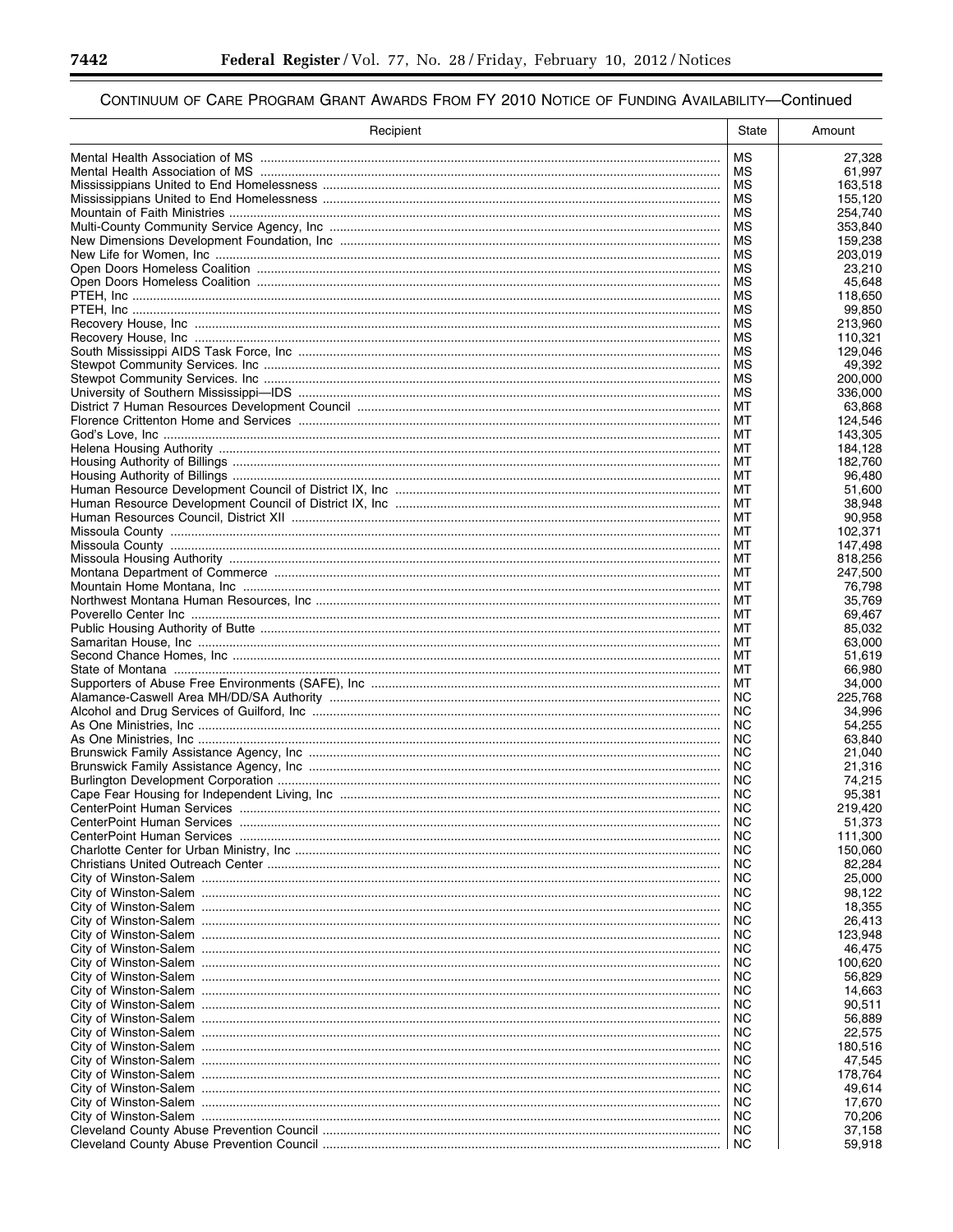## CONTINUUM OF CARE PROGRAM GRANT AWARDS FROM FY 2010 NOTICE OF FUNDING AVAILABILITY—Continued

| Recipient | State | Amount |
|---|---|---|
| Mental Health Association of MS | MS | 27,328 |
| Mental Health Association of MS | MS | 61,997 |
| Mississippians United to End Homelessness | MS | 163,518 |
| Mississippians United to End Homelessness | MS | 155,120 |
| Mountain of Faith Ministries | MS | 254,740 |
| Multi-County Community Service Agency, Inc | MS | 353,840 |
| New Dimensions Development Foundation, Inc | MS | 159,238 |
| New Life for Women, Inc | MS | 203,019 |
| Open Doors Homeless Coalition | MS | 23,210 |
| Open Doors Homeless Coalition | MS | 45,648 |
| PTEH, Inc | MS | 118,650 |
| PTEH, Inc | MS | 99,850 |
| Recovery House, Inc | MS | 213,960 |
| Recovery House, Inc | MS | 110,321 |
| South Mississippi AIDS Task Force, Inc | MS | 129,046 |
| Stewpot Community Services. Inc | MS | 49,392 |
| Stewpot Community Services. Inc | MS | 200,000 |
| University of Southern Mississippi—IDS | MS | 336,000 |
| District 7 Human Resources Development Council | MT | 63,868 |
| Florence Crittenton Home and Services | MT | 124,546 |
| God's Love, Inc | MT | 143,305 |
| Helena Housing Authority | MT | 184,128 |
| Housing Authority of Billings | MT | 182,760 |
| Housing Authority of Billings | MT | 96,480 |
| Human Resource Development Council of District IX, Inc | MT | 51,600 |
| Human Resource Development Council of District IX, Inc | MT | 38,948 |
| Human Resources Council, District XII | MT | 90,958 |
| Missoula County | MT | 102,371 |
| Missoula County | MT | 147,498 |
| Missoula Housing Authority | MT | 818,256 |
| Montana Department of Commerce | MT | 247,500 |
| Mountain Home Montana, Inc | MT | 76,798 |
| Northwest Montana Human Resources, Inc | MT | 35,769 |
| Poverello Center Inc | MT | 69,467 |
| Public Housing Authority of Butte | MT | 85,032 |
| Samaritan House, Inc | MT | 63,000 |
| Second Chance Homes, Inc | MT | 51,619 |
| State of Montana | MT | 66,980 |
| Supporters of Abuse Free Environments (SAFE), Inc | MT | 34,000 |
| Alamance-Caswell Area MH/DD/SA Authority | NC | 225,768 |
| Alcohol and Drug Services of Guilford, Inc | NC | 34,996 |
| As One Ministries, Inc | NC | 54,255 |
| As One Ministries, Inc | NC | 63,840 |
| Brunswick Family Assistance Agency, Inc | NC | 21,040 |
| Brunswick Family Assistance Agency, Inc | NC | 21,316 |
| Burlington Development Corporation | NC | 74,215 |
| Cape Fear Housing for Independent Living, Inc | NC | 95,381 |
| CenterPoint Human Services | NC | 219,420 |
| CenterPoint Human Services | NC | 51,373 |
| CenterPoint Human Services | NC | 111,300 |
| Charlotte Center for Urban Ministry, Inc | NC | 150,060 |
| Christians United Outreach Center | NC | 82,284 |
| City of Winston-Salem | NC | 25,000 |
| City of Winston-Salem | NC | 98,122 |
| City of Winston-Salem | NC | 18,355 |
| City of Winston-Salem | NC | 26,413 |
| City of Winston-Salem | NC | 123,948 |
| City of Winston-Salem | NC | 46,475 |
| City of Winston-Salem | NC | 100,620 |
| City of Winston-Salem | NC | 56,829 |
| City of Winston-Salem | NC | 14,663 |
| City of Winston-Salem | NC | 90,511 |
| City of Winston-Salem | NC | 56,889 |
| City of Winston-Salem | NC | 22,575 |
| City of Winston-Salem | NC | 180,516 |
| City of Winston-Salem | NC | 47,545 |
| City of Winston-Salem | NC | 178,764 |
| City of Winston-Salem | NC | 49,614 |
| City of Winston-Salem | NC | 17,670 |
| City of Winston-Salem | NC | 70,206 |
| Cleveland County Abuse Prevention Council | NC | 37,158 |
| Cleveland County Abuse Prevention Council | NC | 59,918 |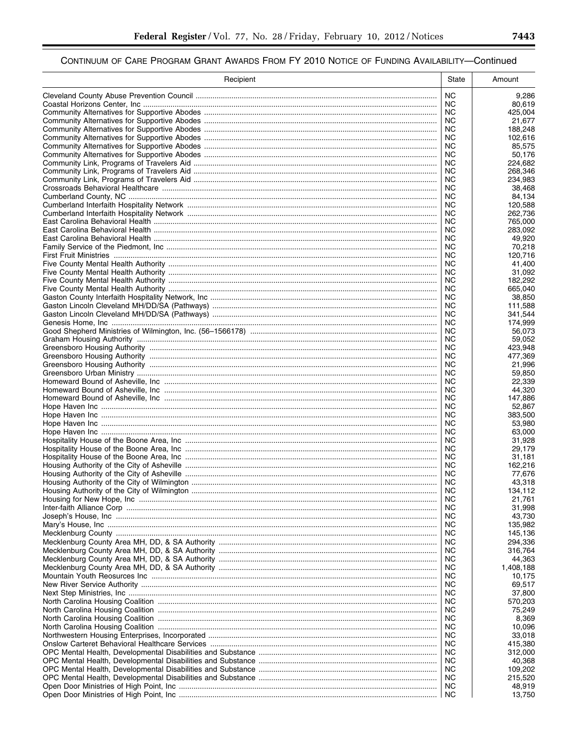CONTINUUM OF CARE PROGRAM GRANT AWARDS FROM FY 2010 NOTICE OF FUNDING AVAILABILITY—Continued

| Recipient | State | Amount |
| --- | --- | --- |
| Cleveland County Abuse Prevention Council | NC | 9,286 |
| Coastal Horizons Center, Inc | NC | 80,619 |
| Community Alternatives for Supportive Abodes | NC | 425,004 |
| Community Alternatives for Supportive Abodes | NC | 21,677 |
| Community Alternatives for Supportive Abodes | NC | 188,248 |
| Community Alternatives for Supportive Abodes | NC | 102,616 |
| Community Alternatives for Supportive Abodes | NC | 85,575 |
| Community Alternatives for Supportive Abodes | NC | 50,176 |
| Community Link, Programs of Travelers Aid | NC | 224,682 |
| Community Link, Programs of Travelers Aid | NC | 268,346 |
| Community Link, Programs of Travelers Aid | NC | 234,983 |
| Crossroads Behavioral Healthcare | NC | 38,468 |
| Cumberland County, NC | NC | 84,134 |
| Cumberland Interfaith Hospitality Network | NC | 120,588 |
| Cumberland Interfaith Hospitality Network | NC | 262,736 |
| East Carolina Behavioral Health | NC | 765,000 |
| East Carolina Behavioral Health | NC | 283,092 |
| East Carolina Behavioral Health | NC | 49,920 |
| Family Service of the Piedmont, Inc | NC | 70,218 |
| First Fruit Ministries | NC | 120,716 |
| Five County Mental Health Authority | NC | 41,400 |
| Five County Mental Health Authority | NC | 31,092 |
| Five County Mental Health Authority | NC | 182,292 |
| Five County Mental Health Authority | NC | 665,040 |
| Gaston County Interfaith Hospitality Network, Inc | NC | 38,850 |
| Gaston Lincoln Cleveland MH/DD/SA (Pathways) | NC | 111,588 |
| Gaston Lincoln Cleveland MH/DD/SA (Pathways) | NC | 341,544 |
| Genesis Home, Inc | NC | 174,999 |
| Good Shepherd Ministries of Wilmington, Inc. (56–1566178) | NC | 56,073 |
| Graham Housing Authority | NC | 59,052 |
| Greensboro Housing Authority | NC | 423,948 |
| Greensboro Housing Authority | NC | 477,369 |
| Greensboro Housing Authority | NC | 21,996 |
| Greensboro Urban Ministry | NC | 59,850 |
| Homeward Bound of Asheville, Inc | NC | 22,339 |
| Homeward Bound of Asheville, Inc | NC | 44,320 |
| Homeward Bound of Asheville, Inc | NC | 147,886 |
| Hope Haven Inc | NC | 52,867 |
| Hope Haven Inc | NC | 383,500 |
| Hope Haven Inc | NC | 53,980 |
| Hope Haven Inc | NC | 63,000 |
| Hospitality House of the Boone Area, Inc | NC | 31,928 |
| Hospitality House of the Boone Area, Inc | NC | 29,179 |
| Hospitality House of the Boone Area, Inc | NC | 31,181 |
| Housing Authority of the City of Asheville | NC | 162,216 |
| Housing Authority of the City of Asheville | NC | 77,676 |
| Housing Authority of the City of Wilmington | NC | 43,318 |
| Housing Authority of the City of Wilmington | NC | 134,112 |
| Housing for New Hope, Inc | NC | 21,761 |
| Inter-faith Alliance Corp | NC | 31,998 |
| Joseph's House, Inc | NC | 43,730 |
| Mary's House, Inc | NC | 135,982 |
| Mecklenburg County | NC | 145,136 |
| Mecklenburg County Area MH, DD, & SA Authority | NC | 294,336 |
| Mecklenburg County Area MH, DD, & SA Authority | NC | 316,764 |
| Mecklenburg County Area MH, DD, & SA Authority | NC | 44,363 |
| Mecklenburg County Area MH, DD, & SA Authority | NC | 1,408,188 |
| Mountain Youth Reosurces Inc | NC | 10,175 |
| New River Service Authority | NC | 69,517 |
| Next Step Ministries, Inc | NC | 37,800 |
| North Carolina Housing Coalition | NC | 570,203 |
| North Carolina Housing Coalition | NC | 75,249 |
| North Carolina Housing Coalition | NC | 8,369 |
| North Carolina Housing Coalition | NC | 10,096 |
| Northwestern Housing Enterprises, Incorporated | NC | 33,018 |
| Onslow Carteret Behavioral Healthcare Services | NC | 415,380 |
| OPC Mental Health, Developmental Disabilities and Substance | NC | 312,000 |
| OPC Mental Health, Developmental Disabilities and Substance | NC | 40,368 |
| OPC Mental Health, Developmental Disabilities and Substance | NC | 109,202 |
| OPC Mental Health, Developmental Disabilities and Substance | NC | 215,520 |
| Open Door Ministries of High Point, Inc | NC | 48,919 |
| Open Door Ministries of High Point, Inc | NC | 13,750 |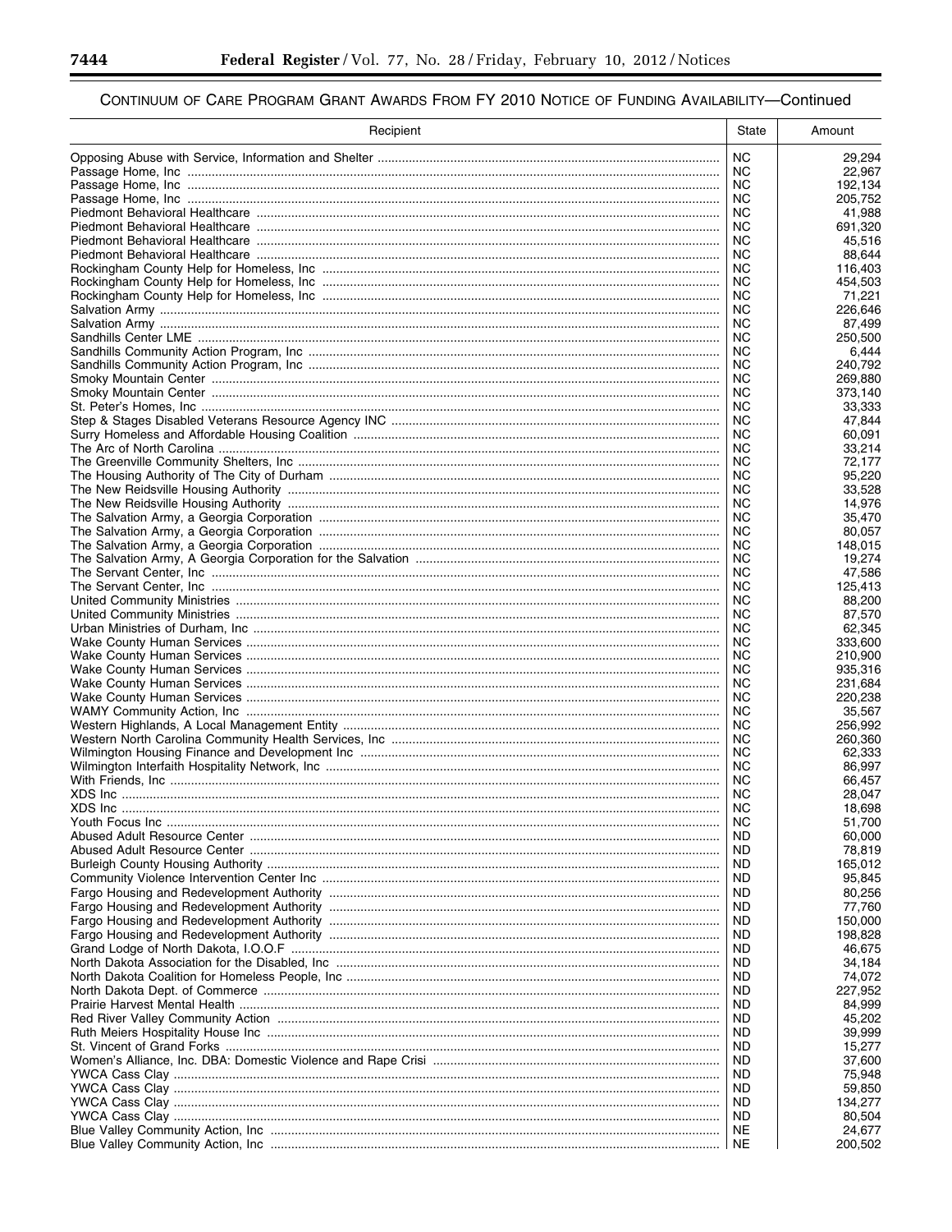CONTINUUM OF CARE PROGRAM GRANT AWARDS FROM FY 2010 NOTICE OF FUNDING AVAILABILITY—Continued

| Recipient | State | Amount |
|---|---|---|
| Opposing Abuse with Service, Information and Shelter | NC | 29,294 |
| Passage Home, Inc | NC | 22,967 |
| Passage Home, Inc | NC | 192,134 |
| Passage Home, Inc | NC | 205,752 |
| Piedmont Behavioral Healthcare | NC | 41,988 |
| Piedmont Behavioral Healthcare | NC | 691,320 |
| Piedmont Behavioral Healthcare | NC | 45,516 |
| Piedmont Behavioral Healthcare | NC | 88,644 |
| Rockingham County Help for Homeless, Inc | NC | 116,403 |
| Rockingham County Help for Homeless, Inc | NC | 454,503 |
| Rockingham County Help for Homeless, Inc | NC | 71,221 |
| Salvation Army | NC | 226,646 |
| Salvation Army | NC | 87,499 |
| Sandhills Center LME | NC | 250,500 |
| Sandhills Community Action Program, Inc | NC | 6,444 |
| Sandhills Community Action Program, Inc | NC | 240,792 |
| Smoky Mountain Center | NC | 269,880 |
| Smoky Mountain Center | NC | 373,140 |
| St. Peter's Homes, Inc | NC | 33,333 |
| Step & Stages Disabled Veterans Resource Agency INC | NC | 47,844 |
| Surry Homeless and Affordable Housing Coalition | NC | 60,091 |
| The Arc of North Carolina | NC | 33,214 |
| The Greenville Community Shelters, Inc | NC | 72,177 |
| The Housing Authority of The City of Durham | NC | 95,220 |
| The New Reidsville Housing Authority | NC | 33,528 |
| The New Reidsville Housing Authority | NC | 14,976 |
| The Salvation Army, a Georgia Corporation | NC | 35,470 |
| The Salvation Army, a Georgia Corporation | NC | 80,057 |
| The Salvation Army, a Georgia Corporation | NC | 148,015 |
| The Salvation Army, A Georgia Corporation for the Salvation | NC | 19,274 |
| The Servant Center, Inc | NC | 47,586 |
| The Servant Center, Inc | NC | 125,413 |
| United Community Ministries | NC | 88,200 |
| United Community Ministries | NC | 87,570 |
| Urban Ministries of Durham, Inc | NC | 62,345 |
| Wake County Human Services | NC | 333,600 |
| Wake County Human Services | NC | 210,900 |
| Wake County Human Services | NC | 935,316 |
| Wake County Human Services | NC | 231,684 |
| Wake County Human Services | NC | 220,238 |
| WAMY Community Action, Inc | NC | 35,567 |
| Western Highlands, A Local Management Entity | NC | 256,992 |
| Western North Carolina Community Health Services, Inc | NC | 260,360 |
| Wilmington Housing Finance and Development Inc | NC | 62,333 |
| Wilmington Interfaith Hospitality Network, Inc | NC | 86,997 |
| With Friends, Inc | NC | 66,457 |
| XDS Inc | NC | 28,047 |
| XDS Inc | NC | 18,698 |
| Youth Focus Inc | NC | 51,700 |
| Abused Adult Resource Center | ND | 60,000 |
| Abused Adult Resource Center | ND | 78,819 |
| Burleigh County Housing Authority | ND | 165,012 |
| Community Violence Intervention Center Inc | ND | 95,845 |
| Fargo Housing and Redevelopment Authority | ND | 80,256 |
| Fargo Housing and Redevelopment Authority | ND | 77,760 |
| Fargo Housing and Redevelopment Authority | ND | 150,000 |
| Fargo Housing and Redevelopment Authority | ND | 198,828 |
| Grand Lodge of North Dakota, I.O.O.F | ND | 46,675 |
| North Dakota Association for the Disabled, Inc | ND | 34,184 |
| North Dakota Coalition for Homeless People, Inc | ND | 74,072 |
| North Dakota Dept. of Commerce | ND | 227,952 |
| Prairie Harvest Mental Health | ND | 84,999 |
| Red River Valley Community Action | ND | 45,202 |
| Ruth Meiers Hospitality House Inc | ND | 39,999 |
| St. Vincent of Grand Forks | ND | 15,277 |
| Women's Alliance, Inc. DBA: Domestic Violence and Rape Crisi | ND | 37,600 |
| YWCA Cass Clay | ND | 75,948 |
| YWCA Cass Clay | ND | 59,850 |
| YWCA Cass Clay | ND | 134,277 |
| YWCA Cass Clay | ND | 80,504 |
| Blue Valley Community Action, Inc | NE | 24,677 |
| Blue Valley Community Action, Inc | NE | 200,502 |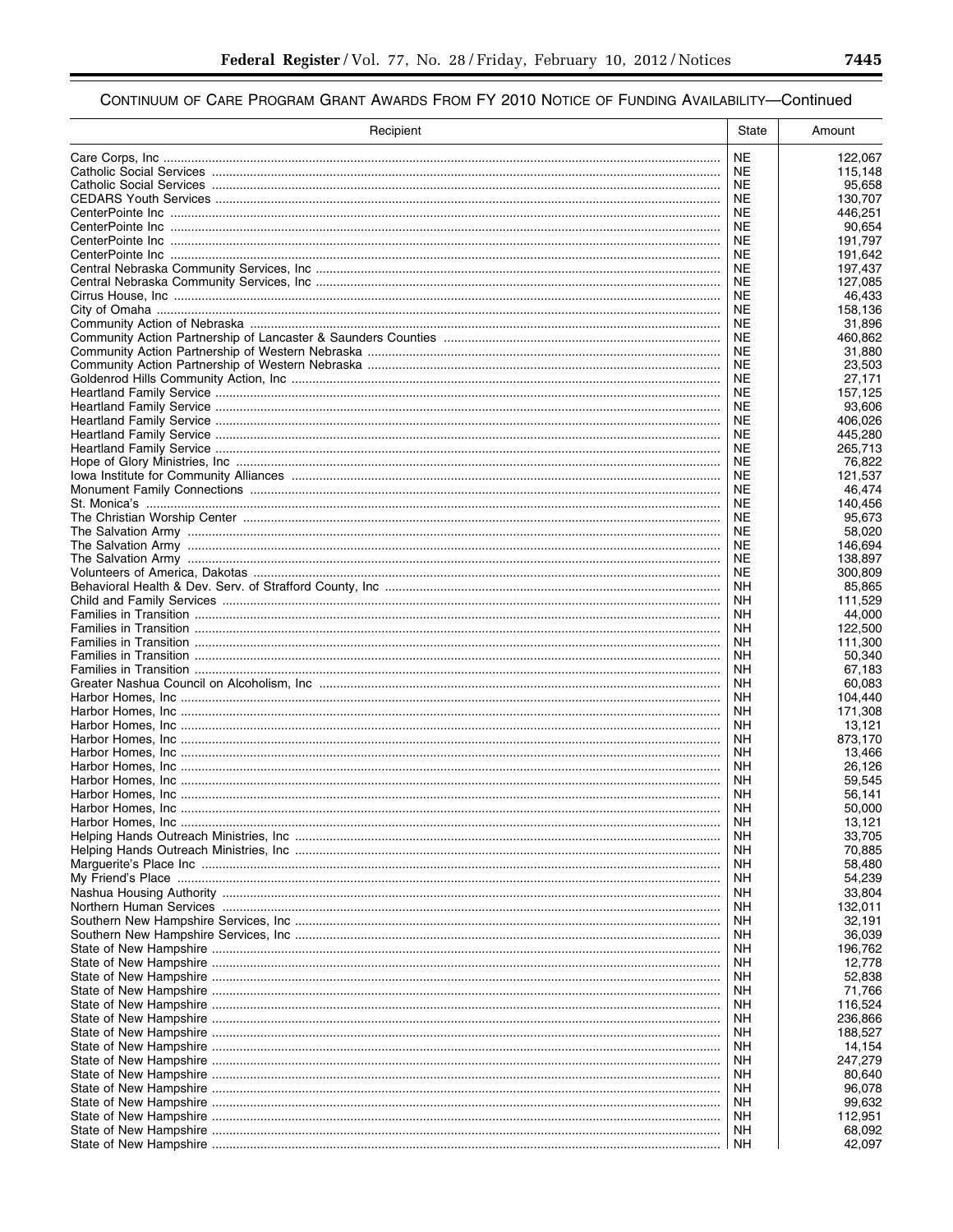CONTINUUM OF CARE PROGRAM GRANT AWARDS FROM FY 2010 NOTICE OF FUNDING AVAILABILITY—Continued

| Recipient | State | Amount |
| --- | --- | --- |
| Care Corps, Inc | NE | 122,067 |
| Catholic Social Services | NE | 115,148 |
| Catholic Social Services | NE | 95,658 |
| CEDARS Youth Services | NE | 130,707 |
| CenterPointe Inc | NE | 446,251 |
| CenterPointe Inc | NE | 90,654 |
| CenterPointe Inc | NE | 191,797 |
| CenterPointe Inc | NE | 191,642 |
| Central Nebraska Community Services, Inc | NE | 197,437 |
| Central Nebraska Community Services, Inc | NE | 127,085 |
| Cirrus House, Inc | NE | 46,433 |
| City of Omaha | NE | 158,136 |
| Community Action of Nebraska | NE | 31,896 |
| Community Action Partnership of Lancaster & Saunders Counties | NE | 460,862 |
| Community Action Partnership of Western Nebraska | NE | 31,880 |
| Community Action Partnership of Western Nebraska | NE | 23,503 |
| Goldenrod Hills Community Action, Inc | NE | 27,171 |
| Heartland Family Service | NE | 157,125 |
| Heartland Family Service | NE | 93,606 |
| Heartland Family Service | NE | 406,026 |
| Heartland Family Service | NE | 445,280 |
| Heartland Family Service | NE | 265,713 |
| Hope of Glory Ministries, Inc | NE | 76,822 |
| Iowa Institute for Community Alliances | NE | 121,537 |
| Monument Family Connections | NE | 46,474 |
| St. Monica's | NE | 140,456 |
| The Christian Worship Center | NE | 95,673 |
| The Salvation Army | NE | 58,020 |
| The Salvation Army | NE | 146,694 |
| The Salvation Army | NE | 138,897 |
| Volunteers of America, Dakotas | NE | 300,809 |
| Behavioral Health & Dev. Serv. of Strafford County, Inc | NH | 85,865 |
| Child and Family Services | NH | 111,529 |
| Families in Transition | NH | 44,000 |
| Families in Transition | NH | 122,500 |
| Families in Transition | NH | 111,300 |
| Families in Transition | NH | 50,340 |
| Families in Transition | NH | 67,183 |
| Greater Nashua Council on Alcoholism, Inc | NH | 60,083 |
| Harbor Homes, Inc | NH | 104,440 |
| Harbor Homes, Inc | NH | 171,308 |
| Harbor Homes, Inc | NH | 13,121 |
| Harbor Homes, Inc | NH | 873,170 |
| Harbor Homes, Inc | NH | 13,466 |
| Harbor Homes, Inc | NH | 26,126 |
| Harbor Homes, Inc | NH | 59,545 |
| Harbor Homes, Inc | NH | 56,141 |
| Harbor Homes, Inc | NH | 50,000 |
| Harbor Homes, Inc | NH | 13,121 |
| Helping Hands Outreach Ministries, Inc | NH | 33,705 |
| Helping Hands Outreach Ministries, Inc | NH | 70,885 |
| Marguerite's Place Inc | NH | 58,480 |
| My Friend's Place | NH | 54,239 |
| Nashua Housing Authority | NH | 33,804 |
| Northern Human Services | NH | 132,011 |
| Southern New Hampshire Services, Inc | NH | 32,191 |
| Southern New Hampshire Services, Inc | NH | 36,039 |
| State of New Hampshire | NH | 196,762 |
| State of New Hampshire | NH | 12,778 |
| State of New Hampshire | NH | 52,838 |
| State of New Hampshire | NH | 71,766 |
| State of New Hampshire | NH | 116,524 |
| State of New Hampshire | NH | 236,866 |
| State of New Hampshire | NH | 188,527 |
| State of New Hampshire | NH | 14,154 |
| State of New Hampshire | NH | 247,279 |
| State of New Hampshire | NH | 80,640 |
| State of New Hampshire | NH | 96,078 |
| State of New Hampshire | NH | 99,632 |
| State of New Hampshire | NH | 112,951 |
| State of New Hampshire | NH | 68,092 |
| State of New Hampshire | NH | 42,097 |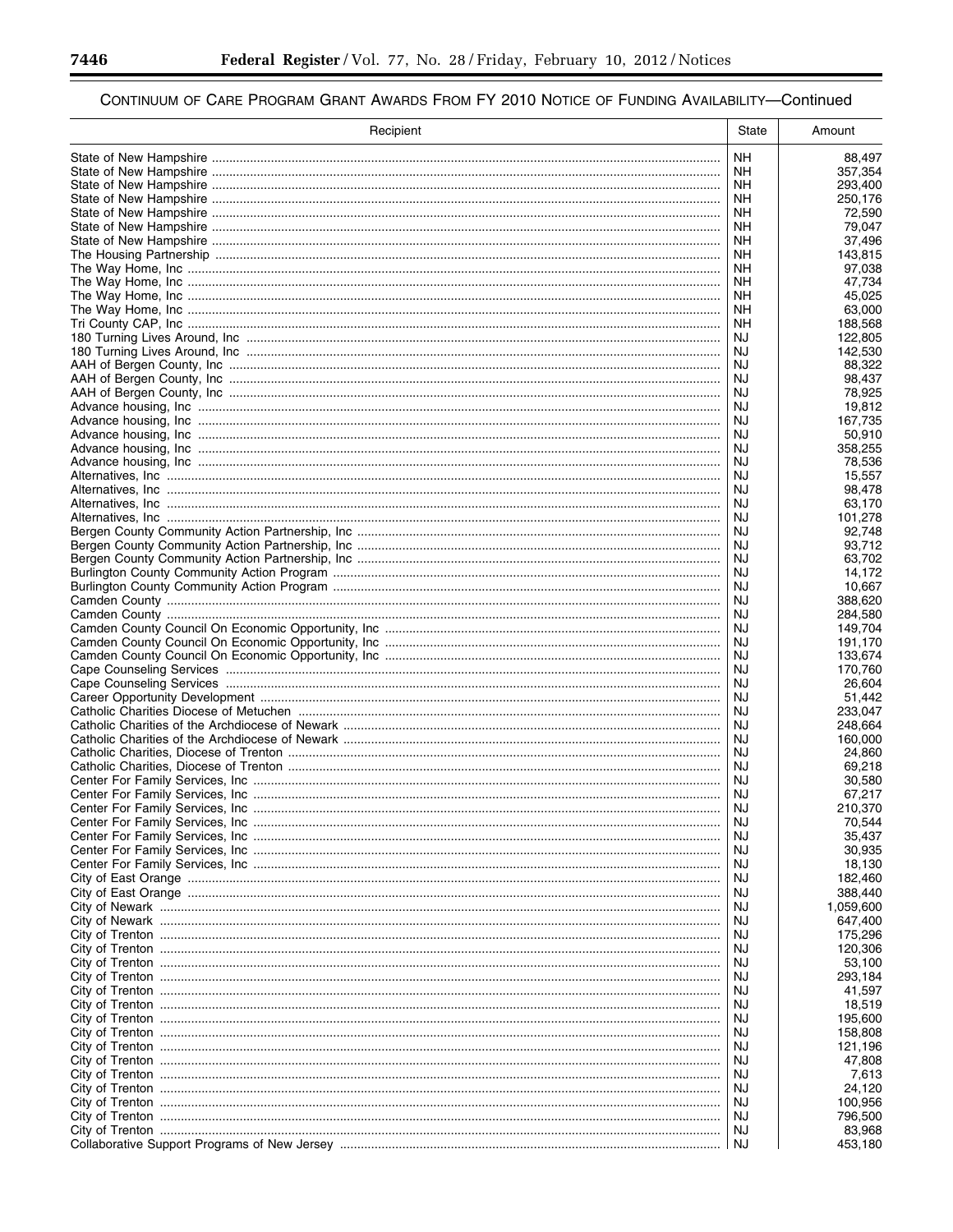## CONTINUUM OF CARE PROGRAM GRANT AWARDS FROM FY 2010 NOTICE OF FUNDING AVAILABILITY—Continued

| Recipient | State | Amount |
|---|---|---|
| State of New Hampshire | NH | 88,497 |
| State of New Hampshire | NH | 357,354 |
| State of New Hampshire | NH | 293,400 |
| State of New Hampshire | NH | 250,176 |
| State of New Hampshire | NH | 72,590 |
| State of New Hampshire | NH | 79,047 |
| State of New Hampshire | NH | 37,496 |
| The Housing Partnership | NH | 143,815 |
| The Way Home, Inc | NH | 97,038 |
| The Way Home, Inc | NH | 47,734 |
| The Way Home, Inc | NH | 45,025 |
| The Way Home, Inc | NH | 63,000 |
| Tri County CAP, Inc | NH | 188,568 |
| 180 Turning Lives Around, Inc | NJ | 122,805 |
| 180 Turning Lives Around, Inc | NJ | 142,530 |
| AAH of Bergen County, Inc | NJ | 88,322 |
| AAH of Bergen County, Inc | NJ | 98,437 |
| AAH of Bergen County, Inc | NJ | 78,925 |
| Advance housing, Inc | NJ | 19,812 |
| Advance housing, Inc | NJ | 167,735 |
| Advance housing, Inc | NJ | 50,910 |
| Advance housing, Inc | NJ | 358,255 |
| Advance housing, Inc | NJ | 78,536 |
| Alternatives, Inc | NJ | 15,557 |
| Alternatives, Inc | NJ | 98,478 |
| Alternatives, Inc | NJ | 63,170 |
| Alternatives, Inc | NJ | 101,278 |
| Bergen County Community Action Partnership, Inc | NJ | 92,748 |
| Bergen County Community Action Partnership, Inc | NJ | 93,712 |
| Bergen County Community Action Partnership, Inc | NJ | 63,702 |
| Burlington County Community Action Program | NJ | 14,172 |
| Burlington County Community Action Program | NJ | 10,667 |
| Camden County | NJ | 388,620 |
| Camden County | NJ | 284,580 |
| Camden County Council On Economic Opportunity, Inc | NJ | 149,704 |
| Camden County Council On Economic Opportunity, Inc | NJ | 191,170 |
| Camden County Council On Economic Opportunity, Inc | NJ | 133,674 |
| Cape Counseling Services | NJ | 170,760 |
| Cape Counseling Services | NJ | 26,604 |
| Career Opportunity Development | NJ | 51,442 |
| Catholic Charities Diocese of Metuchen | NJ | 233,047 |
| Catholic Charities of the Archdiocese of Newark | NJ | 248,664 |
| Catholic Charities of the Archdiocese of Newark | NJ | 160,000 |
| Catholic Charities, Diocese of Trenton | NJ | 24,860 |
| Catholic Charities, Diocese of Trenton | NJ | 69,218 |
| Center For Family Services, Inc | NJ | 30,580 |
| Center For Family Services, Inc | NJ | 67,217 |
| Center For Family Services, Inc | NJ | 210,370 |
| Center For Family Services, Inc | NJ | 70,544 |
| Center For Family Services, Inc | NJ | 35,437 |
| Center For Family Services, Inc | NJ | 30,935 |
| Center For Family Services, Inc | NJ | 18,130 |
| City of East Orange | NJ | 182,460 |
| City of East Orange | NJ | 388,440 |
| City of Newark | NJ | 1,059,600 |
| City of Newark | NJ | 647,400 |
| City of Trenton | NJ | 175,296 |
| City of Trenton | NJ | 120,306 |
| City of Trenton | NJ | 53,100 |
| City of Trenton | NJ | 293,184 |
| City of Trenton | NJ | 41,597 |
| City of Trenton | NJ | 18,519 |
| City of Trenton | NJ | 195,600 |
| City of Trenton | NJ | 158,808 |
| City of Trenton | NJ | 121,196 |
| City of Trenton | NJ | 47,808 |
| City of Trenton | NJ | 7,613 |
| City of Trenton | NJ | 24,120 |
| City of Trenton | NJ | 100,956 |
| City of Trenton | NJ | 796,500 |
| City of Trenton | NJ | 83,968 |
| Collaborative Support Programs of New Jersey | NJ | 453,180 |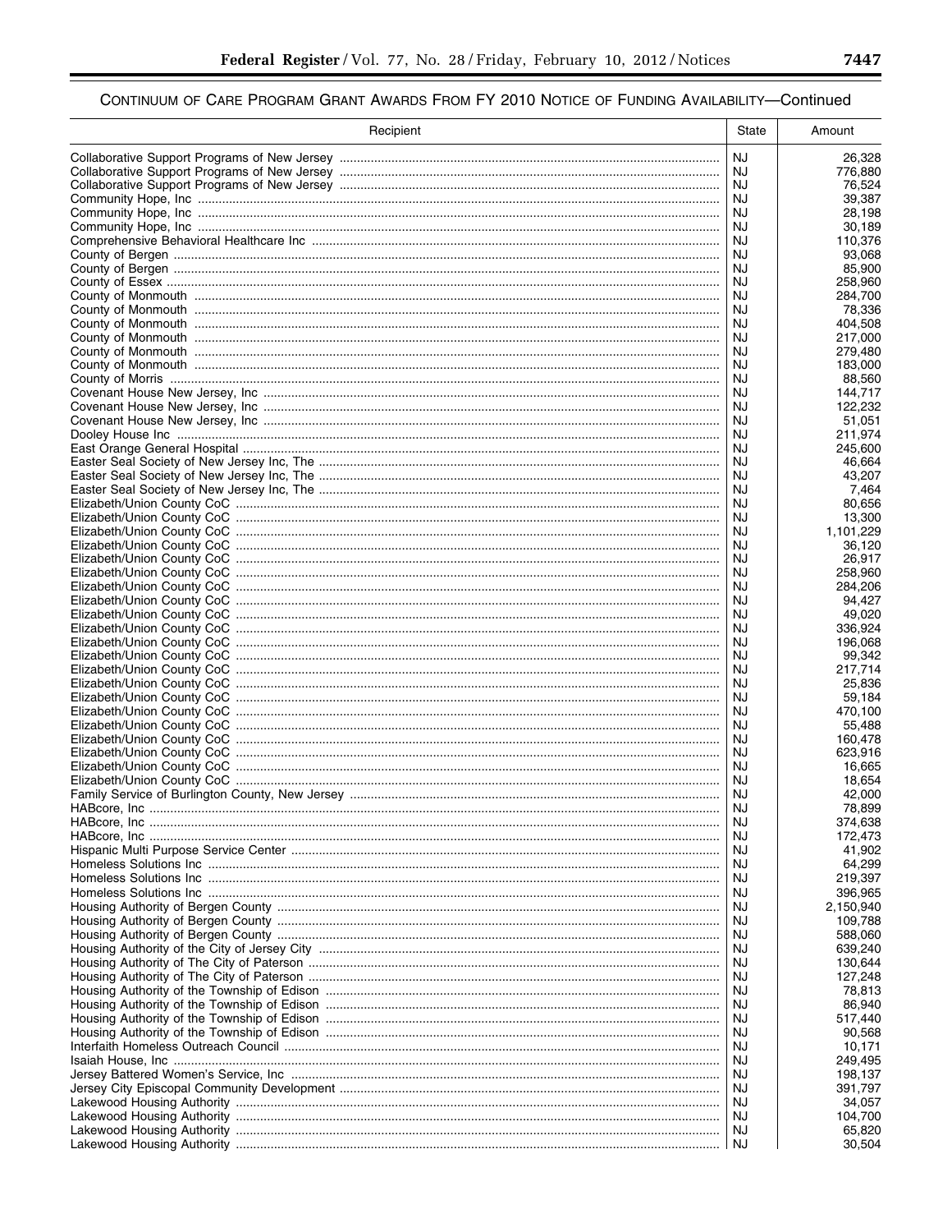## Continuum of Care Program Grant Awards From FY 2010 Notice of Funding Availability—Continued

| Recipient | State | Amount |
| --- | --- | --- |
| Collaborative Support Programs of New Jersey | NJ | 26,328 |
| Collaborative Support Programs of New Jersey | NJ | 776,880 |
| Collaborative Support Programs of New Jersey | NJ | 76,524 |
| Community Hope, Inc | NJ | 39,387 |
| Community Hope, Inc | NJ | 28,198 |
| Community Hope, Inc | NJ | 30,189 |
| Comprehensive Behavioral Healthcare Inc | NJ | 110,376 |
| County of Bergen | NJ | 93,068 |
| County of Bergen | NJ | 85,900 |
| County of Essex | NJ | 258,960 |
| County of Monmouth | NJ | 284,700 |
| County of Monmouth | NJ | 78,336 |
| County of Monmouth | NJ | 404,508 |
| County of Monmouth | NJ | 217,000 |
| County of Monmouth | NJ | 279,480 |
| County of Monmouth | NJ | 183,000 |
| County of Morris | NJ | 88,560 |
| Covenant House New Jersey, Inc | NJ | 144,717 |
| Covenant House New Jersey, Inc | NJ | 122,232 |
| Covenant House New Jersey, Inc | NJ | 51,051 |
| Dooley House Inc | NJ | 211,974 |
| East Orange General Hospital | NJ | 245,600 |
| Easter Seal Society of New Jersey Inc, The | NJ | 46,664 |
| Easter Seal Society of New Jersey Inc, The | NJ | 43,207 |
| Easter Seal Society of New Jersey Inc, The | NJ | 7,464 |
| Elizabeth/Union County CoC | NJ | 80,656 |
| Elizabeth/Union County CoC | NJ | 13,300 |
| Elizabeth/Union County CoC | NJ | 1,101,229 |
| Elizabeth/Union County CoC | NJ | 36,120 |
| Elizabeth/Union County CoC | NJ | 26,917 |
| Elizabeth/Union County CoC | NJ | 258,960 |
| Elizabeth/Union County CoC | NJ | 284,206 |
| Elizabeth/Union County CoC | NJ | 94,427 |
| Elizabeth/Union County CoC | NJ | 49,020 |
| Elizabeth/Union County CoC | NJ | 336,924 |
| Elizabeth/Union County CoC | NJ | 196,068 |
| Elizabeth/Union County CoC | NJ | 99,342 |
| Elizabeth/Union County CoC | NJ | 217,714 |
| Elizabeth/Union County CoC | NJ | 25,836 |
| Elizabeth/Union County CoC | NJ | 59,184 |
| Elizabeth/Union County CoC | NJ | 470,100 |
| Elizabeth/Union County CoC | NJ | 55,488 |
| Elizabeth/Union County CoC | NJ | 160,478 |
| Elizabeth/Union County CoC | NJ | 623,916 |
| Elizabeth/Union County CoC | NJ | 16,665 |
| Elizabeth/Union County CoC | NJ | 18,654 |
| Family Service of Burlington County, New Jersey | NJ | 42,000 |
| HABcore, Inc | NJ | 78,899 |
| HABcore, Inc | NJ | 374,638 |
| HABcore, Inc | NJ | 172,473 |
| Hispanic Multi Purpose Service Center | NJ | 41,902 |
| Homeless Solutions Inc | NJ | 64,299 |
| Homeless Solutions Inc | NJ | 219,397 |
| Homeless Solutions Inc | NJ | 396,965 |
| Housing Authority of Bergen County | NJ | 2,150,940 |
| Housing Authority of Bergen County | NJ | 109,788 |
| Housing Authority of Bergen County | NJ | 588,060 |
| Housing Authority of the City of Jersey City | NJ | 639,240 |
| Housing Authority of The City of Paterson | NJ | 130,644 |
| Housing Authority of The City of Paterson | NJ | 127,248 |
| Housing Authority of the Township of Edison | NJ | 78,813 |
| Housing Authority of the Township of Edison | NJ | 86,940 |
| Housing Authority of the Township of Edison | NJ | 517,440 |
| Housing Authority of the Township of Edison | NJ | 90,568 |
| Interfaith Homeless Outreach Council | NJ | 10,171 |
| Isaiah House, Inc | NJ | 249,495 |
| Jersey Battered Women's Service, Inc | NJ | 198,137 |
| Jersey City Episcopal Community Development | NJ | 391,797 |
| Lakewood Housing Authority | NJ | 34,057 |
| Lakewood Housing Authority | NJ | 104,700 |
| Lakewood Housing Authority | NJ | 65,820 |
| Lakewood Housing Authority | NJ | 30,504 |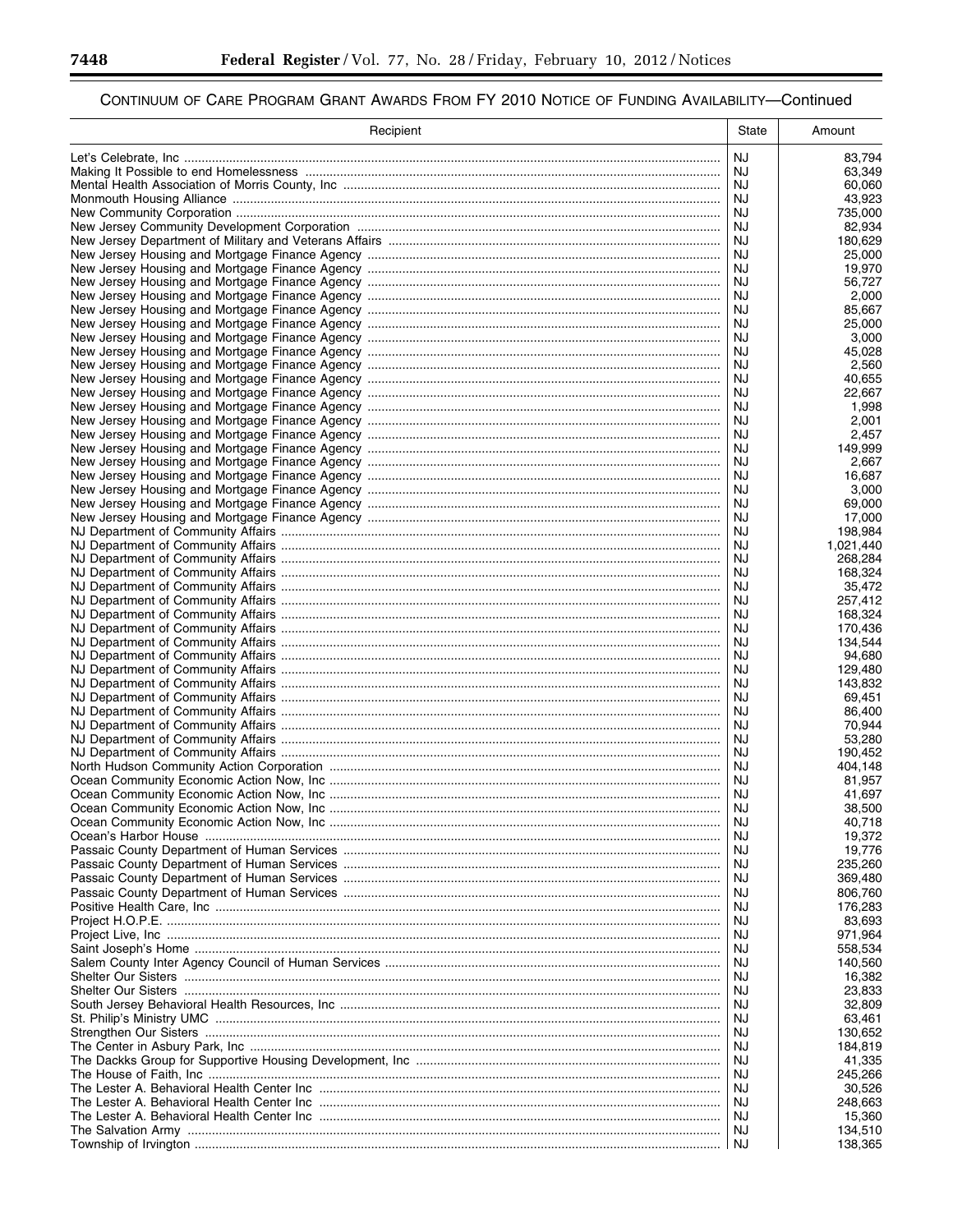## CONTINUUM OF CARE PROGRAM GRANT AWARDS FROM FY 2010 NOTICE OF FUNDING AVAILABILITY—Continued

| Recipient | State | Amount |
|---|---|---|
| Let's Celebrate, Inc | NJ | 83,794 |
| Making It Possible to end Homelessness | NJ | 63,349 |
| Mental Health Association of Morris County, Inc | NJ | 60,060 |
| Monmouth Housing Alliance | NJ | 43,923 |
| New Community Corporation | NJ | 735,000 |
| New Jersey Community Development Corporation | NJ | 82,934 |
| New Jersey Department of Military and Veterans Affairs | NJ | 180,629 |
| New Jersey Housing and Mortgage Finance Agency | NJ | 25,000 |
| New Jersey Housing and Mortgage Finance Agency | NJ | 19,970 |
| New Jersey Housing and Mortgage Finance Agency | NJ | 56,727 |
| New Jersey Housing and Mortgage Finance Agency | NJ | 2,000 |
| New Jersey Housing and Mortgage Finance Agency | NJ | 85,667 |
| New Jersey Housing and Mortgage Finance Agency | NJ | 25,000 |
| New Jersey Housing and Mortgage Finance Agency | NJ | 3,000 |
| New Jersey Housing and Mortgage Finance Agency | NJ | 45,028 |
| New Jersey Housing and Mortgage Finance Agency | NJ | 2,560 |
| New Jersey Housing and Mortgage Finance Agency | NJ | 40,655 |
| New Jersey Housing and Mortgage Finance Agency | NJ | 22,667 |
| New Jersey Housing and Mortgage Finance Agency | NJ | 1,998 |
| New Jersey Housing and Mortgage Finance Agency | NJ | 2,001 |
| New Jersey Housing and Mortgage Finance Agency | NJ | 2,457 |
| New Jersey Housing and Mortgage Finance Agency | NJ | 149,999 |
| New Jersey Housing and Mortgage Finance Agency | NJ | 2,667 |
| New Jersey Housing and Mortgage Finance Agency | NJ | 16,687 |
| New Jersey Housing and Mortgage Finance Agency | NJ | 3,000 |
| New Jersey Housing and Mortgage Finance Agency | NJ | 69,000 |
| New Jersey Housing and Mortgage Finance Agency | NJ | 17,000 |
| NJ Department of Community Affairs | NJ | 198,984 |
| NJ Department of Community Affairs | NJ | 1,021,440 |
| NJ Department of Community Affairs | NJ | 268,284 |
| NJ Department of Community Affairs | NJ | 168,324 |
| NJ Department of Community Affairs | NJ | 35,472 |
| NJ Department of Community Affairs | NJ | 257,412 |
| NJ Department of Community Affairs | NJ | 168,324 |
| NJ Department of Community Affairs | NJ | 170,436 |
| NJ Department of Community Affairs | NJ | 134,544 |
| NJ Department of Community Affairs | NJ | 94,680 |
| NJ Department of Community Affairs | NJ | 129,480 |
| NJ Department of Community Affairs | NJ | 143,832 |
| NJ Department of Community Affairs | NJ | 69,451 |
| NJ Department of Community Affairs | NJ | 86,400 |
| NJ Department of Community Affairs | NJ | 70,944 |
| NJ Department of Community Affairs | NJ | 53,280 |
| NJ Department of Community Affairs | NJ | 190,452 |
| North Hudson Community Action Corporation | NJ | 404,148 |
| Ocean Community Economic Action Now, Inc | NJ | 81,957 |
| Ocean Community Economic Action Now, Inc | NJ | 41,697 |
| Ocean Community Economic Action Now, Inc | NJ | 38,500 |
| Ocean Community Economic Action Now, Inc | NJ | 40,718 |
| Ocean's Harbor House | NJ | 19,372 |
| Passaic County Department of Human Services | NJ | 19,776 |
| Passaic County Department of Human Services | NJ | 235,260 |
| Passaic County Department of Human Services | NJ | 369,480 |
| Passaic County Department of Human Services | NJ | 806,760 |
| Positive Health Care, Inc | NJ | 176,283 |
| Project H.O.P.E. | NJ | 83,693 |
| Project Live, Inc | NJ | 971,964 |
| Saint Joseph's Home | NJ | 558,534 |
| Salem County Inter Agency Council of Human Services | NJ | 140,560 |
| Shelter Our Sisters | NJ | 16,382 |
| Shelter Our Sisters | NJ | 23,833 |
| South Jersey Behavioral Health Resources, Inc | NJ | 32,809 |
| St. Philip's Ministry UMC | NJ | 63,461 |
| Strengthen Our Sisters | NJ | 130,652 |
| The Center in Asbury Park, Inc | NJ | 184,819 |
| The Dackks Group for Supportive Housing Development, Inc | NJ | 41,335 |
| The House of Faith, Inc | NJ | 245,266 |
| The Lester A. Behavioral Health Center Inc | NJ | 30,526 |
| The Lester A. Behavioral Health Center Inc | NJ | 248,663 |
| The Lester A. Behavioral Health Center Inc | NJ | 15,360 |
| The Salvation Army | NJ | 134,510 |
| Township of Irvington | NJ | 138,365 |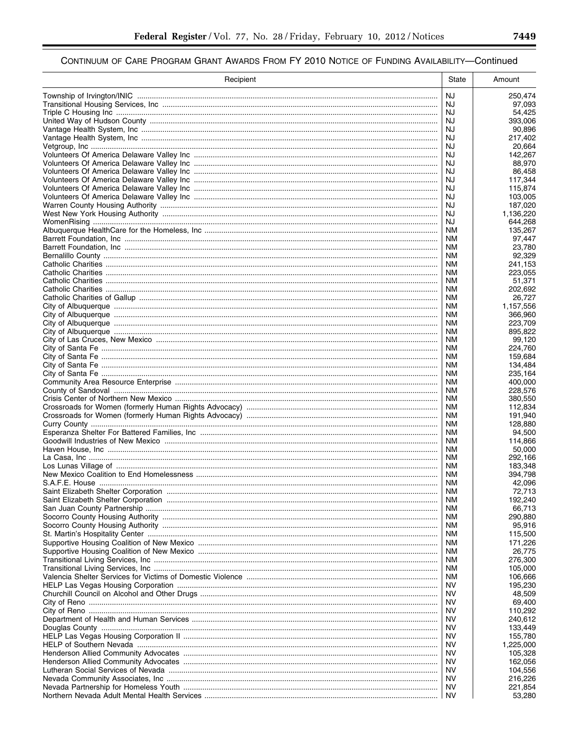## CONTINUUM OF CARE PROGRAM GRANT AWARDS FROM FY 2010 NOTICE OF FUNDING AVAILABILITY—Continued

| Recipient | State | Amount |
|---|---|---|
| Township of Irvington/INIC | NJ | 250,474 |
| Transitional Housing Services, Inc | NJ | 97,093 |
| Triple C Housing Inc | NJ | 54,425 |
| United Way of Hudson County | NJ | 393,006 |
| Vantage Health System, Inc | NJ | 90,896 |
| Vantage Health System, Inc | NJ | 217,402 |
| Vetgroup, Inc | NJ | 20,664 |
| Volunteers Of America Delaware Valley Inc | NJ | 142,267 |
| Volunteers Of America Delaware Valley Inc | NJ | 88,970 |
| Volunteers Of America Delaware Valley Inc | NJ | 86,458 |
| Volunteers Of America Delaware Valley Inc | NJ | 117,344 |
| Volunteers Of America Delaware Valley Inc | NJ | 115,874 |
| Volunteers Of America Delaware Valley Inc | NJ | 103,005 |
| Warren County Housing Authority | NJ | 187,020 |
| West New York Housing Authority | NJ | 1,136,220 |
| WomenRising | NJ | 644,268 |
| Albuquerque HealthCare for the Homeless, Inc | NM | 135,267 |
| Barrett Foundation, Inc | NM | 97,447 |
| Barrett Foundation, Inc | NM | 23,780 |
| Bernalillo County | NM | 92,329 |
| Catholic Charities | NM | 241,153 |
| Catholic Charities | NM | 223,055 |
| Catholic Charities | NM | 51,371 |
| Catholic Charities | NM | 202,692 |
| Catholic Charities of Gallup | NM | 26,727 |
| City of Albuquerque | NM | 1,157,556 |
| City of Albuquerque | NM | 366,960 |
| City of Albuquerque | NM | 223,709 |
| City of Albuquerque | NM | 895,822 |
| City of Las Cruces, New Mexico | NM | 99,120 |
| City of Santa Fe | NM | 224,760 |
| City of Santa Fe | NM | 159,684 |
| City of Santa Fe | NM | 134,484 |
| City of Santa Fe | NM | 235,164 |
| Community Area Resource Enterprise | NM | 400,000 |
| County of Sandoval | NM | 228,576 |
| Crisis Center of Northern New Mexico | NM | 380,550 |
| Crossroads for Women (formerly Human Rights Advocacy) | NM | 112,834 |
| Crossroads for Women (formerly Human Rights Advocacy) | NM | 191,940 |
| Curry County | NM | 128,880 |
| Esperanza Shelter For Battered Families, Inc | NM | 94,500 |
| Goodwill Industries of New Mexico | NM | 114,866 |
| Haven House, Inc | NM | 50,000 |
| La Casa, Inc | NM | 292,166 |
| Los Lunas Village of | NM | 183,348 |
| New Mexico Coalition to End Homelessness | NM | 394,798 |
| S.A.F.E. House | NM | 42,096 |
| Saint Elizabeth Shelter Corporation | NM | 72,713 |
| Saint Elizabeth Shelter Corporation | NM | 192,240 |
| San Juan County Partnership | NM | 66,713 |
| Socorro County Housing Authority | NM | 290,880 |
| Socorro County Housing Authority | NM | 95,916 |
| St. Martin's Hospitality Center | NM | 115,500 |
| Supportive Housing Coalition of New Mexico | NM | 171,226 |
| Supportive Housing Coalition of New Mexico | NM | 26,775 |
| Transitional Living Services, Inc | NM | 276,300 |
| Transitional Living Services, Inc | NM | 105,000 |
| Valencia Shelter Services for Victims of Domestic Violence | NM | 106,666 |
| HELP Las Vegas Housing Corporation | NV | 195,230 |
| Churchill Council on Alcohol and Other Drugs | NV | 48,509 |
| City of Reno | NV | 69,400 |
| City of Reno | NV | 110,292 |
| Department of Health and Human Services | NV | 240,612 |
| Douglas County | NV | 133,449 |
| HELP Las Vegas Housing Corporation II | NV | 155,780 |
| HELP of Southern Nevada | NV | 1,225,000 |
| Henderson Allied Community Advocates | NV | 105,328 |
| Henderson Allied Community Advocates | NV | 162,056 |
| Lutheran Social Services of Nevada | NV | 104,556 |
| Nevada Community Associates, Inc | NV | 216,226 |
| Nevada Partnership for Homeless Youth | NV | 221,854 |
| Northern Nevada Adult Mental Health Services | NV | 53,280 |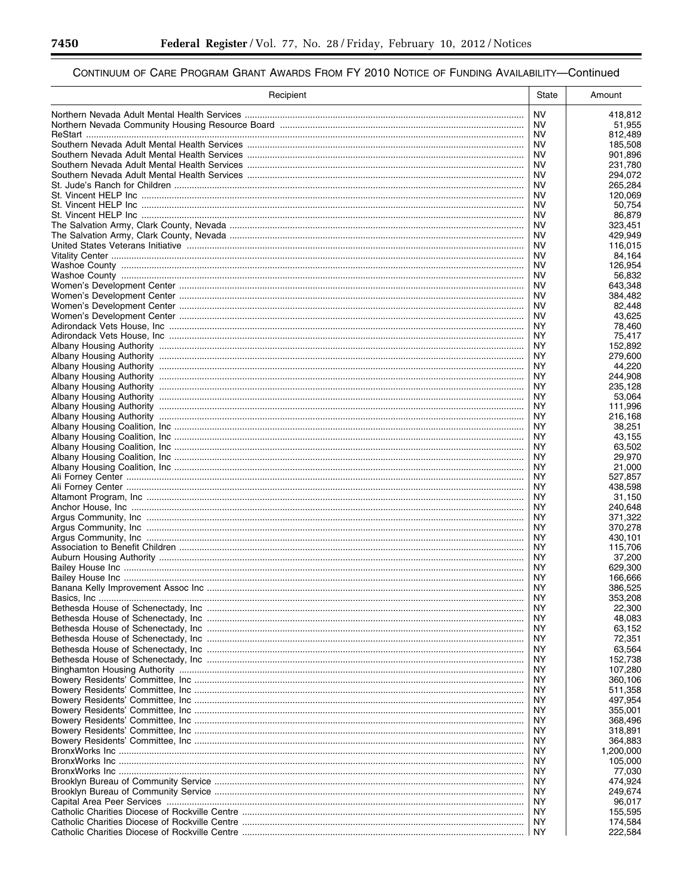## Continuum of Care Program Grant Awards From FY 2010 Notice of Funding Availability—Continued

| Recipient | State | Amount |
|---|---|---|
| Northern Nevada Adult Mental Health Services | NV | 418,812 |
| Northern Nevada Community Housing Resource Board | NV | 51,955 |
| ReStart | NV | 812,489 |
| Southern Nevada Adult Mental Health Services | NV | 185,508 |
| Southern Nevada Adult Mental Health Services | NV | 901,896 |
| Southern Nevada Adult Mental Health Services | NV | 231,780 |
| Southern Nevada Adult Mental Health Services | NV | 294,072 |
| St. Jude's Ranch for Children | NV | 265,284 |
| St. Vincent HELP Inc | NV | 120,069 |
| St. Vincent HELP Inc | NV | 50,754 |
| St. Vincent HELP Inc | NV | 86,879 |
| The Salvation Army, Clark County, Nevada | NV | 323,451 |
| The Salvation Army, Clark County, Nevada | NV | 429,949 |
| United States Veterans Initiative | NV | 116,015 |
| Vitality Center | NV | 84,164 |
| Washoe County | NV | 126,954 |
| Washoe County | NV | 56,832 |
| Women's Development Center | NV | 643,348 |
| Women's Development Center | NV | 384,482 |
| Women's Development Center | NV | 82,448 |
| Women's Development Center | NV | 43,625 |
| Adirondack Vets House, Inc | NY | 78,460 |
| Adirondack Vets House, Inc | NY | 75,417 |
| Albany Housing Authority | NY | 152,892 |
| Albany Housing Authority | NY | 279,600 |
| Albany Housing Authority | NY | 44,220 |
| Albany Housing Authority | NY | 244,908 |
| Albany Housing Authority | NY | 235,128 |
| Albany Housing Authority | NY | 53,064 |
| Albany Housing Authority | NY | 111,996 |
| Albany Housing Authority | NY | 216,168 |
| Albany Housing Coalition, Inc | NY | 38,251 |
| Albany Housing Coalition, Inc | NY | 43,155 |
| Albany Housing Coalition, Inc | NY | 63,502 |
| Albany Housing Coalition, Inc | NY | 29,970 |
| Albany Housing Coalition, Inc | NY | 21,000 |
| Ali Forney Center | NY | 527,857 |
| Ali Forney Center | NY | 438,598 |
| Altamont Program, Inc | NY | 31,150 |
| Anchor House, Inc | NY | 240,648 |
| Argus Community, Inc | NY | 371,322 |
| Argus Community, Inc | NY | 370,278 |
| Argus Community, Inc | NY | 430,101 |
| Association to Benefit Children | NY | 115,706 |
| Auburn Housing Authority | NY | 37,200 |
| Bailey House Inc | NY | 629,300 |
| Bailey House Inc | NY | 166,666 |
| Banana Kelly Improvement Assoc Inc | NY | 386,525 |
| Basics, Inc | NY | 353,208 |
| Bethesda House of Schenectady, Inc | NY | 22,300 |
| Bethesda House of Schenectady, Inc | NY | 48,083 |
| Bethesda House of Schenectady, Inc | NY | 63,152 |
| Bethesda House of Schenectady, Inc | NY | 72,351 |
| Bethesda House of Schenectady, Inc | NY | 63,564 |
| Bethesda House of Schenectady, Inc | NY | 152,738 |
| Binghamton Housing Authority | NY | 107,280 |
| Bowery Residents' Committee, Inc | NY | 360,106 |
| Bowery Residents' Committee, Inc | NY | 511,358 |
| Bowery Residents' Committee, Inc | NY | 497,954 |
| Bowery Residents' Committee, Inc | NY | 355,001 |
| Bowery Residents' Committee, Inc | NY | 368,496 |
| Bowery Residents' Committee, Inc | NY | 318,891 |
| Bowery Residents' Committee, Inc | NY | 364,883 |
| BronxWorks Inc | NY | 1,200,000 |
| BronxWorks Inc | NY | 105,000 |
| BronxWorks Inc | NY | 77,030 |
| Brooklyn Bureau of Community Service | NY | 474,924 |
| Brooklyn Bureau of Community Service | NY | 249,674 |
| Capital Area Peer Services | NY | 96,017 |
| Catholic Charities Diocese of Rockville Centre | NY | 155,595 |
| Catholic Charities Diocese of Rockville Centre | NY | 174,584 |
| Catholic Charities Diocese of Rockville Centre | NY | 222,584 |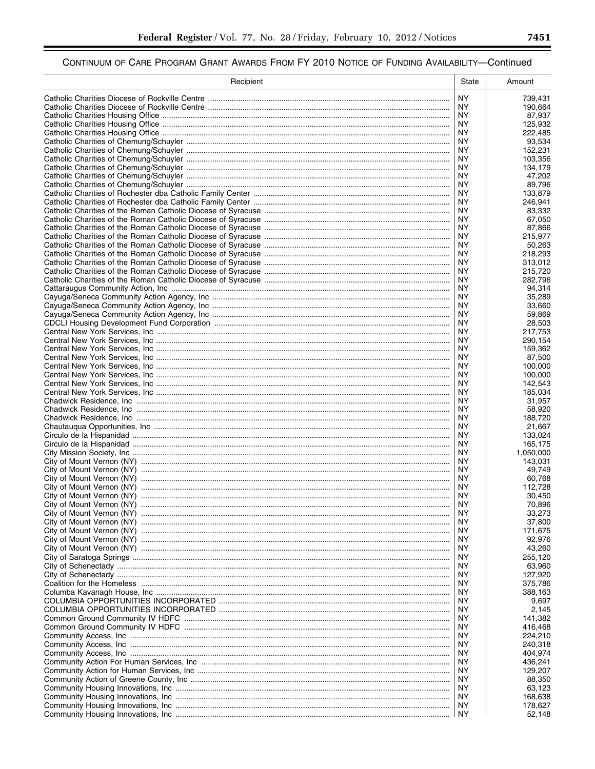CONTINUUM OF CARE PROGRAM GRANT AWARDS FROM FY 2010 NOTICE OF FUNDING AVAILABILITY—Continued

| Recipient | State | Amount |
| --- | --- | --- |
| Catholic Charities Diocese of Rockville Centre | NY | 739,431 |
| Catholic Charities Diocese of Rockville Centre | NY | 190,664 |
| Catholic Charities Housing Office | NY | 87,937 |
| Catholic Charities Housing Office | NY | 125,932 |
| Catholic Charities Housing Office | NY | 222,485 |
| Catholic Charities of Chemung/Schuyler | NY | 93,534 |
| Catholic Charities of Chemung/Schuyler | NY | 152,231 |
| Catholic Charities of Chemung/Schuyler | NY | 103,356 |
| Catholic Charities of Chemung/Schuyler | NY | 134,179 |
| Catholic Charities of Chemung/Schuyler | NY | 47,202 |
| Catholic Charities of Chemung/Schuyler | NY | 89,796 |
| Catholic Charities of Rochester dba Catholic Family Center | NY | 133,879 |
| Catholic Charities of Rochester dba Catholic Family Center | NY | 246,941 |
| Catholic Charities of the Roman Catholic Diocese of Syracuse | NY | 83,332 |
| Catholic Charities of the Roman Catholic Diocese of Syracuse | NY | 67,050 |
| Catholic Charities of the Roman Catholic Diocese of Syracuse | NY | 87,866 |
| Catholic Charities of the Roman Catholic Diocese of Syracuse | NY | 215,977 |
| Catholic Charities of the Roman Catholic Diocese of Syracuse | NY | 50,263 |
| Catholic Charities of the Roman Catholic Diocese of Syracuse | NY | 218,293 |
| Catholic Charities of the Roman Catholic Diocese of Syracuse | NY | 313,012 |
| Catholic Charities of the Roman Catholic Diocese of Syracuse | NY | 215,720 |
| Catholic Charities of the Roman Catholic Diocese of Syracuse | NY | 282,796 |
| Cattaraugus Community Action, Inc | NY | 94,314 |
| Cayuga/Seneca Community Action Agency, Inc | NY | 35,289 |
| Cayuga/Seneca Community Action Agency, Inc | NY | 33,660 |
| Cayuga/Seneca Community Action Agency, Inc | NY | 59,869 |
| CDCLI Housing Development Fund Corporation | NY | 28,503 |
| Central New York Services, Inc | NY | 217,753 |
| Central New York Services, Inc | NY | 290,154 |
| Central New York Services, Inc | NY | 159,362 |
| Central New York Services, Inc | NY | 87,500 |
| Central New York Services, Inc | NY | 100,000 |
| Central New York Services, Inc | NY | 100,000 |
| Central New York Services, Inc | NY | 142,543 |
| Central New York Services, Inc | NY | 185,034 |
| Chadwick Residence, Inc | NY | 31,957 |
| Chadwick Residence, Inc | NY | 58,920 |
| Chadwick Residence, Inc | NY | 188,720 |
| Chautauqua Opportunities, Inc | NY | 21,667 |
| Circulo de la Hispanidad | NY | 133,024 |
| Circulo de la Hispanidad | NY | 165,175 |
| City Mission Society, Inc | NY | 1,050,000 |
| City of Mount Vernon (NY) | NY | 143,031 |
| City of Mount Vernon (NY) | NY | 49,749 |
| City of Mount Vernon (NY) | NY | 60,768 |
| City of Mount Vernon (NY) | NY | 112,728 |
| City of Mount Vernon (NY) | NY | 30,450 |
| City of Mount Vernon (NY) | NY | 70,896 |
| City of Mount Vernon (NY) | NY | 33,273 |
| City of Mount Vernon (NY) | NY | 37,800 |
| City of Mount Vernon (NY) | NY | 171,675 |
| City of Mount Vernon (NY) | NY | 92,976 |
| City of Mount Vernon (NY) | NY | 43,260 |
| City of Saratoga Springs | NY | 255,120 |
| City of Schenectady | NY | 63,960 |
| City of Schenectady | NY | 127,920 |
| Coalition for the Homeless | NY | 375,786 |
| Columba Kavanagh House, Inc | NY | 388,163 |
| COLUMBIA OPPORTUNITIES INCORPORATED | NY | 9,697 |
| COLUMBIA OPPORTUNITIES INCORPORATED | NY | 2,145 |
| Common Ground Community IV HDFC | NY | 141,382 |
| Common Ground Community IV HDFC | NY | 416,468 |
| Community Access, Inc | NY | 224,210 |
| Community Access, Inc | NY | 240,318 |
| Community Access, Inc | NY | 404,974 |
| Community Action For Human Services, Inc | NY | 436,241 |
| Community Action for Human Services, Inc | NY | 129,207 |
| Community Action of Greene County, Inc | NY | 88,350 |
| Community Housing Innovations, Inc | NY | 63,123 |
| Community Housing Innovations, Inc | NY | 168,638 |
| Community Housing Innovations, Inc | NY | 178,627 |
| Community Housing Innovations, Inc | NY | 52,148 |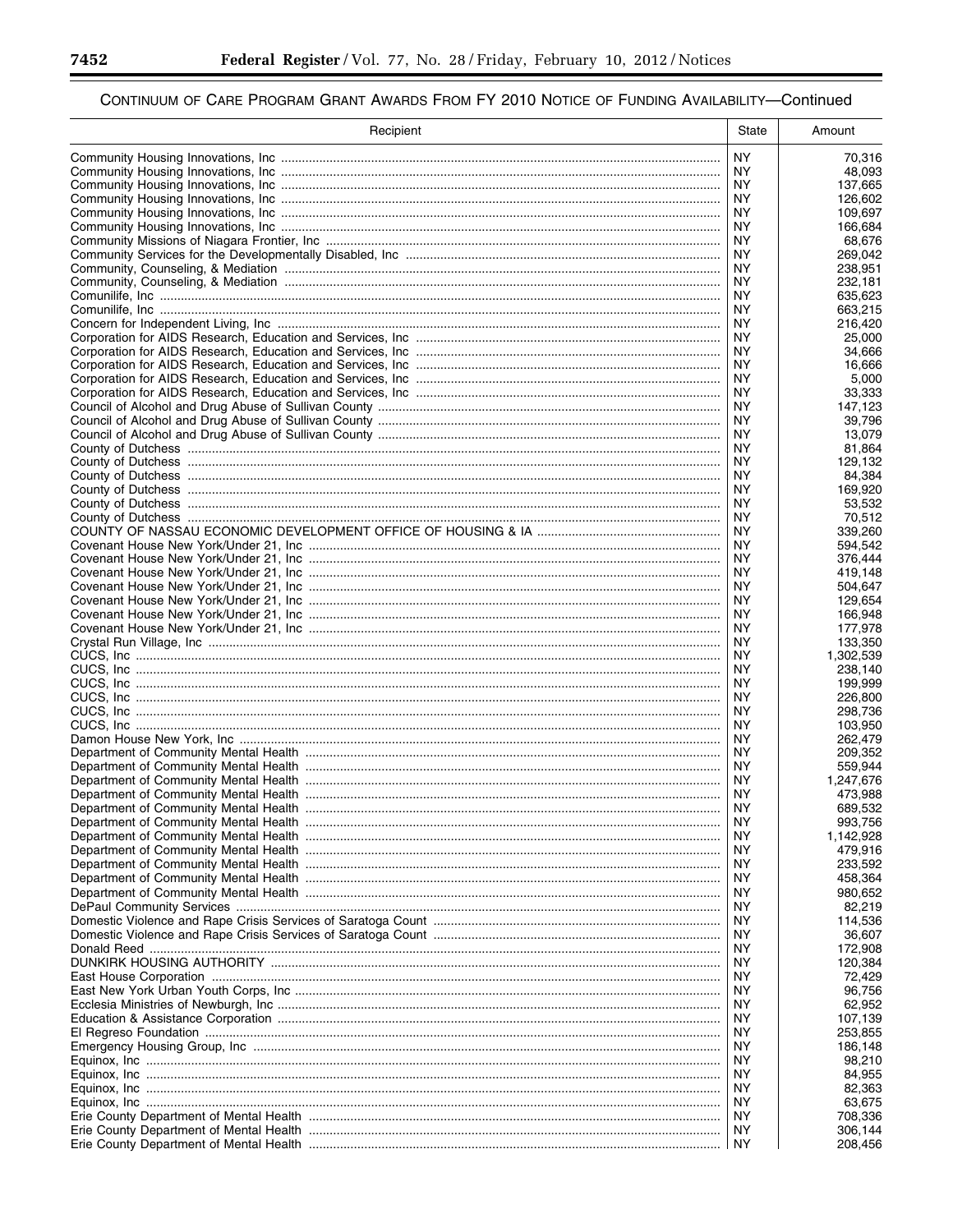## Continuum of Care Program Grant Awards From FY 2010 Notice of Funding Availability—Continued

| Recipient | State | Amount |
|---|---|---|
| Community Housing Innovations, Inc | NY | 70,316 |
| Community Housing Innovations, Inc | NY | 48,093 |
| Community Housing Innovations, Inc | NY | 137,665 |
| Community Housing Innovations, Inc | NY | 126,602 |
| Community Housing Innovations, Inc | NY | 109,697 |
| Community Housing Innovations, Inc | NY | 166,684 |
| Community Missions of Niagara Frontier, Inc | NY | 68,676 |
| Community Services for the Developmentally Disabled, Inc | NY | 269,042 |
| Community, Counseling, & Mediation | NY | 238,951 |
| Community, Counseling, & Mediation | NY | 232,181 |
| Comunilife, Inc | NY | 635,623 |
| Comunilife, Inc | NY | 663,215 |
| Concern for Independent Living, Inc | NY | 216,420 |
| Corporation for AIDS Research, Education and Services, Inc | NY | 25,000 |
| Corporation for AIDS Research, Education and Services, Inc | NY | 34,666 |
| Corporation for AIDS Research, Education and Services, Inc | NY | 16,666 |
| Corporation for AIDS Research, Education and Services, Inc | NY | 5,000 |
| Corporation for AIDS Research, Education and Services, Inc | NY | 33,333 |
| Council of Alcohol and Drug Abuse of Sullivan County | NY | 147,123 |
| Council of Alcohol and Drug Abuse of Sullivan County | NY | 39,796 |
| Council of Alcohol and Drug Abuse of Sullivan County | NY | 13,079 |
| County of Dutchess | NY | 81,864 |
| County of Dutchess | NY | 129,132 |
| County of Dutchess | NY | 84,384 |
| County of Dutchess | NY | 169,920 |
| County of Dutchess | NY | 53,532 |
| County of Dutchess | NY | 70,512 |
| COUNTY OF NASSAU ECONOMIC DEVELOPMENT OFFICE OF HOUSING & IA | NY | 339,260 |
| Covenant House New York/Under 21, Inc | NY | 594,542 |
| Covenant House New York/Under 21, Inc | NY | 376,444 |
| Covenant House New York/Under 21, Inc | NY | 419,148 |
| Covenant House New York/Under 21, Inc | NY | 504,647 |
| Covenant House New York/Under 21, Inc | NY | 129,654 |
| Covenant House New York/Under 21, Inc | NY | 166,948 |
| Covenant House New York/Under 21, Inc | NY | 177,978 |
| Crystal Run Village, Inc | NY | 133,350 |
| CUCS, Inc | NY | 1,302,539 |
| CUCS, Inc | NY | 238,140 |
| CUCS, Inc | NY | 199,999 |
| CUCS, Inc | NY | 226,800 |
| CUCS, Inc | NY | 298,736 |
| CUCS, Inc | NY | 103,950 |
| Damon House New York, Inc | NY | 262,479 |
| Department of Community Mental Health | NY | 209,352 |
| Department of Community Mental Health | NY | 559,944 |
| Department of Community Mental Health | NY | 1,247,676 |
| Department of Community Mental Health | NY | 473,988 |
| Department of Community Mental Health | NY | 689,532 |
| Department of Community Mental Health | NY | 993,756 |
| Department of Community Mental Health | NY | 1,142,928 |
| Department of Community Mental Health | NY | 479,916 |
| Department of Community Mental Health | NY | 233,592 |
| Department of Community Mental Health | NY | 458,364 |
| Department of Community Mental Health | NY | 980,652 |
| DePaul Community Services | NY | 82,219 |
| Domestic Violence and Rape Crisis Services of Saratoga Count | NY | 114,536 |
| Domestic Violence and Rape Crisis Services of Saratoga Count | NY | 36,607 |
| Donald Reed | NY | 172,908 |
| DUNKIRK HOUSING AUTHORITY | NY | 120,384 |
| East House Corporation | NY | 72,429 |
| East New York Urban Youth Corps, Inc | NY | 96,756 |
| Ecclesia Ministries of Newburgh, Inc | NY | 62,952 |
| Education & Assistance Corporation | NY | 107,139 |
| El Regreso Foundation | NY | 253,855 |
| Emergency Housing Group, Inc | NY | 186,148 |
| Equinox, Inc | NY | 98,210 |
| Equinox, Inc | NY | 84,955 |
| Equinox, Inc | NY | 82,363 |
| Equinox, Inc | NY | 63,675 |
| Erie County Department of Mental Health | NY | 708,336 |
| Erie County Department of Mental Health | NY | 306,144 |
| Erie County Department of Mental Health | NY | 208,456 |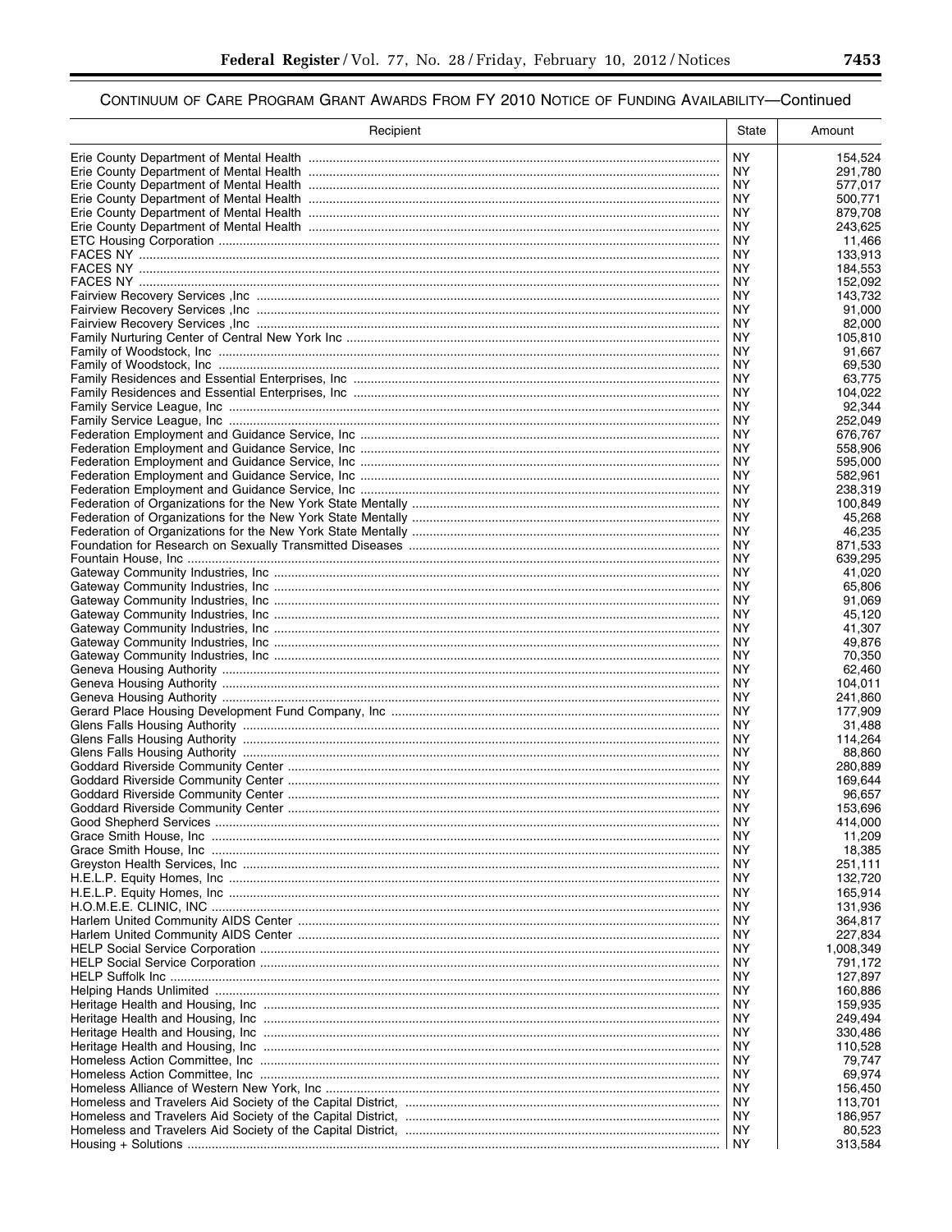## CONTINUUM OF CARE PROGRAM GRANT AWARDS FROM FY 2010 NOTICE OF FUNDING AVAILABILITY—Continued

| Recipient | State | Amount |
|---|---|---|
| Erie County Department of Mental Health | NY | 154,524 |
| Erie County Department of Mental Health | NY | 291,780 |
| Erie County Department of Mental Health | NY | 577,017 |
| Erie County Department of Mental Health | NY | 500,771 |
| Erie County Department of Mental Health | NY | 879,708 |
| Erie County Department of Mental Health | NY | 243,625 |
| ETC Housing Corporation | NY | 11,466 |
| FACES NY | NY | 133,913 |
| FACES NY | NY | 184,553 |
| FACES NY | NY | 152,092 |
| Fairview Recovery Services ,Inc | NY | 143,732 |
| Fairview Recovery Services ,Inc | NY | 91,000 |
| Fairview Recovery Services ,Inc | NY | 82,000 |
| Family Nurturing Center of Central New York Inc | NY | 105,810 |
| Family of Woodstock, Inc | NY | 91,667 |
| Family of Woodstock, Inc | NY | 69,530 |
| Family Residences and Essential Enterprises, Inc | NY | 63,775 |
| Family Residences and Essential Enterprises, Inc | NY | 104,022 |
| Family Service League, Inc | NY | 92,344 |
| Family Service League, Inc | NY | 252,049 |
| Federation Employment and Guidance Service, Inc | NY | 676,767 |
| Federation Employment and Guidance Service, Inc | NY | 558,906 |
| Federation Employment and Guidance Service, Inc | NY | 595,000 |
| Federation Employment and Guidance Service, Inc | NY | 582,961 |
| Federation Employment and Guidance Service, Inc | NY | 238,319 |
| Federation of Organizations for the New York State Mentally | NY | 100,849 |
| Federation of Organizations for the New York State Mentally | NY | 45,268 |
| Federation of Organizations for the New York State Mentally | NY | 46,235 |
| Foundation for Research on Sexually Transmitted Diseases | NY | 871,533 |
| Fountain House, Inc | NY | 639,295 |
| Gateway Community Industries, Inc | NY | 41,020 |
| Gateway Community Industries, Inc | NY | 65,806 |
| Gateway Community Industries, Inc | NY | 91,069 |
| Gateway Community Industries, Inc | NY | 45,120 |
| Gateway Community Industries, Inc | NY | 41,307 |
| Gateway Community Industries, Inc | NY | 49,876 |
| Gateway Community Industries, Inc | NY | 70,350 |
| Geneva Housing Authority | NY | 62,460 |
| Geneva Housing Authority | NY | 104,011 |
| Geneva Housing Authority | NY | 241,860 |
| Gerard Place Housing Development Fund Company, Inc | NY | 177,909 |
| Glens Falls Housing Authority | NY | 31,488 |
| Glens Falls Housing Authority | NY | 114,264 |
| Glens Falls Housing Authority | NY | 88,860 |
| Goddard Riverside Community Center | NY | 280,889 |
| Goddard Riverside Community Center | NY | 169,644 |
| Goddard Riverside Community Center | NY | 96,657 |
| Goddard Riverside Community Center | NY | 153,696 |
| Good Shepherd Services | NY | 414,000 |
| Grace Smith House, Inc | NY | 11,209 |
| Grace Smith House, Inc | NY | 18,385 |
| Greyston Health Services, Inc | NY | 251,111 |
| H.E.L.P. Equity Homes, Inc | NY | 132,720 |
| H.E.L.P. Equity Homes, Inc | NY | 165,914 |
| H.O.M.E.E. CLINIC, INC | NY | 131,936 |
| Harlem United Community AIDS Center | NY | 364,817 |
| Harlem United Community AIDS Center | NY | 227,834 |
| HELP Social Service Corporation | NY | 1,008,349 |
| HELP Social Service Corporation | NY | 791,172 |
| HELP Suffolk Inc | NY | 127,897 |
| Helping Hands Unlimited | NY | 160,886 |
| Heritage Health and Housing, Inc | NY | 159,935 |
| Heritage Health and Housing, Inc | NY | 249,494 |
| Heritage Health and Housing, Inc | NY | 330,486 |
| Heritage Health and Housing, Inc | NY | 110,528 |
| Homeless Action Committee, Inc | NY | 79,747 |
| Homeless Action Committee, Inc | NY | 69,974 |
| Homeless Alliance of Western New York, Inc | NY | 156,450 |
| Homeless and Travelers Aid Society of the Capital District, | NY | 113,701 |
| Homeless and Travelers Aid Society of the Capital District, | NY | 186,957 |
| Homeless and Travelers Aid Society of the Capital District, | NY | 80,523 |
| Housing + Solutions | NY | 313,584 |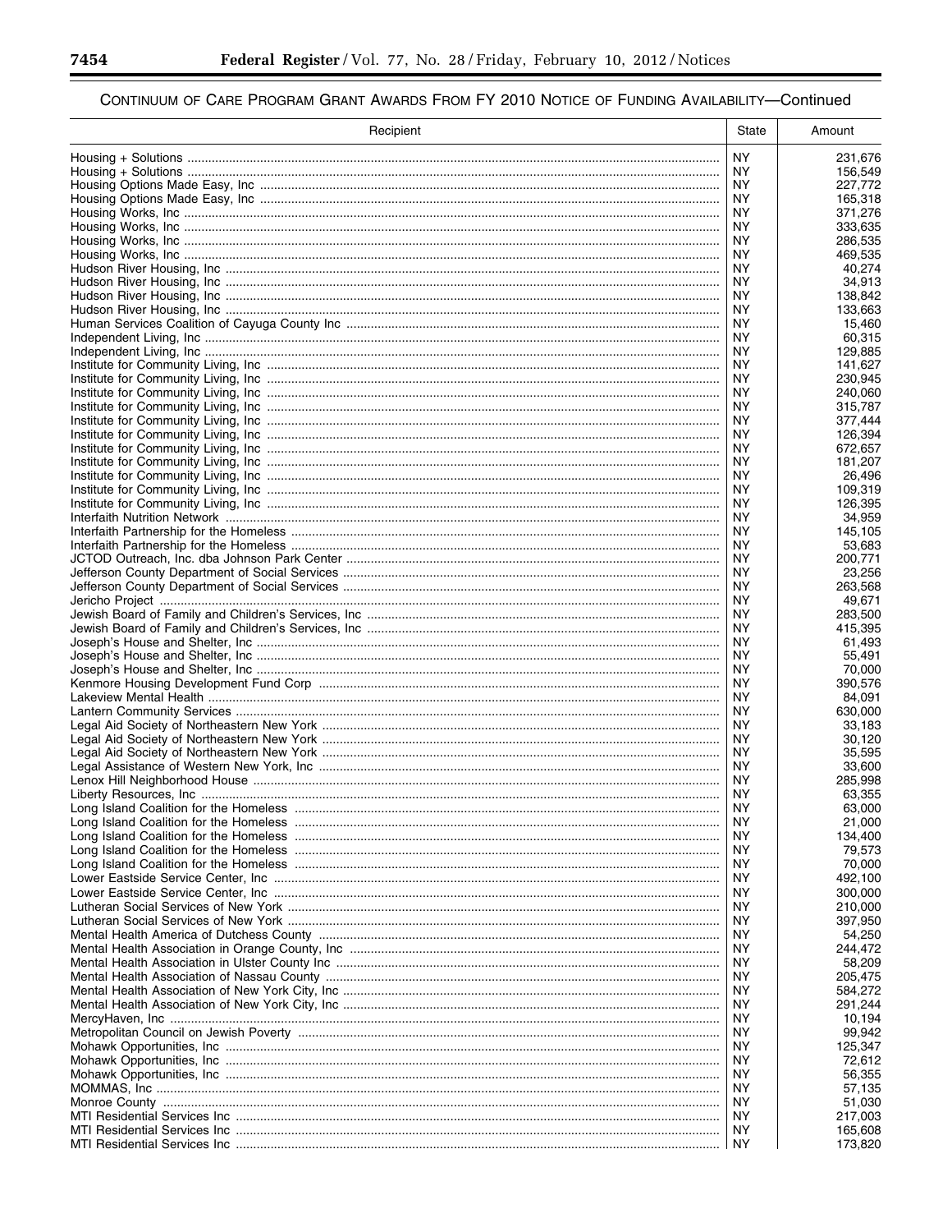## CONTINUUM OF CARE PROGRAM GRANT AWARDS FROM FY 2010 NOTICE OF FUNDING AVAILABILITY—Continued

| Recipient | State | Amount |
|---|---|---|
| Housing + Solutions | NY | 231,676 |
| Housing + Solutions | NY | 156,549 |
| Housing Options Made Easy, Inc | NY | 227,772 |
| Housing Options Made Easy, Inc | NY | 165,318 |
| Housing Works, Inc | NY | 371,276 |
| Housing Works, Inc | NY | 333,635 |
| Housing Works, Inc | NY | 286,535 |
| Housing Works, Inc | NY | 469,535 |
| Hudson River Housing, Inc | NY | 40,274 |
| Hudson River Housing, Inc | NY | 34,913 |
| Hudson River Housing, Inc | NY | 138,842 |
| Hudson River Housing, Inc | NY | 133,663 |
| Human Services Coalition of Cayuga County Inc | NY | 15,460 |
| Independent Living, Inc | NY | 60,315 |
| Independent Living, Inc | NY | 129,885 |
| Institute for Community Living, Inc | NY | 141,627 |
| Institute for Community Living, Inc | NY | 230,945 |
| Institute for Community Living, Inc | NY | 240,060 |
| Institute for Community Living, Inc | NY | 315,787 |
| Institute for Community Living, Inc | NY | 377,444 |
| Institute for Community Living, Inc | NY | 126,394 |
| Institute for Community Living, Inc | NY | 672,657 |
| Institute for Community Living, Inc | NY | 181,207 |
| Institute for Community Living, Inc | NY | 26,496 |
| Institute for Community Living, Inc | NY | 109,319 |
| Institute for Community Living, Inc | NY | 126,395 |
| Interfaith Nutrition Network | NY | 34,959 |
| Interfaith Partnership for the Homeless | NY | 145,105 |
| Interfaith Partnership for the Homeless | NY | 53,683 |
| JCTOD Outreach, Inc. dba Johnson Park Center | NY | 200,771 |
| Jefferson County Department of Social Services | NY | 23,256 |
| Jefferson County Department of Social Services | NY | 263,568 |
| Jericho Project | NY | 49,671 |
| Jewish Board of Family and Children's Services, Inc | NY | 283,500 |
| Jewish Board of Family and Children's Services, Inc | NY | 415,395 |
| Joseph's House and Shelter, Inc | NY | 61,493 |
| Joseph's House and Shelter, Inc | NY | 55,491 |
| Joseph's House and Shelter, Inc | NY | 70,000 |
| Kenmore Housing Development Fund Corp | NY | 390,576 |
| Lakeview Mental Health | NY | 84,091 |
| Lantern Community Services | NY | 630,000 |
| Legal Aid Society of Northeastern New York | NY | 33,183 |
| Legal Aid Society of Northeastern New York | NY | 30,120 |
| Legal Aid Society of Northeastern New York | NY | 35,595 |
| Legal Assistance of Western New York, Inc | NY | 33,600 |
| Lenox Hill Neighborhood House | NY | 285,998 |
| Liberty Resources, Inc | NY | 63,355 |
| Long Island Coalition for the Homeless | NY | 63,000 |
| Long Island Coalition for the Homeless | NY | 21,000 |
| Long Island Coalition for the Homeless | NY | 134,400 |
| Long Island Coalition for the Homeless | NY | 79,573 |
| Long Island Coalition for the Homeless | NY | 70,000 |
| Lower Eastside Service Center, Inc | NY | 492,100 |
| Lower Eastside Service Center, Inc | NY | 300,000 |
| Lutheran Social Services of New York | NY | 210,000 |
| Lutheran Social Services of New York | NY | 397,950 |
| Mental Health America of Dutchess County | NY | 54,250 |
| Mental Health Association in Orange County, Inc | NY | 244,472 |
| Mental Health Association in Ulster County Inc | NY | 58,209 |
| Mental Health Association of Nassau County | NY | 205,475 |
| Mental Health Association of New York City, Inc | NY | 584,272 |
| Mental Health Association of New York City, Inc | NY | 291,244 |
| MercyHaven, Inc | NY | 10,194 |
| Metropolitan Council on Jewish Poverty | NY | 99,942 |
| Mohawk Opportunities, Inc | NY | 125,347 |
| Mohawk Opportunities, Inc | NY | 72,612 |
| Mohawk Opportunities, Inc | NY | 56,355 |
| MOMMAS, Inc | NY | 57,135 |
| Monroe County | NY | 51,030 |
| MTI Residential Services Inc | NY | 217,003 |
| MTI Residential Services Inc | NY | 165,608 |
| MTI Residential Services Inc | NY | 173,820 |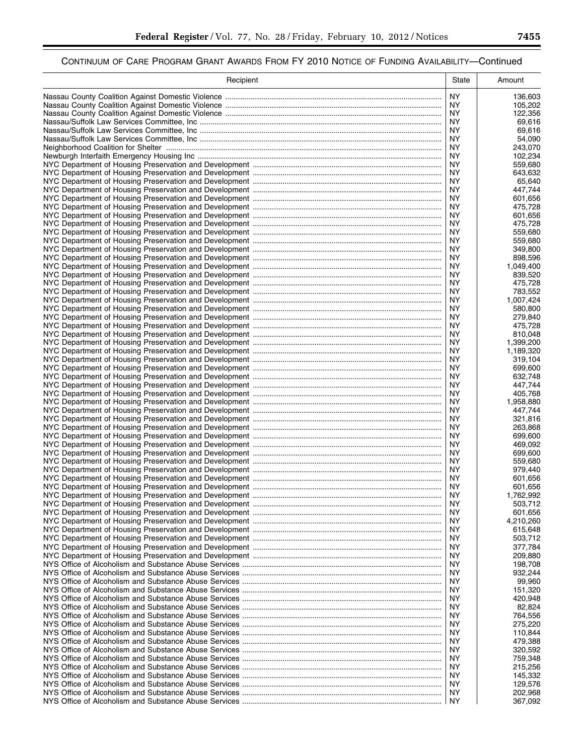## Continuum of Care Program Grant Awards From FY 2010 Notice of Funding Availability—Continued

| Recipient | State | Amount |
|---|---|---|
| Nassau County Coalition Against Domestic Violence | NY | 136,603 |
| Nassau County Coalition Against Domestic Violence | NY | 105,202 |
| Nassau County Coalition Against Domestic Violence | NY | 122,356 |
| Nassau/Suffolk Law Services Committee, Inc | NY | 69,616 |
| Nassau/Suffolk Law Services Committee, Inc | NY | 69,616 |
| Nassau/Suffolk Law Services Committee, Inc | NY | 54,090 |
| Neighborhood Coalition for Shelter | NY | 243,070 |
| Newburgh Interfaith Emergency Housing Inc | NY | 102,234 |
| NYC Department of Housing Preservation and Development | NY | 559,680 |
| NYC Department of Housing Preservation and Development | NY | 643,632 |
| NYC Department of Housing Preservation and Development | NY | 65,640 |
| NYC Department of Housing Preservation and Development | NY | 447,744 |
| NYC Department of Housing Preservation and Development | NY | 601,656 |
| NYC Department of Housing Preservation and Development | NY | 475,728 |
| NYC Department of Housing Preservation and Development | NY | 601,656 |
| NYC Department of Housing Preservation and Development | NY | 475,728 |
| NYC Department of Housing Preservation and Development | NY | 559,680 |
| NYC Department of Housing Preservation and Development | NY | 559,680 |
| NYC Department of Housing Preservation and Development | NY | 349,800 |
| NYC Department of Housing Preservation and Development | NY | 898,596 |
| NYC Department of Housing Preservation and Development | NY | 1,049,400 |
| NYC Department of Housing Preservation and Development | NY | 839,520 |
| NYC Department of Housing Preservation and Development | NY | 475,728 |
| NYC Department of Housing Preservation and Development | NY | 783,552 |
| NYC Department of Housing Preservation and Development | NY | 1,007,424 |
| NYC Department of Housing Preservation and Development | NY | 580,800 |
| NYC Department of Housing Preservation and Development | NY | 279,840 |
| NYC Department of Housing Preservation and Development | NY | 475,728 |
| NYC Department of Housing Preservation and Development | NY | 810,048 |
| NYC Department of Housing Preservation and Development | NY | 1,399,200 |
| NYC Department of Housing Preservation and Development | NY | 1,189,320 |
| NYC Department of Housing Preservation and Development | NY | 319,104 |
| NYC Department of Housing Preservation and Development | NY | 699,600 |
| NYC Department of Housing Preservation and Development | NY | 632,748 |
| NYC Department of Housing Preservation and Development | NY | 447,744 |
| NYC Department of Housing Preservation and Development | NY | 405,768 |
| NYC Department of Housing Preservation and Development | NY | 1,958,880 |
| NYC Department of Housing Preservation and Development | NY | 447,744 |
| NYC Department of Housing Preservation and Development | NY | 321,816 |
| NYC Department of Housing Preservation and Development | NY | 263,868 |
| NYC Department of Housing Preservation and Development | NY | 699,600 |
| NYC Department of Housing Preservation and Development | NY | 469,092 |
| NYC Department of Housing Preservation and Development | NY | 699,600 |
| NYC Department of Housing Preservation and Development | NY | 559,680 |
| NYC Department of Housing Preservation and Development | NY | 979,440 |
| NYC Department of Housing Preservation and Development | NY | 601,656 |
| NYC Department of Housing Preservation and Development | NY | 601,656 |
| NYC Department of Housing Preservation and Development | NY | 1,762,992 |
| NYC Department of Housing Preservation and Development | NY | 503,712 |
| NYC Department of Housing Preservation and Development | NY | 601,656 |
| NYC Department of Housing Preservation and Development | NY | 4,210,260 |
| NYC Department of Housing Preservation and Development | NY | 615,648 |
| NYC Department of Housing Preservation and Development | NY | 503,712 |
| NYC Department of Housing Preservation and Development | NY | 377,784 |
| NYC Department of Housing Preservation and Development | NY | 209,880 |
| NYS Office of Alcoholism and Substance Abuse Services | NY | 198,708 |
| NYS Office of Alcoholism and Substance Abuse Services | NY | 932,244 |
| NYS Office of Alcoholism and Substance Abuse Services | NY | 99,960 |
| NYS Office of Alcoholism and Substance Abuse Services | NY | 151,320 |
| NYS Office of Alcoholism and Substance Abuse Services | NY | 420,948 |
| NYS Office of Alcoholism and Substance Abuse Services | NY | 82,824 |
| NYS Office of Alcoholism and Substance Abuse Services | NY | 764,556 |
| NYS Office of Alcoholism and Substance Abuse Services | NY | 275,220 |
| NYS Office of Alcoholism and Substance Abuse Services | NY | 110,844 |
| NYS Office of Alcoholism and Substance Abuse Services | NY | 479,388 |
| NYS Office of Alcoholism and Substance Abuse Services | NY | 320,592 |
| NYS Office of Alcoholism and Substance Abuse Services | NY | 759,348 |
| NYS Office of Alcoholism and Substance Abuse Services | NY | 215,256 |
| NYS Office of Alcoholism and Substance Abuse Services | NY | 145,332 |
| NYS Office of Alcoholism and Substance Abuse Services | NY | 129,576 |
| NYS Office of Alcoholism and Substance Abuse Services | NY | 202,968 |
| NYS Office of Alcoholism and Substance Abuse Services | NY | 367,092 |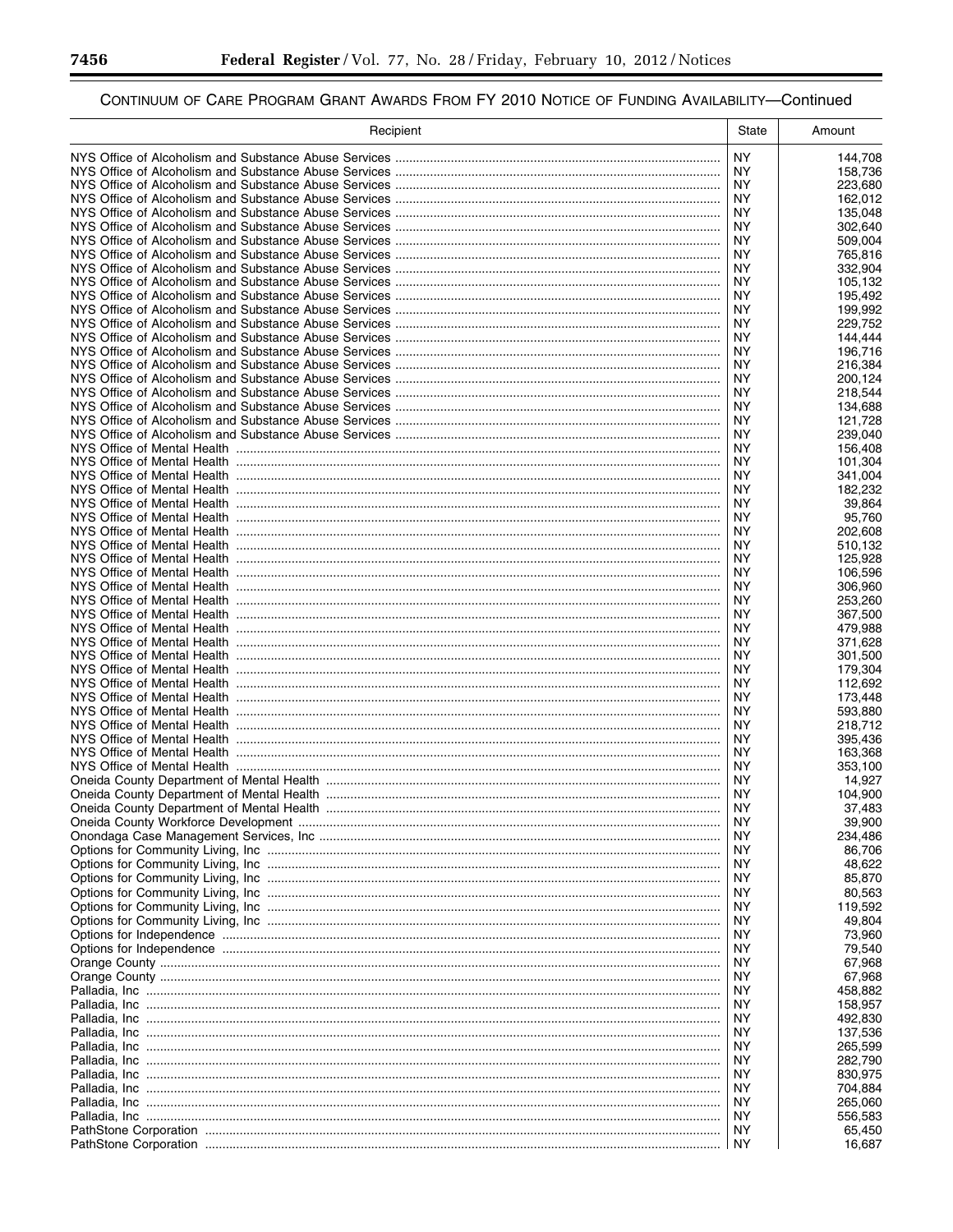## CONTINUUM OF CARE PROGRAM GRANT AWARDS FROM FY 2010 NOTICE OF FUNDING AVAILABILITY—Continued

| Recipient | State | Amount |
|---|---|---|
| NYS Office of Alcoholism and Substance Abuse Services | NY | 144,708 |
| NYS Office of Alcoholism and Substance Abuse Services | NY | 158,736 |
| NYS Office of Alcoholism and Substance Abuse Services | NY | 223,680 |
| NYS Office of Alcoholism and Substance Abuse Services | NY | 162,012 |
| NYS Office of Alcoholism and Substance Abuse Services | NY | 135,048 |
| NYS Office of Alcoholism and Substance Abuse Services | NY | 302,640 |
| NYS Office of Alcoholism and Substance Abuse Services | NY | 509,004 |
| NYS Office of Alcoholism and Substance Abuse Services | NY | 765,816 |
| NYS Office of Alcoholism and Substance Abuse Services | NY | 332,904 |
| NYS Office of Alcoholism and Substance Abuse Services | NY | 105,132 |
| NYS Office of Alcoholism and Substance Abuse Services | NY | 195,492 |
| NYS Office of Alcoholism and Substance Abuse Services | NY | 199,992 |
| NYS Office of Alcoholism and Substance Abuse Services | NY | 229,752 |
| NYS Office of Alcoholism and Substance Abuse Services | NY | 144,444 |
| NYS Office of Alcoholism and Substance Abuse Services | NY | 196,716 |
| NYS Office of Alcoholism and Substance Abuse Services | NY | 216,384 |
| NYS Office of Alcoholism and Substance Abuse Services | NY | 200,124 |
| NYS Office of Alcoholism and Substance Abuse Services | NY | 218,544 |
| NYS Office of Alcoholism and Substance Abuse Services | NY | 134,688 |
| NYS Office of Alcoholism and Substance Abuse Services | NY | 121,728 |
| NYS Office of Alcoholism and Substance Abuse Services | NY | 239,040 |
| NYS Office of Mental Health | NY | 156,408 |
| NYS Office of Mental Health | NY | 101,304 |
| NYS Office of Mental Health | NY | 341,004 |
| NYS Office of Mental Health | NY | 182,232 |
| NYS Office of Mental Health | NY | 39,864 |
| NYS Office of Mental Health | NY | 95,760 |
| NYS Office of Mental Health | NY | 202,608 |
| NYS Office of Mental Health | NY | 510,132 |
| NYS Office of Mental Health | NY | 125,928 |
| NYS Office of Mental Health | NY | 106,596 |
| NYS Office of Mental Health | NY | 306,960 |
| NYS Office of Mental Health | NY | 253,260 |
| NYS Office of Mental Health | NY | 367,500 |
| NYS Office of Mental Health | NY | 479,988 |
| NYS Office of Mental Health | NY | 371,628 |
| NYS Office of Mental Health | NY | 301,500 |
| NYS Office of Mental Health | NY | 179,304 |
| NYS Office of Mental Health | NY | 112,692 |
| NYS Office of Mental Health | NY | 173,448 |
| NYS Office of Mental Health | NY | 593,880 |
| NYS Office of Mental Health | NY | 218,712 |
| NYS Office of Mental Health | NY | 395,436 |
| NYS Office of Mental Health | NY | 163,368 |
| NYS Office of Mental Health | NY | 353,100 |
| Oneida County Department of Mental Health | NY | 14,927 |
| Oneida County Department of Mental Health | NY | 104,900 |
| Oneida County Department of Mental Health | NY | 37,483 |
| Oneida County Workforce Development | NY | 39,900 |
| Onondaga Case Management Services, Inc | NY | 234,486 |
| Options for Community Living, Inc | NY | 86,706 |
| Options for Community Living, Inc | NY | 48,622 |
| Options for Community Living, Inc | NY | 85,870 |
| Options for Community Living, Inc | NY | 80,563 |
| Options for Community Living, Inc | NY | 119,592 |
| Options for Community Living, Inc | NY | 49,804 |
| Options for Independence | NY | 73,960 |
| Options for Independence | NY | 79,540 |
| Orange County | NY | 67,968 |
| Orange County | NY | 67,968 |
| Palladia, Inc | NY | 458,882 |
| Palladia, Inc | NY | 158,957 |
| Palladia, Inc | NY | 492,830 |
| Palladia, Inc | NY | 137,536 |
| Palladia, Inc | NY | 265,599 |
| Palladia, Inc | NY | 282,790 |
| Palladia, Inc | NY | 830,975 |
| Palladia, Inc | NY | 704,884 |
| Palladia, Inc | NY | 265,060 |
| Palladia, Inc | NY | 556,583 |
| PathStone Corporation | NY | 65,450 |
| PathStone Corporation | NY | 16,687 |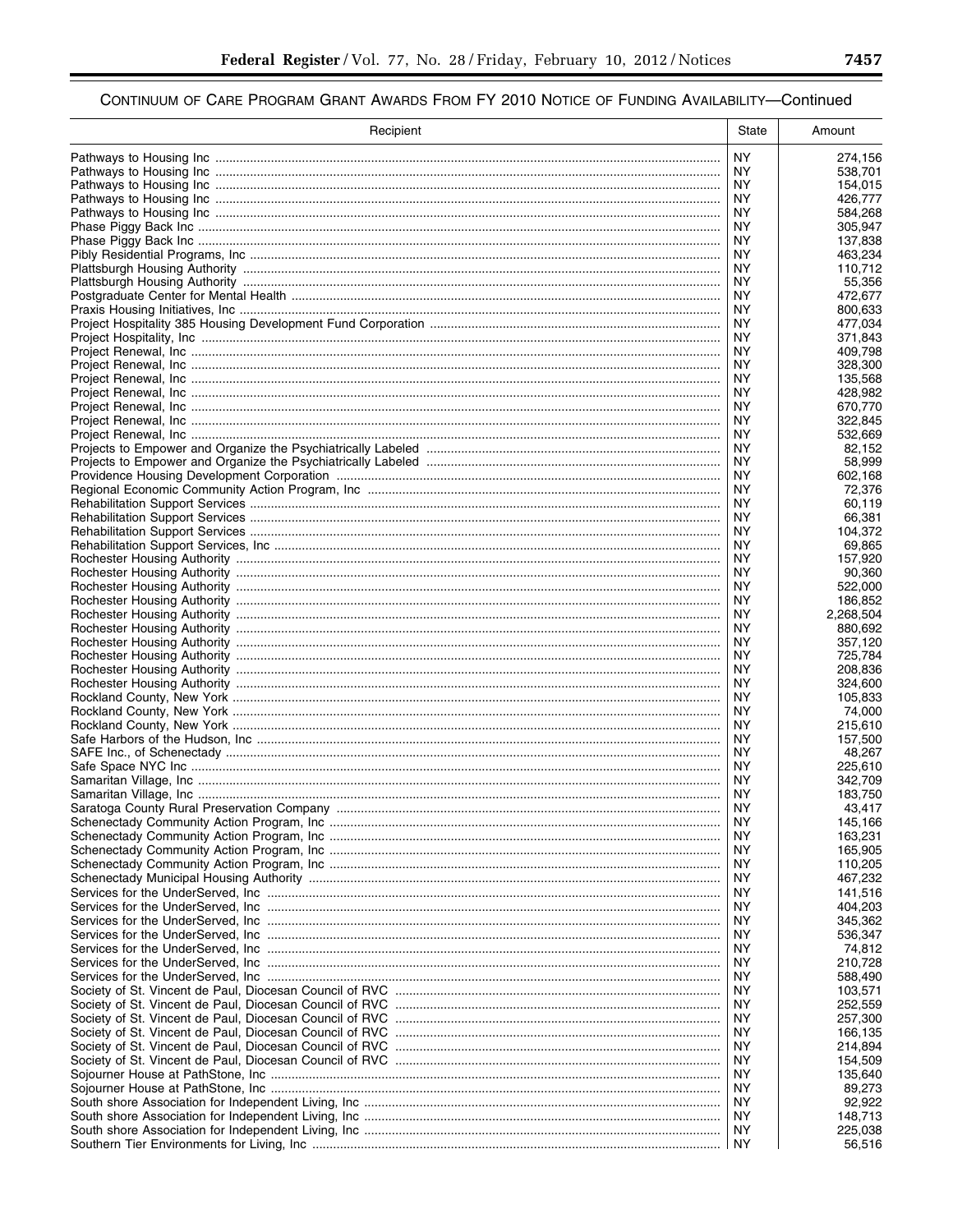## Continuum of Care Program Grant Awards From FY 2010 Notice of Funding Availability—Continued

| Recipient | State | Amount |
| --- | --- | --- |
| Pathways to Housing Inc | NY | 274,156 |
| Pathways to Housing Inc | NY | 538,701 |
| Pathways to Housing Inc | NY | 154,015 |
| Pathways to Housing Inc | NY | 426,777 |
| Pathways to Housing Inc | NY | 584,268 |
| Phase Piggy Back Inc | NY | 305,947 |
| Phase Piggy Back Inc | NY | 137,838 |
| Pibly Residential Programs, Inc | NY | 463,234 |
| Plattsburgh Housing Authority | NY | 110,712 |
| Plattsburgh Housing Authority | NY | 55,356 |
| Postgraduate Center for Mental Health | NY | 472,677 |
| Praxis Housing Initiatives, Inc | NY | 800,633 |
| Project Hospitality 385 Housing Development Fund Corporation | NY | 477,034 |
| Project Hospitality, Inc | NY | 371,843 |
| Project Renewal, Inc | NY | 409,798 |
| Project Renewal, Inc | NY | 328,300 |
| Project Renewal, Inc | NY | 135,568 |
| Project Renewal, Inc | NY | 428,982 |
| Project Renewal, Inc | NY | 670,770 |
| Project Renewal, Inc | NY | 322,845 |
| Project Renewal, Inc | NY | 532,669 |
| Projects to Empower and Organize the Psychiatrically Labeled | NY | 82,152 |
| Projects to Empower and Organize the Psychiatrically Labeled | NY | 58,999 |
| Providence Housing Development Corporation | NY | 602,168 |
| Regional Economic Community Action Program, Inc | NY | 72,376 |
| Rehabilitation Support Services | NY | 60,119 |
| Rehabilitation Support Services | NY | 66,381 |
| Rehabilitation Support Services | NY | 104,372 |
| Rehabilitation Support Services, Inc | NY | 69,865 |
| Rochester Housing Authority | NY | 157,920 |
| Rochester Housing Authority | NY | 90,360 |
| Rochester Housing Authority | NY | 522,000 |
| Rochester Housing Authority | NY | 186,852 |
| Rochester Housing Authority | NY | 2,268,504 |
| Rochester Housing Authority | NY | 880,692 |
| Rochester Housing Authority | NY | 357,120 |
| Rochester Housing Authority | NY | 725,784 |
| Rochester Housing Authority | NY | 208,836 |
| Rochester Housing Authority | NY | 324,600 |
| Rockland County, New York | NY | 105,833 |
| Rockland County, New York | NY | 74,000 |
| Rockland County, New York | NY | 215,610 |
| Safe Harbors of the Hudson, Inc | NY | 157,500 |
| SAFE Inc., of Schenectady | NY | 48,267 |
| Safe Space NYC Inc | NY | 225,610 |
| Samaritan Village, Inc | NY | 342,709 |
| Samaritan Village, Inc | NY | 183,750 |
| Saratoga County Rural Preservation Company | NY | 43,417 |
| Schenectady Community Action Program, Inc | NY | 145,166 |
| Schenectady Community Action Program, Inc | NY | 163,231 |
| Schenectady Community Action Program, Inc | NY | 165,905 |
| Schenectady Community Action Program, Inc | NY | 110,205 |
| Schenectady Municipal Housing Authority | NY | 467,232 |
| Services for the UnderServed, Inc | NY | 141,516 |
| Services for the UnderServed, Inc | NY | 404,203 |
| Services for the UnderServed, Inc | NY | 345,362 |
| Services for the UnderServed, Inc | NY | 536,347 |
| Services for the UnderServed, Inc | NY | 74,812 |
| Services for the UnderServed, Inc | NY | 210,728 |
| Services for the UnderServed, Inc | NY | 588,490 |
| Society of St. Vincent de Paul, Diocesan Council of RVC | NY | 103,571 |
| Society of St. Vincent de Paul, Diocesan Council of RVC | NY | 252,559 |
| Society of St. Vincent de Paul, Diocesan Council of RVC | NY | 257,300 |
| Society of St. Vincent de Paul, Diocesan Council of RVC | NY | 166,135 |
| Society of St. Vincent de Paul, Diocesan Council of RVC | NY | 214,894 |
| Society of St. Vincent de Paul, Diocesan Council of RVC | NY | 154,509 |
| Sojourner House at PathStone, Inc | NY | 135,640 |
| Sojourner House at PathStone, Inc | NY | 89,273 |
| South shore Association for Independent Living, Inc | NY | 92,922 |
| South shore Association for Independent Living, Inc | NY | 148,713 |
| South shore Association for Independent Living, Inc | NY | 225,038 |
| Southern Tier Environments for Living, Inc | NY | 56,516 |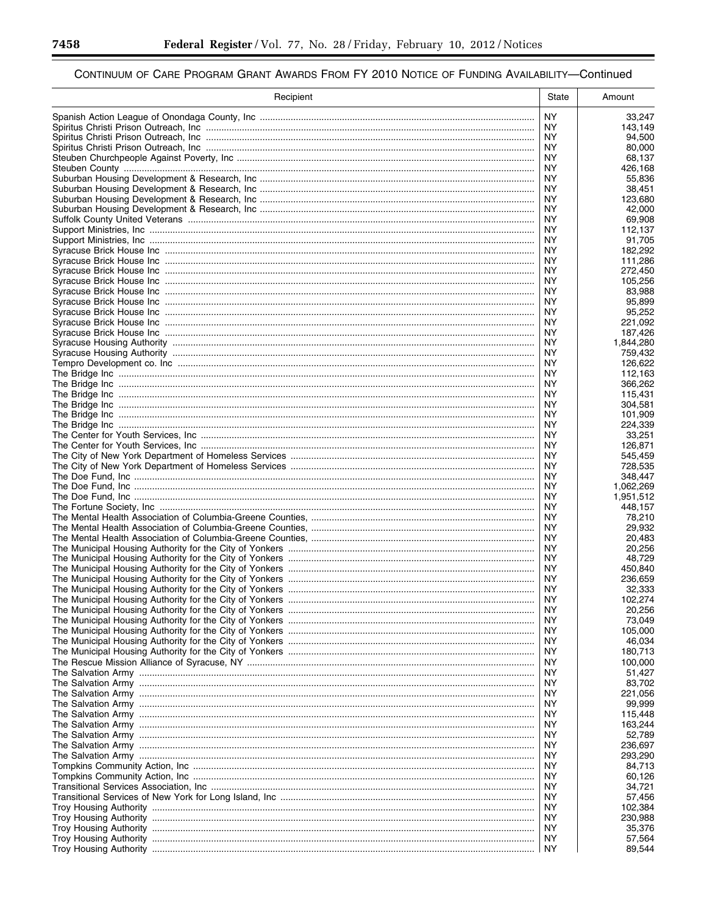## CONTINUUM OF CARE PROGRAM GRANT AWARDS FROM FY 2010 NOTICE OF FUNDING AVAILABILITY—Continued

| Recipient | State | Amount |
| --- | --- | --- |
| Spanish Action League of Onondaga County, Inc | NY | 33,247 |
| Spiritus Christi Prison Outreach, Inc | NY | 143,149 |
| Spiritus Christi Prison Outreach, Inc | NY | 94,500 |
| Spiritus Christi Prison Outreach, Inc | NY | 80,000 |
| Steuben Churchpeople Against Poverty, Inc | NY | 68,137 |
| Steuben County | NY | 426,168 |
| Suburban Housing Development & Research, Inc | NY | 55,836 |
| Suburban Housing Development & Research, Inc | NY | 38,451 |
| Suburban Housing Development & Research, Inc | NY | 123,680 |
| Suburban Housing Development & Research, Inc | NY | 42,000 |
| Suffolk County United Veterans | NY | 69,908 |
| Support Ministries, Inc | NY | 112,137 |
| Support Ministries, Inc | NY | 91,705 |
| Syracuse Brick House Inc | NY | 182,292 |
| Syracuse Brick House Inc | NY | 111,286 |
| Syracuse Brick House Inc | NY | 272,450 |
| Syracuse Brick House Inc | NY | 105,256 |
| Syracuse Brick House Inc | NY | 83,988 |
| Syracuse Brick House Inc | NY | 95,899 |
| Syracuse Brick House Inc | NY | 95,252 |
| Syracuse Brick House Inc | NY | 221,092 |
| Syracuse Brick House Inc | NY | 187,426 |
| Syracuse Housing Authority | NY | 1,844,280 |
| Syracuse Housing Authority | NY | 759,432 |
| Tempro Development co. Inc | NY | 126,622 |
| The Bridge Inc | NY | 112,163 |
| The Bridge Inc | NY | 366,262 |
| The Bridge Inc | NY | 115,431 |
| The Bridge Inc | NY | 304,581 |
| The Bridge Inc | NY | 101,909 |
| The Bridge Inc | NY | 224,339 |
| The Center for Youth Services, Inc | NY | 33,251 |
| The Center for Youth Services, Inc | NY | 126,871 |
| The City of New York Department of Homeless Services | NY | 545,459 |
| The City of New York Department of Homeless Services | NY | 728,535 |
| The Doe Fund, Inc | NY | 348,447 |
| The Doe Fund, Inc | NY | 1,062,269 |
| The Doe Fund, Inc | NY | 1,951,512 |
| The Fortune Society, Inc | NY | 448,157 |
| The Mental Health Association of Columbia-Greene Counties, | NY | 78,210 |
| The Mental Health Association of Columbia-Greene Counties, | NY | 29,932 |
| The Mental Health Association of Columbia-Greene Counties, | NY | 20,483 |
| The Municipal Housing Authority for the City of Yonkers | NY | 20,256 |
| The Municipal Housing Authority for the City of Yonkers | NY | 48,729 |
| The Municipal Housing Authority for the City of Yonkers | NY | 450,840 |
| The Municipal Housing Authority for the City of Yonkers | NY | 236,659 |
| The Municipal Housing Authority for the City of Yonkers | NY | 32,333 |
| The Municipal Housing Authority for the City of Yonkers | NY | 102,274 |
| The Municipal Housing Authority for the City of Yonkers | NY | 20,256 |
| The Municipal Housing Authority for the City of Yonkers | NY | 73,049 |
| The Municipal Housing Authority for the City of Yonkers | NY | 105,000 |
| The Municipal Housing Authority for the City of Yonkers | NY | 46,034 |
| The Municipal Housing Authority for the City of Yonkers | NY | 180,713 |
| The Rescue Mission Alliance of Syracuse, NY | NY | 100,000 |
| The Salvation Army | NY | 51,427 |
| The Salvation Army | NY | 83,702 |
| The Salvation Army | NY | 221,056 |
| The Salvation Army | NY | 99,999 |
| The Salvation Army | NY | 115,448 |
| The Salvation Army | NY | 163,244 |
| The Salvation Army | NY | 52,789 |
| The Salvation Army | NY | 236,697 |
| The Salvation Army | NY | 293,290 |
| Tompkins Community Action, Inc | NY | 84,713 |
| Tompkins Community Action, Inc | NY | 60,126 |
| Transitional Services Association, Inc | NY | 34,721 |
| Transitional Services of New York for Long Island, Inc | NY | 57,456 |
| Troy Housing Authority | NY | 102,384 |
| Troy Housing Authority | NY | 230,988 |
| Troy Housing Authority | NY | 35,376 |
| Troy Housing Authority | NY | 57,564 |
| Troy Housing Authority | NY | 89,544 |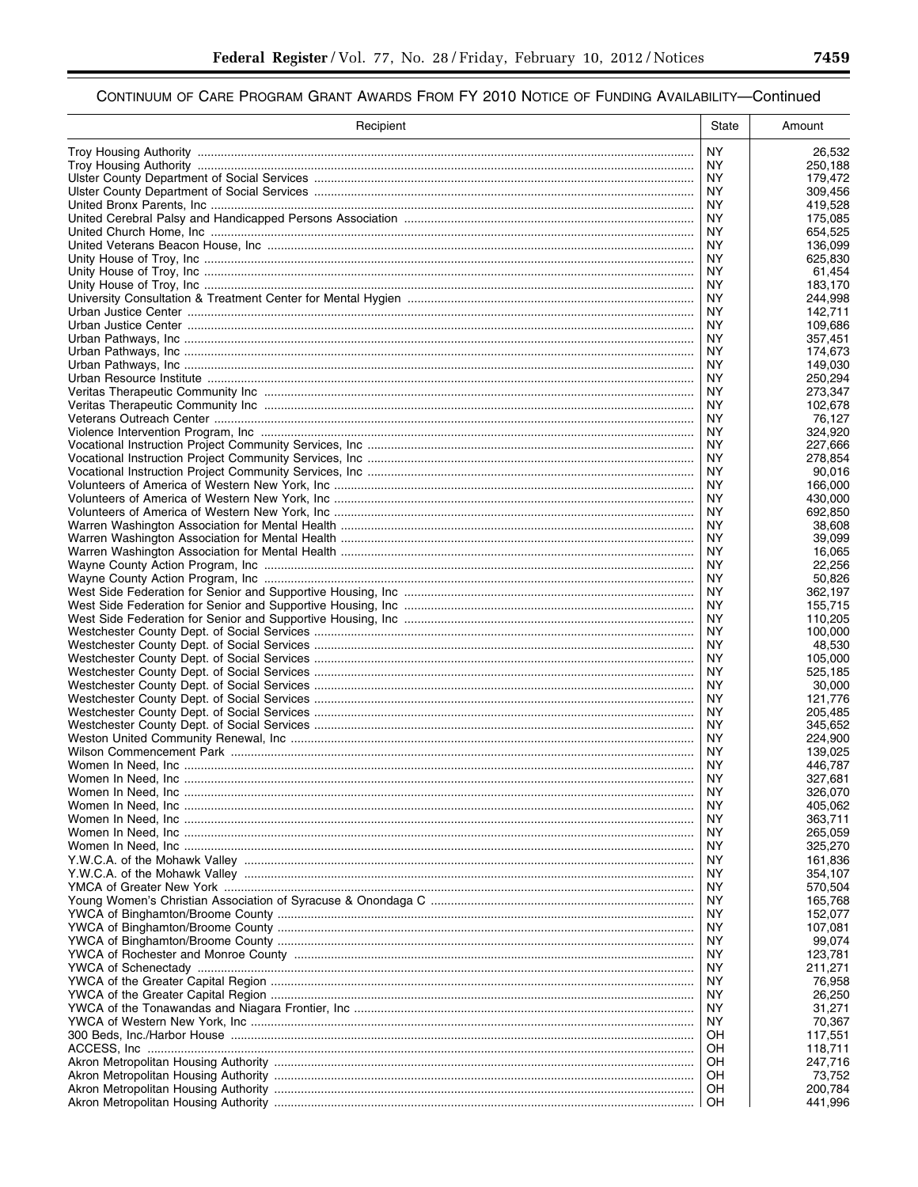CONTINUUM OF CARE PROGRAM GRANT AWARDS FROM FY 2010 NOTICE OF FUNDING AVAILABILITY—Continued

| Recipient | State | Amount |
| --- | --- | --- |
| Troy Housing Authority | NY | 26,532 |
| Troy Housing Authority | NY | 250,188 |
| Ulster County Department of Social Services | NY | 179,472 |
| Ulster County Department of Social Services | NY | 309,456 |
| United Bronx Parents, Inc | NY | 419,528 |
| United Cerebral Palsy and Handicapped Persons Association | NY | 175,085 |
| United Church Home, Inc | NY | 654,525 |
| United Veterans Beacon House, Inc | NY | 136,099 |
| Unity House of Troy, Inc | NY | 625,830 |
| Unity House of Troy, Inc | NY | 61,454 |
| Unity House of Troy, Inc | NY | 183,170 |
| University Consultation & Treatment Center for Mental Hygien | NY | 244,998 |
| Urban Justice Center | NY | 142,711 |
| Urban Justice Center | NY | 109,686 |
| Urban Pathways, Inc | NY | 357,451 |
| Urban Pathways, Inc | NY | 174,673 |
| Urban Pathways, Inc | NY | 149,030 |
| Urban Resource Institute | NY | 250,294 |
| Veritas Therapeutic Community Inc | NY | 273,347 |
| Veritas Therapeutic Community Inc | NY | 102,678 |
| Veterans Outreach Center | NY | 76,127 |
| Violence Intervention Program, Inc | NY | 324,920 |
| Vocational Instruction Project Community Services, Inc | NY | 227,666 |
| Vocational Instruction Project Community Services, Inc | NY | 278,854 |
| Vocational Instruction Project Community Services, Inc | NY | 90,016 |
| Volunteers of America of Western New York, Inc | NY | 166,000 |
| Volunteers of America of Western New York, Inc | NY | 430,000 |
| Volunteers of America of Western New York, Inc | NY | 692,850 |
| Warren Washington Association for Mental Health | NY | 38,608 |
| Warren Washington Association for Mental Health | NY | 39,099 |
| Warren Washington Association for Mental Health | NY | 16,065 |
| Wayne County Action Program, Inc | NY | 22,256 |
| Wayne County Action Program, Inc | NY | 50,826 |
| West Side Federation for Senior and Supportive Housing, Inc | NY | 362,197 |
| West Side Federation for Senior and Supportive Housing, Inc | NY | 155,715 |
| West Side Federation for Senior and Supportive Housing, Inc | NY | 110,205 |
| Westchester County Dept. of Social Services | NY | 100,000 |
| Westchester County Dept. of Social Services | NY | 48,530 |
| Westchester County Dept. of Social Services | NY | 105,000 |
| Westchester County Dept. of Social Services | NY | 525,185 |
| Westchester County Dept. of Social Services | NY | 30,000 |
| Westchester County Dept. of Social Services | NY | 121,776 |
| Westchester County Dept. of Social Services | NY | 205,485 |
| Westchester County Dept. of Social Services | NY | 345,652 |
| Weston United Community Renewal, Inc | NY | 224,900 |
| Wilson Commencement Park | NY | 139,025 |
| Women In Need, Inc | NY | 446,787 |
| Women In Need, Inc | NY | 327,681 |
| Women In Need, Inc | NY | 326,070 |
| Women In Need, Inc | NY | 405,062 |
| Women In Need, Inc | NY | 363,711 |
| Women In Need, Inc | NY | 265,059 |
| Women In Need, Inc | NY | 325,270 |
| Y.W.C.A. of the Mohawk Valley | NY | 161,836 |
| Y.W.C.A. of the Mohawk Valley | NY | 354,107 |
| YMCA of Greater New York | NY | 570,504 |
| Young Women's Christian Association of Syracuse & Onondaga C | NY | 165,768 |
| YWCA of Binghamton/Broome County | NY | 152,077 |
| YWCA of Binghamton/Broome County | NY | 107,081 |
| YWCA of Binghamton/Broome County | NY | 99,074 |
| YWCA of Rochester and Monroe County | NY | 123,781 |
| YWCA of Schenectady | NY | 211,271 |
| YWCA of the Greater Capital Region | NY | 76,958 |
| YWCA of the Greater Capital Region | NY | 26,250 |
| YWCA of the Tonawandas and Niagara Frontier, Inc | NY | 31,271 |
| YWCA of Western New York, Inc | NY | 70,367 |
| 300 Beds, Inc./Harbor House | OH | 117,551 |
| ACCESS, Inc | OH | 118,711 |
| Akron Metropolitan Housing Authority | OH | 247,716 |
| Akron Metropolitan Housing Authority | OH | 73,752 |
| Akron Metropolitan Housing Authority | OH | 200,784 |
| Akron Metropolitan Housing Authority | OH | 441,996 |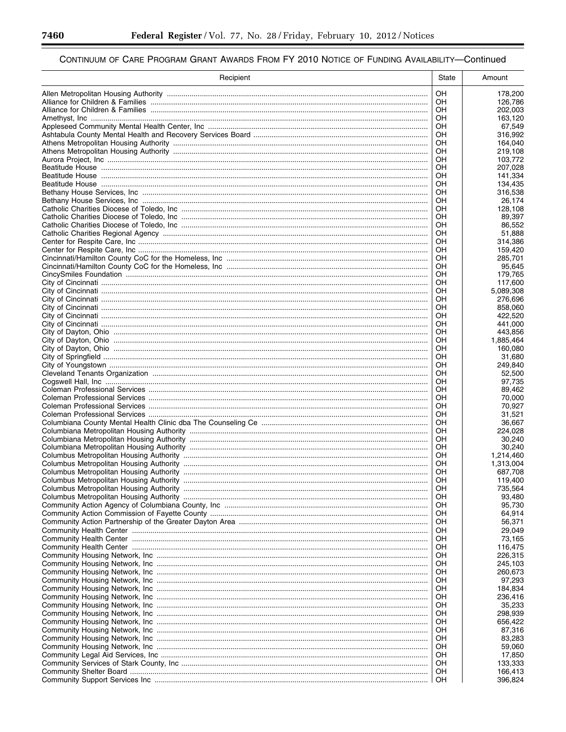CONTINUUM OF CARE PROGRAM GRANT AWARDS FROM FY 2010 NOTICE OF FUNDING AVAILABILITY—Continued

| Recipient | State | Amount |
|---|---|---|
| Allen Metropolitan Housing Authority | OH | 178,200 |
| Alliance for Children & Families | OH | 126,786 |
| Alliance for Children & Families | OH | 202,003 |
| Amethyst, Inc | OH | 163,120 |
| Appleseed Community Mental Health Center, Inc | OH | 67,549 |
| Ashtabula County Mental Health and Recovery Services Board | OH | 316,992 |
| Athens Metropolitan Housing Authority | OH | 164,040 |
| Athens Metropolitan Housing Authority | OH | 219,108 |
| Aurora Project, Inc | OH | 103,772 |
| Beatitude House | OH | 207,028 |
| Beatitude House | OH | 141,334 |
| Beatitude House | OH | 134,435 |
| Bethany House Services, Inc | OH | 316,538 |
| Bethany House Services, Inc | OH | 26,174 |
| Catholic Charities Diocese of Toledo, Inc | OH | 128,108 |
| Catholic Charities Diocese of Toledo, Inc | OH | 89,397 |
| Catholic Charities Diocese of Toledo, Inc | OH | 86,552 |
| Catholic Charities Regional Agency | OH | 51,888 |
| Center for Respite Care, Inc | OH | 314,386 |
| Center for Respite Care, Inc | OH | 159,420 |
| Cincinnati/Hamilton County CoC for the Homeless, Inc | OH | 285,701 |
| Cincinnati/Hamilton County CoC for the Homeless, Inc | OH | 95,645 |
| CincySmiles Foundation | OH | 179,765 |
| City of Cincinnati | OH | 117,600 |
| City of Cincinnati | OH | 5,089,308 |
| City of Cincinnati | OH | 276,696 |
| City of Cincinnati | OH | 858,060 |
| City of Cincinnati | OH | 422,520 |
| City of Cincinnati | OH | 441,000 |
| City of Dayton, Ohio | OH | 443,856 |
| City of Dayton, Ohio | OH | 1,885,464 |
| City of Dayton, Ohio | OH | 160,080 |
| City of Springfield | OH | 31,680 |
| City of Youngstown | OH | 249,840 |
| Cleveland Tenants Organization | OH | 52,500 |
| Cogswell Hall, Inc | OH | 97,735 |
| Coleman Professional Services | OH | 89,462 |
| Coleman Professional Services | OH | 70,000 |
| Coleman Professional Services | OH | 70,927 |
| Coleman Professional Services | OH | 31,521 |
| Columbiana County Mental Health Clinic dba The Counseling Ce | OH | 36,667 |
| Columbiana Metropolitan Housing Authority | OH | 224,028 |
| Columbiana Metropolitan Housing Authority | OH | 30,240 |
| Columbiana Metropolitan Housing Authority | OH | 30,240 |
| Columbus Metropolitan Housing Authority | OH | 1,214,460 |
| Columbus Metropolitan Housing Authority | OH | 1,313,004 |
| Columbus Metropolitan Housing Authority | OH | 687,708 |
| Columbus Metropolitan Housing Authority | OH | 119,400 |
| Columbus Metropolitan Housing Authority | OH | 735,564 |
| Columbus Metropolitan Housing Authority | OH | 93,480 |
| Community Action Agency of Columbiana County, Inc | OH | 95,730 |
| Community Action Commission of Fayette County | OH | 64,914 |
| Community Action Partnership of the Greater Dayton Area | OH | 56,371 |
| Community Health Center | OH | 29,049 |
| Community Health Center | OH | 73,165 |
| Community Health Center | OH | 116,475 |
| Community Housing Network, Inc | OH | 226,315 |
| Community Housing Network, Inc | OH | 245,103 |
| Community Housing Network, Inc | OH | 260,673 |
| Community Housing Network, Inc | OH | 97,293 |
| Community Housing Network, Inc | OH | 184,834 |
| Community Housing Network, Inc | OH | 236,416 |
| Community Housing Network, Inc | OH | 35,233 |
| Community Housing Network, Inc | OH | 298,939 |
| Community Housing Network, Inc | OH | 656,422 |
| Community Housing Network, Inc | OH | 87,316 |
| Community Housing Network, Inc | OH | 83,283 |
| Community Housing Network, Inc | OH | 59,060 |
| Community Legal Aid Services, Inc | OH | 17,850 |
| Community Services of Stark County, Inc | OH | 133,333 |
| Community Shelter Board | OH | 166,413 |
| Community Support Services Inc | OH | 396,824 |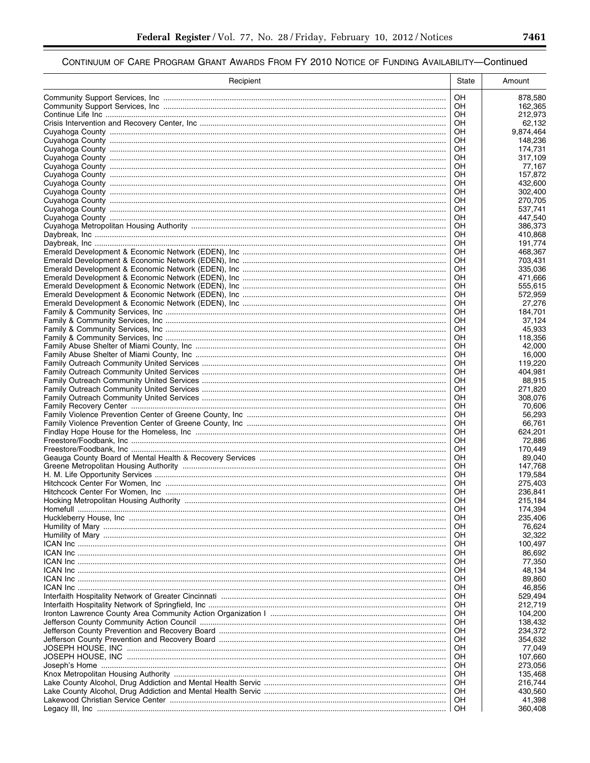## Continuum of Care Program Grant Awards From FY 2010 Notice of Funding Availability—Continued

| Recipient | State | Amount |
|---|---|---|
| Community Support Services, Inc | OH | 878,580 |
| Community Support Services, Inc | OH | 162,365 |
| Continue Life Inc | OH | 212,973 |
| Crisis Intervention and Recovery Center, Inc | OH | 62,132 |
| Cuyahoga County | OH | 9,874,464 |
| Cuyahoga County | OH | 148,236 |
| Cuyahoga County | OH | 174,731 |
| Cuyahoga County | OH | 317,109 |
| Cuyahoga County | OH | 77,167 |
| Cuyahoga County | OH | 157,872 |
| Cuyahoga County | OH | 432,600 |
| Cuyahoga County | OH | 302,400 |
| Cuyahoga County | OH | 270,705 |
| Cuyahoga County | OH | 537,741 |
| Cuyahoga County | OH | 447,540 |
| Cuyahoga Metropolitan Housing Authority | OH | 386,373 |
| Daybreak, Inc | OH | 410,868 |
| Daybreak, Inc | OH | 191,774 |
| Emerald Development & Economic Network (EDEN), Inc | OH | 468,367 |
| Emerald Development & Economic Network (EDEN), Inc | OH | 703,431 |
| Emerald Development & Economic Network (EDEN), Inc | OH | 335,036 |
| Emerald Development & Economic Network (EDEN), Inc | OH | 471,666 |
| Emerald Development & Economic Network (EDEN), Inc | OH | 555,615 |
| Emerald Development & Economic Network (EDEN), Inc | OH | 572,959 |
| Emerald Development & Economic Network (EDEN), Inc | OH | 27,276 |
| Family & Community Services, Inc | OH | 184,701 |
| Family & Community Services, Inc | OH | 37,124 |
| Family & Community Services, Inc | OH | 45,933 |
| Family & Community Services, Inc | OH | 118,356 |
| Family Abuse Shelter of Miami County, Inc | OH | 42,000 |
| Family Abuse Shelter of Miami County, Inc | OH | 16,000 |
| Family Outreach Community United Services | OH | 119,220 |
| Family Outreach Community United Services | OH | 404,981 |
| Family Outreach Community United Services | OH | 88,915 |
| Family Outreach Community United Services | OH | 271,820 |
| Family Outreach Community United Services | OH | 308,076 |
| Family Recovery Center | OH | 70,606 |
| Family Violence Prevention Center of Greene County, Inc | OH | 56,293 |
| Family Violence Prevention Center of Greene County, Inc | OH | 66,761 |
| Findlay Hope House for the Homeless, Inc | OH | 624,201 |
| Freestore/Foodbank, Inc | OH | 72,886 |
| Freestore/Foodbank, Inc | OH | 170,449 |
| Geauga County Board of Mental Health & Recovery Services | OH | 89,040 |
| Greene Metropolitan Housing Authority | OH | 147,768 |
| H. M. Life Opportunity Services | OH | 179,584 |
| Hitchcock Center For Women, Inc | OH | 275,403 |
| Hitchcock Center For Women, Inc | OH | 236,841 |
| Hocking Metropolitan Housing Authority | OH | 215,184 |
| Homefull | OH | 174,394 |
| Huckleberry House, Inc | OH | 235,406 |
| Humility of Mary | OH | 76,624 |
| Humility of Mary | OH | 32,322 |
| ICAN Inc | OH | 100,497 |
| ICAN Inc | OH | 86,692 |
| ICAN Inc | OH | 77,350 |
| ICAN Inc | OH | 48,134 |
| ICAN Inc | OH | 89,860 |
| ICAN Inc | OH | 46,856 |
| Interfaith Hospitality Network of Greater Cincinnati | OH | 529,494 |
| Interfaith Hospitality Network of Springfield, Inc | OH | 212,719 |
| Ironton Lawrence County Area Community Action Organization I | OH | 104,200 |
| Jefferson County Community Action Council | OH | 138,432 |
| Jefferson County Prevention and Recovery Board | OH | 234,372 |
| Jefferson County Prevention and Recovery Board | OH | 354,632 |
| JOSEPH HOUSE, INC | OH | 77,049 |
| JOSEPH HOUSE, INC | OH | 107,660 |
| Joseph's Home | OH | 273,056 |
| Knox Metropolitan Housing Authority | OH | 135,468 |
| Lake County Alcohol, Drug Addiction and Mental Health Servic | OH | 216,744 |
| Lake County Alcohol, Drug Addiction and Mental Health Servic | OH | 430,560 |
| Lakewood Christian Service Center | OH | 41,398 |
| Legacy III, Inc | OH | 360,408 |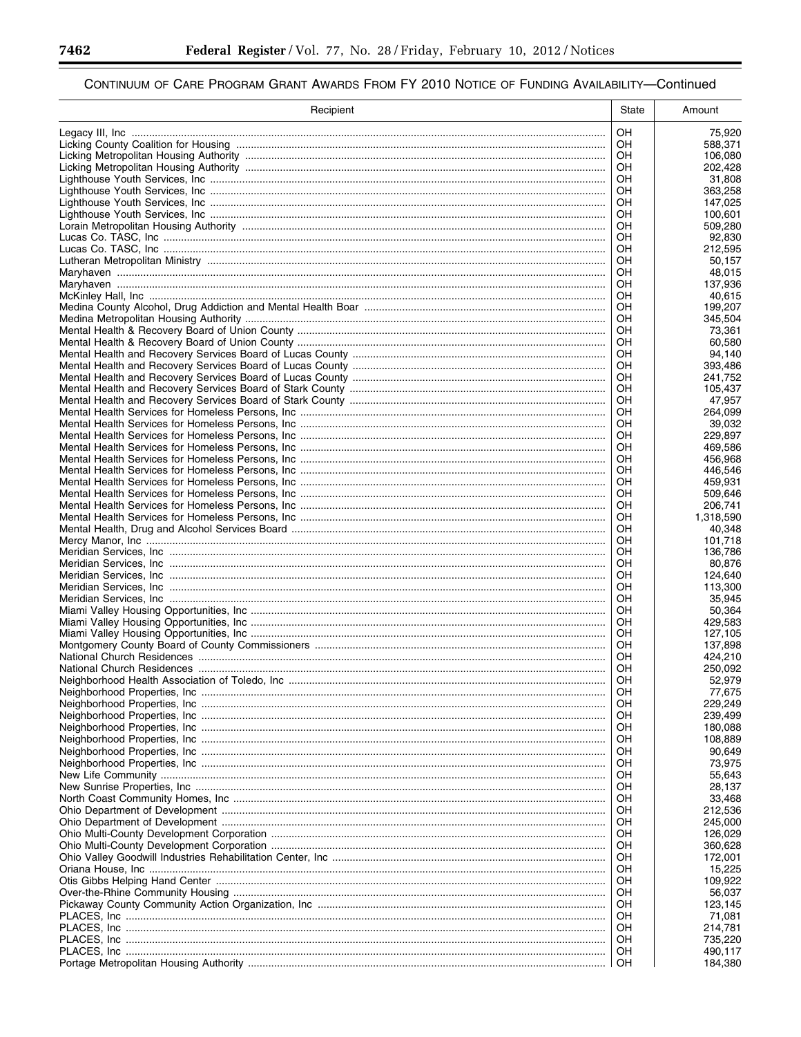CONTINUUM OF CARE PROGRAM GRANT AWARDS FROM FY 2010 NOTICE OF FUNDING AVAILABILITY—Continued

| Recipient | State | Amount |
|---|---|---|
| Legacy III, Inc | OH | 75,920 |
| Licking County Coalition for Housing | OH | 588,371 |
| Licking Metropolitan Housing Authority | OH | 106,080 |
| Licking Metropolitan Housing Authority | OH | 202,428 |
| Lighthouse Youth Services, Inc | OH | 31,808 |
| Lighthouse Youth Services, Inc | OH | 363,258 |
| Lighthouse Youth Services, Inc | OH | 147,025 |
| Lighthouse Youth Services, Inc | OH | 100,601 |
| Lorain Metropolitan Housing Authority | OH | 509,280 |
| Lucas Co. TASC, Inc | OH | 92,830 |
| Lucas Co. TASC, Inc | OH | 212,595 |
| Lutheran Metropolitan Ministry | OH | 50,157 |
| Maryhaven | OH | 48,015 |
| Maryhaven | OH | 137,936 |
| McKinley Hall, Inc | OH | 40,615 |
| Medina County Alcohol, Drug Addiction and Mental Health Boar | OH | 199,207 |
| Medina Metropolitan Housing Authority | OH | 345,504 |
| Mental Health & Recovery Board of Union County | OH | 73,361 |
| Mental Health & Recovery Board of Union County | OH | 60,580 |
| Mental Health and Recovery Services Board of Lucas County | OH | 94,140 |
| Mental Health and Recovery Services Board of Lucas County | OH | 393,486 |
| Mental Health and Recovery Services Board of Lucas County | OH | 241,752 |
| Mental Health and Recovery Services Board of Stark County | OH | 105,437 |
| Mental Health and Recovery Services Board of Stark County | OH | 47,957 |
| Mental Health Services for Homeless Persons, Inc | OH | 264,099 |
| Mental Health Services for Homeless Persons, Inc | OH | 39,032 |
| Mental Health Services for Homeless Persons, Inc | OH | 229,897 |
| Mental Health Services for Homeless Persons, Inc | OH | 469,586 |
| Mental Health Services for Homeless Persons, Inc | OH | 456,968 |
| Mental Health Services for Homeless Persons, Inc | OH | 446,546 |
| Mental Health Services for Homeless Persons, Inc | OH | 459,931 |
| Mental Health Services for Homeless Persons, Inc | OH | 509,646 |
| Mental Health Services for Homeless Persons, Inc | OH | 206,741 |
| Mental Health Services for Homeless Persons, Inc | OH | 1,318,590 |
| Mental Health, Drug and Alcohol Services Board | OH | 40,348 |
| Mercy Manor, Inc | OH | 101,718 |
| Meridian Services, Inc | OH | 136,786 |
| Meridian Services, Inc | OH | 80,876 |
| Meridian Services, Inc | OH | 124,640 |
| Meridian Services, Inc | OH | 113,300 |
| Meridian Services, Inc | OH | 35,945 |
| Miami Valley Housing Opportunities, Inc | OH | 50,364 |
| Miami Valley Housing Opportunities, Inc | OH | 429,583 |
| Miami Valley Housing Opportunities, Inc | OH | 127,105 |
| Montgomery County Board of County Commissioners | OH | 137,898 |
| National Church Residences | OH | 424,210 |
| National Church Residences | OH | 250,092 |
| Neighborhood Health Association of Toledo, Inc | OH | 52,979 |
| Neighborhood Properties, Inc | OH | 77,675 |
| Neighborhood Properties, Inc | OH | 229,249 |
| Neighborhood Properties, Inc | OH | 239,499 |
| Neighborhood Properties, Inc | OH | 180,088 |
| Neighborhood Properties, Inc | OH | 108,889 |
| Neighborhood Properties, Inc | OH | 90,649 |
| Neighborhood Properties, Inc | OH | 73,975 |
| New Life Community | OH | 55,643 |
| New Sunrise Properties, Inc | OH | 28,137 |
| North Coast Community Homes, Inc | OH | 33,468 |
| Ohio Department of Development | OH | 212,536 |
| Ohio Department of Development | OH | 245,000 |
| Ohio Multi-County Development Corporation | OH | 126,029 |
| Ohio Multi-County Development Corporation | OH | 360,628 |
| Ohio Valley Goodwill Industries Rehabilitation Center, Inc | OH | 172,001 |
| Oriana House, Inc | OH | 15,225 |
| Otis Gibbs Helping Hand Center | OH | 109,922 |
| Over-the-Rhine Community Housing | OH | 56,037 |
| Pickaway County Community Action Organization, Inc | OH | 123,145 |
| PLACES, Inc | OH | 71,081 |
| PLACES, Inc | OH | 214,781 |
| PLACES, Inc | OH | 735,220 |
| PLACES, Inc | OH | 490,117 |
| Portage Metropolitan Housing Authority | OH | 184,380 |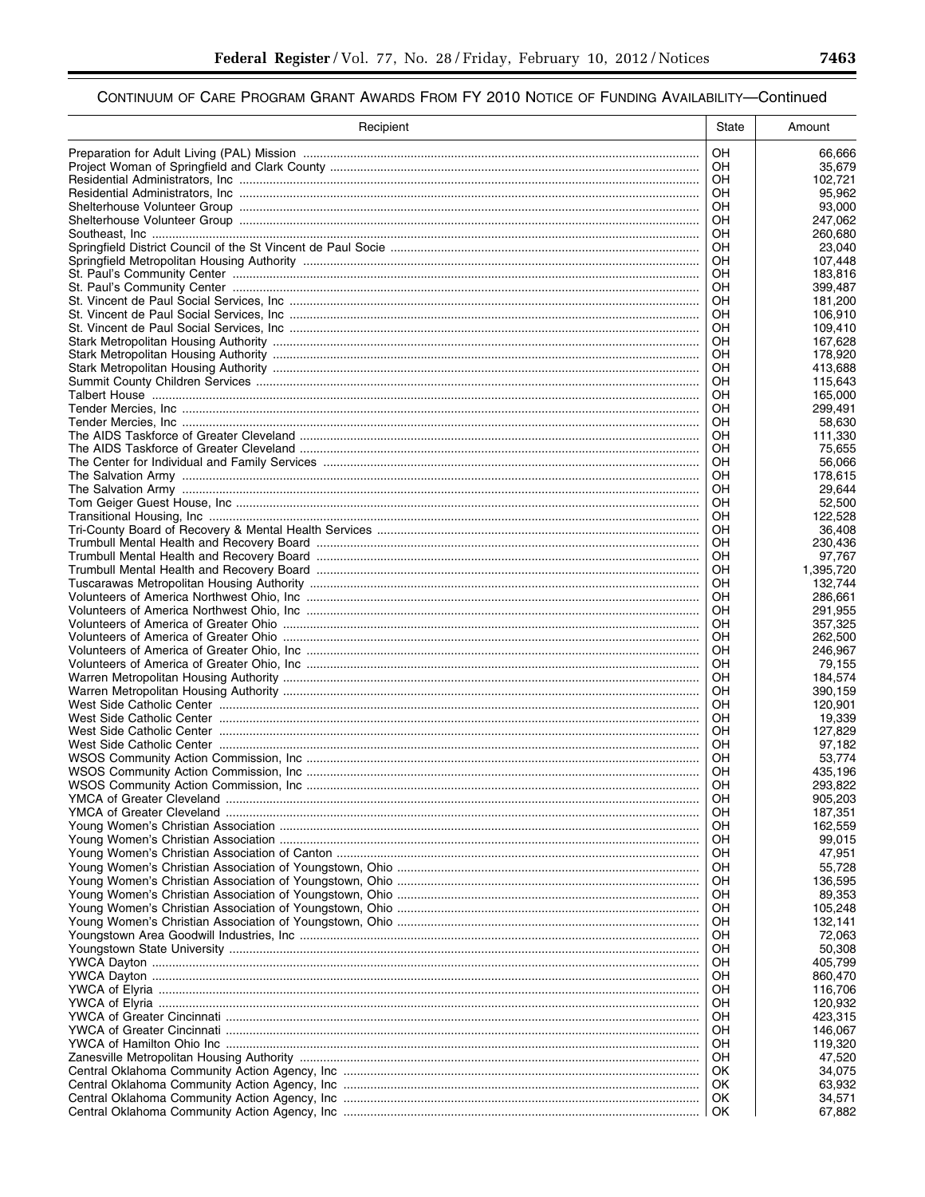CONTINUUM OF CARE PROGRAM GRANT AWARDS FROM FY 2010 NOTICE OF FUNDING AVAILABILITY—Continued

| Recipient | State | Amount |
|---|---|---|
| Preparation for Adult Living (PAL) Mission | OH | 66,666 |
| Project Woman of Springfield and Clark County | OH | 35,679 |
| Residential Administrators, Inc | OH | 102,721 |
| Residential Administrators, Inc | OH | 95,962 |
| Shelterhouse Volunteer Group | OH | 93,000 |
| Shelterhouse Volunteer Group | OH | 247,062 |
| Southeast, Inc | OH | 260,680 |
| Springfield District Council of the St Vincent de Paul Socie | OH | 23,040 |
| Springfield Metropolitan Housing Authority | OH | 107,448 |
| St. Paul's Community Center | OH | 183,816 |
| St. Paul's Community Center | OH | 399,487 |
| St. Vincent de Paul Social Services, Inc | OH | 181,200 |
| St. Vincent de Paul Social Services, Inc | OH | 106,910 |
| St. Vincent de Paul Social Services, Inc | OH | 109,410 |
| Stark Metropolitan Housing Authority | OH | 167,628 |
| Stark Metropolitan Housing Authority | OH | 178,920 |
| Stark Metropolitan Housing Authority | OH | 413,688 |
| Summit County Children Services | OH | 115,643 |
| Talbert House | OH | 165,000 |
| Tender Mercies, Inc | OH | 299,491 |
| Tender Mercies, Inc | OH | 58,630 |
| The AIDS Taskforce of Greater Cleveland | OH | 111,330 |
| The AIDS Taskforce of Greater Cleveland | OH | 75,655 |
| The Center for Individual and Family Services | OH | 56,066 |
| The Salvation Army | OH | 178,615 |
| The Salvation Army | OH | 29,644 |
| Tom Geiger Guest House, Inc | OH | 52,500 |
| Transitional Housing, Inc | OH | 122,528 |
| Tri-County Board of Recovery & Mental Health Services | OH | 36,408 |
| Trumbull Mental Health and Recovery Board | OH | 230,436 |
| Trumbull Mental Health and Recovery Board | OH | 97,767 |
| Trumbull Mental Health and Recovery Board | OH | 1,395,720 |
| Tuscarawas Metropolitan Housing Authority | OH | 132,744 |
| Volunteers of America Northwest Ohio, Inc | OH | 286,661 |
| Volunteers of America Northwest Ohio, Inc | OH | 291,955 |
| Volunteers of America of Greater Ohio | OH | 357,325 |
| Volunteers of America of Greater Ohio | OH | 262,500 |
| Volunteers of America of Greater Ohio, Inc | OH | 246,967 |
| Volunteers of America of Greater Ohio, Inc | OH | 79,155 |
| Warren Metropolitan Housing Authority | OH | 184,574 |
| Warren Metropolitan Housing Authority | OH | 390,159 |
| West Side Catholic Center | OH | 120,901 |
| West Side Catholic Center | OH | 19,339 |
| West Side Catholic Center | OH | 127,829 |
| West Side Catholic Center | OH | 97,182 |
| WSOS Community Action Commission, Inc | OH | 53,774 |
| WSOS Community Action Commission, Inc | OH | 435,196 |
| WSOS Community Action Commission, Inc | OH | 293,822 |
| YMCA of Greater Cleveland | OH | 905,203 |
| YMCA of Greater Cleveland | OH | 187,351 |
| Young Women's Christian Association | OH | 162,559 |
| Young Women's Christian Association | OH | 99,015 |
| Young Women's Christian Association of Canton | OH | 47,951 |
| Young Women's Christian Association of Youngstown, Ohio | OH | 55,728 |
| Young Women's Christian Association of Youngstown, Ohio | OH | 136,595 |
| Young Women's Christian Association of Youngstown, Ohio | OH | 89,353 |
| Young Women's Christian Association of Youngstown, Ohio | OH | 105,248 |
| Young Women's Christian Association of Youngstown, Ohio | OH | 132,141 |
| Youngstown Area Goodwill Industries, Inc | OH | 72,063 |
| Youngstown State University | OH | 50,308 |
| YWCA Dayton | OH | 405,799 |
| YWCA Dayton | OH | 860,470 |
| YWCA of Elyria | OH | 116,706 |
| YWCA of Elyria | OH | 120,932 |
| YWCA of Greater Cincinnati | OH | 423,315 |
| YWCA of Greater Cincinnati | OH | 146,067 |
| YWCA of Hamilton Ohio Inc | OH | 119,320 |
| Zanesville Metropolitan Housing Authority | OH | 47,520 |
| Central Oklahoma Community Action Agency, Inc | OK | 34,075 |
| Central Oklahoma Community Action Agency, Inc | OK | 63,932 |
| Central Oklahoma Community Action Agency, Inc | OK | 34,571 |
| Central Oklahoma Community Action Agency, Inc | OK | 67,882 |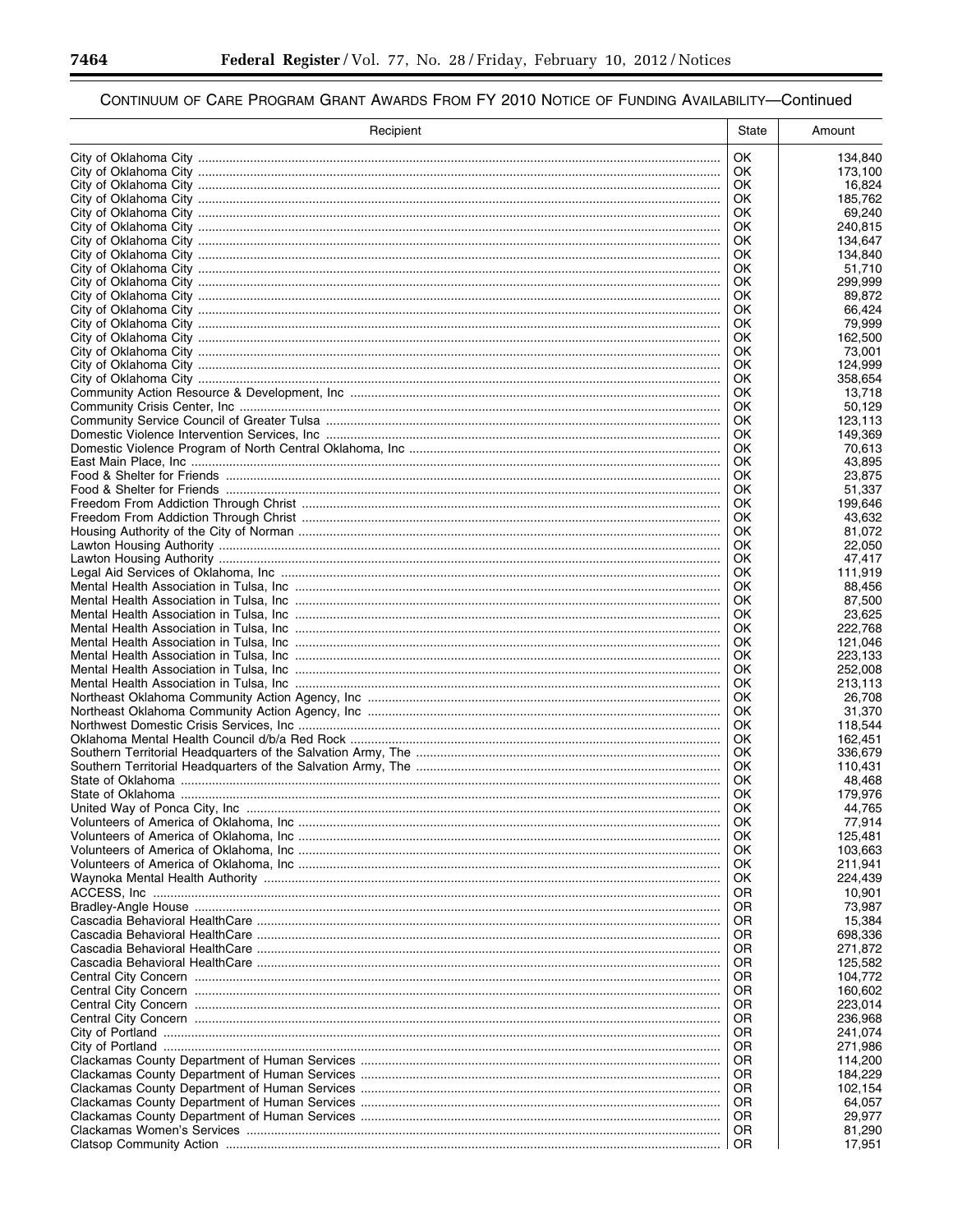## CONTINUUM OF CARE PROGRAM GRANT AWARDS FROM FY 2010 NOTICE OF FUNDING AVAILABILITY—Continued

| Recipient | State | Amount |
| --- | --- | --- |
| City of Oklahoma City | OK | 134,840 |
| City of Oklahoma City | OK | 173,100 |
| City of Oklahoma City | OK | 16,824 |
| City of Oklahoma City | OK | 185,762 |
| City of Oklahoma City | OK | 69,240 |
| City of Oklahoma City | OK | 240,815 |
| City of Oklahoma City | OK | 134,647 |
| City of Oklahoma City | OK | 134,840 |
| City of Oklahoma City | OK | 51,710 |
| City of Oklahoma City | OK | 299,999 |
| City of Oklahoma City | OK | 89,872 |
| City of Oklahoma City | OK | 66,424 |
| City of Oklahoma City | OK | 79,999 |
| City of Oklahoma City | OK | 162,500 |
| City of Oklahoma City | OK | 73,001 |
| City of Oklahoma City | OK | 124,999 |
| City of Oklahoma City | OK | 358,654 |
| Community Action Resource & Development, Inc | OK | 13,718 |
| Community Crisis Center, Inc | OK | 50,129 |
| Community Service Council of Greater Tulsa | OK | 123,113 |
| Domestic Violence Intervention Services, Inc | OK | 149,369 |
| Domestic Violence Program of North Central Oklahoma, Inc | OK | 70,613 |
| East Main Place, Inc | OK | 43,895 |
| Food & Shelter for Friends | OK | 23,875 |
| Food & Shelter for Friends | OK | 51,337 |
| Freedom From Addiction Through Christ | OK | 199,646 |
| Freedom From Addiction Through Christ | OK | 43,632 |
| Housing Authority of the City of Norman | OK | 81,072 |
| Lawton Housing Authority | OK | 22,050 |
| Lawton Housing Authority | OK | 47,417 |
| Legal Aid Services of Oklahoma, Inc | OK | 111,919 |
| Mental Health Association in Tulsa, Inc | OK | 88,456 |
| Mental Health Association in Tulsa, Inc | OK | 87,500 |
| Mental Health Association in Tulsa, Inc | OK | 23,625 |
| Mental Health Association in Tulsa, Inc | OK | 222,768 |
| Mental Health Association in Tulsa, Inc | OK | 121,046 |
| Mental Health Association in Tulsa, Inc | OK | 223,133 |
| Mental Health Association in Tulsa, Inc | OK | 252,008 |
| Mental Health Association in Tulsa, Inc | OK | 213,113 |
| Northeast Oklahoma Community Action Agency, Inc | OK | 26,708 |
| Northeast Oklahoma Community Action Agency, Inc | OK | 31,370 |
| Northwest Domestic Crisis Services, Inc | OK | 118,544 |
| Oklahoma Mental Health Council d/b/a Red Rock | OK | 162,451 |
| Southern Territorial Headquarters of the Salvation Army, The | OK | 336,679 |
| Southern Territorial Headquarters of the Salvation Army, The | OK | 110,431 |
| State of Oklahoma | OK | 48,468 |
| State of Oklahoma | OK | 179,976 |
| United Way of Ponca City, Inc | OK | 44,765 |
| Volunteers of America of Oklahoma, Inc | OK | 77,914 |
| Volunteers of America of Oklahoma, Inc | OK | 125,481 |
| Volunteers of America of Oklahoma, Inc | OK | 103,663 |
| Volunteers of America of Oklahoma, Inc | OK | 211,941 |
| Waynoka Mental Health Authority | OK | 224,439 |
| ACCESS, Inc | OR | 10,901 |
| Bradley-Angle House | OR | 73,987 |
| Cascadia Behavioral HealthCare | OR | 15,384 |
| Cascadia Behavioral HealthCare | OR | 698,336 |
| Cascadia Behavioral HealthCare | OR | 271,872 |
| Cascadia Behavioral HealthCare | OR | 125,582 |
| Central City Concern | OR | 104,772 |
| Central City Concern | OR | 160,602 |
| Central City Concern | OR | 223,014 |
| Central City Concern | OR | 236,968 |
| City of Portland | OR | 241,074 |
| City of Portland | OR | 271,986 |
| Clackamas County Department of Human Services | OR | 114,200 |
| Clackamas County Department of Human Services | OR | 184,229 |
| Clackamas County Department of Human Services | OR | 102,154 |
| Clackamas County Department of Human Services | OR | 64,057 |
| Clackamas County Department of Human Services | OR | 29,977 |
| Clackamas Women's Services | OR | 81,290 |
| Clatsop Community Action | OR | 17,951 |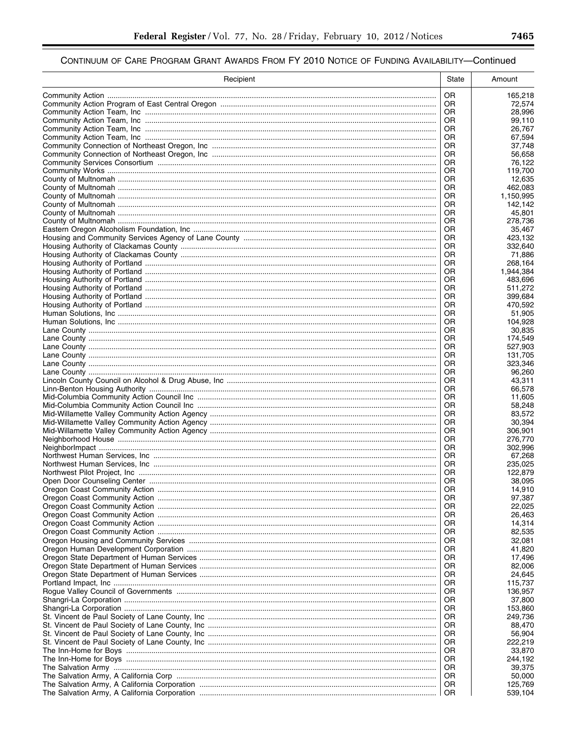CONTINUUM OF CARE PROGRAM GRANT AWARDS FROM FY 2010 NOTICE OF FUNDING AVAILABILITY—Continued

| Recipient | State | Amount |
|---|---|---|
| Community Action | OR | 165,218 |
| Community Action Program of East Central Oregon | OR | 72,574 |
| Community Action Team, Inc | OR | 28,996 |
| Community Action Team, Inc | OR | 99,110 |
| Community Action Team, Inc | OR | 26,767 |
| Community Action Team, Inc | OR | 67,594 |
| Community Connection of Northeast Oregon, Inc | OR | 37,748 |
| Community Connection of Northeast Oregon, Inc | OR | 56,658 |
| Community Services Consortium | OR | 76,122 |
| Community Works | OR | 119,700 |
| County of Multnomah | OR | 12,635 |
| County of Multnomah | OR | 462,083 |
| County of Multnomah | OR | 1,150,995 |
| County of Multnomah | OR | 142,142 |
| County of Multnomah | OR | 45,801 |
| County of Multnomah | OR | 278,736 |
| Eastern Oregon Alcoholism Foundation, Inc | OR | 35,467 |
| Housing and Community Services Agency of Lane County | OR | 423,132 |
| Housing Authority of Clackamas County | OR | 332,640 |
| Housing Authority of Clackamas County | OR | 71,886 |
| Housing Authority of Portland | OR | 268,164 |
| Housing Authority of Portland | OR | 1,944,384 |
| Housing Authority of Portland | OR | 483,696 |
| Housing Authority of Portland | OR | 511,272 |
| Housing Authority of Portland | OR | 399,684 |
| Housing Authority of Portland | OR | 470,592 |
| Human Solutions, Inc | OR | 51,905 |
| Human Solutions, Inc | OR | 104,928 |
| Lane County | OR | 30,835 |
| Lane County | OR | 174,549 |
| Lane County | OR | 527,903 |
| Lane County | OR | 131,705 |
| Lane County | OR | 323,346 |
| Lane County | OR | 96,260 |
| Lincoln County Council on Alcohol & Drug Abuse, Inc | OR | 43,311 |
| Linn-Benton Housing Authority | OR | 66,578 |
| Mid-Columbia Community Action Council Inc | OR | 11,605 |
| Mid-Columbia Community Action Council Inc | OR | 58,248 |
| Mid-Willamette Valley Community Action Agency | OR | 83,572 |
| Mid-Willamette Valley Community Action Agency | OR | 30,394 |
| Mid-Willamette Valley Community Action Agency | OR | 306,901 |
| Neighborhood House | OR | 276,770 |
| NeighborImpact | OR | 302,996 |
| Northwest Human Services, Inc | OR | 67,268 |
| Northwest Human Services, Inc | OR | 235,025 |
| Northwest Pilot Project, Inc | OR | 122,879 |
| Open Door Counseling Center | OR | 38,095 |
| Oregon Coast Community Action | OR | 14,910 |
| Oregon Coast Community Action | OR | 97,387 |
| Oregon Coast Community Action | OR | 22,025 |
| Oregon Coast Community Action | OR | 26,463 |
| Oregon Coast Community Action | OR | 14,314 |
| Oregon Coast Community Action | OR | 82,535 |
| Oregon Housing and Community Services | OR | 32,081 |
| Oregon Human Development Corporation | OR | 41,820 |
| Oregon State Department of Human Services | OR | 17,496 |
| Oregon State Department of Human Services | OR | 82,006 |
| Oregon State Department of Human Services | OR | 24,645 |
| Portland Impact, Inc | OR | 115,737 |
| Rogue Valley Council of Governments | OR | 136,957 |
| Shangri-La Corporation | OR | 37,800 |
| Shangri-La Corporation | OR | 153,860 |
| St. Vincent de Paul Society of Lane County, Inc | OR | 249,736 |
| St. Vincent de Paul Society of Lane County, Inc | OR | 88,470 |
| St. Vincent de Paul Society of Lane County, Inc | OR | 56,904 |
| St. Vincent de Paul Society of Lane County, Inc | OR | 222,219 |
| The Inn-Home for Boys | OR | 33,870 |
| The Inn-Home for Boys | OR | 244,192 |
| The Salvation Army | OR | 39,375 |
| The Salvation Army, A California Corp | OR | 50,000 |
| The Salvation Army, A California Corporation | OR | 125,769 |
| The Salvation Army, A California Corporation | OR | 539,104 |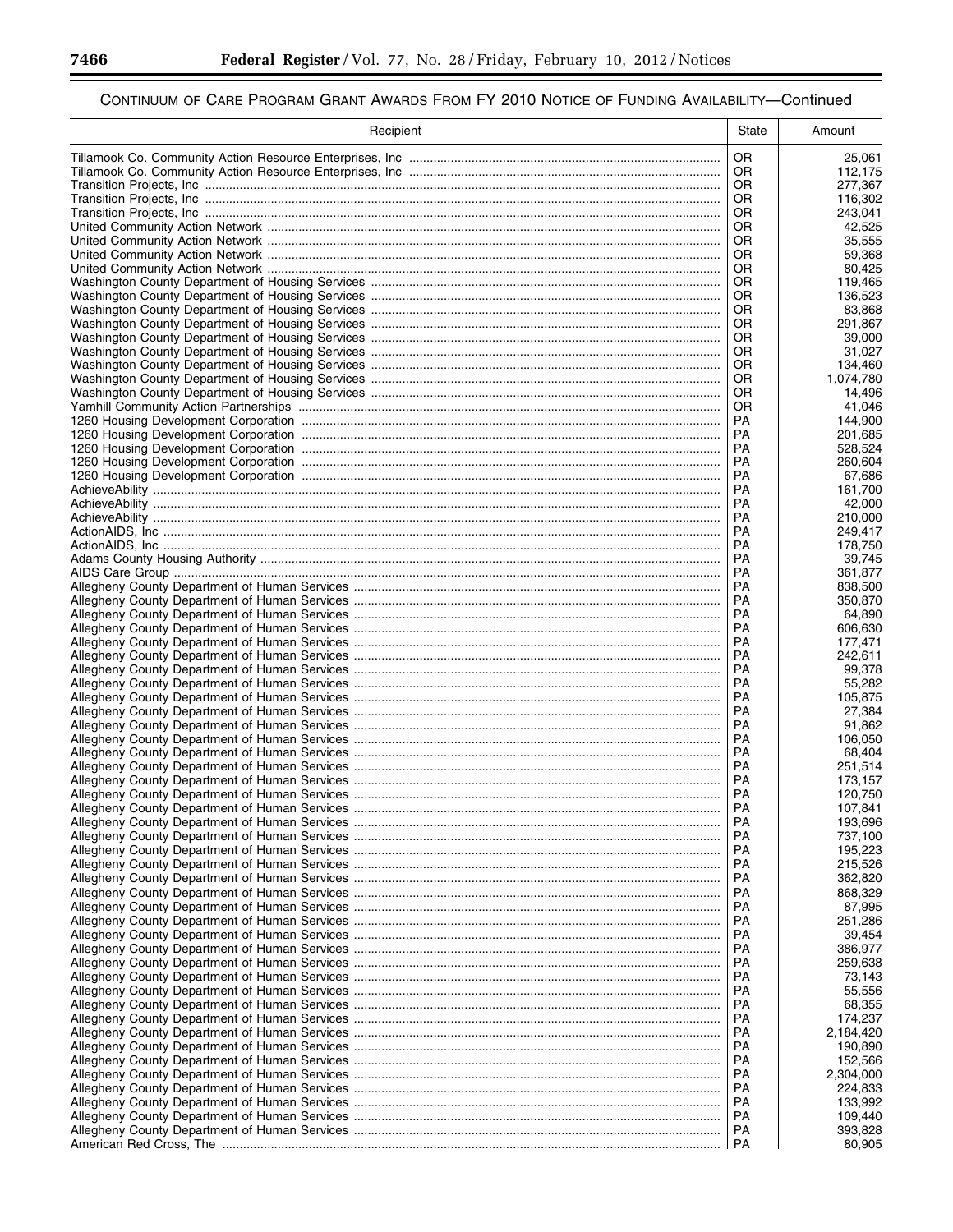CONTINUUM OF CARE PROGRAM GRANT AWARDS FROM FY 2010 NOTICE OF FUNDING AVAILABILITY—Continued

| Recipient | State | Amount |
|---|---|---|
| Tillamook Co. Community Action Resource Enterprises, Inc | OR | 25,061 |
| Tillamook Co. Community Action Resource Enterprises, Inc | OR | 112,175 |
| Transition Projects, Inc | OR | 277,367 |
| Transition Projects, Inc | OR | 116,302 |
| Transition Projects, Inc | OR | 243,041 |
| United Community Action Network | OR | 42,525 |
| United Community Action Network | OR | 35,555 |
| United Community Action Network | OR | 59,368 |
| United Community Action Network | OR | 80,425 |
| Washington County Department of Housing Services | OR | 119,465 |
| Washington County Department of Housing Services | OR | 136,523 |
| Washington County Department of Housing Services | OR | 83,868 |
| Washington County Department of Housing Services | OR | 291,867 |
| Washington County Department of Housing Services | OR | 39,000 |
| Washington County Department of Housing Services | OR | 31,027 |
| Washington County Department of Housing Services | OR | 134,460 |
| Washington County Department of Housing Services | OR | 1,074,780 |
| Washington County Department of Housing Services | OR | 14,496 |
| Yamhill Community Action Partnerships | OR | 41,046 |
| 1260 Housing Development Corporation | PA | 144,900 |
| 1260 Housing Development Corporation | PA | 201,685 |
| 1260 Housing Development Corporation | PA | 528,524 |
| 1260 Housing Development Corporation | PA | 260,604 |
| 1260 Housing Development Corporation | PA | 67,686 |
| AchieveAbility | PA | 161,700 |
| AchieveAbility | PA | 42,000 |
| AchieveAbility | PA | 210,000 |
| ActionAIDS, Inc | PA | 249,417 |
| ActionAIDS, Inc | PA | 178,750 |
| Adams County Housing Authority | PA | 39,745 |
| AIDS Care Group | PA | 361,877 |
| Allegheny County Department of Human Services | PA | 838,500 |
| Allegheny County Department of Human Services | PA | 350,870 |
| Allegheny County Department of Human Services | PA | 64,890 |
| Allegheny County Department of Human Services | PA | 606,630 |
| Allegheny County Department of Human Services | PA | 177,471 |
| Allegheny County Department of Human Services | PA | 242,611 |
| Allegheny County Department of Human Services | PA | 99,378 |
| Allegheny County Department of Human Services | PA | 55,282 |
| Allegheny County Department of Human Services | PA | 105,875 |
| Allegheny County Department of Human Services | PA | 27,384 |
| Allegheny County Department of Human Services | PA | 91,862 |
| Allegheny County Department of Human Services | PA | 106,050 |
| Allegheny County Department of Human Services | PA | 68,404 |
| Allegheny County Department of Human Services | PA | 251,514 |
| Allegheny County Department of Human Services | PA | 173,157 |
| Allegheny County Department of Human Services | PA | 120,750 |
| Allegheny County Department of Human Services | PA | 107,841 |
| Allegheny County Department of Human Services | PA | 193,696 |
| Allegheny County Department of Human Services | PA | 737,100 |
| Allegheny County Department of Human Services | PA | 195,223 |
| Allegheny County Department of Human Services | PA | 215,526 |
| Allegheny County Department of Human Services | PA | 362,820 |
| Allegheny County Department of Human Services | PA | 868,329 |
| Allegheny County Department of Human Services | PA | 87,995 |
| Allegheny County Department of Human Services | PA | 251,286 |
| Allegheny County Department of Human Services | PA | 39,454 |
| Allegheny County Department of Human Services | PA | 386,977 |
| Allegheny County Department of Human Services | PA | 259,638 |
| Allegheny County Department of Human Services | PA | 73,143 |
| Allegheny County Department of Human Services | PA | 55,556 |
| Allegheny County Department of Human Services | PA | 68,355 |
| Allegheny County Department of Human Services | PA | 174,237 |
| Allegheny County Department of Human Services | PA | 2,184,420 |
| Allegheny County Department of Human Services | PA | 190,890 |
| Allegheny County Department of Human Services | PA | 152,566 |
| Allegheny County Department of Human Services | PA | 2,304,000 |
| Allegheny County Department of Human Services | PA | 224,833 |
| Allegheny County Department of Human Services | PA | 133,992 |
| Allegheny County Department of Human Services | PA | 109,440 |
| Allegheny County Department of Human Services | PA | 393,828 |
| American Red Cross, The | PA | 80,905 |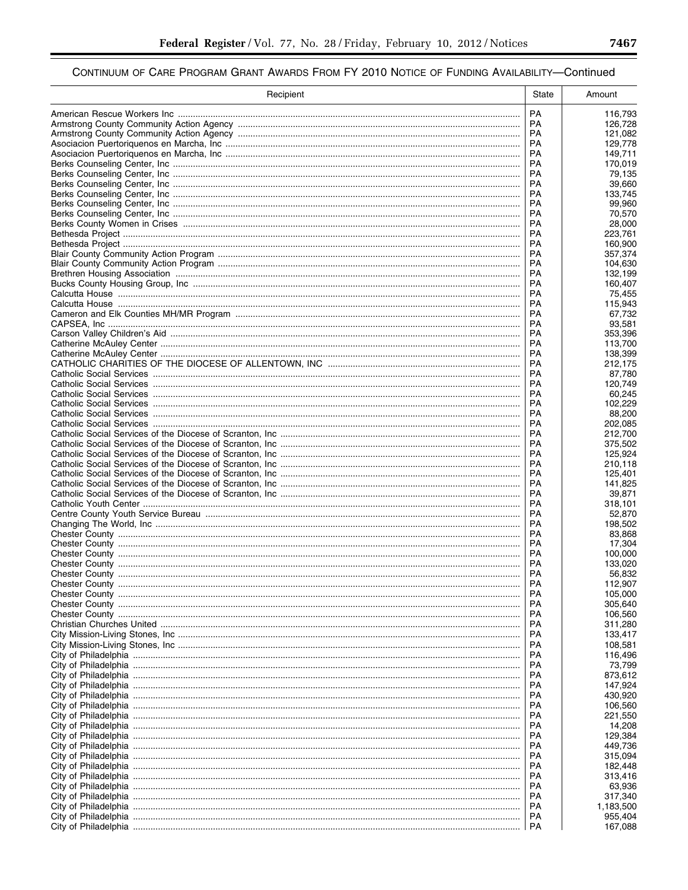CONTINUUM OF CARE PROGRAM GRANT AWARDS FROM FY 2010 NOTICE OF FUNDING AVAILABILITY—Continued

| Recipient | State | Amount |
| --- | --- | --- |
| American Rescue Workers Inc | PA | 116,793 |
| Armstrong County Community Action Agency | PA | 126,728 |
| Armstrong County Community Action Agency | PA | 121,082 |
| Asociacion Puertoriquenos en Marcha, Inc | PA | 129,778 |
| Asociacion Puertoriquenos en Marcha, Inc | PA | 149,711 |
| Berks Counseling Center, Inc | PA | 170,019 |
| Berks Counseling Center, Inc | PA | 79,135 |
| Berks Counseling Center, Inc | PA | 39,660 |
| Berks Counseling Center, Inc | PA | 133,745 |
| Berks Counseling Center, Inc | PA | 99,960 |
| Berks Counseling Center, Inc | PA | 70,570 |
| Berks County Women in Crises | PA | 28,000 |
| Bethesda Project | PA | 223,761 |
| Bethesda Project | PA | 160,900 |
| Blair County Community Action Program | PA | 357,374 |
| Blair County Community Action Program | PA | 104,630 |
| Brethren Housing Association | PA | 132,199 |
| Bucks County Housing Group, Inc | PA | 160,407 |
| Calcutta House | PA | 75,455 |
| Calcutta House | PA | 115,943 |
| Cameron and Elk Counties MH/MR Program | PA | 67,732 |
| CAPSEA, Inc | PA | 93,581 |
| Carson Valley Children's Aid | PA | 353,396 |
| Catherine McAuley Center | PA | 113,700 |
| Catherine McAuley Center | PA | 138,399 |
| CATHOLIC CHARITIES OF THE DIOCESE OF ALLENTOWN, INC | PA | 212,175 |
| Catholic Social Services | PA | 87,780 |
| Catholic Social Services | PA | 120,749 |
| Catholic Social Services | PA | 60,245 |
| Catholic Social Services | PA | 102,229 |
| Catholic Social Services | PA | 88,200 |
| Catholic Social Services | PA | 202,085 |
| Catholic Social Services of the Diocese of Scranton, Inc | PA | 212,700 |
| Catholic Social Services of the Diocese of Scranton, Inc | PA | 375,502 |
| Catholic Social Services of the Diocese of Scranton, Inc | PA | 125,924 |
| Catholic Social Services of the Diocese of Scranton, Inc | PA | 210,118 |
| Catholic Social Services of the Diocese of Scranton, Inc | PA | 125,401 |
| Catholic Social Services of the Diocese of Scranton, Inc | PA | 141,825 |
| Catholic Social Services of the Diocese of Scranton, Inc | PA | 39,871 |
| Catholic Youth Center | PA | 318,101 |
| Centre County Youth Service Bureau | PA | 52,870 |
| Changing The World, Inc | PA | 198,502 |
| Chester County | PA | 83,868 |
| Chester County | PA | 17,304 |
| Chester County | PA | 100,000 |
| Chester County | PA | 133,020 |
| Chester County | PA | 56,832 |
| Chester County | PA | 112,907 |
| Chester County | PA | 105,000 |
| Chester County | PA | 305,640 |
| Chester County | PA | 106,560 |
| Christian Churches United | PA | 311,280 |
| City Mission-Living Stones, Inc | PA | 133,417 |
| City Mission-Living Stones, Inc | PA | 108,581 |
| City of Philadelphia | PA | 116,496 |
| City of Philadelphia | PA | 73,799 |
| City of Philadelphia | PA | 873,612 |
| City of Philadelphia | PA | 147,924 |
| City of Philadelphia | PA | 430,920 |
| City of Philadelphia | PA | 106,560 |
| City of Philadelphia | PA | 221,550 |
| City of Philadelphia | PA | 14,208 |
| City of Philadelphia | PA | 129,384 |
| City of Philadelphia | PA | 449,736 |
| City of Philadelphia | PA | 315,094 |
| City of Philadelphia | PA | 182,448 |
| City of Philadelphia | PA | 313,416 |
| City of Philadelphia | PA | 63,936 |
| City of Philadelphia | PA | 317,340 |
| City of Philadelphia | PA | 1,183,500 |
| City of Philadelphia | PA | 955,404 |
| City of Philadelphia | PA | 167,088 |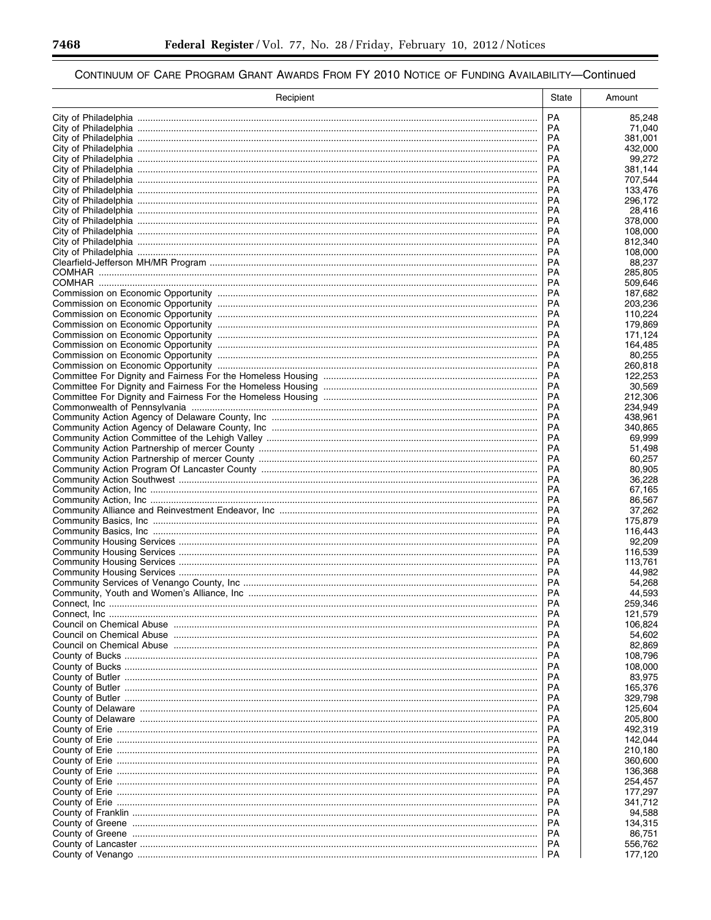## CONTINUUM OF CARE PROGRAM GRANT AWARDS FROM FY 2010 NOTICE OF FUNDING AVAILABILITY—Continued

| Recipient | State | Amount |
|---|---|---|
| City of Philadelphia | PA | 85,248 |
| City of Philadelphia | PA | 71,040 |
| City of Philadelphia | PA | 381,001 |
| City of Philadelphia | PA | 432,000 |
| City of Philadelphia | PA | 99,272 |
| City of Philadelphia | PA | 381,144 |
| City of Philadelphia | PA | 707,544 |
| City of Philadelphia | PA | 133,476 |
| City of Philadelphia | PA | 296,172 |
| City of Philadelphia | PA | 28,416 |
| City of Philadelphia | PA | 378,000 |
| City of Philadelphia | PA | 108,000 |
| City of Philadelphia | PA | 812,340 |
| City of Philadelphia | PA | 108,000 |
| Clearfield-Jefferson MH/MR Program | PA | 88,237 |
| COMHAR | PA | 285,805 |
| COMHAR | PA | 509,646 |
| Commission on Economic Opportunity | PA | 187,682 |
| Commission on Economic Opportunity | PA | 203,236 |
| Commission on Economic Opportunity | PA | 110,224 |
| Commission on Economic Opportunity | PA | 179,869 |
| Commission on Economic Opportunity | PA | 171,124 |
| Commission on Economic Opportunity | PA | 164,485 |
| Commission on Economic Opportunity | PA | 80,255 |
| Commission on Economic Opportunity | PA | 260,818 |
| Committee For Dignity and Fairness For the Homeless Housing | PA | 122,253 |
| Committee For Dignity and Fairness For the Homeless Housing | PA | 30,569 |
| Committee For Dignity and Fairness For the Homeless Housing | PA | 212,306 |
| Commonwealth of Pennsylvania | PA | 234,949 |
| Community Action Agency of Delaware County, Inc | PA | 438,961 |
| Community Action Agency of Delaware County, Inc | PA | 340,865 |
| Community Action Committee of the Lehigh Valley | PA | 69,999 |
| Community Action Partnership of mercer County | PA | 51,498 |
| Community Action Partnership of mercer County | PA | 60,257 |
| Community Action Program Of Lancaster County | PA | 80,905 |
| Community Action Southwest | PA | 36,228 |
| Community Action, Inc | PA | 67,165 |
| Community Action, Inc | PA | 86,567 |
| Community Alliance and Reinvestment Endeavor, Inc | PA | 37,262 |
| Community Basics, Inc | PA | 175,879 |
| Community Basics, Inc | PA | 116,443 |
| Community Housing Services | PA | 92,209 |
| Community Housing Services | PA | 116,539 |
| Community Housing Services | PA | 113,761 |
| Community Housing Services | PA | 44,982 |
| Community Services of Venango County, Inc | PA | 54,268 |
| Community, Youth and Women's Alliance, Inc | PA | 44,593 |
| Connect, Inc | PA | 259,346 |
| Connect, Inc | PA | 121,579 |
| Council on Chemical Abuse | PA | 106,824 |
| Council on Chemical Abuse | PA | 54,602 |
| Council on Chemical Abuse | PA | 82,869 |
| County of Bucks | PA | 108,796 |
| County of Bucks | PA | 108,000 |
| County of Butler | PA | 83,975 |
| County of Butler | PA | 165,376 |
| County of Butler | PA | 329,798 |
| County of Delaware | PA | 125,604 |
| County of Delaware | PA | 205,800 |
| County of Erie | PA | 492,319 |
| County of Erie | PA | 142,044 |
| County of Erie | PA | 210,180 |
| County of Erie | PA | 360,600 |
| County of Erie | PA | 136,368 |
| County of Erie | PA | 254,457 |
| County of Erie | PA | 177,297 |
| County of Erie | PA | 341,712 |
| County of Franklin | PA | 94,588 |
| County of Greene | PA | 134,315 |
| County of Greene | PA | 86,751 |
| County of Lancaster | PA | 556,762 |
| County of Venango | PA | 177,120 |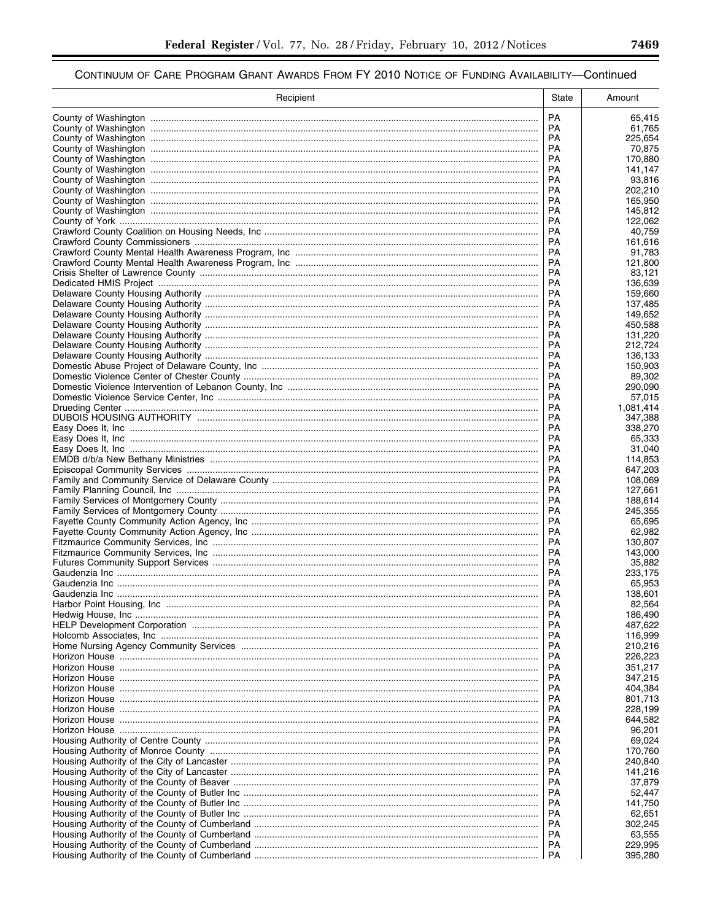## CONTINUUM OF CARE PROGRAM GRANT AWARDS FROM FY 2010 NOTICE OF FUNDING AVAILABILITY—Continued

| Recipient | State | Amount |
|---|---|---|
| County of Washington | PA | 65,415 |
| County of Washington | PA | 61,765 |
| County of Washington | PA | 225,654 |
| County of Washington | PA | 70,875 |
| County of Washington | PA | 170,880 |
| County of Washington | PA | 141,147 |
| County of Washington | PA | 93,816 |
| County of Washington | PA | 202,210 |
| County of Washington | PA | 165,950 |
| County of Washington | PA | 145,812 |
| County of York | PA | 122,062 |
| Crawford County Coalition on Housing Needs, Inc | PA | 40,759 |
| Crawford County Commissioners | PA | 161,616 |
| Crawford County Mental Health Awareness Program, Inc | PA | 91,783 |
| Crawford County Mental Health Awareness Program, Inc | PA | 121,800 |
| Crisis Shelter of Lawrence County | PA | 83,121 |
| Dedicated HMIS Project | PA | 136,639 |
| Delaware County Housing Authority | PA | 159,660 |
| Delaware County Housing Authority | PA | 137,485 |
| Delaware County Housing Authority | PA | 149,652 |
| Delaware County Housing Authority | PA | 450,588 |
| Delaware County Housing Authority | PA | 131,220 |
| Delaware County Housing Authority | PA | 212,724 |
| Delaware County Housing Authority | PA | 136,133 |
| Domestic Abuse Project of Delaware County, Inc | PA | 150,903 |
| Domestic Violence Center of Chester County | PA | 89,302 |
| Domestic Violence Intervention of Lebanon County, Inc | PA | 290,090 |
| Domestic Violence Service Center, Inc | PA | 57,015 |
| Drueding Center | PA | 1,081,414 |
| DUBOIS HOUSING AUTHORITY | PA | 347,388 |
| Easy Does It, Inc | PA | 338,270 |
| Easy Does It, Inc | PA | 65,333 |
| Easy Does It, Inc | PA | 31,040 |
| EMDB d/b/a New Bethany Ministries | PA | 114,853 |
| Episcopal Community Services | PA | 647,203 |
| Family and Community Service of Delaware County | PA | 108,069 |
| Family Planning Council, Inc | PA | 127,661 |
| Family Services of Montgomery County | PA | 188,614 |
| Family Services of Montgomery County | PA | 245,355 |
| Fayette County Community Action Agency, Inc | PA | 65,695 |
| Fayette County Community Action Agency, Inc | PA | 62,982 |
| Fitzmaurice Community Services, Inc | PA | 130,807 |
| Fitzmaurice Community Services, Inc | PA | 143,000 |
| Futures Community Support Services | PA | 35,882 |
| Gaudenzia Inc | PA | 233,175 |
| Gaudenzia Inc | PA | 65,953 |
| Gaudenzia Inc | PA | 138,601 |
| Harbor Point Housing, Inc | PA | 82,564 |
| Hedwig House, Inc | PA | 186,490 |
| HELP Development Corporation | PA | 487,622 |
| Holcomb Associates, Inc | PA | 116,999 |
| Home Nursing Agency Community Services | PA | 210,216 |
| Horizon House | PA | 226,223 |
| Horizon House | PA | 351,217 |
| Horizon House | PA | 347,215 |
| Horizon House | PA | 404,384 |
| Horizon House | PA | 801,713 |
| Horizon House | PA | 228,199 |
| Horizon House | PA | 644,582 |
| Horizon House | PA | 96,201 |
| Housing Authority of Centre County | PA | 69,024 |
| Housing Authority of Monroe County | PA | 170,760 |
| Housing Authority of the City of Lancaster | PA | 240,840 |
| Housing Authority of the City of Lancaster | PA | 141,216 |
| Housing Authority of the County of Beaver | PA | 37,879 |
| Housing Authority of the County of Butler Inc | PA | 52,447 |
| Housing Authority of the County of Butler Inc | PA | 141,750 |
| Housing Authority of the County of Butler Inc | PA | 62,651 |
| Housing Authority of the County of Cumberland | PA | 302,245 |
| Housing Authority of the County of Cumberland | PA | 63,555 |
| Housing Authority of the County of Cumberland | PA | 229,995 |
| Housing Authority of the County of Cumberland | PA | 395,280 |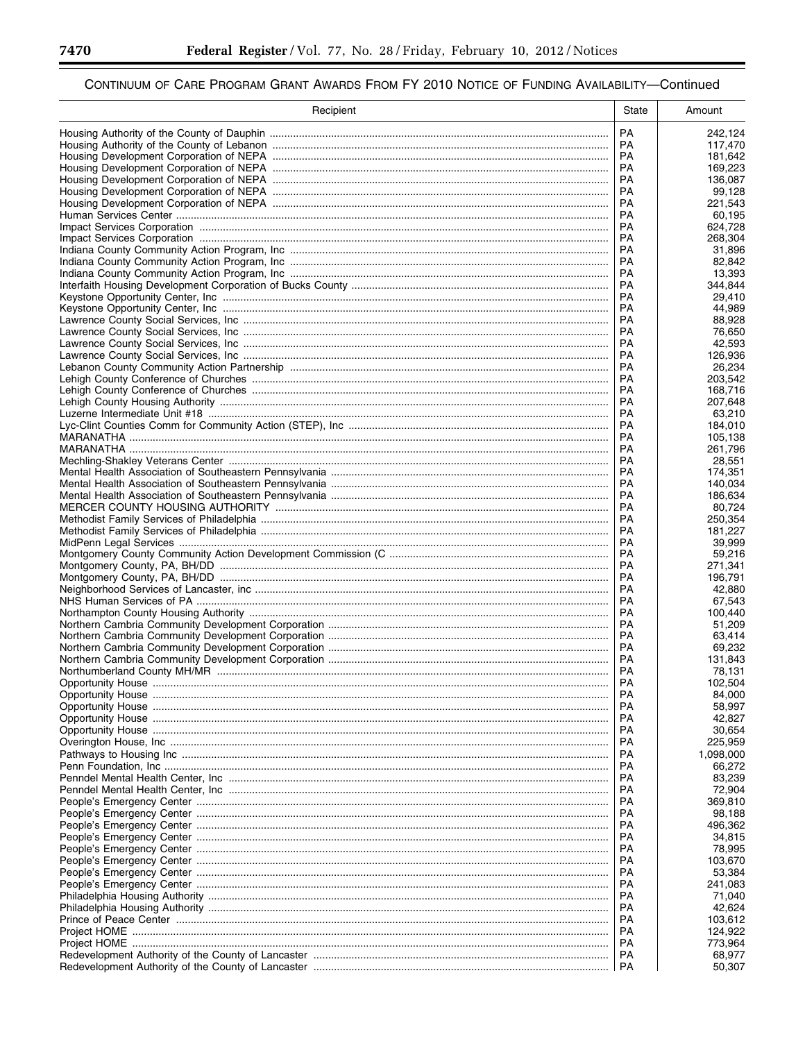CONTINUUM OF CARE PROGRAM GRANT AWARDS FROM FY 2010 NOTICE OF FUNDING AVAILABILITY—Continued

| Recipient | State | Amount |
| --- | --- | --- |
| Housing Authority of the County of Dauphin | PA | 242,124 |
| Housing Authority of the County of Lebanon | PA | 117,470 |
| Housing Development Corporation of NEPA | PA | 181,642 |
| Housing Development Corporation of NEPA | PA | 169,223 |
| Housing Development Corporation of NEPA | PA | 136,087 |
| Housing Development Corporation of NEPA | PA | 99,128 |
| Housing Development Corporation of NEPA | PA | 221,543 |
| Human Services Center | PA | 60,195 |
| Impact Services Corporation | PA | 624,728 |
| Impact Services Corporation | PA | 268,304 |
| Indiana County Community Action Program, Inc | PA | 31,896 |
| Indiana County Community Action Program, Inc | PA | 82,842 |
| Indiana County Community Action Program, Inc | PA | 13,393 |
| Interfaith Housing Development Corporation of Bucks County | PA | 344,844 |
| Keystone Opportunity Center, Inc | PA | 29,410 |
| Keystone Opportunity Center, Inc | PA | 44,989 |
| Lawrence County Social Services, Inc | PA | 88,928 |
| Lawrence County Social Services, Inc | PA | 76,650 |
| Lawrence County Social Services, Inc | PA | 42,593 |
| Lawrence County Social Services, Inc | PA | 126,936 |
| Lebanon County Community Action Partnership | PA | 26,234 |
| Lehigh County Conference of Churches | PA | 203,542 |
| Lehigh County Conference of Churches | PA | 168,716 |
| Lehigh County Housing Authority | PA | 207,648 |
| Luzerne Intermediate Unit #18 | PA | 63,210 |
| Lyc-Clint Counties Comm for Community Action (STEP), Inc | PA | 184,010 |
| MARANATHA | PA | 105,138 |
| MARANATHA | PA | 261,796 |
| Mechling-Shakley Veterans Center | PA | 28,551 |
| Mental Health Association of Southeastern Pennsylvania | PA | 174,351 |
| Mental Health Association of Southeastern Pennsylvania | PA | 140,034 |
| Mental Health Association of Southeastern Pennsylvania | PA | 186,634 |
| MERCER COUNTY HOUSING AUTHORITY | PA | 80,724 |
| Methodist Family Services of Philadelphia | PA | 250,354 |
| Methodist Family Services of Philadelphia | PA | 181,227 |
| MidPenn Legal Services | PA | 39,999 |
| Montgomery County Community Action Development Commission (C | PA | 59,216 |
| Montgomery County, PA, BH/DD | PA | 271,341 |
| Montgomery County, PA, BH/DD | PA | 196,791 |
| Neighborhood Services of Lancaster, inc | PA | 42,880 |
| NHS Human Services of PA | PA | 67,543 |
| Northampton County Housing Authority | PA | 100,440 |
| Northern Cambria Community Development Corporation | PA | 51,209 |
| Northern Cambria Community Development Corporation | PA | 63,414 |
| Northern Cambria Community Development Corporation | PA | 69,232 |
| Northern Cambria Community Development Corporation | PA | 131,843 |
| Northumberland County MH/MR | PA | 78,131 |
| Opportunity House | PA | 102,504 |
| Opportunity House | PA | 84,000 |
| Opportunity House | PA | 58,997 |
| Opportunity House | PA | 42,827 |
| Opportunity House | PA | 30,654 |
| Overington House, Inc | PA | 225,959 |
| Pathways to Housing Inc | PA | 1,098,000 |
| Penn Foundation, Inc | PA | 66,272 |
| Penndel Mental Health Center, Inc | PA | 83,239 |
| Penndel Mental Health Center, Inc | PA | 72,904 |
| People's Emergency Center | PA | 369,810 |
| People's Emergency Center | PA | 98,188 |
| People's Emergency Center | PA | 496,362 |
| People's Emergency Center | PA | 34,815 |
| People's Emergency Center | PA | 78,995 |
| People's Emergency Center | PA | 103,670 |
| People's Emergency Center | PA | 53,384 |
| People's Emergency Center | PA | 241,083 |
| Philadelphia Housing Authority | PA | 71,040 |
| Philadelphia Housing Authority | PA | 42,624 |
| Prince of Peace Center | PA | 103,612 |
| Project HOME | PA | 124,922 |
| Project HOME | PA | 773,964 |
| Redevelopment Authority of the County of Lancaster | PA | 68,977 |
| Redevelopment Authority of the County of Lancaster | PA | 50,307 |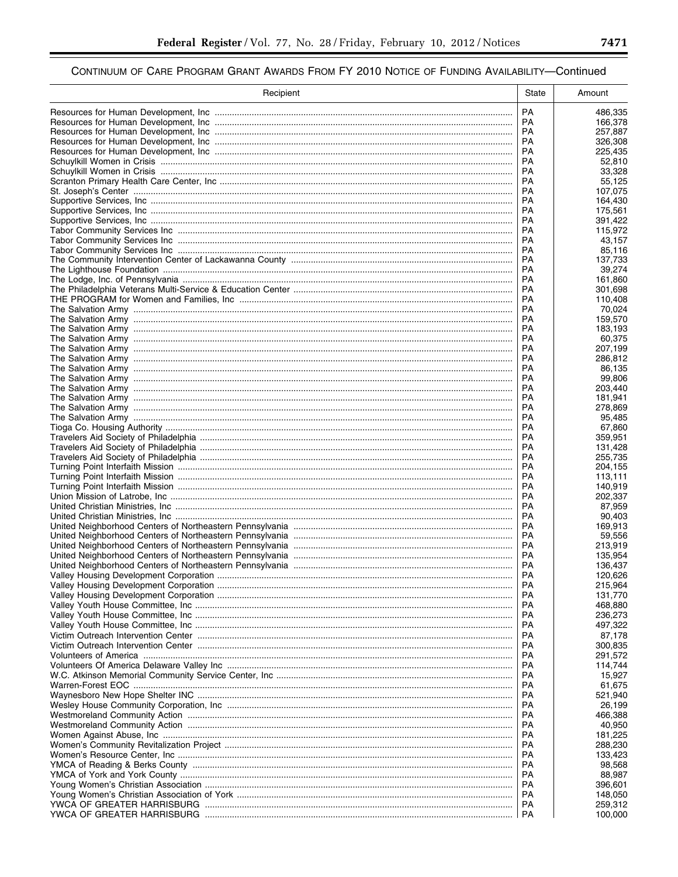## CONTINUUM OF CARE PROGRAM GRANT AWARDS FROM FY 2010 NOTICE OF FUNDING AVAILABILITY—Continued

| Recipient | State | Amount |
|---|---|---|
| Resources for Human Development, Inc | PA | 486,335 |
| Resources for Human Development, Inc | PA | 166,378 |
| Resources for Human Development, Inc | PA | 257,887 |
| Resources for Human Development, Inc | PA | 326,308 |
| Resources for Human Development, Inc | PA | 225,435 |
| Schuylkill Women in Crisis | PA | 52,810 |
| Schuylkill Women in Crisis | PA | 33,328 |
| Scranton Primary Health Care Center, Inc | PA | 55,125 |
| St. Joseph's Center | PA | 107,075 |
| Supportive Services, Inc | PA | 164,430 |
| Supportive Services, Inc | PA | 175,561 |
| Supportive Services, Inc | PA | 391,422 |
| Tabor Community Services Inc | PA | 115,972 |
| Tabor Community Services Inc | PA | 43,157 |
| Tabor Community Services Inc | PA | 85,116 |
| The Community Intervention Center of Lackawanna County | PA | 137,733 |
| The Lighthouse Foundation | PA | 39,274 |
| The Lodge, Inc. of Pennsylvania | PA | 161,860 |
| The Philadelphia Veterans Multi-Service & Education Center | PA | 301,698 |
| THE PROGRAM for Women and Families, Inc | PA | 110,408 |
| The Salvation Army | PA | 70,024 |
| The Salvation Army | PA | 159,570 |
| The Salvation Army | PA | 183,193 |
| The Salvation Army | PA | 60,375 |
| The Salvation Army | PA | 207,199 |
| The Salvation Army | PA | 286,812 |
| The Salvation Army | PA | 86,135 |
| The Salvation Army | PA | 99,806 |
| The Salvation Army | PA | 203,440 |
| The Salvation Army | PA | 181,941 |
| The Salvation Army | PA | 278,869 |
| The Salvation Army | PA | 95,485 |
| Tioga Co. Housing Authority | PA | 67,860 |
| Travelers Aid Society of Philadelphia | PA | 359,951 |
| Travelers Aid Society of Philadelphia | PA | 131,428 |
| Travelers Aid Society of Philadelphia | PA | 255,735 |
| Turning Point Interfaith Mission | PA | 204,155 |
| Turning Point Interfaith Mission | PA | 113,111 |
| Turning Point Interfaith Mission | PA | 140,919 |
| Union Mission of Latrobe, Inc | PA | 202,337 |
| United Christian Ministries, Inc | PA | 87,959 |
| United Christian Ministries, Inc | PA | 90,403 |
| United Neighborhood Centers of Northeastern Pennsylvania | PA | 169,913 |
| United Neighborhood Centers of Northeastern Pennsylvania | PA | 59,556 |
| United Neighborhood Centers of Northeastern Pennsylvania | PA | 213,919 |
| United Neighborhood Centers of Northeastern Pennsylvania | PA | 135,954 |
| United Neighborhood Centers of Northeastern Pennsylvania | PA | 136,437 |
| Valley Housing Development Corporation | PA | 120,626 |
| Valley Housing Development Corporation | PA | 215,964 |
| Valley Housing Development Corporation | PA | 131,770 |
| Valley Youth House Committee, Inc | PA | 468,880 |
| Valley Youth House Committee, Inc | PA | 236,273 |
| Valley Youth House Committee, Inc | PA | 497,322 |
| Victim Outreach Intervention Center | PA | 87,178 |
| Victim Outreach Intervention Center | PA | 300,835 |
| Volunteers of America | PA | 291,572 |
| Volunteers Of America Delaware Valley Inc | PA | 114,744 |
| W.C. Atkinson Memorial Community Service Center, Inc | PA | 15,927 |
| Warren-Forest EOC | PA | 61,675 |
| Waynesboro New Hope Shelter INC | PA | 521,940 |
| Wesley House Community Corporation, Inc | PA | 26,199 |
| Westmoreland Community Action | PA | 466,388 |
| Westmoreland Community Action | PA | 40,950 |
| Women Against Abuse, Inc | PA | 181,225 |
| Women's Community Revitalization Project | PA | 288,230 |
| Women's Resource Center, Inc | PA | 133,423 |
| YMCA of Reading & Berks County | PA | 98,568 |
| YMCA of York and York County | PA | 88,987 |
| Young Women's Christian Association | PA | 396,601 |
| Young Women's Christian Association of York | PA | 148,050 |
| YWCA OF GREATER HARRISBURG | PA | 259,312 |
| YWCA OF GREATER HARRISBURG | PA | 100,000 |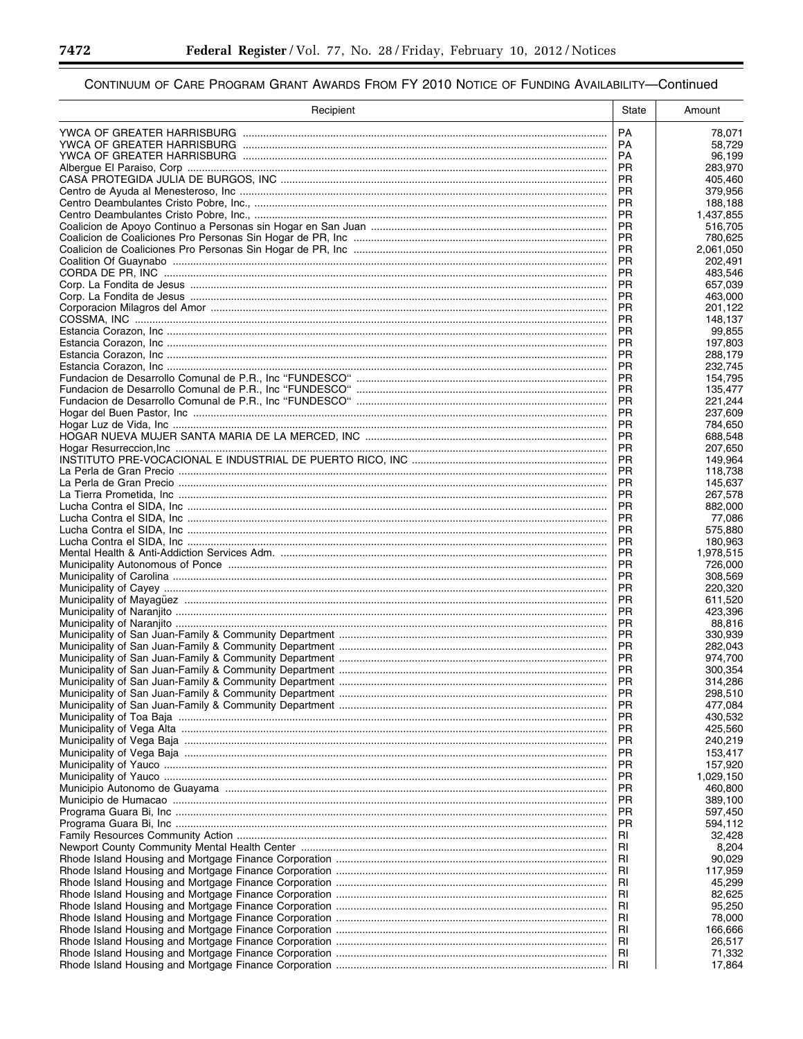CONTINUUM OF CARE PROGRAM GRANT AWARDS FROM FY 2010 NOTICE OF FUNDING AVAILABILITY—Continued

| Recipient | State | Amount |
|---|---|---|
| YWCA OF GREATER HARRISBURG | PA | 78,071 |
| YWCA OF GREATER HARRISBURG | PA | 58,729 |
| YWCA OF GREATER HARRISBURG | PA | 96,199 |
| Albergue El Paraiso, Corp | PR | 283,970 |
| CASA PROTEGIDA JULIA DE BURGOS, INC | PR | 405,460 |
| Centro de Ayuda al Menesteroso, Inc | PR | 379,956 |
| Centro Deambulantes Cristo Pobre, Inc., | PR | 188,188 |
| Centro Deambulantes Cristo Pobre, Inc., | PR | 1,437,855 |
| Coalicion de Apoyo Continuo a Personas sin Hogar en San Juan | PR | 516,705 |
| Coalicion de Coaliciones Pro Personas Sin Hogar de PR, Inc | PR | 780,625 |
| Coalicion de Coaliciones Pro Personas Sin Hogar de PR, Inc | PR | 2,061,050 |
| Coalition Of Guaynabo | PR | 202,491 |
| CORDA DE PR, INC | PR | 483,546 |
| Corp. La Fondita de Jesus | PR | 657,039 |
| Corp. La Fondita de Jesus | PR | 463,000 |
| Corporacion Milagros del Amor | PR | 201,122 |
| COSSMA, INC | PR | 148,137 |
| Estancia Corazon, Inc | PR | 99,855 |
| Estancia Corazon, Inc | PR | 197,803 |
| Estancia Corazon, Inc | PR | 288,179 |
| Estancia Corazon, Inc | PR | 232,745 |
| Fundacion de Desarrollo Comunal de P.R., Inc "FUNDESCO" | PR | 154,795 |
| Fundacion de Desarrollo Comunal de P.R., Inc "FUNDESCO" | PR | 135,477 |
| Fundacion de Desarrollo Comunal de P.R., Inc "FUNDESCO" | PR | 221,244 |
| Hogar del Buen Pastor, Inc | PR | 237,609 |
| Hogar Luz de Vida, Inc | PR | 784,650 |
| HOGAR NUEVA MUJER SANTA MARIA DE LA MERCED, INC | PR | 688,548 |
| Hogar Resurreccion,Inc | PR | 207,650 |
| INSTITUTO PRE-VOCACIONAL E INDUSTRIAL DE PUERTO RICO, INC | PR | 149,964 |
| La Perla de Gran Precio | PR | 118,738 |
| La Perla de Gran Precio | PR | 145,637 |
| La Tierra Prometida, Inc | PR | 267,578 |
| Lucha Contra el SIDA, Inc | PR | 882,000 |
| Lucha Contra el SIDA, Inc | PR | 77,086 |
| Lucha Contra el SIDA, Inc | PR | 575,880 |
| Lucha Contra el SIDA, Inc | PR | 180,963 |
| Mental Health & Anti-Addiction Services Adm. | PR | 1,978,515 |
| Municipality Autonomous of Ponce | PR | 726,000 |
| Municipality of Carolina | PR | 308,569 |
| Municipality of Cayey | PR | 220,320 |
| Municipality of Mayagüez | PR | 611,520 |
| Municipality of Naranjito | PR | 423,396 |
| Municipality of Naranjito | PR | 88,816 |
| Municipality of San Juan-Family & Community Department | PR | 330,939 |
| Municipality of San Juan-Family & Community Department | PR | 282,043 |
| Municipality of San Juan-Family & Community Department | PR | 974,700 |
| Municipality of San Juan-Family & Community Department | PR | 300,354 |
| Municipality of San Juan-Family & Community Department | PR | 314,286 |
| Municipality of San Juan-Family & Community Department | PR | 298,510 |
| Municipality of San Juan-Family & Community Department | PR | 477,084 |
| Municipality of Toa Baja | PR | 430,532 |
| Municipality of Vega Alta | PR | 425,560 |
| Municipality of Vega Baja | PR | 240,219 |
| Municipality of Vega Baja | PR | 153,417 |
| Municipality of Yauco | PR | 157,920 |
| Municipality of Yauco | PR | 1,029,150 |
| Municipio Autonomo de Guayama | PR | 460,800 |
| Municipio de Humacao | PR | 389,100 |
| Programa Guara Bi, Inc | PR | 597,450 |
| Programa Guara Bi, Inc | PR | 594,112 |
| Family Resources Community Action | RI | 32,428 |
| Newport County Community Mental Health Center | RI | 8,204 |
| Rhode Island Housing and Mortgage Finance Corporation | RI | 90,029 |
| Rhode Island Housing and Mortgage Finance Corporation | RI | 117,959 |
| Rhode Island Housing and Mortgage Finance Corporation | RI | 45,299 |
| Rhode Island Housing and Mortgage Finance Corporation | RI | 82,625 |
| Rhode Island Housing and Mortgage Finance Corporation | RI | 95,250 |
| Rhode Island Housing and Mortgage Finance Corporation | RI | 78,000 |
| Rhode Island Housing and Mortgage Finance Corporation | RI | 166,666 |
| Rhode Island Housing and Mortgage Finance Corporation | RI | 26,517 |
| Rhode Island Housing and Mortgage Finance Corporation | RI | 71,332 |
| Rhode Island Housing and Mortgage Finance Corporation | RI | 17,864 |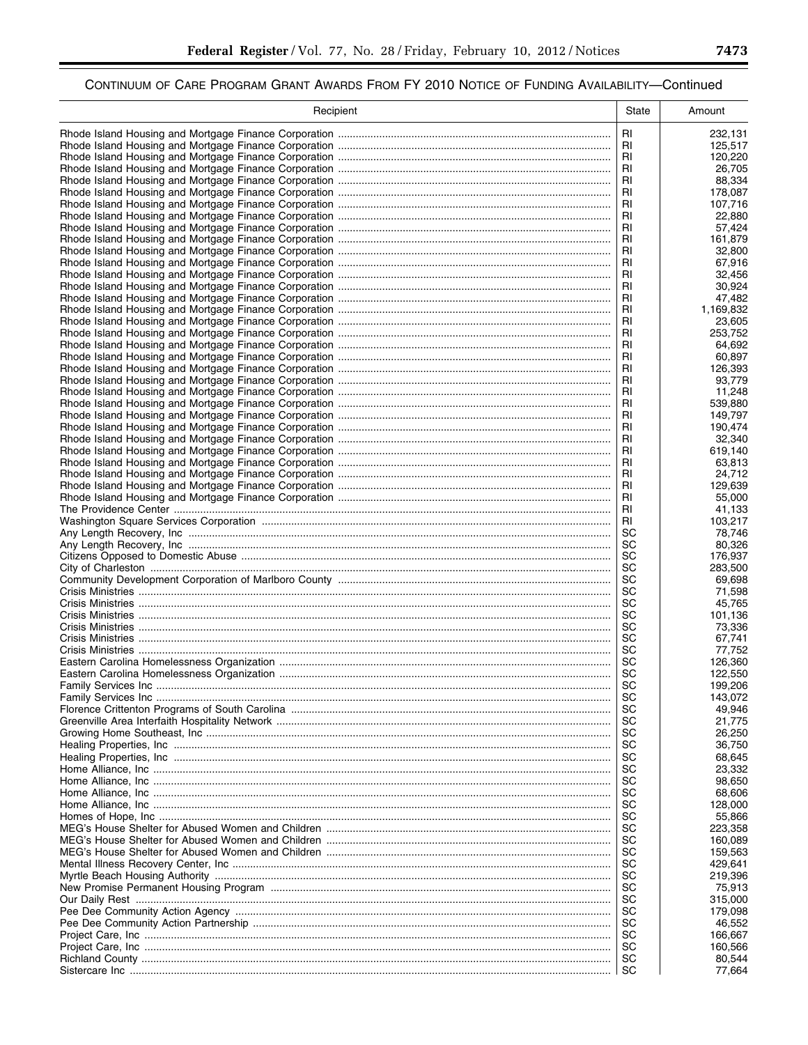CONTINUUM OF CARE PROGRAM GRANT AWARDS FROM FY 2010 NOTICE OF FUNDING AVAILABILITY—Continued

| Recipient | State | Amount |
|---|---|---|
| Rhode Island Housing and Mortgage Finance Corporation | RI | 232,131 |
| Rhode Island Housing and Mortgage Finance Corporation | RI | 125,517 |
| Rhode Island Housing and Mortgage Finance Corporation | RI | 120,220 |
| Rhode Island Housing and Mortgage Finance Corporation | RI | 26,705 |
| Rhode Island Housing and Mortgage Finance Corporation | RI | 88,334 |
| Rhode Island Housing and Mortgage Finance Corporation | RI | 178,087 |
| Rhode Island Housing and Mortgage Finance Corporation | RI | 107,716 |
| Rhode Island Housing and Mortgage Finance Corporation | RI | 22,880 |
| Rhode Island Housing and Mortgage Finance Corporation | RI | 57,424 |
| Rhode Island Housing and Mortgage Finance Corporation | RI | 161,879 |
| Rhode Island Housing and Mortgage Finance Corporation | RI | 32,800 |
| Rhode Island Housing and Mortgage Finance Corporation | RI | 67,916 |
| Rhode Island Housing and Mortgage Finance Corporation | RI | 32,456 |
| Rhode Island Housing and Mortgage Finance Corporation | RI | 30,924 |
| Rhode Island Housing and Mortgage Finance Corporation | RI | 47,482 |
| Rhode Island Housing and Mortgage Finance Corporation | RI | 1,169,832 |
| Rhode Island Housing and Mortgage Finance Corporation | RI | 23,605 |
| Rhode Island Housing and Mortgage Finance Corporation | RI | 253,752 |
| Rhode Island Housing and Mortgage Finance Corporation | RI | 64,692 |
| Rhode Island Housing and Mortgage Finance Corporation | RI | 60,897 |
| Rhode Island Housing and Mortgage Finance Corporation | RI | 126,393 |
| Rhode Island Housing and Mortgage Finance Corporation | RI | 93,779 |
| Rhode Island Housing and Mortgage Finance Corporation | RI | 11,248 |
| Rhode Island Housing and Mortgage Finance Corporation | RI | 539,880 |
| Rhode Island Housing and Mortgage Finance Corporation | RI | 149,797 |
| Rhode Island Housing and Mortgage Finance Corporation | RI | 190,474 |
| Rhode Island Housing and Mortgage Finance Corporation | RI | 32,340 |
| Rhode Island Housing and Mortgage Finance Corporation | RI | 619,140 |
| Rhode Island Housing and Mortgage Finance Corporation | RI | 63,813 |
| Rhode Island Housing and Mortgage Finance Corporation | RI | 24,712 |
| Rhode Island Housing and Mortgage Finance Corporation | RI | 129,639 |
| Rhode Island Housing and Mortgage Finance Corporation | RI | 55,000 |
| The Providence Center | RI | 41,133 |
| Washington Square Services Corporation | RI | 103,217 |
| Any Length Recovery, Inc | SC | 78,746 |
| Any Length Recovery, Inc | SC | 80,326 |
| Citizens Opposed to Domestic Abuse | SC | 176,937 |
| City of Charleston | SC | 283,500 |
| Community Development Corporation of Marlboro County | SC | 69,698 |
| Crisis Ministries | SC | 71,598 |
| Crisis Ministries | SC | 45,765 |
| Crisis Ministries | SC | 101,136 |
| Crisis Ministries | SC | 73,336 |
| Crisis Ministries | SC | 67,741 |
| Crisis Ministries | SC | 77,752 |
| Eastern Carolina Homelessness Organization | SC | 126,360 |
| Eastern Carolina Homelessness Organization | SC | 122,550 |
| Family Services Inc | SC | 199,206 |
| Family Services Inc | SC | 143,072 |
| Florence Crittenton Programs of South Carolina | SC | 49,946 |
| Greenville Area Interfaith Hospitality Network | SC | 21,775 |
| Growing Home Southeast, Inc | SC | 26,250 |
| Healing Properties, Inc | SC | 36,750 |
| Healing Properties, Inc | SC | 68,645 |
| Home Alliance, Inc | SC | 23,332 |
| Home Alliance, Inc | SC | 98,650 |
| Home Alliance, Inc | SC | 68,606 |
| Home Alliance, Inc | SC | 128,000 |
| Homes of Hope, Inc | SC | 55,866 |
| MEG's House Shelter for Abused Women and Children | SC | 223,358 |
| MEG's House Shelter for Abused Women and Children | SC | 160,089 |
| MEG's House Shelter for Abused Women and Children | SC | 159,563 |
| Mental Illness Recovery Center, Inc | SC | 429,641 |
| Myrtle Beach Housing Authority | SC | 219,396 |
| New Promise Permanent Housing Program | SC | 75,913 |
| Our Daily Rest | SC | 315,000 |
| Pee Dee Community Action Agency | SC | 179,098 |
| Pee Dee Community Action Partnership | SC | 46,552 |
| Project Care, Inc | SC | 166,667 |
| Project Care, Inc | SC | 160,566 |
| Richland County | SC | 80,544 |
| Sistercare Inc | SC | 77,664 |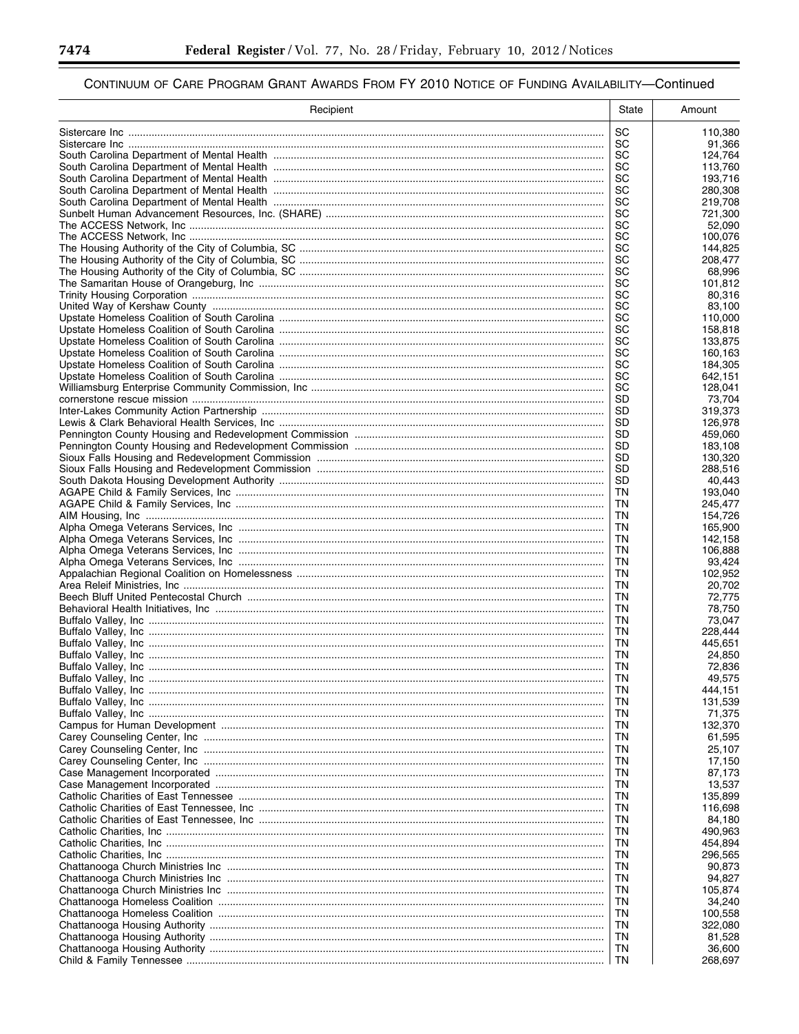CONTINUUM OF CARE PROGRAM GRANT AWARDS FROM FY 2010 NOTICE OF FUNDING AVAILABILITY—Continued

| Recipient | State | Amount |
| --- | --- | --- |
| Sistercare Inc | SC | 110,380 |
| Sistercare Inc | SC | 91,366 |
| South Carolina Department of Mental Health | SC | 124,764 |
| South Carolina Department of Mental Health | SC | 113,760 |
| South Carolina Department of Mental Health | SC | 193,716 |
| South Carolina Department of Mental Health | SC | 280,308 |
| South Carolina Department of Mental Health | SC | 219,708 |
| Sunbelt Human Advancement Resources, Inc. (SHARE) | SC | 721,300 |
| The ACCESS Network, Inc | SC | 52,090 |
| The ACCESS Network, Inc | SC | 100,076 |
| The Housing Authority of the City of Columbia, SC | SC | 144,825 |
| The Housing Authority of the City of Columbia, SC | SC | 208,477 |
| The Housing Authority of the City of Columbia, SC | SC | 68,996 |
| The Samaritan House of Orangeburg, Inc | SC | 101,812 |
| Trinity Housing Corporation | SC | 80,316 |
| United Way of Kershaw County | SC | 83,100 |
| Upstate Homeless Coalition of South Carolina | SC | 110,000 |
| Upstate Homeless Coalition of South Carolina | SC | 158,818 |
| Upstate Homeless Coalition of South Carolina | SC | 133,875 |
| Upstate Homeless Coalition of South Carolina | SC | 160,163 |
| Upstate Homeless Coalition of South Carolina | SC | 184,305 |
| Upstate Homeless Coalition of South Carolina | SC | 642,151 |
| Williamsburg Enterprise Community Commission, Inc | SC | 128,041 |
| cornerstone rescue mission | SD | 73,704 |
| Inter-Lakes Community Action Partnership | SD | 319,373 |
| Lewis & Clark Behavioral Health Services, Inc | SD | 126,978 |
| Pennington County Housing and Redevelopment Commission | SD | 459,060 |
| Pennington County Housing and Redevelopment Commission | SD | 183,108 |
| Sioux Falls Housing and Redevelopment Commission | SD | 130,320 |
| Sioux Falls Housing and Redevelopment Commission | SD | 288,516 |
| South Dakota Housing Development Authority | SD | 40,443 |
| AGAPE Child & Family Services, Inc | TN | 193,040 |
| AGAPE Child & Family Services, Inc | TN | 245,477 |
| AIM Housing, Inc | TN | 154,726 |
| Alpha Omega Veterans Services, Inc | TN | 165,900 |
| Alpha Omega Veterans Services, Inc | TN | 142,158 |
| Alpha Omega Veterans Services, Inc | TN | 106,888 |
| Alpha Omega Veterans Services, Inc | TN | 93,424 |
| Appalachian Regional Coalition on Homelessness | TN | 102,952 |
| Area Releif Ministries, Inc | TN | 20,702 |
| Beech Bluff United Pentecostal Church | TN | 72,775 |
| Behavioral Health Initiatives, Inc | TN | 78,750 |
| Buffalo Valley, Inc | TN | 73,047 |
| Buffalo Valley, Inc | TN | 228,444 |
| Buffalo Valley, Inc | TN | 445,651 |
| Buffalo Valley, Inc | TN | 24,850 |
| Buffalo Valley, Inc | TN | 72,836 |
| Buffalo Valley, Inc | TN | 49,575 |
| Buffalo Valley, Inc | TN | 444,151 |
| Buffalo Valley, Inc | TN | 131,539 |
| Buffalo Valley, Inc | TN | 71,375 |
| Campus for Human Development | TN | 132,370 |
| Carey Counseling Center, Inc | TN | 61,595 |
| Carey Counseling Center, Inc | TN | 25,107 |
| Carey Counseling Center, Inc | TN | 17,150 |
| Case Management Incorporated | TN | 87,173 |
| Case Management Incorporated | TN | 13,537 |
| Catholic Charities of East Tennessee | TN | 135,899 |
| Catholic Charities of East Tennessee, Inc | TN | 116,698 |
| Catholic Charities of East Tennessee, Inc | TN | 84,180 |
| Catholic Charities, Inc | TN | 490,963 |
| Catholic Charities, Inc | TN | 454,894 |
| Catholic Charities, Inc | TN | 296,565 |
| Chattanooga Church Ministries Inc | TN | 90,873 |
| Chattanooga Church Ministries Inc | TN | 94,827 |
| Chattanooga Church Ministries Inc | TN | 105,874 |
| Chattanooga Homeless Coalition | TN | 34,240 |
| Chattanooga Homeless Coalition | TN | 100,558 |
| Chattanooga Housing Authority | TN | 322,080 |
| Chattanooga Housing Authority | TN | 81,528 |
| Chattanooga Housing Authority | TN | 36,600 |
| Child & Family Tennessee | TN | 268,697 |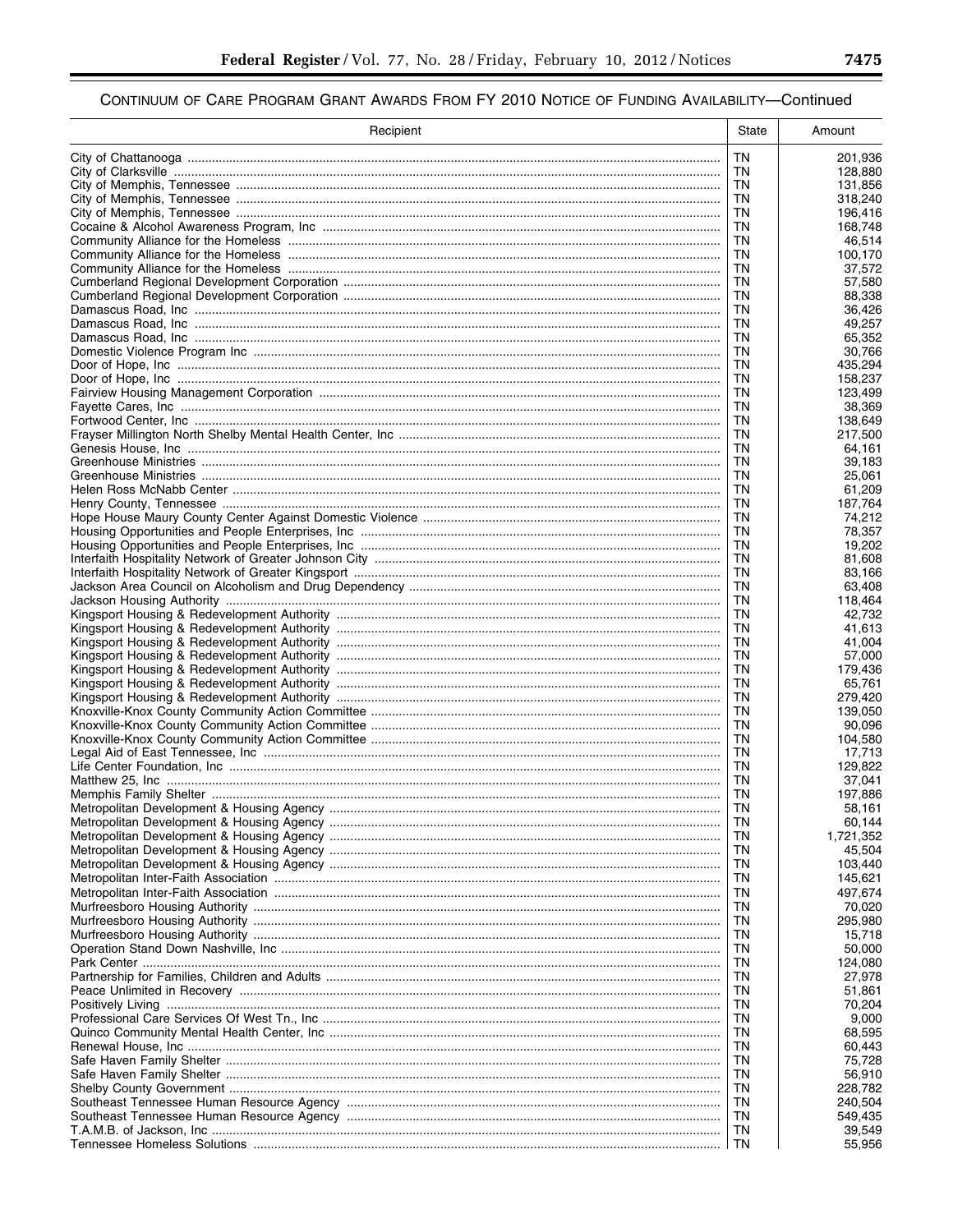CONTINUUM OF CARE PROGRAM GRANT AWARDS FROM FY 2010 NOTICE OF FUNDING AVAILABILITY—Continued

| Recipient | State | Amount |
|---|---|---|
| City of Chattanooga | TN | 201,936 |
| City of Clarksville | TN | 128,880 |
| City of Memphis, Tennessee | TN | 131,856 |
| City of Memphis, Tennessee | TN | 318,240 |
| City of Memphis, Tennessee | TN | 196,416 |
| Cocaine & Alcohol Awareness Program, Inc | TN | 168,748 |
| Community Alliance for the Homeless | TN | 46,514 |
| Community Alliance for the Homeless | TN | 100,170 |
| Community Alliance for the Homeless | TN | 37,572 |
| Cumberland Regional Development Corporation | TN | 57,580 |
| Cumberland Regional Development Corporation | TN | 88,338 |
| Damascus Road, Inc | TN | 36,426 |
| Damascus Road, Inc | TN | 49,257 |
| Damascus Road, Inc | TN | 65,352 |
| Domestic Violence Program Inc | TN | 30,766 |
| Door of Hope, Inc | TN | 435,294 |
| Door of Hope, Inc | TN | 158,237 |
| Fairview Housing Management Corporation | TN | 123,499 |
| Fayette Cares, Inc | TN | 38,369 |
| Fortwood Center, Inc | TN | 138,649 |
| Frayser Millington North Shelby Mental Health Center, Inc | TN | 217,500 |
| Genesis House, Inc | TN | 64,161 |
| Greenhouse Ministries | TN | 39,183 |
| Greenhouse Ministries | TN | 25,061 |
| Helen Ross McNabb Center | TN | 61,209 |
| Henry County, Tennessee | TN | 187,764 |
| Hope House Maury County Center Against Domestic Violence | TN | 74,212 |
| Housing Opportunities and People Enterprises, Inc | TN | 78,357 |
| Housing Opportunities and People Enterprises, Inc | TN | 19,202 |
| Interfaith Hospitality Network of Greater Johnson City | TN | 81,608 |
| Interfaith Hospitality Network of Greater Kingsport | TN | 83,166 |
| Jackson Area Council on Alcoholism and Drug Dependency | TN | 63,408 |
| Jackson Housing Authority | TN | 118,464 |
| Kingsport Housing & Redevelopment Authority | TN | 42,732 |
| Kingsport Housing & Redevelopment Authority | TN | 41,613 |
| Kingsport Housing & Redevelopment Authority | TN | 41,004 |
| Kingsport Housing & Redevelopment Authority | TN | 57,000 |
| Kingsport Housing & Redevelopment Authority | TN | 179,436 |
| Kingsport Housing & Redevelopment Authority | TN | 65,761 |
| Kingsport Housing & Redevelopment Authority | TN | 279,420 |
| Knoxville-Knox County Community Action Committee | TN | 139,050 |
| Knoxville-Knox County Community Action Committee | TN | 90,096 |
| Knoxville-Knox County Community Action Committee | TN | 104,580 |
| Legal Aid of East Tennessee, Inc | TN | 17,713 |
| Life Center Foundation, Inc | TN | 129,822 |
| Matthew 25, Inc | TN | 37,041 |
| Memphis Family Shelter | TN | 197,886 |
| Metropolitan Development & Housing Agency | TN | 58,161 |
| Metropolitan Development & Housing Agency | TN | 60,144 |
| Metropolitan Development & Housing Agency | TN | 1,721,352 |
| Metropolitan Development & Housing Agency | TN | 45,504 |
| Metropolitan Development & Housing Agency | TN | 103,440 |
| Metropolitan Inter-Faith Association | TN | 145,621 |
| Metropolitan Inter-Faith Association | TN | 497,674 |
| Murfreesboro Housing Authority | TN | 70,020 |
| Murfreesboro Housing Authority | TN | 295,980 |
| Murfreesboro Housing Authority | TN | 15,718 |
| Operation Stand Down Nashville, Inc | TN | 50,000 |
| Park Center | TN | 124,080 |
| Partnership for Families, Children and Adults | TN | 27,978 |
| Peace Unlimited in Recovery | TN | 51,861 |
| Positively Living | TN | 70,204 |
| Professional Care Services Of West Tn., Inc | TN | 9,000 |
| Quinco Community Mental Health Center, Inc | TN | 68,595 |
| Renewal House, Inc | TN | 60,443 |
| Safe Haven Family Shelter | TN | 75,728 |
| Safe Haven Family Shelter | TN | 56,910 |
| Shelby County Government | TN | 228,782 |
| Southeast Tennessee Human Resource Agency | TN | 240,504 |
| Southeast Tennessee Human Resource Agency | TN | 549,435 |
| T.A.M.B. of Jackson, Inc | TN | 39,549 |
| Tennessee Homeless Solutions | TN | 55,956 |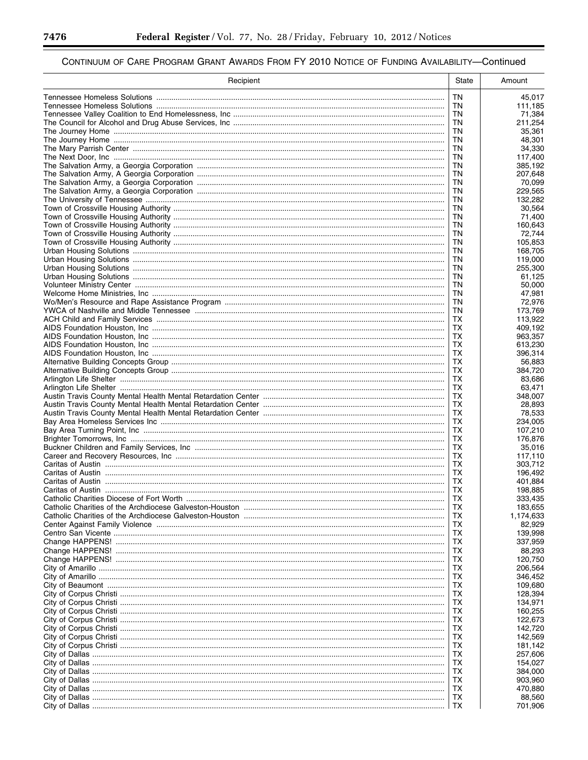CONTINUUM OF CARE PROGRAM GRANT AWARDS FROM FY 2010 NOTICE OF FUNDING AVAILABILITY—Continued

| Recipient | State | Amount |
| --- | --- | --- |
| Tennessee Homeless Solutions | TN | 45,017 |
| Tennessee Homeless Solutions | TN | 111,185 |
| Tennessee Valley Coalition to End Homelessness, Inc | TN | 71,384 |
| The Council for Alcohol and Drug Abuse Services, Inc | TN | 211,254 |
| The Journey Home | TN | 35,361 |
| The Journey Home | TN | 48,301 |
| The Mary Parrish Center | TN | 34,330 |
| The Next Door, Inc | TN | 117,400 |
| The Salvation Army, a Georgia Corporation | TN | 385,192 |
| The Salvation Army, A Georgia Corporation | TN | 207,648 |
| The Salvation Army, a Georgia Corporation | TN | 70,099 |
| The Salvation Army, a Georgia Corporation | TN | 229,565 |
| The University of Tennessee | TN | 132,282 |
| Town of Crossville Housing Authority | TN | 30,564 |
| Town of Crossville Housing Authority | TN | 71,400 |
| Town of Crossville Housing Authority | TN | 160,643 |
| Town of Crossville Housing Authority | TN | 72,744 |
| Town of Crossville Housing Authority | TN | 105,853 |
| Urban Housing Solutions | TN | 168,705 |
| Urban Housing Solutions | TN | 119,000 |
| Urban Housing Solutions | TN | 255,300 |
| Urban Housing Solutions | TN | 61,125 |
| Volunteer Ministry Center | TN | 50,000 |
| Welcome Home Ministries, Inc | TN | 47,981 |
| Wo/Men's Resource and Rape Assistance Program | TN | 72,976 |
| YWCA of Nashville and Middle Tennessee | TN | 173,769 |
| ACH Child and Family Services | TX | 113,922 |
| AIDS Foundation Houston, Inc | TX | 409,192 |
| AIDS Foundation Houston, Inc | TX | 963,357 |
| AIDS Foundation Houston, Inc | TX | 613,230 |
| AIDS Foundation Houston, Inc | TX | 396,314 |
| Alternative Building Concepts Group | TX | 56,883 |
| Alternative Building Concepts Group | TX | 384,720 |
| Arlington Life Shelter | TX | 83,686 |
| Arlington Life Shelter | TX | 63,471 |
| Austin Travis County Mental Health Mental Retardation Center | TX | 348,007 |
| Austin Travis County Mental Health Mental Retardation Center | TX | 28,893 |
| Austin Travis County Mental Health Mental Retardation Center | TX | 78,533 |
| Bay Area Homeless Services Inc | TX | 234,005 |
| Bay Area Turning Point, Inc | TX | 107,210 |
| Brighter Tomorrows, Inc | TX | 176,876 |
| Buckner Children and Family Services, Inc | TX | 35,016 |
| Career and Recovery Resources, Inc | TX | 117,110 |
| Caritas of Austin | TX | 303,712 |
| Caritas of Austin | TX | 196,492 |
| Caritas of Austin | TX | 401,884 |
| Caritas of Austin | TX | 198,885 |
| Catholic Charities Diocese of Fort Worth | TX | 333,435 |
| Catholic Charities of the Archdiocese Galveston-Houston | TX | 183,655 |
| Catholic Charities of the Archdiocese Galveston-Houston | TX | 1,174,633 |
| Center Against Family Violence | TX | 82,929 |
| Centro San Vicente | TX | 139,998 |
| Change HAPPENS! | TX | 337,959 |
| Change HAPPENS! | TX | 88,293 |
| Change HAPPENS! | TX | 120,750 |
| City of Amarillo | TX | 206,564 |
| City of Amarillo | TX | 346,452 |
| City of Beaumont | TX | 109,680 |
| City of Corpus Christi | TX | 128,394 |
| City of Corpus Christi | TX | 134,971 |
| City of Corpus Christi | TX | 160,255 |
| City of Corpus Christi | TX | 122,673 |
| City of Corpus Christi | TX | 142,720 |
| City of Corpus Christi | TX | 142,569 |
| City of Corpus Christi | TX | 181,142 |
| City of Dallas | TX | 257,606 |
| City of Dallas | TX | 154,027 |
| City of Dallas | TX | 384,000 |
| City of Dallas | TX | 903,960 |
| City of Dallas | TX | 470,880 |
| City of Dallas | TX | 88,560 |
| City of Dallas | TX | 701,906 |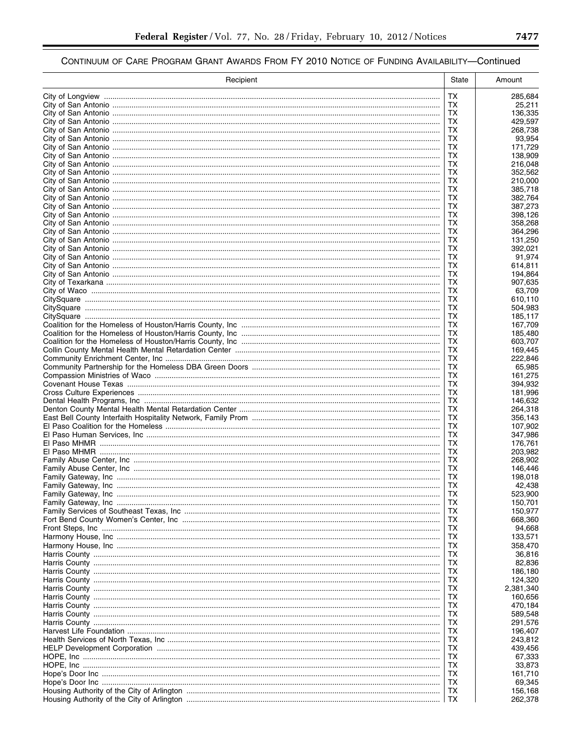## CONTINUUM OF CARE PROGRAM GRANT AWARDS FROM FY 2010 NOTICE OF FUNDING AVAILABILITY—Continued

| Recipient | State | Amount |
|---|---|---|
| City of Longview | TX | 285,684 |
| City of San Antonio | TX | 25,211 |
| City of San Antonio | TX | 136,335 |
| City of San Antonio | TX | 429,597 |
| City of San Antonio | TX | 268,738 |
| City of San Antonio | TX | 93,954 |
| City of San Antonio | TX | 171,729 |
| City of San Antonio | TX | 138,909 |
| City of San Antonio | TX | 216,048 |
| City of San Antonio | TX | 352,562 |
| City of San Antonio | TX | 210,000 |
| City of San Antonio | TX | 385,718 |
| City of San Antonio | TX | 382,764 |
| City of San Antonio | TX | 387,273 |
| City of San Antonio | TX | 398,126 |
| City of San Antonio | TX | 358,268 |
| City of San Antonio | TX | 364,296 |
| City of San Antonio | TX | 131,250 |
| City of San Antonio | TX | 392,021 |
| City of San Antonio | TX | 91,974 |
| City of San Antonio | TX | 614,811 |
| City of San Antonio | TX | 194,864 |
| City of Texarkana | TX | 907,635 |
| City of Waco | TX | 63,709 |
| CitySquare | TX | 610,110 |
| CitySquare | TX | 504,983 |
| CitySquare | TX | 185,117 |
| Coalition for the Homeless of Houston/Harris County, Inc | TX | 167,709 |
| Coalition for the Homeless of Houston/Harris County, Inc | TX | 185,480 |
| Coalition for the Homeless of Houston/Harris County, Inc | TX | 603,707 |
| Collin County Mental Health Mental Retardation Center | TX | 169,445 |
| Community Enrichment Center, Inc | TX | 222,846 |
| Community Partnership for the Homeless DBA Green Doors | TX | 65,985 |
| Compassion Ministries of Waco | TX | 161,275 |
| Covenant House Texas | TX | 394,932 |
| Cross Culture Experiences | TX | 181,996 |
| Dental Health Programs, Inc | TX | 146,632 |
| Denton County Mental Health Mental Retardation Center | TX | 264,318 |
| East Bell County Interfaith Hospitality Network, Family Prom | TX | 356,143 |
| El Paso Coalition for the Homeless | TX | 107,902 |
| El Paso Human Services, Inc | TX | 347,986 |
| El Paso MHMR | TX | 176,761 |
| El Paso MHMR | TX | 203,982 |
| Family Abuse Center, Inc | TX | 268,902 |
| Family Abuse Center, Inc | TX | 146,446 |
| Family Gateway, Inc | TX | 198,018 |
| Family Gateway, Inc | TX | 42,438 |
| Family Gateway, Inc | TX | 523,900 |
| Family Gateway, Inc | TX | 150,701 |
| Family Services of Southeast Texas, Inc | TX | 150,977 |
| Fort Bend County Women's Center, Inc | TX | 668,360 |
| Front Steps, Inc | TX | 94,668 |
| Harmony House, Inc | TX | 133,571 |
| Harmony House, Inc | TX | 358,470 |
| Harris County | TX | 36,816 |
| Harris County | TX | 82,836 |
| Harris County | TX | 186,180 |
| Harris County | TX | 124,320 |
| Harris County | TX | 2,381,340 |
| Harris County | TX | 160,656 |
| Harris County | TX | 470,184 |
| Harris County | TX | 589,548 |
| Harris County | TX | 291,576 |
| Harvest Life Foundation | TX | 196,407 |
| Health Services of North Texas, Inc | TX | 243,812 |
| HELP Development Corporation | TX | 439,456 |
| HOPE, Inc | TX | 67,333 |
| HOPE, Inc | TX | 33,873 |
| Hope's Door Inc | TX | 161,710 |
| Hope's Door Inc | TX | 69,345 |
| Housing Authority of the City of Arlington | TX | 156,168 |
| Housing Authority of the City of Arlington | TX | 262,378 |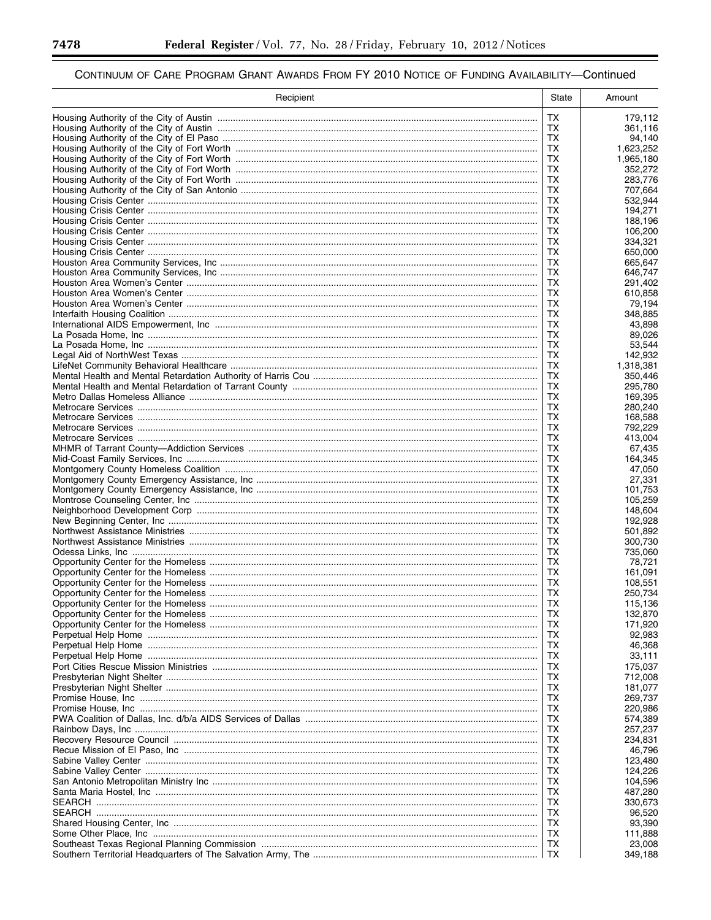## CONTINUUM OF CARE PROGRAM GRANT AWARDS FROM FY 2010 NOTICE OF FUNDING AVAILABILITY—Continued

| Recipient | State | Amount |
| --- | --- | --- |
| Housing Authority of the City of Austin | TX | 179,112 |
| Housing Authority of the City of Austin | TX | 361,116 |
| Housing Authority of the City of El Paso | TX | 94,140 |
| Housing Authority of the City of Fort Worth | TX | 1,623,252 |
| Housing Authority of the City of Fort Worth | TX | 1,965,180 |
| Housing Authority of the City of Fort Worth | TX | 352,272 |
| Housing Authority of the City of Fort Worth | TX | 283,776 |
| Housing Authority of the City of San Antonio | TX | 707,664 |
| Housing Crisis Center | TX | 532,944 |
| Housing Crisis Center | TX | 194,271 |
| Housing Crisis Center | TX | 188,196 |
| Housing Crisis Center | TX | 106,200 |
| Housing Crisis Center | TX | 334,321 |
| Housing Crisis Center | TX | 650,000 |
| Houston Area Community Services, Inc | TX | 665,647 |
| Houston Area Community Services, Inc | TX | 646,747 |
| Houston Area Women's Center | TX | 291,402 |
| Houston Area Women's Center | TX | 610,858 |
| Houston Area Women's Center | TX | 79,194 |
| Interfaith Housing Coalition | TX | 348,885 |
| International AIDS Empowerment, Inc | TX | 43,898 |
| La Posada Home, Inc | TX | 89,026 |
| La Posada Home, Inc | TX | 53,544 |
| Legal Aid of NorthWest Texas | TX | 142,932 |
| LifeNet Community Behavioral Healthcare | TX | 1,318,381 |
| Mental Health and Mental Retardation Authority of Harris Cou | TX | 350,446 |
| Mental Health and Mental Retardation of Tarrant County | TX | 295,780 |
| Metro Dallas Homeless Alliance | TX | 169,395 |
| Metrocare Services | TX | 280,240 |
| Metrocare Services | TX | 168,588 |
| Metrocare Services | TX | 792,229 |
| Metrocare Services | TX | 413,004 |
| MHMR of Tarrant County—Addiction Services | TX | 67,435 |
| Mid-Coast Family Services, Inc | TX | 164,345 |
| Montgomery County Homeless Coalition | TX | 47,050 |
| Montgomery County Emergency Assistance, Inc | TX | 27,331 |
| Montgomery County Emergency Assistance, Inc | TX | 101,753 |
| Montrose Counseling Center, Inc | TX | 105,259 |
| Neighborhood Development Corp | TX | 148,604 |
| New Beginning Center, Inc | TX | 192,928 |
| Northwest Assistance Ministries | TX | 501,892 |
| Northwest Assistance Ministries | TX | 300,730 |
| Odessa Links, Inc | TX | 735,060 |
| Opportunity Center for the Homeless | TX | 78,721 |
| Opportunity Center for the Homeless | TX | 161,091 |
| Opportunity Center for the Homeless | TX | 108,551 |
| Opportunity Center for the Homeless | TX | 250,734 |
| Opportunity Center for the Homeless | TX | 115,136 |
| Opportunity Center for the Homeless | TX | 132,870 |
| Opportunity Center for the Homeless | TX | 171,920 |
| Perpetual Help Home | TX | 92,983 |
| Perpetual Help Home | TX | 46,368 |
| Perpetual Help Home | TX | 33,111 |
| Port Cities Rescue Mission Ministries | TX | 175,037 |
| Presbyterian Night Shelter | TX | 712,008 |
| Presbyterian Night Shelter | TX | 181,077 |
| Promise House, Inc | TX | 269,737 |
| Promise House, Inc | TX | 220,986 |
| PWA Coalition of Dallas, Inc. d/b/a AIDS Services of Dallas | TX | 574,389 |
| Rainbow Days, Inc | TX | 257,237 |
| Recovery Resource Council | TX | 234,831 |
| Recue Mission of El Paso, Inc | TX | 46,796 |
| Sabine Valley Center | TX | 123,480 |
| Sabine Valley Center | TX | 124,226 |
| San Antonio Metropolitan Ministry Inc | TX | 104,596 |
| Santa Maria Hostel, Inc | TX | 487,280 |
| SEARCH | TX | 330,673 |
| SEARCH | TX | 96,520 |
| Shared Housing Center, Inc | TX | 93,390 |
| Some Other Place, Inc | TX | 111,888 |
| Southeast Texas Regional Planning Commission | TX | 23,008 |
| Southern Territorial Headquarters of The Salvation Army, The | TX | 349,188 |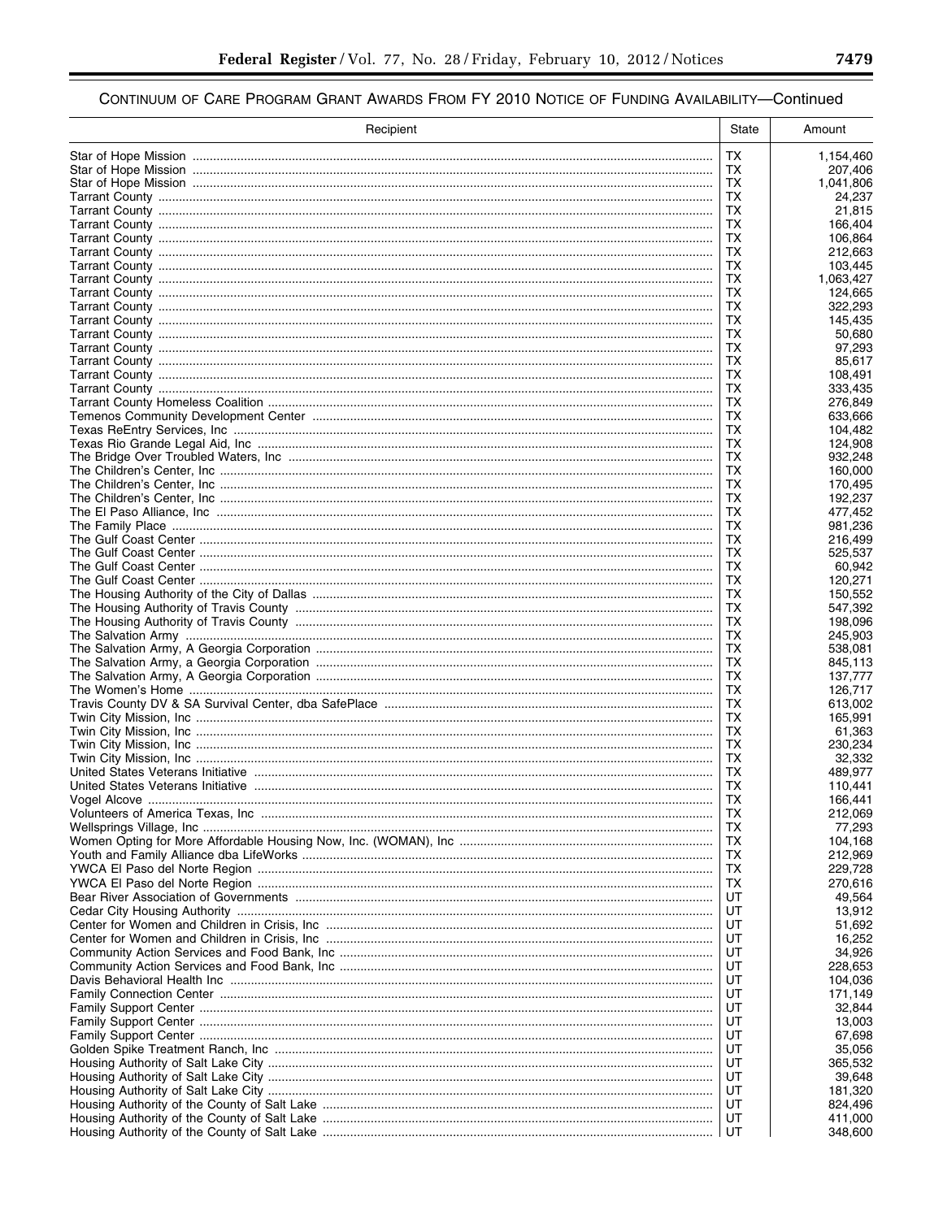CONTINUUM OF CARE PROGRAM GRANT AWARDS FROM FY 2010 NOTICE OF FUNDING AVAILABILITY—Continued

| Recipient | State | Amount |
|---|---|---|
| Star of Hope Mission | TX | 1,154,460 |
| Star of Hope Mission | TX | 207,406 |
| Star of Hope Mission | TX | 1,041,806 |
| Tarrant County | TX | 24,237 |
| Tarrant County | TX | 21,815 |
| Tarrant County | TX | 166,404 |
| Tarrant County | TX | 106,864 |
| Tarrant County | TX | 212,663 |
| Tarrant County | TX | 103,445 |
| Tarrant County | TX | 1,063,427 |
| Tarrant County | TX | 124,665 |
| Tarrant County | TX | 322,293 |
| Tarrant County | TX | 145,435 |
| Tarrant County | TX | 50,680 |
| Tarrant County | TX | 97,293 |
| Tarrant County | TX | 85,617 |
| Tarrant County | TX | 108,491 |
| Tarrant County | TX | 333,435 |
| Tarrant County Homeless Coalition | TX | 276,849 |
| Temenos Community Development Center | TX | 633,666 |
| Texas ReEntry Services, Inc | TX | 104,482 |
| Texas Rio Grande Legal Aid, Inc | TX | 124,908 |
| The Bridge Over Troubled Waters, Inc | TX | 932,248 |
| The Children's Center, Inc | TX | 160,000 |
| The Children's Center, Inc | TX | 170,495 |
| The Children's Center, Inc | TX | 192,237 |
| The El Paso Alliance, Inc | TX | 477,452 |
| The Family Place | TX | 981,236 |
| The Gulf Coast Center | TX | 216,499 |
| The Gulf Coast Center | TX | 525,537 |
| The Gulf Coast Center | TX | 60,942 |
| The Gulf Coast Center | TX | 120,271 |
| The Housing Authority of the City of Dallas | TX | 150,552 |
| The Housing Authority of Travis County | TX | 547,392 |
| The Housing Authority of Travis County | TX | 198,096 |
| The Salvation Army | TX | 245,903 |
| The Salvation Army, A Georgia Corporation | TX | 538,081 |
| The Salvation Army, a Georgia Corporation | TX | 845,113 |
| The Salvation Army, A Georgia Corporation | TX | 137,777 |
| The Women's Home | TX | 126,717 |
| Travis County DV & SA Survival Center, dba SafePlace | TX | 613,002 |
| Twin City Mission, Inc | TX | 165,991 |
| Twin City Mission, Inc | TX | 61,363 |
| Twin City Mission, Inc | TX | 230,234 |
| Twin City Mission, Inc | TX | 32,332 |
| United States Veterans Initiative | TX | 489,977 |
| United States Veterans Initiative | TX | 110,441 |
| Vogel Alcove | TX | 166,441 |
| Volunteers of America Texas, Inc | TX | 212,069 |
| Wellsprings Village, Inc | TX | 77,293 |
| Women Opting for More Affordable Housing Now, Inc. (WOMAN), Inc | TX | 104,168 |
| Youth and Family Alliance dba LifeWorks | TX | 212,969 |
| YWCA El Paso del Norte Region | TX | 229,728 |
| YWCA El Paso del Norte Region | TX | 270,616 |
| Bear River Association of Governments | UT | 49,564 |
| Cedar City Housing Authority | UT | 13,912 |
| Center for Women and Children in Crisis, Inc | UT | 51,692 |
| Center for Women and Children in Crisis, Inc | UT | 16,252 |
| Community Action Services and Food Bank, Inc | UT | 34,926 |
| Community Action Services and Food Bank, Inc | UT | 228,653 |
| Davis Behavioral Health Inc | UT | 104,036 |
| Family Connection Center | UT | 171,149 |
| Family Support Center | UT | 32,844 |
| Family Support Center | UT | 13,003 |
| Family Support Center | UT | 67,698 |
| Golden Spike Treatment Ranch, Inc | UT | 35,056 |
| Housing Authority of Salt Lake City | UT | 365,532 |
| Housing Authority of Salt Lake City | UT | 39,648 |
| Housing Authority of Salt Lake City | UT | 181,320 |
| Housing Authority of the County of Salt Lake | UT | 824,496 |
| Housing Authority of the County of Salt Lake | UT | 411,000 |
| Housing Authority of the County of Salt Lake | UT | 348,600 |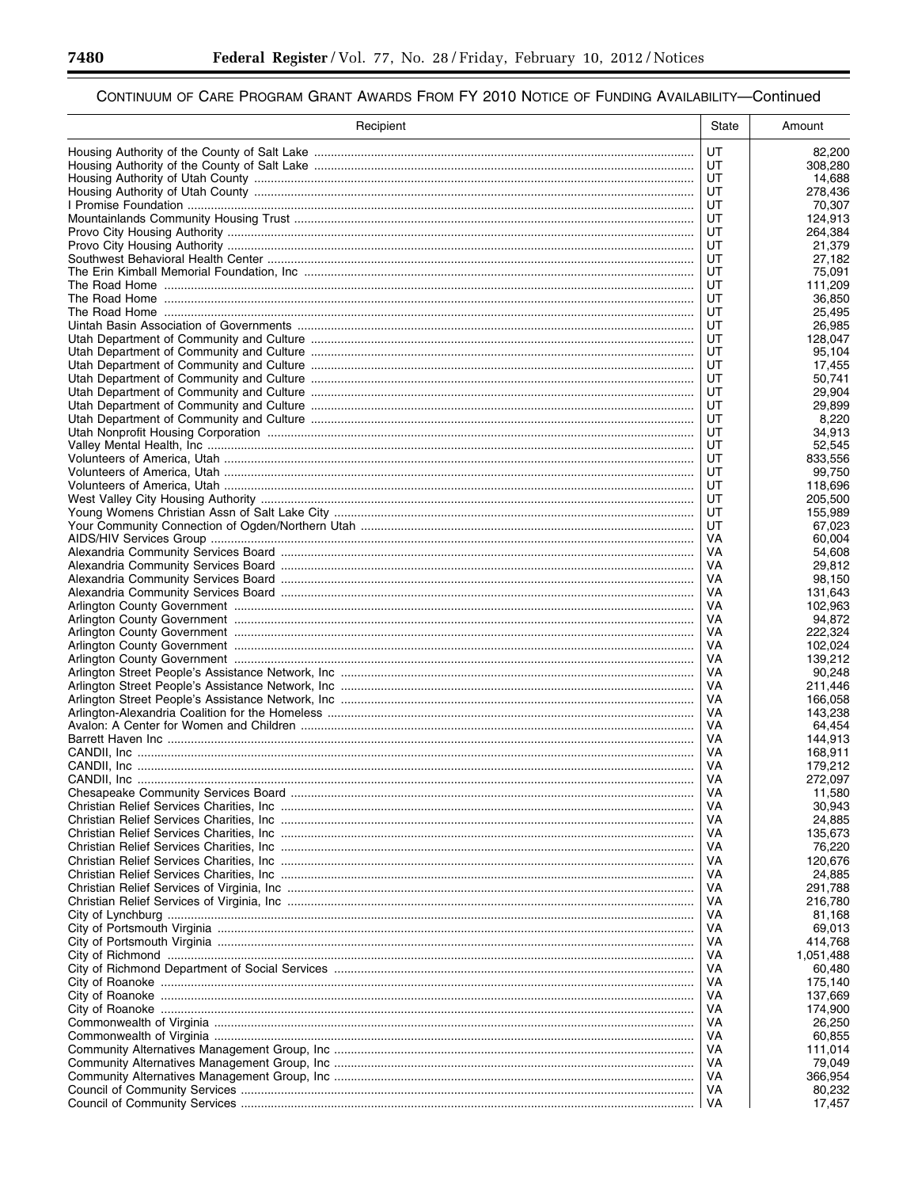## CONTINUUM OF CARE PROGRAM GRANT AWARDS FROM FY 2010 NOTICE OF FUNDING AVAILABILITY—Continued

| Recipient | State | Amount |
|---|---|---|
| Housing Authority of the County of Salt Lake | UT | 82,200 |
| Housing Authority of the County of Salt Lake | UT | 308,280 |
| Housing Authority of Utah County | UT | 14,688 |
| Housing Authority of Utah County | UT | 278,436 |
| I Promise Foundation | UT | 70,307 |
| Mountainlands Community Housing Trust | UT | 124,913 |
| Provo City Housing Authority | UT | 264,384 |
| Provo City Housing Authority | UT | 21,379 |
| Southwest Behavioral Health Center | UT | 27,182 |
| The Erin Kimball Memorial Foundation, Inc | UT | 75,091 |
| The Road Home | UT | 111,209 |
| The Road Home | UT | 36,850 |
| The Road Home | UT | 25,495 |
| Uintah Basin Association of Governments | UT | 26,985 |
| Utah Department of Community and Culture | UT | 128,047 |
| Utah Department of Community and Culture | UT | 95,104 |
| Utah Department of Community and Culture | UT | 17,455 |
| Utah Department of Community and Culture | UT | 50,741 |
| Utah Department of Community and Culture | UT | 29,904 |
| Utah Department of Community and Culture | UT | 29,899 |
| Utah Department of Community and Culture | UT | 8,220 |
| Utah Nonprofit Housing Corporation | UT | 34,913 |
| Valley Mental Health, Inc | UT | 52,545 |
| Volunteers of America, Utah | UT | 833,556 |
| Volunteers of America, Utah | UT | 99,750 |
| Volunteers of America, Utah | UT | 118,696 |
| West Valley City Housing Authority | UT | 205,500 |
| Young Womens Christian Assn of Salt Lake City | UT | 155,989 |
| Your Community Connection of Ogden/Northern Utah | UT | 67,023 |
| AIDS/HIV Services Group | VA | 60,004 |
| Alexandria Community Services Board | VA | 54,608 |
| Alexandria Community Services Board | VA | 29,812 |
| Alexandria Community Services Board | VA | 98,150 |
| Alexandria Community Services Board | VA | 131,643 |
| Arlington County Government | VA | 102,963 |
| Arlington County Government | VA | 94,872 |
| Arlington County Government | VA | 222,324 |
| Arlington County Government | VA | 102,024 |
| Arlington County Government | VA | 139,212 |
| Arlington Street People's Assistance Network, Inc | VA | 90,248 |
| Arlington Street People's Assistance Network, Inc | VA | 211,446 |
| Arlington Street People's Assistance Network, Inc | VA | 166,058 |
| Arlington-Alexandria Coalition for the Homeless | VA | 143,238 |
| Avalon: A Center for Women and Children | VA | 64,454 |
| Barrett Haven Inc | VA | 144,913 |
| CANDII, Inc | VA | 168,911 |
| CANDII, Inc | VA | 179,212 |
| CANDII, Inc | VA | 272,097 |
| Chesapeake Community Services Board | VA | 11,580 |
| Christian Relief Services Charities, Inc | VA | 30,943 |
| Christian Relief Services Charities, Inc | VA | 24,885 |
| Christian Relief Services Charities, Inc | VA | 135,673 |
| Christian Relief Services Charities, Inc | VA | 76,220 |
| Christian Relief Services Charities, Inc | VA | 120,676 |
| Christian Relief Services Charities, Inc | VA | 24,885 |
| Christian Relief Services of Virginia, Inc | VA | 291,788 |
| Christian Relief Services of Virginia, Inc | VA | 216,780 |
| City of Lynchburg | VA | 81,168 |
| City of Portsmouth Virginia | VA | 69,013 |
| City of Portsmouth Virginia | VA | 414,768 |
| City of Richmond | VA | 1,051,488 |
| City of Richmond Department of Social Services | VA | 60,480 |
| City of Roanoke | VA | 175,140 |
| City of Roanoke | VA | 137,669 |
| City of Roanoke | VA | 174,900 |
| Commonwealth of Virginia | VA | 26,250 |
| Commonwealth of Virginia | VA | 60,855 |
| Community Alternatives Management Group, Inc | VA | 111,014 |
| Community Alternatives Management Group, Inc | VA | 79,049 |
| Community Alternatives Management Group, Inc | VA | 366,954 |
| Council of Community Services | VA | 80,232 |
| Council of Community Services | VA | 17,457 |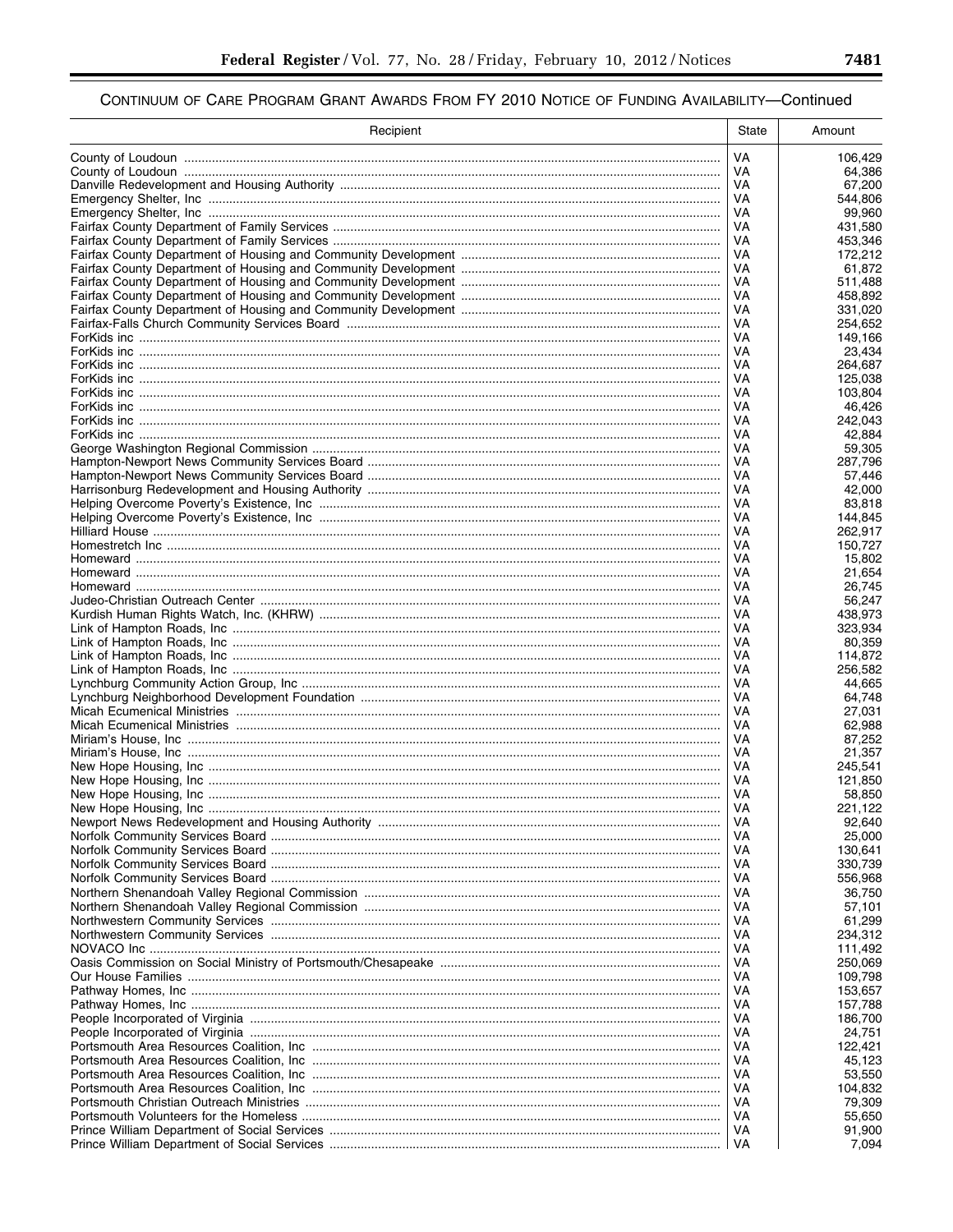## CONTINUUM OF CARE PROGRAM GRANT AWARDS FROM FY 2010 NOTICE OF FUNDING AVAILABILITY—Continued

| Recipient | State | Amount |
|---|---|---|
| County of Loudoun | VA | 106,429 |
| County of Loudoun | VA | 64,386 |
| Danville Redevelopment and Housing Authority | VA | 67,200 |
| Emergency Shelter, Inc | VA | 544,806 |
| Emergency Shelter, Inc | VA | 99,960 |
| Fairfax County Department of Family Services | VA | 431,580 |
| Fairfax County Department of Family Services | VA | 453,346 |
| Fairfax County Department of Housing and Community Development | VA | 172,212 |
| Fairfax County Department of Housing and Community Development | VA | 61,872 |
| Fairfax County Department of Housing and Community Development | VA | 511,488 |
| Fairfax County Department of Housing and Community Development | VA | 458,892 |
| Fairfax County Department of Housing and Community Development | VA | 331,020 |
| Fairfax-Falls Church Community Services Board | VA | 254,652 |
| ForKids inc | VA | 149,166 |
| ForKids inc | VA | 23,434 |
| ForKids inc | VA | 264,687 |
| ForKids inc | VA | 125,038 |
| ForKids inc | VA | 103,804 |
| ForKids inc | VA | 46,426 |
| ForKids inc | VA | 242,043 |
| ForKids inc | VA | 42,884 |
| George Washington Regional Commission | VA | 59,305 |
| Hampton-Newport News Community Services Board | VA | 287,796 |
| Hampton-Newport News Community Services Board | VA | 57,446 |
| Harrisonburg Redevelopment and Housing Authority | VA | 42,000 |
| Helping Overcome Poverty's Existence, Inc | VA | 83,818 |
| Helping Overcome Poverty's Existence, Inc | VA | 144,845 |
| Hilliard House | VA | 262,917 |
| Homestretch Inc | VA | 150,727 |
| Homeward | VA | 15,802 |
| Homeward | VA | 21,654 |
| Homeward | VA | 26,745 |
| Judeo-Christian Outreach Center | VA | 56,247 |
| Kurdish Human Rights Watch, Inc. (KHRW) | VA | 438,973 |
| Link of Hampton Roads, Inc | VA | 323,934 |
| Link of Hampton Roads, Inc | VA | 80,359 |
| Link of Hampton Roads, Inc | VA | 114,872 |
| Link of Hampton Roads, Inc | VA | 256,582 |
| Lynchburg Community Action Group, Inc | VA | 44,665 |
| Lynchburg Neighborhood Development Foundation | VA | 64,748 |
| Micah Ecumenical Ministries | VA | 27,031 |
| Micah Ecumenical Ministries | VA | 62,988 |
| Miriam's House, Inc | VA | 87,252 |
| Miriam's House, Inc | VA | 21,357 |
| New Hope Housing, Inc | VA | 245,541 |
| New Hope Housing, Inc | VA | 121,850 |
| New Hope Housing, Inc | VA | 58,850 |
| New Hope Housing, Inc | VA | 221,122 |
| Newport News Redevelopment and Housing Authority | VA | 92,640 |
| Norfolk Community Services Board | VA | 25,000 |
| Norfolk Community Services Board | VA | 130,641 |
| Norfolk Community Services Board | VA | 330,739 |
| Norfolk Community Services Board | VA | 556,968 |
| Northern Shenandoah Valley Regional Commission | VA | 36,750 |
| Northern Shenandoah Valley Regional Commission | VA | 57,101 |
| Northwestern Community Services | VA | 61,299 |
| Northwestern Community Services | VA | 234,312 |
| NOVACO Inc | VA | 111,492 |
| Oasis Commission on Social Ministry of Portsmouth/Chesapeake | VA | 250,069 |
| Our House Families | VA | 109,798 |
| Pathway Homes, Inc | VA | 153,657 |
| Pathway Homes, Inc | VA | 157,788 |
| People Incorporated of Virginia | VA | 186,700 |
| People Incorporated of Virginia | VA | 24,751 |
| Portsmouth Area Resources Coalition, Inc | VA | 122,421 |
| Portsmouth Area Resources Coalition, Inc | VA | 45,123 |
| Portsmouth Area Resources Coalition, Inc | VA | 53,550 |
| Portsmouth Area Resources Coalition, Inc | VA | 104,832 |
| Portsmouth Christian Outreach Ministries | VA | 79,309 |
| Portsmouth Volunteers for the Homeless | VA | 55,650 |
| Prince William Department of Social Services | VA | 91,900 |
| Prince William Department of Social Services | VA | 7,094 |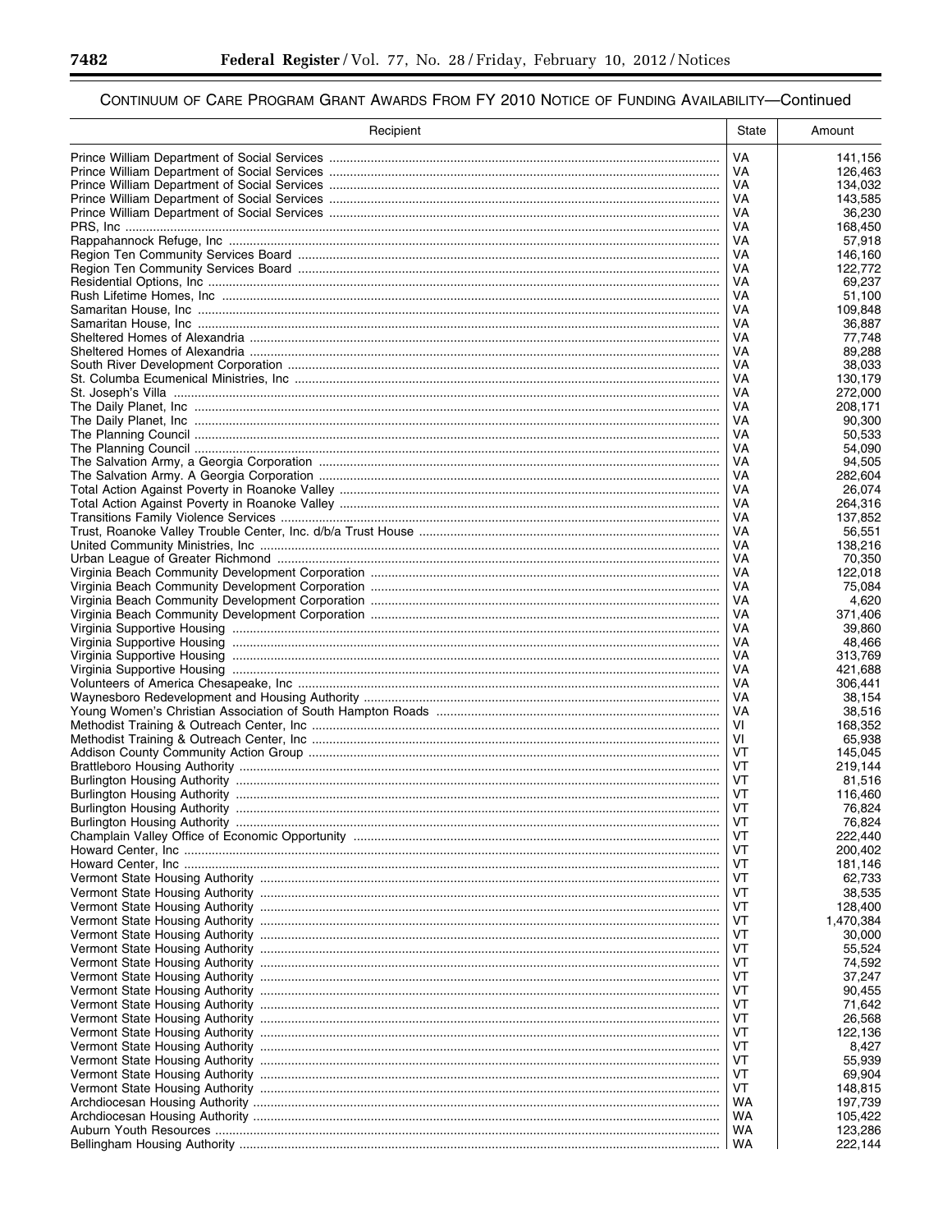CONTINUUM OF CARE PROGRAM GRANT AWARDS FROM FY 2010 NOTICE OF FUNDING AVAILABILITY—Continued

| Recipient | State | Amount |
|---|---|---|
| Prince William Department of Social Services | VA | 141,156 |
| Prince William Department of Social Services | VA | 126,463 |
| Prince William Department of Social Services | VA | 134,032 |
| Prince William Department of Social Services | VA | 143,585 |
| Prince William Department of Social Services | VA | 36,230 |
| PRS, Inc | VA | 168,450 |
| Rappahannock Refuge, Inc | VA | 57,918 |
| Region Ten Community Services Board | VA | 146,160 |
| Region Ten Community Services Board | VA | 122,772 |
| Residential Options, Inc | VA | 69,237 |
| Rush Lifetime Homes, Inc | VA | 51,100 |
| Samaritan House, Inc | VA | 109,848 |
| Samaritan House, Inc | VA | 36,887 |
| Sheltered Homes of Alexandria | VA | 77,748 |
| Sheltered Homes of Alexandria | VA | 89,288 |
| South River Development Corporation | VA | 38,033 |
| St. Columba Ecumenical Ministries, Inc | VA | 130,179 |
| St. Joseph's Villa | VA | 272,000 |
| The Daily Planet, Inc | VA | 208,171 |
| The Daily Planet, Inc | VA | 90,300 |
| The Planning Council | VA | 50,533 |
| The Planning Council | VA | 54,090 |
| The Salvation Army, a Georgia Corporation | VA | 94,505 |
| The Salvation Army. A Georgia Corporation | VA | 282,604 |
| Total Action Against Poverty in Roanoke Valley | VA | 26,074 |
| Total Action Against Poverty in Roanoke Valley | VA | 264,316 |
| Transitions Family Violence Services | VA | 137,852 |
| Trust, Roanoke Valley Trouble Center, Inc. d/b/a Trust House | VA | 56,551 |
| United Community Ministries, Inc | VA | 138,216 |
| Urban League of Greater Richmond | VA | 70,350 |
| Virginia Beach Community Development Corporation | VA | 122,018 |
| Virginia Beach Community Development Corporation | VA | 75,084 |
| Virginia Beach Community Development Corporation | VA | 4,620 |
| Virginia Beach Community Development Corporation | VA | 371,406 |
| Virginia Supportive Housing | VA | 39,860 |
| Virginia Supportive Housing | VA | 48,466 |
| Virginia Supportive Housing | VA | 313,769 |
| Virginia Supportive Housing | VA | 421,688 |
| Volunteers of America Chesapeake, Inc | VA | 306,441 |
| Waynesboro Redevelopment and Housing Authority | VA | 38,154 |
| Young Women's Christian Association of South Hampton Roads | VA | 38,516 |
| Methodist Training & Outreach Center, Inc | VI | 168,352 |
| Methodist Training & Outreach Center, Inc | VI | 65,938 |
| Addison County Community Action Group | VT | 145,045 |
| Brattleboro Housing Authority | VT | 219,144 |
| Burlington Housing Authority | VT | 81,516 |
| Burlington Housing Authority | VT | 116,460 |
| Burlington Housing Authority | VT | 76,824 |
| Burlington Housing Authority | VT | 76,824 |
| Champlain Valley Office of Economic Opportunity | VT | 222,440 |
| Howard Center, Inc | VT | 200,402 |
| Howard Center, Inc | VT | 181,146 |
| Vermont State Housing Authority | VT | 62,733 |
| Vermont State Housing Authority | VT | 38,535 |
| Vermont State Housing Authority | VT | 128,400 |
| Vermont State Housing Authority | VT | 1,470,384 |
| Vermont State Housing Authority | VT | 30,000 |
| Vermont State Housing Authority | VT | 55,524 |
| Vermont State Housing Authority | VT | 74,592 |
| Vermont State Housing Authority | VT | 37,247 |
| Vermont State Housing Authority | VT | 90,455 |
| Vermont State Housing Authority | VT | 71,642 |
| Vermont State Housing Authority | VT | 26,568 |
| Vermont State Housing Authority | VT | 122,136 |
| Vermont State Housing Authority | VT | 8,427 |
| Vermont State Housing Authority | VT | 55,939 |
| Vermont State Housing Authority | VT | 69,904 |
| Vermont State Housing Authority | VT | 148,815 |
| Archdiocesan Housing Authority | WA | 197,739 |
| Archdiocesan Housing Authority | WA | 105,422 |
| Auburn Youth Resources | WA | 123,286 |
| Bellingham Housing Authority | WA | 222,144 |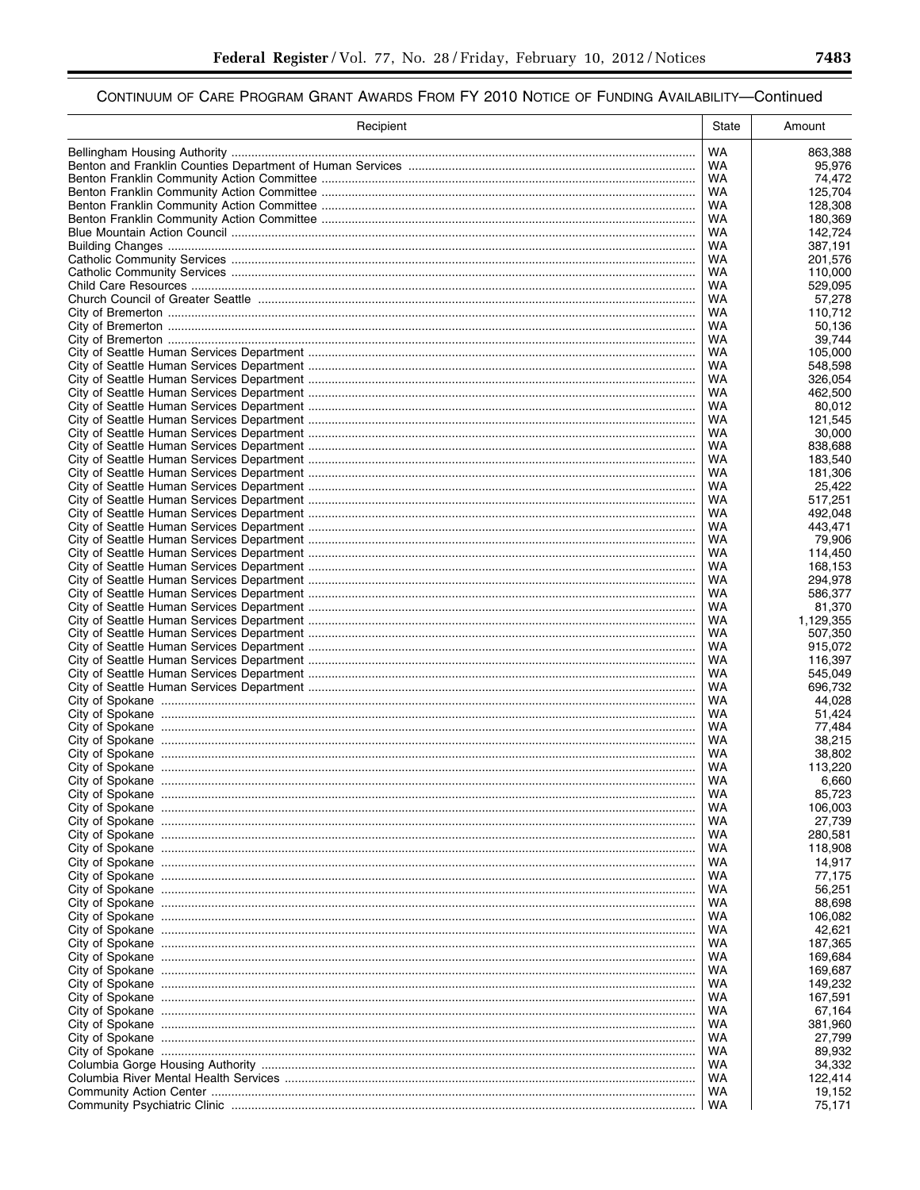## CONTINUUM OF CARE PROGRAM GRANT AWARDS FROM FY 2010 NOTICE OF FUNDING AVAILABILITY—Continued

| Recipient | State | Amount |
|---|---|---|
| Bellingham Housing Authority | WA | 863,388 |
| Benton and Franklin Counties Department of Human Services | WA | 95,976 |
| Benton Franklin Community Action Committee | WA | 74,472 |
| Benton Franklin Community Action Committee | WA | 125,704 |
| Benton Franklin Community Action Committee | WA | 128,308 |
| Benton Franklin Community Action Committee | WA | 180,369 |
| Blue Mountain Action Council | WA | 142,724 |
| Building Changes | WA | 387,191 |
| Catholic Community Services | WA | 201,576 |
| Catholic Community Services | WA | 110,000 |
| Child Care Resources | WA | 529,095 |
| Church Council of Greater Seattle | WA | 57,278 |
| City of Bremerton | WA | 110,712 |
| City of Bremerton | WA | 50,136 |
| City of Bremerton | WA | 39,744 |
| City of Seattle Human Services Department | WA | 105,000 |
| City of Seattle Human Services Department | WA | 548,598 |
| City of Seattle Human Services Department | WA | 326,054 |
| City of Seattle Human Services Department | WA | 462,500 |
| City of Seattle Human Services Department | WA | 80,012 |
| City of Seattle Human Services Department | WA | 121,545 |
| City of Seattle Human Services Department | WA | 30,000 |
| City of Seattle Human Services Department | WA | 838,688 |
| City of Seattle Human Services Department | WA | 183,540 |
| City of Seattle Human Services Department | WA | 181,306 |
| City of Seattle Human Services Department | WA | 25,422 |
| City of Seattle Human Services Department | WA | 517,251 |
| City of Seattle Human Services Department | WA | 492,048 |
| City of Seattle Human Services Department | WA | 443,471 |
| City of Seattle Human Services Department | WA | 79,906 |
| City of Seattle Human Services Department | WA | 114,450 |
| City of Seattle Human Services Department | WA | 168,153 |
| City of Seattle Human Services Department | WA | 294,978 |
| City of Seattle Human Services Department | WA | 586,377 |
| City of Seattle Human Services Department | WA | 81,370 |
| City of Seattle Human Services Department | WA | 1,129,355 |
| City of Seattle Human Services Department | WA | 507,350 |
| City of Seattle Human Services Department | WA | 915,072 |
| City of Seattle Human Services Department | WA | 116,397 |
| City of Seattle Human Services Department | WA | 545,049 |
| City of Seattle Human Services Department | WA | 696,732 |
| City of Spokane | WA | 44,028 |
| City of Spokane | WA | 51,424 |
| City of Spokane | WA | 77,484 |
| City of Spokane | WA | 38,215 |
| City of Spokane | WA | 38,802 |
| City of Spokane | WA | 113,220 |
| City of Spokane | WA | 6,660 |
| City of Spokane | WA | 85,723 |
| City of Spokane | WA | 106,003 |
| City of Spokane | WA | 27,739 |
| City of Spokane | WA | 280,581 |
| City of Spokane | WA | 118,908 |
| City of Spokane | WA | 14,917 |
| City of Spokane | WA | 77,175 |
| City of Spokane | WA | 56,251 |
| City of Spokane | WA | 88,698 |
| City of Spokane | WA | 106,082 |
| City of Spokane | WA | 42,621 |
| City of Spokane | WA | 187,365 |
| City of Spokane | WA | 169,684 |
| City of Spokane | WA | 169,687 |
| City of Spokane | WA | 149,232 |
| City of Spokane | WA | 167,591 |
| City of Spokane | WA | 67,164 |
| City of Spokane | WA | 381,960 |
| City of Spokane | WA | 27,799 |
| City of Spokane | WA | 89,932 |
| Columbia Gorge Housing Authority | WA | 34,332 |
| Columbia River Mental Health Services | WA | 122,414 |
| Community Action Center | WA | 19,152 |
| Community Psychiatric Clinic | WA | 75,171 |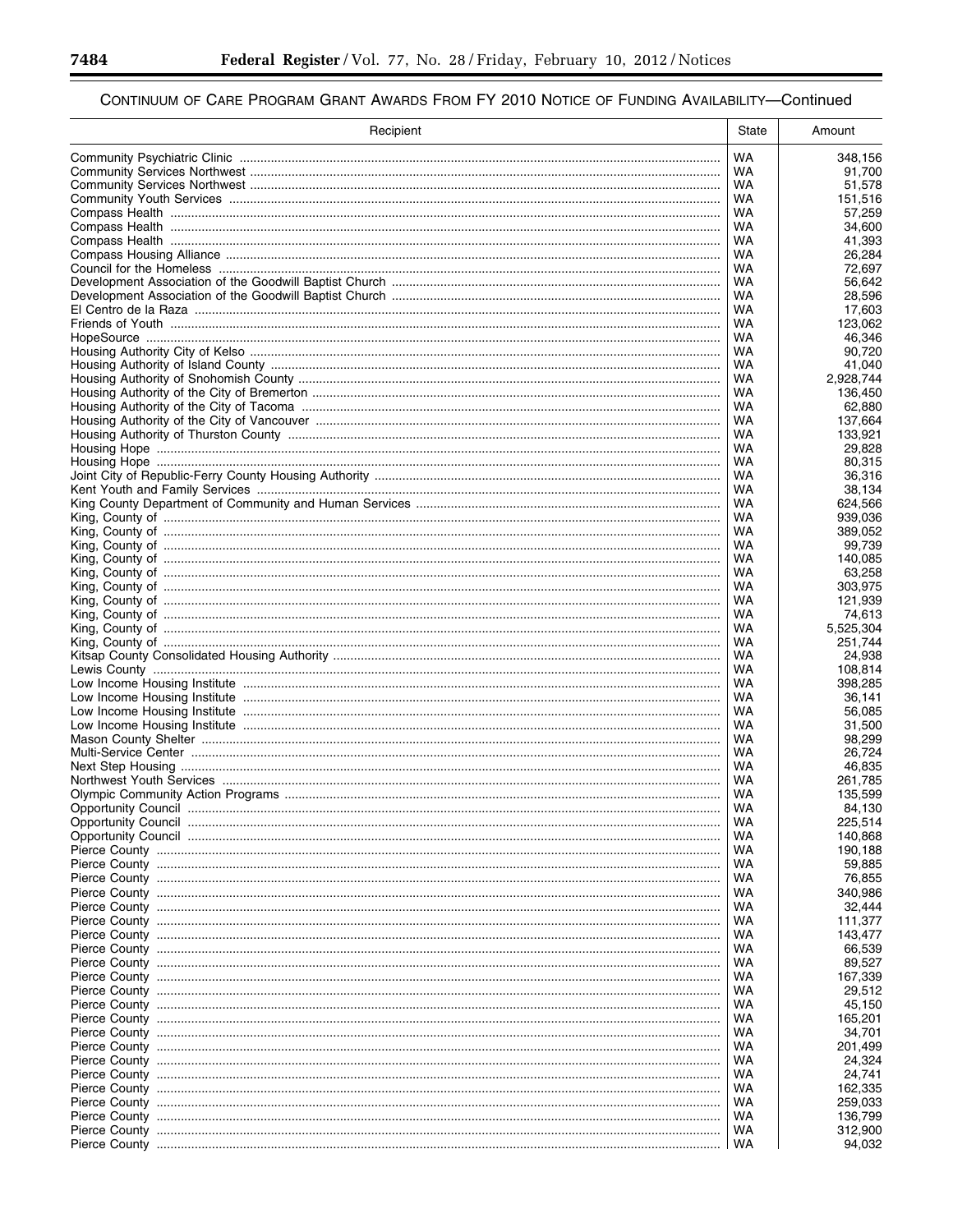CONTINUUM OF CARE PROGRAM GRANT AWARDS FROM FY 2010 NOTICE OF FUNDING AVAILABILITY—Continued

| Recipient | State | Amount |
| --- | --- | --- |
| Community Psychiatric Clinic | WA | 348,156 |
| Community Services Northwest | WA | 91,700 |
| Community Services Northwest | WA | 51,578 |
| Community Youth Services | WA | 151,516 |
| Compass Health | WA | 57,259 |
| Compass Health | WA | 34,600 |
| Compass Health | WA | 41,393 |
| Compass Housing Alliance | WA | 26,284 |
| Council for the Homeless | WA | 72,697 |
| Development Association of the Goodwill Baptist Church | WA | 56,642 |
| Development Association of the Goodwill Baptist Church | WA | 28,596 |
| El Centro de la Raza | WA | 17,603 |
| Friends of Youth | WA | 123,062 |
| HopeSource | WA | 46,346 |
| Housing Authority City of Kelso | WA | 90,720 |
| Housing Authority of Island County | WA | 41,040 |
| Housing Authority of Snohomish County | WA | 2,928,744 |
| Housing Authority of the City of Bremerton | WA | 136,450 |
| Housing Authority of the City of Tacoma | WA | 62,880 |
| Housing Authority of the City of Vancouver | WA | 137,664 |
| Housing Authority of Thurston County | WA | 133,921 |
| Housing Hope | WA | 29,828 |
| Housing Hope | WA | 80,315 |
| Joint City of Republic-Ferry County Housing Authority | WA | 36,316 |
| Kent Youth and Family Services | WA | 38,134 |
| King County Department of Community and Human Services | WA | 624,566 |
| King, County of | WA | 939,036 |
| King, County of | WA | 389,052 |
| King, County of | WA | 99,739 |
| King, County of | WA | 140,085 |
| King, County of | WA | 63,258 |
| King, County of | WA | 303,975 |
| King, County of | WA | 121,939 |
| King, County of | WA | 74,613 |
| King, County of | WA | 5,525,304 |
| King, County of | WA | 251,744 |
| Kitsap County Consolidated Housing Authority | WA | 24,938 |
| Lewis County | WA | 108,814 |
| Low Income Housing Institute | WA | 398,285 |
| Low Income Housing Institute | WA | 36,141 |
| Low Income Housing Institute | WA | 56,085 |
| Low Income Housing Institute | WA | 31,500 |
| Mason County Shelter | WA | 98,299 |
| Multi-Service Center | WA | 26,724 |
| Next Step Housing | WA | 46,835 |
| Northwest Youth Services | WA | 261,785 |
| Olympic Community Action Programs | WA | 135,599 |
| Opportunity Council | WA | 84,130 |
| Opportunity Council | WA | 225,514 |
| Opportunity Council | WA | 140,868 |
| Pierce County | WA | 190,188 |
| Pierce County | WA | 59,885 |
| Pierce County | WA | 76,855 |
| Pierce County | WA | 340,986 |
| Pierce County | WA | 32,444 |
| Pierce County | WA | 111,377 |
| Pierce County | WA | 143,477 |
| Pierce County | WA | 66,539 |
| Pierce County | WA | 89,527 |
| Pierce County | WA | 167,339 |
| Pierce County | WA | 29,512 |
| Pierce County | WA | 45,150 |
| Pierce County | WA | 165,201 |
| Pierce County | WA | 34,701 |
| Pierce County | WA | 201,499 |
| Pierce County | WA | 24,324 |
| Pierce County | WA | 24,741 |
| Pierce County | WA | 162,335 |
| Pierce County | WA | 259,033 |
| Pierce County | WA | 136,799 |
| Pierce County | WA | 312,900 |
| Pierce County | WA | 94,032 |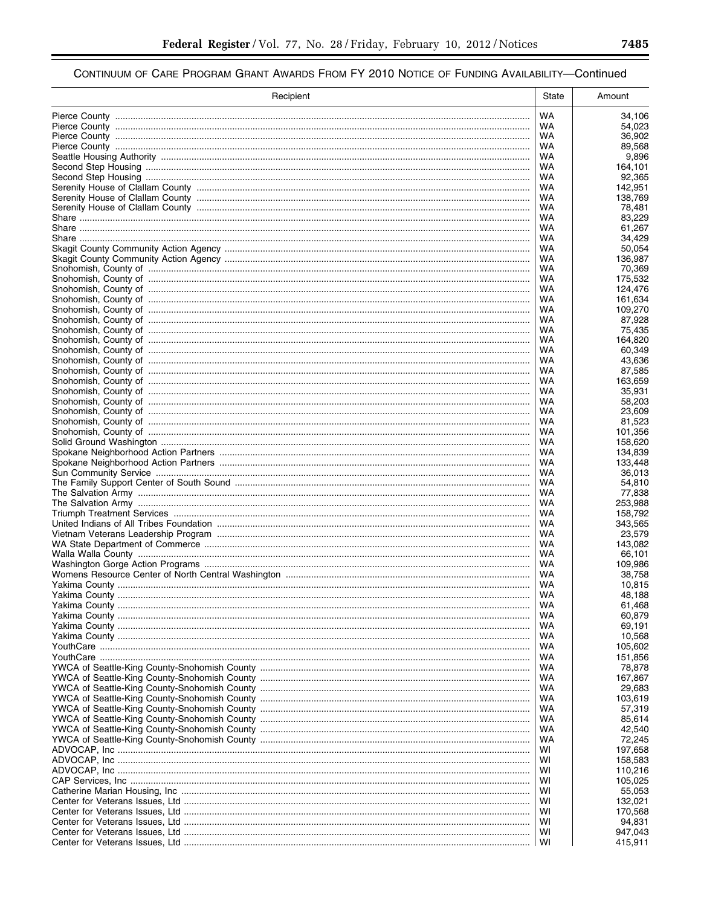## CONTINUUM OF CARE PROGRAM GRANT AWARDS FROM FY 2010 NOTICE OF FUNDING AVAILABILITY—Continued

| Recipient | State | Amount |
| --- | --- | --- |
| Pierce County | WA | 34,106 |
| Pierce County | WA | 54,023 |
| Pierce County | WA | 36,902 |
| Pierce County | WA | 89,568 |
| Seattle Housing Authority | WA | 9,896 |
| Second Step Housing | WA | 164,101 |
| Second Step Housing | WA | 92,365 |
| Serenity House of Clallam County | WA | 142,951 |
| Serenity House of Clallam County | WA | 138,769 |
| Serenity House of Clallam County | WA | 78,481 |
| Share | WA | 83,229 |
| Share | WA | 61,267 |
| Share | WA | 34,429 |
| Skagit County Community Action Agency | WA | 50,054 |
| Skagit County Community Action Agency | WA | 136,987 |
| Snohomish, County of | WA | 70,369 |
| Snohomish, County of | WA | 175,532 |
| Snohomish, County of | WA | 124,476 |
| Snohomish, County of | WA | 161,634 |
| Snohomish, County of | WA | 109,270 |
| Snohomish, County of | WA | 87,928 |
| Snohomish, County of | WA | 75,435 |
| Snohomish, County of | WA | 164,820 |
| Snohomish, County of | WA | 60,349 |
| Snohomish, County of | WA | 43,636 |
| Snohomish, County of | WA | 87,585 |
| Snohomish, County of | WA | 163,659 |
| Snohomish, County of | WA | 35,931 |
| Snohomish, County of | WA | 58,203 |
| Snohomish, County of | WA | 23,609 |
| Snohomish, County of | WA | 81,523 |
| Snohomish, County of | WA | 101,356 |
| Solid Ground Washington | WA | 158,620 |
| Spokane Neighborhood Action Partners | WA | 134,839 |
| Spokane Neighborhood Action Partners | WA | 133,448 |
| Sun Community Service | WA | 36,013 |
| The Family Support Center of South Sound | WA | 54,810 |
| The Salvation Army | WA | 77,838 |
| The Salvation Army | WA | 253,988 |
| Triumph Treatment Services | WA | 158,792 |
| United Indians of All Tribes Foundation | WA | 343,565 |
| Vietnam Veterans Leadership Program | WA | 23,579 |
| WA State Department of Commerce | WA | 143,082 |
| Walla Walla County | WA | 66,101 |
| Washington Gorge Action Programs | WA | 109,986 |
| Womens Resource Center of North Central Washington | WA | 38,758 |
| Yakima County | WA | 10,815 |
| Yakima County | WA | 48,188 |
| Yakima County | WA | 61,468 |
| Yakima County | WA | 60,879 |
| Yakima County | WA | 69,191 |
| Yakima County | WA | 10,568 |
| YouthCare | WA | 105,602 |
| YouthCare | WA | 151,856 |
| YWCA of Seattle-King County-Snohomish County | WA | 78,878 |
| YWCA of Seattle-King County-Snohomish County | WA | 167,867 |
| YWCA of Seattle-King County-Snohomish County | WA | 29,683 |
| YWCA of Seattle-King County-Snohomish County | WA | 103,619 |
| YWCA of Seattle-King County-Snohomish County | WA | 57,319 |
| YWCA of Seattle-King County-Snohomish County | WA | 85,614 |
| YWCA of Seattle-King County-Snohomish County | WA | 42,540 |
| YWCA of Seattle-King County-Snohomish County | WA | 72,245 |
| ADVOCAP, Inc | WI | 197,658 |
| ADVOCAP, Inc | WI | 158,583 |
| ADVOCAP, Inc | WI | 110,216 |
| CAP Services, Inc | WI | 105,025 |
| Catherine Marian Housing, Inc | WI | 55,053 |
| Center for Veterans Issues, Ltd | WI | 132,021 |
| Center for Veterans Issues, Ltd | WI | 170,568 |
| Center for Veterans Issues, Ltd | WI | 94,831 |
| Center for Veterans Issues, Ltd | WI | 947,043 |
| Center for Veterans Issues, Ltd | WI | 415,911 |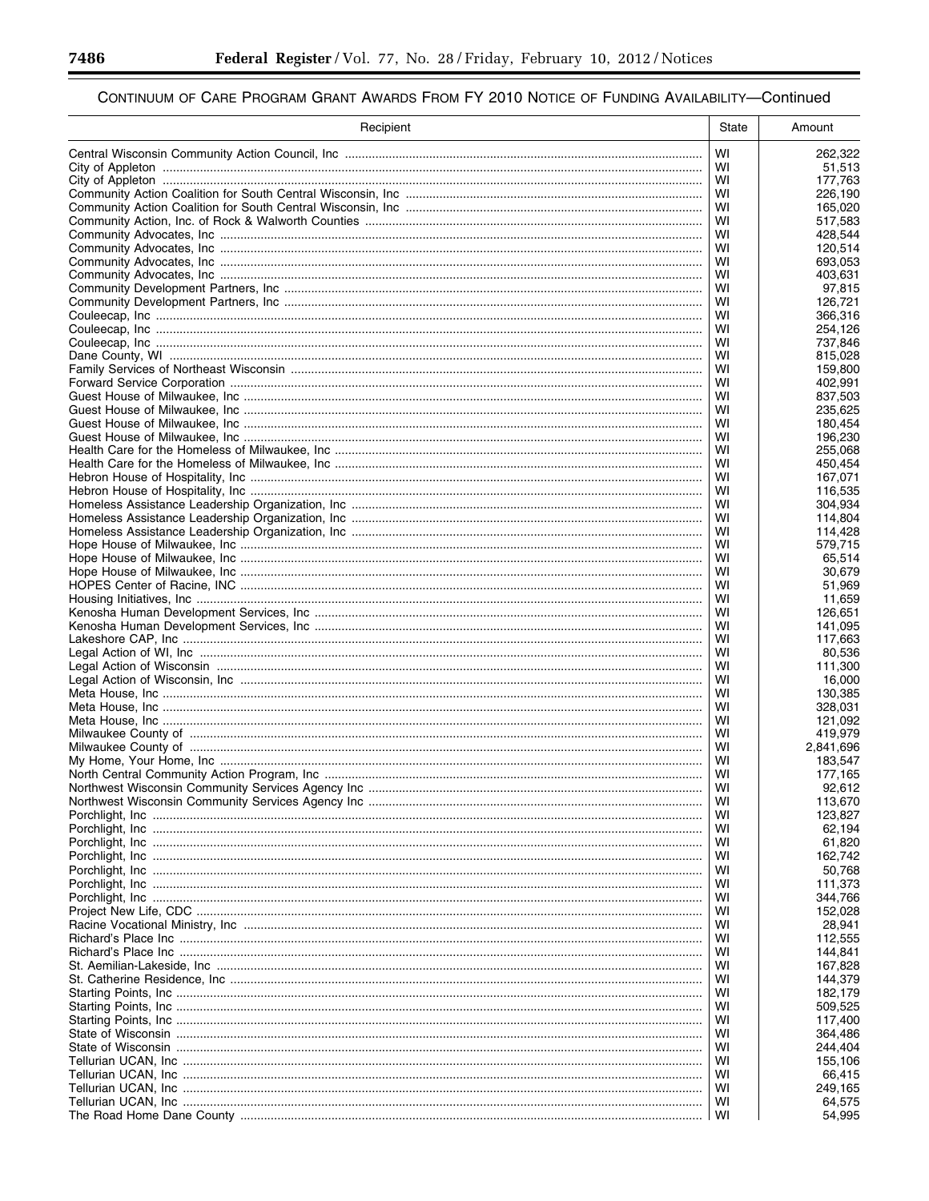CONTINUUM OF CARE PROGRAM GRANT AWARDS FROM FY 2010 NOTICE OF FUNDING AVAILABILITY—Continued

| Recipient | State | Amount |
| --- | --- | --- |
| Central Wisconsin Community Action Council, Inc | WI | 262,322 |
| City of Appleton | WI | 51,513 |
| City of Appleton | WI | 177,763 |
| Community Action Coalition for South Central Wisconsin, Inc | WI | 226,190 |
| Community Action Coalition for South Central Wisconsin, Inc | WI | 165,020 |
| Community Action, Inc. of Rock & Walworth Counties | WI | 517,583 |
| Community Advocates, Inc | WI | 428,544 |
| Community Advocates, Inc | WI | 120,514 |
| Community Advocates, Inc | WI | 693,053 |
| Community Advocates, Inc | WI | 403,631 |
| Community Development Partners, Inc | WI | 97,815 |
| Community Development Partners, Inc | WI | 126,721 |
| Couleecap, Inc | WI | 366,316 |
| Couleecap, Inc | WI | 254,126 |
| Couleecap, Inc | WI | 737,846 |
| Dane County, WI | WI | 815,028 |
| Family Services of Northeast Wisconsin | WI | 159,800 |
| Forward Service Corporation | WI | 402,991 |
| Guest House of Milwaukee, Inc | WI | 837,503 |
| Guest House of Milwaukee, Inc | WI | 235,625 |
| Guest House of Milwaukee, Inc | WI | 180,454 |
| Guest House of Milwaukee, Inc | WI | 196,230 |
| Health Care for the Homeless of Milwaukee, Inc | WI | 255,068 |
| Health Care for the Homeless of Milwaukee, Inc | WI | 450,454 |
| Hebron House of Hospitality, Inc | WI | 167,071 |
| Hebron House of Hospitality, Inc | WI | 116,535 |
| Homeless Assistance Leadership Organization, Inc | WI | 304,934 |
| Homeless Assistance Leadership Organization, Inc | WI | 114,804 |
| Homeless Assistance Leadership Organization, Inc | WI | 114,428 |
| Hope House of Milwaukee, Inc | WI | 579,715 |
| Hope House of Milwaukee, Inc | WI | 65,514 |
| Hope House of Milwaukee, Inc | WI | 30,679 |
| HOPES Center of Racine, INC | WI | 51,969 |
| Housing Initiatives, Inc | WI | 11,659 |
| Kenosha Human Development Services, Inc | WI | 126,651 |
| Kenosha Human Development Services, Inc | WI | 141,095 |
| Lakeshore CAP, Inc | WI | 117,663 |
| Legal Action of WI, Inc | WI | 80,536 |
| Legal Action of Wisconsin | WI | 111,300 |
| Legal Action of Wisconsin, Inc | WI | 16,000 |
| Meta House, Inc | WI | 130,385 |
| Meta House, Inc | WI | 328,031 |
| Meta House, Inc | WI | 121,092 |
| Milwaukee County of | WI | 419,979 |
| Milwaukee County of | WI | 2,841,696 |
| My Home, Your Home, Inc | WI | 183,547 |
| North Central Community Action Program, Inc | WI | 177,165 |
| Northwest Wisconsin Community Services Agency Inc | WI | 92,612 |
| Northwest Wisconsin Community Services Agency Inc | WI | 113,670 |
| Porchlight, Inc | WI | 123,827 |
| Porchlight, Inc | WI | 62,194 |
| Porchlight, Inc | WI | 61,820 |
| Porchlight, Inc | WI | 162,742 |
| Porchlight, Inc | WI | 50,768 |
| Porchlight, Inc | WI | 111,373 |
| Porchlight, Inc | WI | 344,766 |
| Project New Life, CDC | WI | 152,028 |
| Racine Vocational Ministry, Inc | WI | 28,941 |
| Richard's Place Inc | WI | 112,555 |
| Richard's Place Inc | WI | 144,841 |
| St. Aemilian-Lakeside, Inc | WI | 167,828 |
| St. Catherine Residence, Inc | WI | 144,379 |
| Starting Points, Inc | WI | 182,179 |
| Starting Points, Inc | WI | 509,525 |
| Starting Points, Inc | WI | 117,400 |
| State of Wisconsin | WI | 364,486 |
| State of Wisconsin | WI | 244,404 |
| Tellurian UCAN, Inc | WI | 155,106 |
| Tellurian UCAN, Inc | WI | 66,415 |
| Tellurian UCAN, Inc | WI | 249,165 |
| Tellurian UCAN, Inc | WI | 64,575 |
| The Road Home Dane County | WI | 54,995 |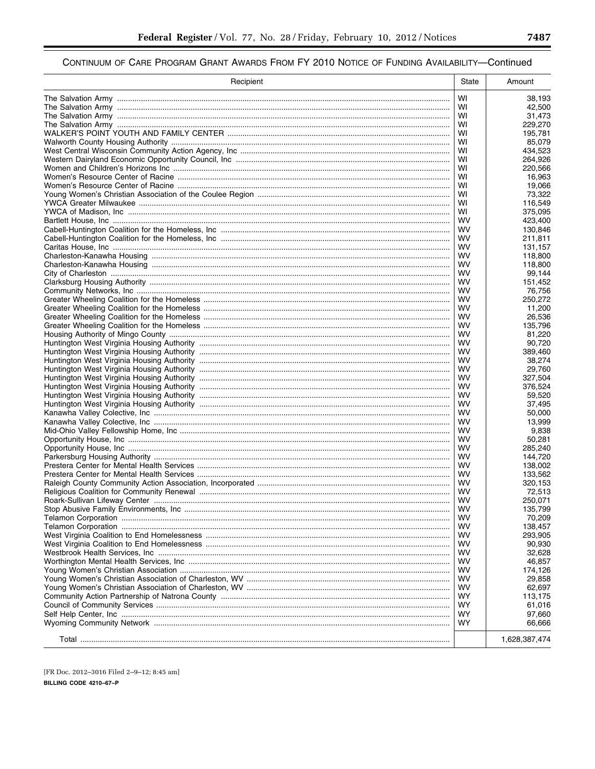## CONTINUUM OF CARE PROGRAM GRANT AWARDS FROM FY 2010 NOTICE OF FUNDING AVAILABILITY—Continued

| Recipient | State | Amount |
|---|---|---|
| The Salvation Army | WI | 38,193 |
| The Salvation Army | WI | 42,500 |
| The Salvation Army | WI | 31,473 |
| The Salvation Army | WI | 229,270 |
| WALKER'S POINT YOUTH AND FAMILY CENTER | WI | 195,781 |
| Walworth County Housing Authority | WI | 85,079 |
| West Central Wisconsin Community Action Agency, Inc | WI | 434,523 |
| Western Dairyland Economic Opportunity Council, Inc | WI | 264,926 |
| Women and Children's Horizons Inc | WI | 220,566 |
| Women's Resource Center of Racine | WI | 16,963 |
| Women's Resource Center of Racine | WI | 19,066 |
| Young Women's Christian Association of the Coulee Region | WI | 73,322 |
| YWCA Greater Milwaukee | WI | 116,549 |
| YWCA of Madison, Inc | WI | 375,095 |
| Bartlett House, Inc | WV | 423,400 |
| Cabell-Huntington Coalition for the Homeless, Inc | WV | 130,846 |
| Cabell-Huntington Coalition for the Homeless, Inc | WV | 211,811 |
| Caritas House, Inc | WV | 131,157 |
| Charleston-Kanawha Housing | WV | 118,800 |
| Charleston-Kanawha Housing | WV | 118,800 |
| City of Charleston | WV | 99,144 |
| Clarksburg Housing Authority | WV | 151,452 |
| Community Networks, Inc | WV | 76,756 |
| Greater Wheeling Coalition for the Homeless | WV | 250,272 |
| Greater Wheeling Coalition for the Homeless | WV | 11,200 |
| Greater Wheeling Coalition for the Homeless | WV | 26,536 |
| Greater Wheeling Coalition for the Homeless | WV | 135,796 |
| Housing Authority of Mingo County | WV | 81,220 |
| Huntington West Virginia Housing Authority | WV | 90,720 |
| Huntington West Virginia Housing Authority | WV | 389,460 |
| Huntington West Virginia Housing Authority | WV | 38,274 |
| Huntington West Virginia Housing Authority | WV | 29,760 |
| Huntington West Virginia Housing Authority | WV | 327,504 |
| Huntington West Virginia Housing Authority | WV | 376,524 |
| Huntington West Virginia Housing Authority | WV | 59,520 |
| Huntington West Virginia Housing Authority | WV | 37,495 |
| Kanawha Valley Colective, Inc | WV | 50,000 |
| Kanawha Valley Colective, Inc | WV | 13,999 |
| Mid-Ohio Valley Fellowship Home, Inc | WV | 9,838 |
| Opportunity House, Inc | WV | 50,281 |
| Opportunity House, Inc | WV | 285,240 |
| Parkersburg Housing Authority | WV | 144,720 |
| Prestera Center for Mental Health Services | WV | 138,002 |
| Prestera Center for Mental Health Services | WV | 133,562 |
| Raleigh County Community Action Association, Incorporated | WV | 320,153 |
| Religious Coalition for Community Renewal | WV | 72,513 |
| Roark-Sullivan Lifeway Center | WV | 250,071 |
| Stop Abusive Family Environments, Inc | WV | 135,799 |
| Telamon Corporation | WV | 70,209 |
| Telamon Corporation | WV | 138,457 |
| West Virginia Coalition to End Homelessness | WV | 293,905 |
| West Virginia Coalition to End Homelessness | WV | 90,930 |
| Westbrook Health Services, Inc | WV | 32,628 |
| Worthington Mental Health Services, Inc | WV | 46,857 |
| Young Women's Christian Association | WV | 174,126 |
| Young Women's Christian Association of Charleston, WV | WV | 29,858 |
| Young Women's Christian Association of Charleston, WV | WV | 62,697 |
| Community Action Partnership of Natrona County | WY | 113,175 |
| Council of Community Services | WY | 61,016 |
| Self Help Center, Inc | WY | 97,660 |
| Wyoming Community Network | WY | 66,666 |
| Total | | 1,628,387,474 |

[FR Doc. 2012–3016 Filed 2–9–12; 8:45 am]

**BILLING CODE 4210–67–P**